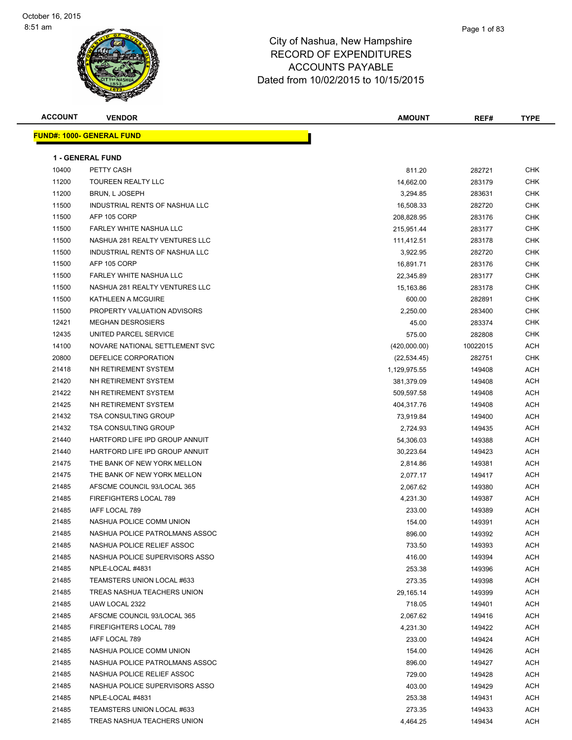# City of Nashua, New Hampshire
## RECORD OF EXPENDITURES
## ACCOUNTS PAYABLE
## Dated from 10/02/2015 to 10/15/2015

October 16, 2015
8:51 am

**FUND#: 1000- GENERAL FUND**

**1 - GENERAL FUND**

| ACCOUNT | VENDOR | AMOUNT | REF# | TYPE |
|---|---|---|---|---|
| 10400 | PETTY CASH | 811.20 | 282721 | CHK |
| 11200 | TOUREEN REALTY LLC | 14,662.00 | 283179 | CHK |
| 11200 | BRUN, L JOSEPH | 3,294.85 | 283631 | CHK |
| 11500 | INDUSTRIAL RENTS OF NASHUA LLC | 16,508.33 | 282720 | CHK |
| 11500 | AFP 105 CORP | 208,828.95 | 283176 | CHK |
| 11500 | FARLEY WHITE NASHUA LLC | 215,951.44 | 283177 | CHK |
| 11500 | NASHUA 281 REALTY VENTURES LLC | 111,412.51 | 283178 | CHK |
| 11500 | INDUSTRIAL RENTS OF NASHUA LLC | 3,922.95 | 282720 | CHK |
| 11500 | AFP 105 CORP | 16,891.71 | 283176 | CHK |
| 11500 | FARLEY WHITE NASHUA LLC | 22,345.89 | 283177 | CHK |
| 11500 | NASHUA 281 REALTY VENTURES LLC | 15,163.86 | 283178 | CHK |
| 11500 | KATHLEEN A MCGUIRE | 600.00 | 282891 | CHK |
| 11500 | PROPERTY VALUATION ADVISORS | 2,250.00 | 283400 | CHK |
| 12421 | MEGHAN DESROSIERS | 45.00 | 283374 | CHK |
| 12435 | UNITED PARCEL SERVICE | 575.00 | 282808 | CHK |
| 14100 | NOVARE NATIONAL SETTLEMENT SVC | (420,000.00) | 10022015 | ACH |
| 20800 | DEFELICE CORPORATION | (22,534.45) | 282751 | CHK |
| 21418 | NH RETIREMENT SYSTEM | 1,129,975.55 | 149408 | ACH |
| 21420 | NH RETIREMENT SYSTEM | 381,379.09 | 149408 | ACH |
| 21422 | NH RETIREMENT SYSTEM | 509,597.58 | 149408 | ACH |
| 21425 | NH RETIREMENT SYSTEM | 404,317.76 | 149408 | ACH |
| 21432 | TSA CONSULTING GROUP | 73,919.84 | 149400 | ACH |
| 21432 | TSA CONSULTING GROUP | 2,724.93 | 149435 | ACH |
| 21440 | HARTFORD LIFE IPD GROUP ANNUIT | 54,306.03 | 149388 | ACH |
| 21440 | HARTFORD LIFE IPD GROUP ANNUIT | 30,223.64 | 149423 | ACH |
| 21475 | THE BANK OF NEW YORK MELLON | 2,814.86 | 149381 | ACH |
| 21475 | THE BANK OF NEW YORK MELLON | 2,077.17 | 149417 | ACH |
| 21485 | AFSCME COUNCIL 93/LOCAL 365 | 2,067.62 | 149380 | ACH |
| 21485 | FIREFIGHTERS LOCAL 789 | 4,231.30 | 149387 | ACH |
| 21485 | IAFF LOCAL 789 | 233.00 | 149389 | ACH |
| 21485 | NASHUA POLICE COMM UNION | 154.00 | 149391 | ACH |
| 21485 | NASHUA POLICE PATROLMANS ASSOC | 896.00 | 149392 | ACH |
| 21485 | NASHUA POLICE RELIEF ASSOC | 733.50 | 149393 | ACH |
| 21485 | NASHUA POLICE SUPERVISORS ASSO | 416.00 | 149394 | ACH |
| 21485 | NPLE-LOCAL #4831 | 253.38 | 149396 | ACH |
| 21485 | TEAMSTERS UNION LOCAL #633 | 273.35 | 149398 | ACH |
| 21485 | TREAS NASHUA TEACHERS UNION | 29,165.14 | 149399 | ACH |
| 21485 | UAW LOCAL 2322 | 718.05 | 149401 | ACH |
| 21485 | AFSCME COUNCIL 93/LOCAL 365 | 2,067.62 | 149416 | ACH |
| 21485 | FIREFIGHTERS LOCAL 789 | 4,231.30 | 149422 | ACH |
| 21485 | IAFF LOCAL 789 | 233.00 | 149424 | ACH |
| 21485 | NASHUA POLICE COMM UNION | 154.00 | 149426 | ACH |
| 21485 | NASHUA POLICE PATROLMANS ASSOC | 896.00 | 149427 | ACH |
| 21485 | NASHUA POLICE RELIEF ASSOC | 729.00 | 149428 | ACH |
| 21485 | NASHUA POLICE SUPERVISORS ASSO | 403.00 | 149429 | ACH |
| 21485 | NPLE-LOCAL #4831 | 253.38 | 149431 | ACH |
| 21485 | TEAMSTERS UNION LOCAL #633 | 273.35 | 149433 | ACH |
| 21485 | TREAS NASHUA TEACHERS UNION | 4,464.25 | 149434 | ACH |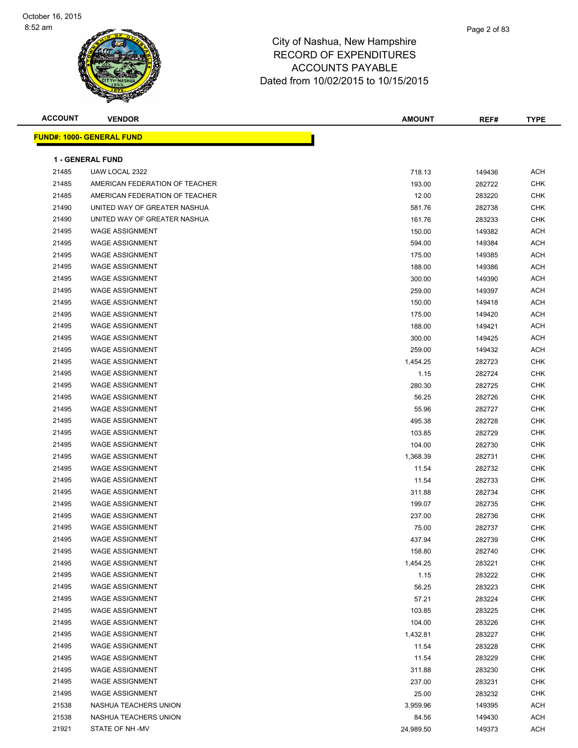# City of Nashua, New Hampshire
## RECORD OF EXPENDITURES
## ACCOUNTS PAYABLE
## Dated from 10/02/2015 to 10/15/2015

October 16, 2015
8:52 am

**FUND#: 1000- GENERAL FUND**

**1 - GENERAL FUND**

| ACCOUNT | VENDOR | AMOUNT | REF# | TYPE |
|---|---|---|---|---|
| 21485 | UAW LOCAL 2322 | 718.13 | 149436 | ACH |
| 21485 | AMERICAN FEDERATION OF TEACHER | 193.00 | 282722 | CHK |
| 21485 | AMERICAN FEDERATION OF TEACHER | 12.00 | 283220 | CHK |
| 21490 | UNITED WAY OF GREATER NASHUA | 581.76 | 282738 | CHK |
| 21490 | UNITED WAY OF GREATER NASHUA | 161.76 | 283233 | CHK |
| 21495 | WAGE ASSIGNMENT | 150.00 | 149382 | ACH |
| 21495 | WAGE ASSIGNMENT | 594.00 | 149384 | ACH |
| 21495 | WAGE ASSIGNMENT | 175.00 | 149385 | ACH |
| 21495 | WAGE ASSIGNMENT | 188.00 | 149386 | ACH |
| 21495 | WAGE ASSIGNMENT | 300.00 | 149390 | ACH |
| 21495 | WAGE ASSIGNMENT | 259.00 | 149397 | ACH |
| 21495 | WAGE ASSIGNMENT | 150.00 | 149418 | ACH |
| 21495 | WAGE ASSIGNMENT | 175.00 | 149420 | ACH |
| 21495 | WAGE ASSIGNMENT | 188.00 | 149421 | ACH |
| 21495 | WAGE ASSIGNMENT | 300.00 | 149425 | ACH |
| 21495 | WAGE ASSIGNMENT | 259.00 | 149432 | ACH |
| 21495 | WAGE ASSIGNMENT | 1,454.25 | 282723 | CHK |
| 21495 | WAGE ASSIGNMENT | 1.15 | 282724 | CHK |
| 21495 | WAGE ASSIGNMENT | 280.30 | 282725 | CHK |
| 21495 | WAGE ASSIGNMENT | 56.25 | 282726 | CHK |
| 21495 | WAGE ASSIGNMENT | 55.96 | 282727 | CHK |
| 21495 | WAGE ASSIGNMENT | 495.38 | 282728 | CHK |
| 21495 | WAGE ASSIGNMENT | 103.85 | 282729 | CHK |
| 21495 | WAGE ASSIGNMENT | 104.00 | 282730 | CHK |
| 21495 | WAGE ASSIGNMENT | 1,368.39 | 282731 | CHK |
| 21495 | WAGE ASSIGNMENT | 11.54 | 282732 | CHK |
| 21495 | WAGE ASSIGNMENT | 11.54 | 282733 | CHK |
| 21495 | WAGE ASSIGNMENT | 311.88 | 282734 | CHK |
| 21495 | WAGE ASSIGNMENT | 199.07 | 282735 | CHK |
| 21495 | WAGE ASSIGNMENT | 237.00 | 282736 | CHK |
| 21495 | WAGE ASSIGNMENT | 75.00 | 282737 | CHK |
| 21495 | WAGE ASSIGNMENT | 437.94 | 282739 | CHK |
| 21495 | WAGE ASSIGNMENT | 158.80 | 282740 | CHK |
| 21495 | WAGE ASSIGNMENT | 1,454.25 | 283221 | CHK |
| 21495 | WAGE ASSIGNMENT | 1.15 | 283222 | CHK |
| 21495 | WAGE ASSIGNMENT | 56.25 | 283223 | CHK |
| 21495 | WAGE ASSIGNMENT | 57.21 | 283224 | CHK |
| 21495 | WAGE ASSIGNMENT | 103.85 | 283225 | CHK |
| 21495 | WAGE ASSIGNMENT | 104.00 | 283226 | CHK |
| 21495 | WAGE ASSIGNMENT | 1,432.81 | 283227 | CHK |
| 21495 | WAGE ASSIGNMENT | 11.54 | 283228 | CHK |
| 21495 | WAGE ASSIGNMENT | 11.54 | 283229 | CHK |
| 21495 | WAGE ASSIGNMENT | 311.88 | 283230 | CHK |
| 21495 | WAGE ASSIGNMENT | 237.00 | 283231 | CHK |
| 21495 | WAGE ASSIGNMENT | 25.00 | 283232 | CHK |
| 21538 | NASHUA TEACHERS UNION | 3,959.96 | 149395 | ACH |
| 21538 | NASHUA TEACHERS UNION | 84.56 | 149430 | ACH |
| 21921 | STATE OF NH -MV | 24,989.50 | 149373 | ACH |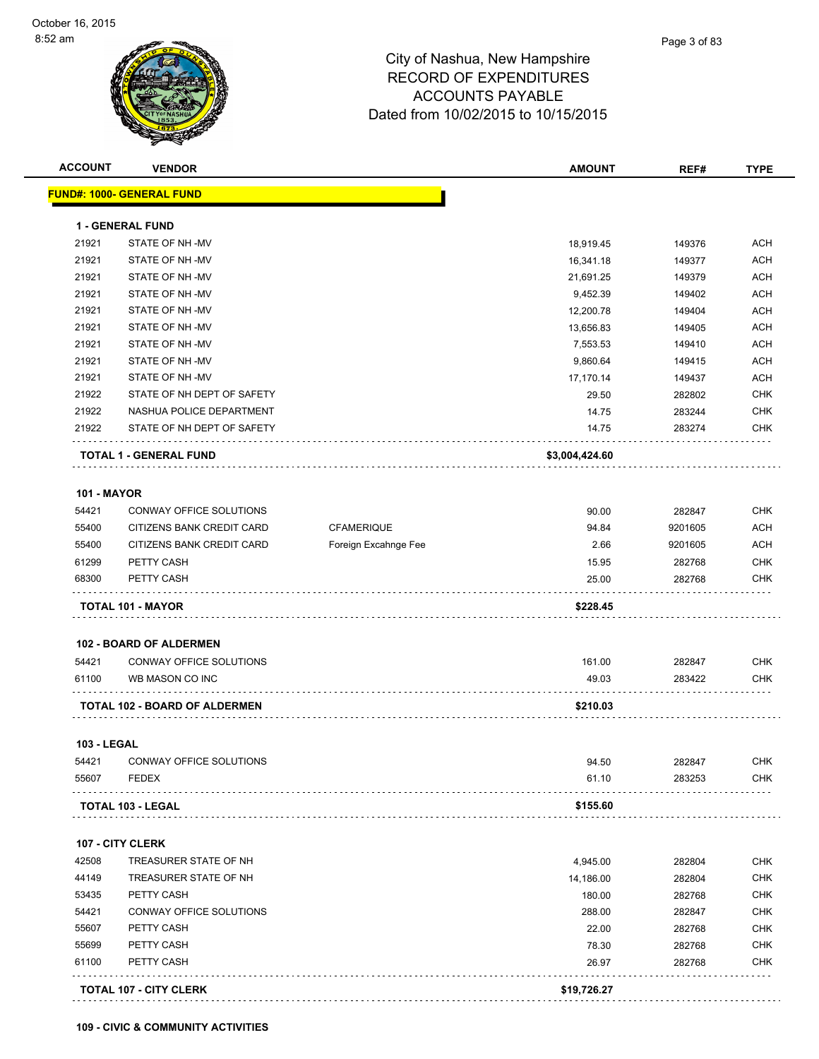City of Nashua, New Hampshire
RECORD OF EXPENDITURES
ACCOUNTS PAYABLE
Dated from 10/02/2015 to 10/15/2015

| ACCOUNT | VENDOR | | AMOUNT | REF# | TYPE |
|---|---|---|---|---|---|
| **FUND#: 1000- GENERAL FUND** | | | | | |
| **1 - GENERAL FUND** | | | | | |
| 21921 | STATE OF NH -MV | | 18,919.45 | 149376 | ACH |
| 21921 | STATE OF NH -MV | | 16,341.18 | 149377 | ACH |
| 21921 | STATE OF NH -MV | | 21,691.25 | 149379 | ACH |
| 21921 | STATE OF NH -MV | | 9,452.39 | 149402 | ACH |
| 21921 | STATE OF NH -MV | | 12,200.78 | 149404 | ACH |
| 21921 | STATE OF NH -MV | | 13,656.83 | 149405 | ACH |
| 21921 | STATE OF NH -MV | | 7,553.53 | 149410 | ACH |
| 21921 | STATE OF NH -MV | | 9,860.64 | 149415 | ACH |
| 21921 | STATE OF NH -MV | | 17,170.14 | 149437 | ACH |
| 21922 | STATE OF NH DEPT OF SAFETY | | 29.50 | 282802 | CHK |
| 21922 | NASHUA POLICE DEPARTMENT | | 14.75 | 283244 | CHK |
| 21922 | STATE OF NH DEPT OF SAFETY | | 14.75 | 283274 | CHK |
| **TOTAL 1 - GENERAL FUND** | | | **$3,004,424.60** | | |
| **101 - MAYOR** | | | | | |
| 54421 | CONWAY OFFICE SOLUTIONS | | 90.00 | 282847 | CHK |
| 55400 | CITIZENS BANK CREDIT CARD | CFAMERIQUE | 94.84 | 9201605 | ACH |
| 55400 | CITIZENS BANK CREDIT CARD | Foreign Excahnge Fee | 2.66 | 9201605 | ACH |
| 61299 | PETTY CASH | | 15.95 | 282768 | CHK |
| 68300 | PETTY CASH | | 25.00 | 282768 | CHK |
| **TOTAL 101 - MAYOR** | | | **$228.45** | | |
| **102 - BOARD OF ALDERMEN** | | | | | |
| 54421 | CONWAY OFFICE SOLUTIONS | | 161.00 | 282847 | CHK |
| 61100 | WB MASON CO INC | | 49.03 | 283422 | CHK |
| **TOTAL 102 - BOARD OF ALDERMEN** | | | **$210.03** | | |
| **103 - LEGAL** | | | | | |
| 54421 | CONWAY OFFICE SOLUTIONS | | 94.50 | 282847 | CHK |
| 55607 | FEDEX | | 61.10 | 283253 | CHK |
| **TOTAL 103 - LEGAL** | | | **$155.60** | | |
| **107 - CITY CLERK** | | | | | |
| 42508 | TREASURER STATE OF NH | | 4,945.00 | 282804 | CHK |
| 44149 | TREASURER STATE OF NH | | 14,186.00 | 282804 | CHK |
| 53435 | PETTY CASH | | 180.00 | 282768 | CHK |
| 54421 | CONWAY OFFICE SOLUTIONS | | 288.00 | 282847 | CHK |
| 55607 | PETTY CASH | | 22.00 | 282768 | CHK |
| 55699 | PETTY CASH | | 78.30 | 282768 | CHK |
| 61100 | PETTY CASH | | 26.97 | 282768 | CHK |
| **TOTAL 107 - CITY CLERK** | | | **$19,726.27** | | |

**109 - CIVIC & COMMUNITY ACTIVITIES**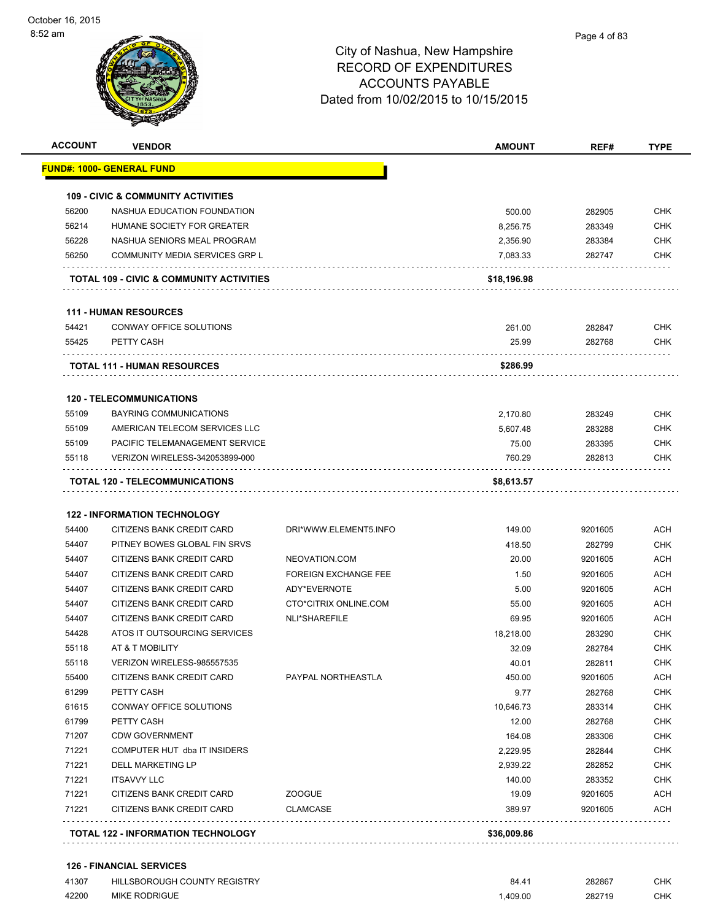# City of Nashua, New Hampshire
## RECORD OF EXPENDITURES
## ACCOUNTS PAYABLE
## Dated from 10/02/2015 to 10/15/2015

| ACCOUNT | VENDOR | | AMOUNT | REF# | TYPE |
|---|---|---|---|---|---|
| **FUND#: 1000- GENERAL FUND** | | | | | |
| **109 - CIVIC & COMMUNITY ACTIVITIES** | | | | | |
| 56200 | NASHUA EDUCATION FOUNDATION | | 500.00 | 282905 | CHK |
| 56214 | HUMANE SOCIETY FOR GREATER | | 8,256.75 | 283349 | CHK |
| 56228 | NASHUA SENIORS MEAL PROGRAM | | 2,356.90 | 283384 | CHK |
| 56250 | COMMUNITY MEDIA SERVICES GRP L | | 7,083.33 | 282747 | CHK |
| **TOTAL 109 - CIVIC & COMMUNITY ACTIVITIES** | | | **$18,196.98** | | |
| **111 - HUMAN RESOURCES** | | | | | |
| 54421 | CONWAY OFFICE SOLUTIONS | | 261.00 | 282847 | CHK |
| 55425 | PETTY CASH | | 25.99 | 282768 | CHK |
| **TOTAL 111 - HUMAN RESOURCES** | | | **$286.99** | | |
| **120 - TELECOMMUNICATIONS** | | | | | |
| 55109 | BAYRING COMMUNICATIONS | | 2,170.80 | 283249 | CHK |
| 55109 | AMERICAN TELECOM SERVICES LLC | | 5,607.48 | 283288 | CHK |
| 55109 | PACIFIC TELEMANAGEMENT SERVICE | | 75.00 | 283395 | CHK |
| 55118 | VERIZON WIRELESS-342053899-000 | | 760.29 | 282813 | CHK |
| **TOTAL 120 - TELECOMMUNICATIONS** | | | **$8,613.57** | | |
| **122 - INFORMATION TECHNOLOGY** | | | | | |
| 54400 | CITIZENS BANK CREDIT CARD | DRI*WWW.ELEMENT5.INFO | 149.00 | 9201605 | ACH |
| 54407 | PITNEY BOWES GLOBAL FIN SRVS | | 418.50 | 282799 | CHK |
| 54407 | CITIZENS BANK CREDIT CARD | NEOVATION.COM | 20.00 | 9201605 | ACH |
| 54407 | CITIZENS BANK CREDIT CARD | FOREIGN EXCHANGE FEE | 1.50 | 9201605 | ACH |
| 54407 | CITIZENS BANK CREDIT CARD | ADY*EVERNOTE | 5.00 | 9201605 | ACH |
| 54407 | CITIZENS BANK CREDIT CARD | CTO*CITRIX ONLINE.COM | 55.00 | 9201605 | ACH |
| 54407 | CITIZENS BANK CREDIT CARD | NLI*SHAREFILE | 69.95 | 9201605 | ACH |
| 54428 | ATOS IT OUTSOURCING SERVICES | | 18,218.00 | 283290 | CHK |
| 55118 | AT & T MOBILITY | | 32.09 | 282784 | CHK |
| 55118 | VERIZON WIRELESS-985557535 | | 40.01 | 282811 | CHK |
| 55400 | CITIZENS BANK CREDIT CARD | PAYPAL NORTHEASTLA | 450.00 | 9201605 | ACH |
| 61299 | PETTY CASH | | 9.77 | 282768 | CHK |
| 61615 | CONWAY OFFICE SOLUTIONS | | 10,646.73 | 283314 | CHK |
| 61799 | PETTY CASH | | 12.00 | 282768 | CHK |
| 71207 | CDW GOVERNMENT | | 164.08 | 283306 | CHK |
| 71221 | COMPUTER HUT dba IT INSIDERS | | 2,229.95 | 282844 | CHK |
| 71221 | DELL MARKETING LP | | 2,939.22 | 282852 | CHK |
| 71221 | ITSAVVY LLC | | 140.00 | 283352 | CHK |
| 71221 | CITIZENS BANK CREDIT CARD | ZOOGUE | 19.09 | 9201605 | ACH |
| 71221 | CITIZENS BANK CREDIT CARD | CLAMCASE | 389.97 | 9201605 | ACH |
| **TOTAL 122 - INFORMATION TECHNOLOGY** | | | **$36,009.86** | | |
| **126 - FINANCIAL SERVICES** | | | | | |
| 41307 | HILLSBOROUGH COUNTY REGISTRY | | 84.41 | 282867 | CHK |
| 42200 | MIKE RODRIGUE | | 1,409.00 | 282719 | CHK |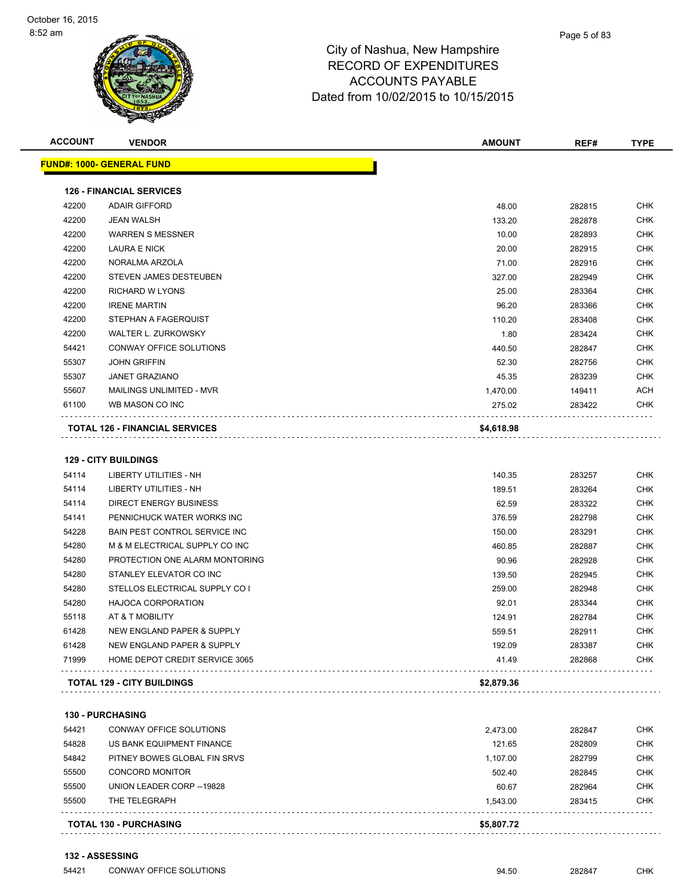City of Nashua, New Hampshire
RECORD OF EXPENDITURES
ACCOUNTS PAYABLE
Dated from 10/02/2015 to 10/15/2015

October 16, 2015
8:52 am

| ACCOUNT | VENDOR | AMOUNT | REF# | TYPE |
|---|---|---|---|---|
| **FUND#: 1000- GENERAL FUND** | | | | |
| **126 - FINANCIAL SERVICES** | | | | |
| 42200 | ADAIR GIFFORD | 48.00 | 282815 | CHK |
| 42200 | JEAN WALSH | 133.20 | 282878 | CHK |
| 42200 | WARREN S MESSNER | 10.00 | 282893 | CHK |
| 42200 | LAURA E NICK | 20.00 | 282915 | CHK |
| 42200 | NORALMA ARZOLA | 71.00 | 282916 | CHK |
| 42200 | STEVEN JAMES DESTEUBEN | 327.00 | 282949 | CHK |
| 42200 | RICHARD W LYONS | 25.00 | 283364 | CHK |
| 42200 | IRENE MARTIN | 96.20 | 283366 | CHK |
| 42200 | STEPHAN A FAGERQUIST | 110.20 | 283408 | CHK |
| 42200 | WALTER L. ZURKOWSKY | 1.80 | 283424 | CHK |
| 54421 | CONWAY OFFICE SOLUTIONS | 440.50 | 282847 | CHK |
| 55307 | JOHN GRIFFIN | 52.30 | 282756 | CHK |
| 55307 | JANET GRAZIANO | 45.35 | 283239 | CHK |
| 55607 | MAILINGS UNLIMITED - MVR | 1,470.00 | 149411 | ACH |
| 61100 | WB MASON CO INC | 275.02 | 283422 | CHK |
| **TOTAL 126 - FINANCIAL SERVICES** | | **$4,618.98** | | |
| **129 - CITY BUILDINGS** | | | | |
| 54114 | LIBERTY UTILITIES - NH | 140.35 | 283257 | CHK |
| 54114 | LIBERTY UTILITIES - NH | 189.51 | 283264 | CHK |
| 54114 | DIRECT ENERGY BUSINESS | 62.59 | 283322 | CHK |
| 54141 | PENNICHUCK WATER WORKS INC | 376.59 | 282798 | CHK |
| 54228 | BAIN PEST CONTROL SERVICE INC | 150.00 | 283291 | CHK |
| 54280 | M & M ELECTRICAL SUPPLY CO INC | 460.85 | 282887 | CHK |
| 54280 | PROTECTION ONE ALARM MONTORING | 90.96 | 282928 | CHK |
| 54280 | STANLEY ELEVATOR CO INC | 139.50 | 282945 | CHK |
| 54280 | STELLOS ELECTRICAL SUPPLY CO I | 259.00 | 282948 | CHK |
| 54280 | HAJOCA CORPORATION | 92.01 | 283344 | CHK |
| 55118 | AT & T MOBILITY | 124.91 | 282784 | CHK |
| 61428 | NEW ENGLAND PAPER & SUPPLY | 559.51 | 282911 | CHK |
| 61428 | NEW ENGLAND PAPER & SUPPLY | 192.09 | 283387 | CHK |
| 71999 | HOME DEPOT CREDIT SERVICE 3065 | 41.49 | 282868 | CHK |
| **TOTAL 129 - CITY BUILDINGS** | | **$2,879.36** | | |
| **130 - PURCHASING** | | | | |
| 54421 | CONWAY OFFICE SOLUTIONS | 2,473.00 | 282847 | CHK |
| 54828 | US BANK EQUIPMENT FINANCE | 121.65 | 282809 | CHK |
| 54842 | PITNEY BOWES GLOBAL FIN SRVS | 1,107.00 | 282799 | CHK |
| 55500 | CONCORD MONITOR | 502.40 | 282845 | CHK |
| 55500 | UNION LEADER CORP --19828 | 60.67 | 282964 | CHK |
| 55500 | THE TELEGRAPH | 1,543.00 | 283415 | CHK |
| **TOTAL 130 - PURCHASING** | | **$5,807.72** | | |
| **132 - ASSESSING** | | | | |
| 54421 | CONWAY OFFICE SOLUTIONS | 94.50 | 282847 | CHK |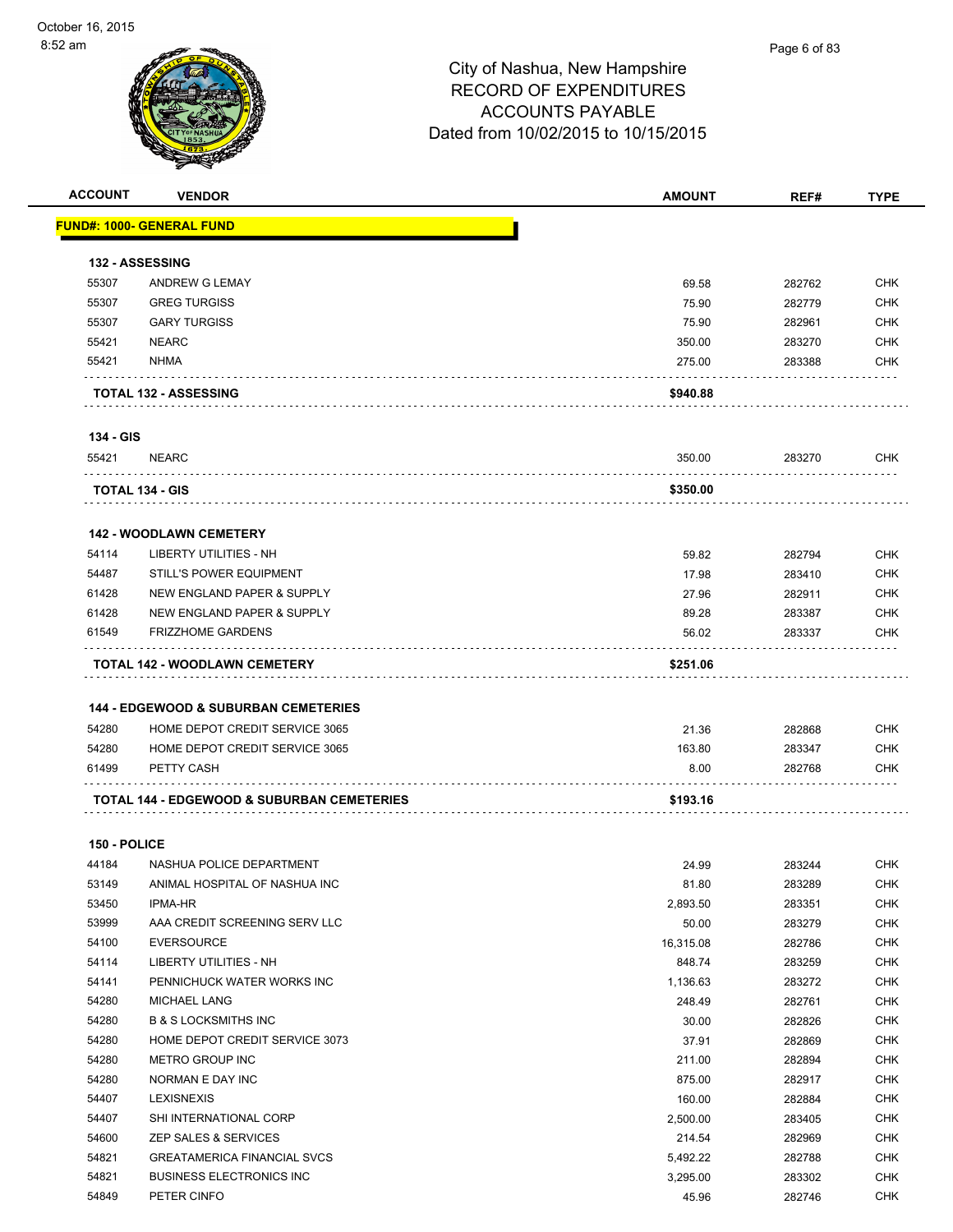October 16, 2015
8:52 am

# City of Nashua, New Hampshire
## RECORD OF EXPENDITURES
## ACCOUNTS PAYABLE
## Dated from 10/02/2015 to 10/15/2015

| ACCOUNT | VENDOR | AMOUNT | REF# | TYPE |
|---|---|---|---|---|
| **FUND#: 1000- GENERAL FUND** | | | | |
| **132 - ASSESSING** | | | | |
| 55307 | ANDREW G LEMAY | 69.58 | 282762 | CHK |
| 55307 | GREG TURGISS | 75.90 | 282779 | CHK |
| 55307 | GARY TURGISS | 75.90 | 282961 | CHK |
| 55421 | NEARC | 350.00 | 283270 | CHK |
| 55421 | NHMA | 275.00 | 283388 | CHK |
| **TOTAL 132 - ASSESSING** | | **$940.88** | | |
| **134 - GIS** | | | | |
| 55421 | NEARC | 350.00 | 283270 | CHK |
| **TOTAL 134 - GIS** | | **$350.00** | | |
| **142 - WOODLAWN CEMETERY** | | | | |
| 54114 | LIBERTY UTILITIES - NH | 59.82 | 282794 | CHK |
| 54487 | STILL'S POWER EQUIPMENT | 17.98 | 283410 | CHK |
| 61428 | NEW ENGLAND PAPER & SUPPLY | 27.96 | 282911 | CHK |
| 61428 | NEW ENGLAND PAPER & SUPPLY | 89.28 | 283387 | CHK |
| 61549 | FRIZZHOME GARDENS | 56.02 | 283337 | CHK |
| **TOTAL 142 - WOODLAWN CEMETERY** | | **$251.06** | | |
| **144 - EDGEWOOD & SUBURBAN CEMETERIES** | | | | |
| 54280 | HOME DEPOT CREDIT SERVICE 3065 | 21.36 | 282868 | CHK |
| 54280 | HOME DEPOT CREDIT SERVICE 3065 | 163.80 | 283347 | CHK |
| 61499 | PETTY CASH | 8.00 | 282768 | CHK |
| **TOTAL 144 - EDGEWOOD & SUBURBAN CEMETERIES** | | **$193.16** | | |
| **150 - POLICE** | | | | |
| 44184 | NASHUA POLICE DEPARTMENT | 24.99 | 283244 | CHK |
| 53149 | ANIMAL HOSPITAL OF NASHUA INC | 81.80 | 283289 | CHK |
| 53450 | IPMA-HR | 2,893.50 | 283351 | CHK |
| 53999 | AAA CREDIT SCREENING SERV LLC | 50.00 | 283279 | CHK |
| 54100 | EVERSOURCE | 16,315.08 | 282786 | CHK |
| 54114 | LIBERTY UTILITIES - NH | 848.74 | 283259 | CHK |
| 54141 | PENNICHUCK WATER WORKS INC | 1,136.63 | 283272 | CHK |
| 54280 | MICHAEL LANG | 248.49 | 282761 | CHK |
| 54280 | B & S LOCKSMITHS INC | 30.00 | 282826 | CHK |
| 54280 | HOME DEPOT CREDIT SERVICE 3073 | 37.91 | 282869 | CHK |
| 54280 | METRO GROUP INC | 211.00 | 282894 | CHK |
| 54280 | NORMAN E DAY INC | 875.00 | 282917 | CHK |
| 54407 | LEXISNEXIS | 160.00 | 282884 | CHK |
| 54407 | SHI INTERNATIONAL CORP | 2,500.00 | 283405 | CHK |
| 54600 | ZEP SALES & SERVICES | 214.54 | 282969 | CHK |
| 54821 | GREATAMERICA FINANCIAL SVCS | 5,492.22 | 282788 | CHK |
| 54821 | BUSINESS ELECTRONICS INC | 3,295.00 | 283302 | CHK |
| 54849 | PETER CINFO | 45.96 | 282746 | CHK |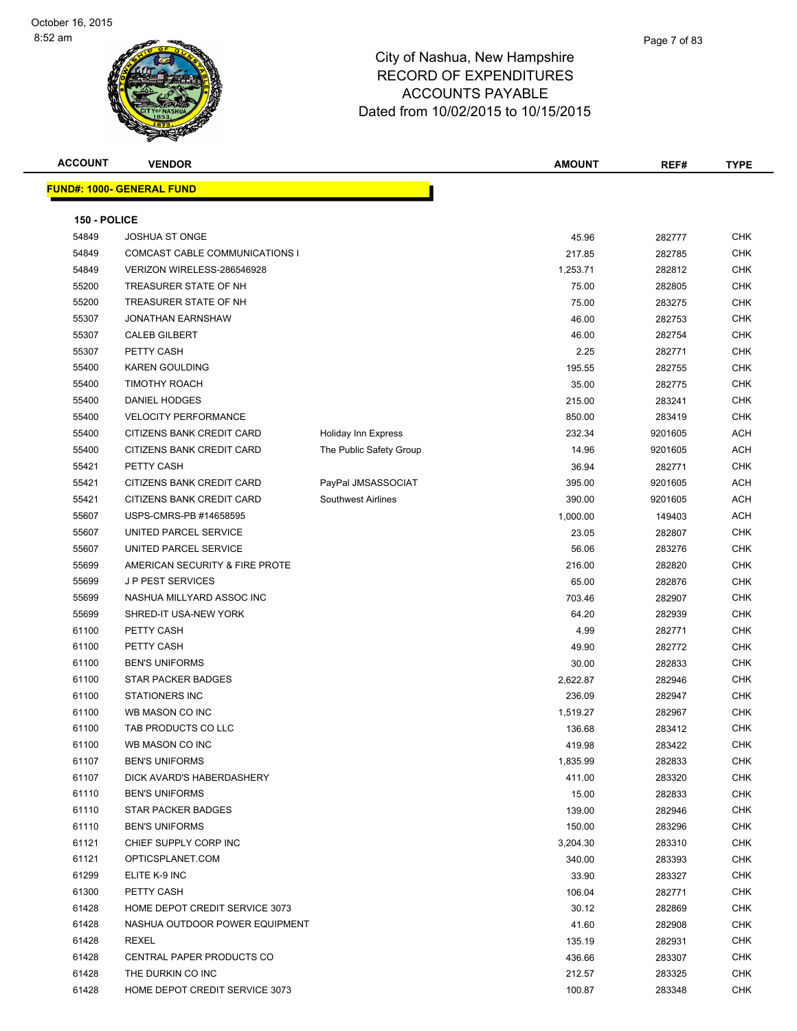City of Nashua, New Hampshire
RECORD OF EXPENDITURES
ACCOUNTS PAYABLE
Dated from 10/02/2015 to 10/15/2015

| ACCOUNT | VENDOR | | AMOUNT | REF# | TYPE |
|---|---|---|---|---|---|

**FUND#: 1000- GENERAL FUND**

**150 - POLICE**

| ACCOUNT | VENDOR | | AMOUNT | REF# | TYPE |
|---|---|---|---|---|---|
| 54849 | JOSHUA ST ONGE | | 45.96 | 282777 | CHK |
| 54849 | COMCAST CABLE COMMUNICATIONS I | | 217.85 | 282785 | CHK |
| 54849 | VERIZON WIRELESS-286546928 | | 1,253.71 | 282812 | CHK |
| 55200 | TREASURER STATE OF NH | | 75.00 | 282805 | CHK |
| 55200 | TREASURER STATE OF NH | | 75.00 | 283275 | CHK |
| 55307 | JONATHAN EARNSHAW | | 46.00 | 282753 | CHK |
| 55307 | CALEB GILBERT | | 46.00 | 282754 | CHK |
| 55307 | PETTY CASH | | 2.25 | 282771 | CHK |
| 55400 | KAREN GOULDING | | 195.55 | 282755 | CHK |
| 55400 | TIMOTHY ROACH | | 35.00 | 282775 | CHK |
| 55400 | DANIEL HODGES | | 215.00 | 283241 | CHK |
| 55400 | VELOCITY PERFORMANCE | | 850.00 | 283419 | CHK |
| 55400 | CITIZENS BANK CREDIT CARD | Holiday Inn Express | 232.34 | 9201605 | ACH |
| 55400 | CITIZENS BANK CREDIT CARD | The Public Safety Group | 14.96 | 9201605 | ACH |
| 55421 | PETTY CASH | | 36.94 | 282771 | CHK |
| 55421 | CITIZENS BANK CREDIT CARD | PayPal JMSASSOCIAT | 395.00 | 9201605 | ACH |
| 55421 | CITIZENS BANK CREDIT CARD | Southwest Airlines | 390.00 | 9201605 | ACH |
| 55607 | USPS-CMRS-PB #14658595 | | 1,000.00 | 149403 | ACH |
| 55607 | UNITED PARCEL SERVICE | | 23.05 | 282807 | CHK |
| 55607 | UNITED PARCEL SERVICE | | 56.06 | 283276 | CHK |
| 55699 | AMERICAN SECURITY & FIRE PROTE | | 216.00 | 282820 | CHK |
| 55699 | J P PEST SERVICES | | 65.00 | 282876 | CHK |
| 55699 | NASHUA MILLYARD ASSOC INC | | 703.46 | 282907 | CHK |
| 55699 | SHRED-IT USA-NEW YORK | | 64.20 | 282939 | CHK |
| 61100 | PETTY CASH | | 4.99 | 282771 | CHK |
| 61100 | PETTY CASH | | 49.90 | 282772 | CHK |
| 61100 | BEN'S UNIFORMS | | 30.00 | 282833 | CHK |
| 61100 | STAR PACKER BADGES | | 2,622.87 | 282946 | CHK |
| 61100 | STATIONERS INC | | 236.09 | 282947 | CHK |
| 61100 | WB MASON CO INC | | 1,519.27 | 282967 | CHK |
| 61100 | TAB PRODUCTS CO LLC | | 136.68 | 283412 | CHK |
| 61100 | WB MASON CO INC | | 419.98 | 283422 | CHK |
| 61107 | BEN'S UNIFORMS | | 1,835.99 | 282833 | CHK |
| 61107 | DICK AVARD'S HABERDASHERY | | 411.00 | 283320 | CHK |
| 61110 | BEN'S UNIFORMS | | 15.00 | 282833 | CHK |
| 61110 | STAR PACKER BADGES | | 139.00 | 282946 | CHK |
| 61110 | BEN'S UNIFORMS | | 150.00 | 283296 | CHK |
| 61121 | CHIEF SUPPLY CORP INC | | 3,204.30 | 283310 | CHK |
| 61121 | OPTICSPLANET.COM | | 340.00 | 283393 | CHK |
| 61299 | ELITE K-9 INC | | 33.90 | 283327 | CHK |
| 61300 | PETTY CASH | | 106.04 | 282771 | CHK |
| 61428 | HOME DEPOT CREDIT SERVICE 3073 | | 30.12 | 282869 | CHK |
| 61428 | NASHUA OUTDOOR POWER EQUIPMENT | | 41.60 | 282908 | CHK |
| 61428 | REXEL | | 135.19 | 282931 | CHK |
| 61428 | CENTRAL PAPER PRODUCTS CO | | 436.66 | 283307 | CHK |
| 61428 | THE DURKIN CO INC | | 212.57 | 283325 | CHK |
| 61428 | HOME DEPOT CREDIT SERVICE 3073 | | 100.87 | 283348 | CHK |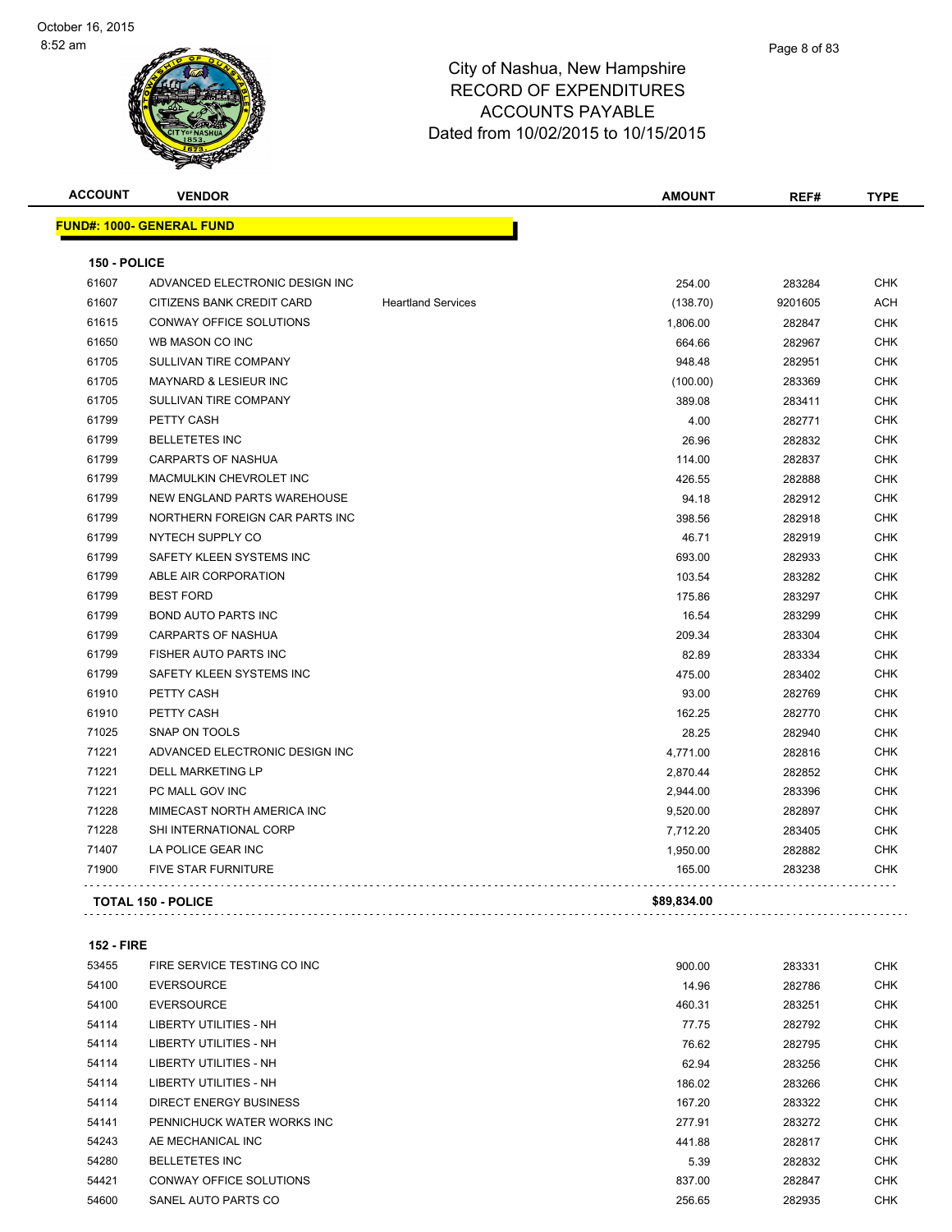# City of Nashua, New Hampshire
## RECORD OF EXPENDITURES
## ACCOUNTS PAYABLE
## Dated from 10/02/2015 to 10/15/2015

October 16, 2015
8:52 am

**FUND#: 1000- GENERAL FUND**

**150 - POLICE**

| ACCOUNT | VENDOR | | AMOUNT | REF# | TYPE |
|---|---|---|---|---|---|
| 61607 | ADVANCED ELECTRONIC DESIGN INC | | 254.00 | 283284 | CHK |
| 61607 | CITIZENS BANK CREDIT CARD | Heartland Services | (138.70) | 9201605 | ACH |
| 61615 | CONWAY OFFICE SOLUTIONS | | 1,806.00 | 282847 | CHK |
| 61650 | WB MASON CO INC | | 664.66 | 282967 | CHK |
| 61705 | SULLIVAN TIRE COMPANY | | 948.48 | 282951 | CHK |
| 61705 | MAYNARD & LESIEUR INC | | (100.00) | 283369 | CHK |
| 61705 | SULLIVAN TIRE COMPANY | | 389.08 | 283411 | CHK |
| 61799 | PETTY CASH | | 4.00 | 282771 | CHK |
| 61799 | BELLETETES INC | | 26.96 | 282832 | CHK |
| 61799 | CARPARTS OF NASHUA | | 114.00 | 282837 | CHK |
| 61799 | MACMULKIN CHEVROLET INC | | 426.55 | 282888 | CHK |
| 61799 | NEW ENGLAND PARTS WAREHOUSE | | 94.18 | 282912 | CHK |
| 61799 | NORTHERN FOREIGN CAR PARTS INC | | 398.56 | 282918 | CHK |
| 61799 | NYTECH SUPPLY CO | | 46.71 | 282919 | CHK |
| 61799 | SAFETY KLEEN SYSTEMS INC | | 693.00 | 282933 | CHK |
| 61799 | ABLE AIR CORPORATION | | 103.54 | 283282 | CHK |
| 61799 | BEST FORD | | 175.86 | 283297 | CHK |
| 61799 | BOND AUTO PARTS INC | | 16.54 | 283299 | CHK |
| 61799 | CARPARTS OF NASHUA | | 209.34 | 283304 | CHK |
| 61799 | FISHER AUTO PARTS INC | | 82.89 | 283334 | CHK |
| 61799 | SAFETY KLEEN SYSTEMS INC | | 475.00 | 283402 | CHK |
| 61910 | PETTY CASH | | 93.00 | 282769 | CHK |
| 61910 | PETTY CASH | | 162.25 | 282770 | CHK |
| 71025 | SNAP ON TOOLS | | 28.25 | 282940 | CHK |
| 71221 | ADVANCED ELECTRONIC DESIGN INC | | 4,771.00 | 282816 | CHK |
| 71221 | DELL MARKETING LP | | 2,870.44 | 282852 | CHK |
| 71221 | PC MALL GOV INC | | 2,944.00 | 283396 | CHK |
| 71228 | MIMECAST NORTH AMERICA INC | | 9,520.00 | 282897 | CHK |
| 71228 | SHI INTERNATIONAL CORP | | 7,712.20 | 283405 | CHK |
| 71407 | LA POLICE GEAR INC | | 1,950.00 | 282882 | CHK |
| 71900 | FIVE STAR FURNITURE | | 165.00 | 283238 | CHK |
| **TOTAL 150 - POLICE** | | | **$89,834.00** | | |

**152 - FIRE**

| ACCOUNT | VENDOR | | AMOUNT | REF# | TYPE |
|---|---|---|---|---|---|
| 53455 | FIRE SERVICE TESTING CO INC | | 900.00 | 283331 | CHK |
| 54100 | EVERSOURCE | | 14.96 | 282786 | CHK |
| 54100 | EVERSOURCE | | 460.31 | 283251 | CHK |
| 54114 | LIBERTY UTILITIES - NH | | 77.75 | 282792 | CHK |
| 54114 | LIBERTY UTILITIES - NH | | 76.62 | 282795 | CHK |
| 54114 | LIBERTY UTILITIES - NH | | 62.94 | 283256 | CHK |
| 54114 | LIBERTY UTILITIES - NH | | 186.02 | 283266 | CHK |
| 54114 | DIRECT ENERGY BUSINESS | | 167.20 | 283322 | CHK |
| 54141 | PENNICHUCK WATER WORKS INC | | 277.91 | 283272 | CHK |
| 54243 | AE MECHANICAL INC | | 441.88 | 282817 | CHK |
| 54280 | BELLETETES INC | | 5.39 | 282832 | CHK |
| 54421 | CONWAY OFFICE SOLUTIONS | | 837.00 | 282847 | CHK |
| 54600 | SANEL AUTO PARTS CO | | 256.65 | 282935 | CHK |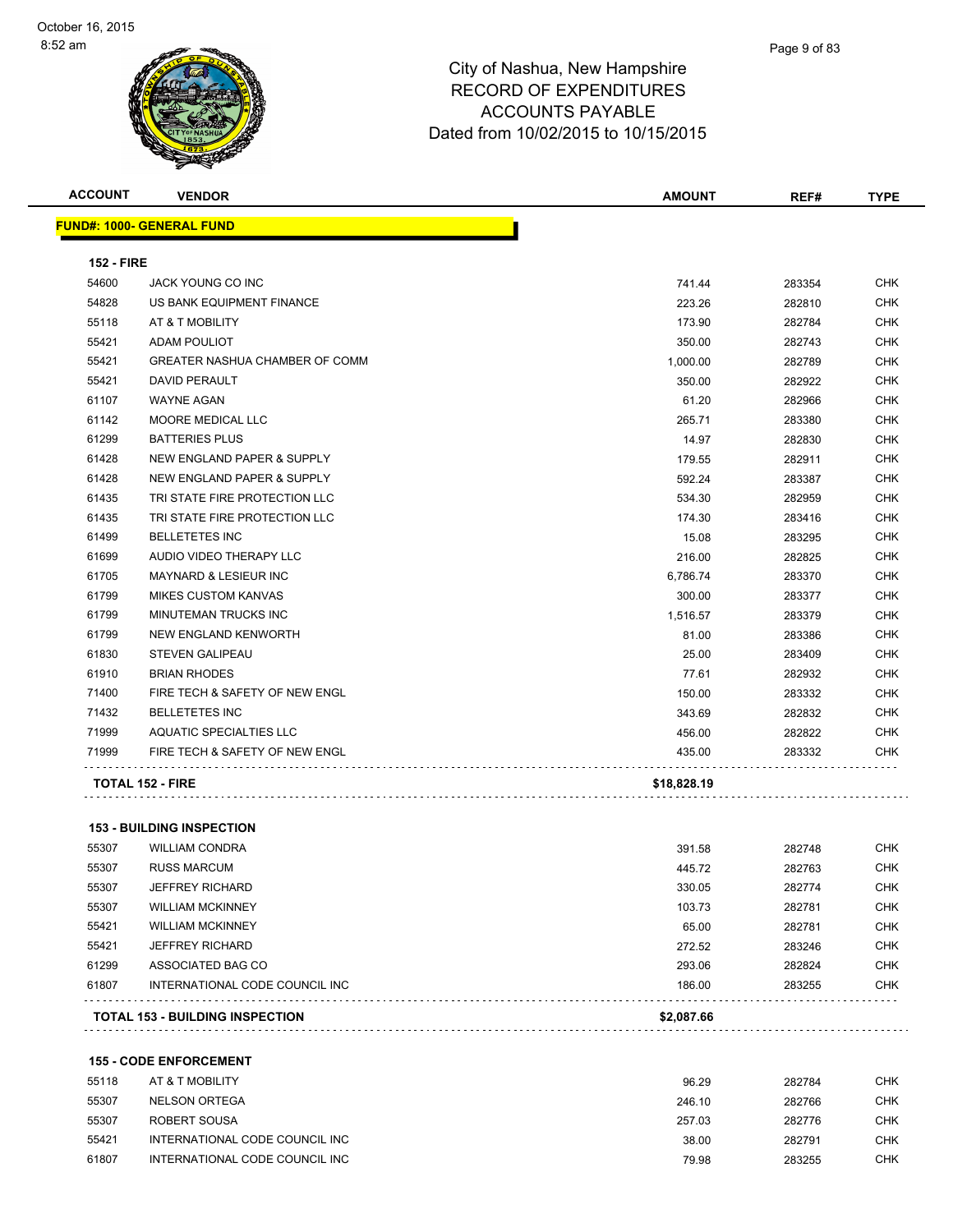# City of Nashua, New Hampshire
## RECORD OF EXPENDITURES
## ACCOUNTS PAYABLE
## Dated from 10/02/2015 to 10/15/2015

October 16, 2015
8:52 am

| ACCOUNT | VENDOR | AMOUNT | REF# | TYPE |
|---|---|---|---|---|

**FUND#: 1000- GENERAL FUND**

**152 - FIRE**

| ACCOUNT | VENDOR | AMOUNT | REF# | TYPE |
|---|---|---|---|---|
| 54600 | JACK YOUNG CO INC | 741.44 | 283354 | CHK |
| 54828 | US BANK EQUIPMENT FINANCE | 223.26 | 282810 | CHK |
| 55118 | AT & T MOBILITY | 173.90 | 282784 | CHK |
| 55421 | ADAM POULIOT | 350.00 | 282743 | CHK |
| 55421 | GREATER NASHUA CHAMBER OF COMM | 1,000.00 | 282789 | CHK |
| 55421 | DAVID PERAULT | 350.00 | 282922 | CHK |
| 61107 | WAYNE AGAN | 61.20 | 282966 | CHK |
| 61142 | MOORE MEDICAL LLC | 265.71 | 283380 | CHK |
| 61299 | BATTERIES PLUS | 14.97 | 282830 | CHK |
| 61428 | NEW ENGLAND PAPER & SUPPLY | 179.55 | 282911 | CHK |
| 61428 | NEW ENGLAND PAPER & SUPPLY | 592.24 | 283387 | CHK |
| 61435 | TRI STATE FIRE PROTECTION LLC | 534.30 | 282959 | CHK |
| 61435 | TRI STATE FIRE PROTECTION LLC | 174.30 | 283416 | CHK |
| 61499 | BELLETETES INC | 15.08 | 283295 | CHK |
| 61699 | AUDIO VIDEO THERAPY LLC | 216.00 | 282825 | CHK |
| 61705 | MAYNARD & LESIEUR INC | 6,786.74 | 283370 | CHK |
| 61799 | MIKES CUSTOM KANVAS | 300.00 | 283377 | CHK |
| 61799 | MINUTEMAN TRUCKS INC | 1,516.57 | 283379 | CHK |
| 61799 | NEW ENGLAND KENWORTH | 81.00 | 283386 | CHK |
| 61830 | STEVEN GALIPEAU | 25.00 | 283409 | CHK |
| 61910 | BRIAN RHODES | 77.61 | 282932 | CHK |
| 71400 | FIRE TECH & SAFETY OF NEW ENGL | 150.00 | 283332 | CHK |
| 71432 | BELLETETES INC | 343.69 | 282832 | CHK |
| 71999 | AQUATIC SPECIALTIES LLC | 456.00 | 282822 | CHK |
| 71999 | FIRE TECH & SAFETY OF NEW ENGL | 435.00 | 283332 | CHK |
| | **TOTAL 152 - FIRE** | **$18,828.19** | | |

**153 - BUILDING INSPECTION**

| ACCOUNT | VENDOR | AMOUNT | REF# | TYPE |
|---|---|---|---|---|
| 55307 | WILLIAM CONDRA | 391.58 | 282748 | CHK |
| 55307 | RUSS MARCUM | 445.72 | 282763 | CHK |
| 55307 | JEFFREY RICHARD | 330.05 | 282774 | CHK |
| 55307 | WILLIAM MCKINNEY | 103.73 | 282781 | CHK |
| 55421 | WILLIAM MCKINNEY | 65.00 | 282781 | CHK |
| 55421 | JEFFREY RICHARD | 272.52 | 283246 | CHK |
| 61299 | ASSOCIATED BAG CO | 293.06 | 282824 | CHK |
| 61807 | INTERNATIONAL CODE COUNCIL INC | 186.00 | 283255 | CHK |
| | **TOTAL 153 - BUILDING INSPECTION** | **$2,087.66** | | |

**155 - CODE ENFORCEMENT**

| ACCOUNT | VENDOR | AMOUNT | REF# | TYPE |
|---|---|---|---|---|
| 55118 | AT & T MOBILITY | 96.29 | 282784 | CHK |
| 55307 | NELSON ORTEGA | 246.10 | 282766 | CHK |
| 55307 | ROBERT SOUSA | 257.03 | 282776 | CHK |
| 55421 | INTERNATIONAL CODE COUNCIL INC | 38.00 | 282791 | CHK |
| 61807 | INTERNATIONAL CODE COUNCIL INC | 79.98 | 283255 | CHK |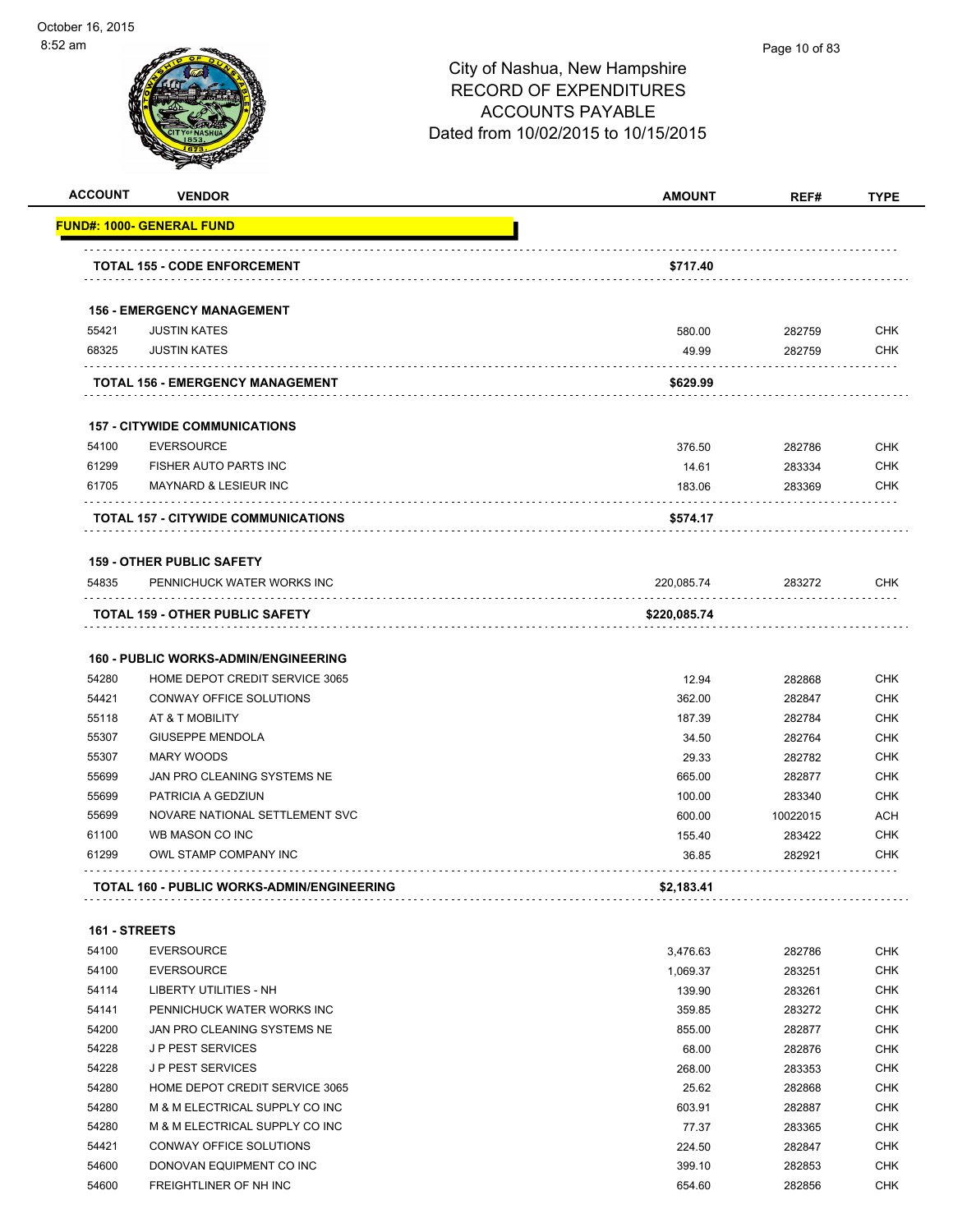City of Nashua, New Hampshire
RECORD OF EXPENDITURES
ACCOUNTS PAYABLE
Dated from 10/02/2015 to 10/15/2015

| ACCOUNT | VENDOR | AMOUNT | REF# | TYPE |
|---|---|---|---|---|
| **FUND#: 1000- GENERAL FUND** | | | | |
| | **TOTAL 155 - CODE ENFORCEMENT** | **$717.40** | | |
| | **156 - EMERGENCY MANAGEMENT** | | | |
| 55421 | JUSTIN KATES | 580.00 | 282759 | CHK |
| 68325 | JUSTIN KATES | 49.99 | 282759 | CHK |
| | **TOTAL 156 - EMERGENCY MANAGEMENT** | **$629.99** | | |
| | **157 - CITYWIDE COMMUNICATIONS** | | | |
| 54100 | EVERSOURCE | 376.50 | 282786 | CHK |
| 61299 | FISHER AUTO PARTS INC | 14.61 | 283334 | CHK |
| 61705 | MAYNARD & LESIEUR INC | 183.06 | 283369 | CHK |
| | **TOTAL 157 - CITYWIDE COMMUNICATIONS** | **$574.17** | | |
| | **159 - OTHER PUBLIC SAFETY** | | | |
| 54835 | PENNICHUCK WATER WORKS INC | 220,085.74 | 283272 | CHK |
| | **TOTAL 159 - OTHER PUBLIC SAFETY** | **$220,085.74** | | |
| | **160 - PUBLIC WORKS-ADMIN/ENGINEERING** | | | |
| 54280 | HOME DEPOT CREDIT SERVICE 3065 | 12.94 | 282868 | CHK |
| 54421 | CONWAY OFFICE SOLUTIONS | 362.00 | 282847 | CHK |
| 55118 | AT & T MOBILITY | 187.39 | 282784 | CHK |
| 55307 | GIUSEPPE MENDOLA | 34.50 | 282764 | CHK |
| 55307 | MARY WOODS | 29.33 | 282782 | CHK |
| 55699 | JAN PRO CLEANING SYSTEMS NE | 665.00 | 282877 | CHK |
| 55699 | PATRICIA A GEDZIUN | 100.00 | 283340 | CHK |
| 55699 | NOVARE NATIONAL SETTLEMENT SVC | 600.00 | 10022015 | ACH |
| 61100 | WB MASON CO INC | 155.40 | 283422 | CHK |
| 61299 | OWL STAMP COMPANY INC | 36.85 | 282921 | CHK |
| | **TOTAL 160 - PUBLIC WORKS-ADMIN/ENGINEERING** | **$2,183.41** | | |
| | **161 - STREETS** | | | |
| 54100 | EVERSOURCE | 3,476.63 | 282786 | CHK |
| 54100 | EVERSOURCE | 1,069.37 | 283251 | CHK |
| 54114 | LIBERTY UTILITIES - NH | 139.90 | 283261 | CHK |
| 54141 | PENNICHUCK WATER WORKS INC | 359.85 | 283272 | CHK |
| 54200 | JAN PRO CLEANING SYSTEMS NE | 855.00 | 282877 | CHK |
| 54228 | J P PEST SERVICES | 68.00 | 282876 | CHK |
| 54228 | J P PEST SERVICES | 268.00 | 283353 | CHK |
| 54280 | HOME DEPOT CREDIT SERVICE 3065 | 25.62 | 282868 | CHK |
| 54280 | M & M ELECTRICAL SUPPLY CO INC | 603.91 | 282887 | CHK |
| 54280 | M & M ELECTRICAL SUPPLY CO INC | 77.37 | 283365 | CHK |
| 54421 | CONWAY OFFICE SOLUTIONS | 224.50 | 282847 | CHK |
| 54600 | DONOVAN EQUIPMENT CO INC | 399.10 | 282853 | CHK |
| 54600 | FREIGHTLINER OF NH INC | 654.60 | 282856 | CHK |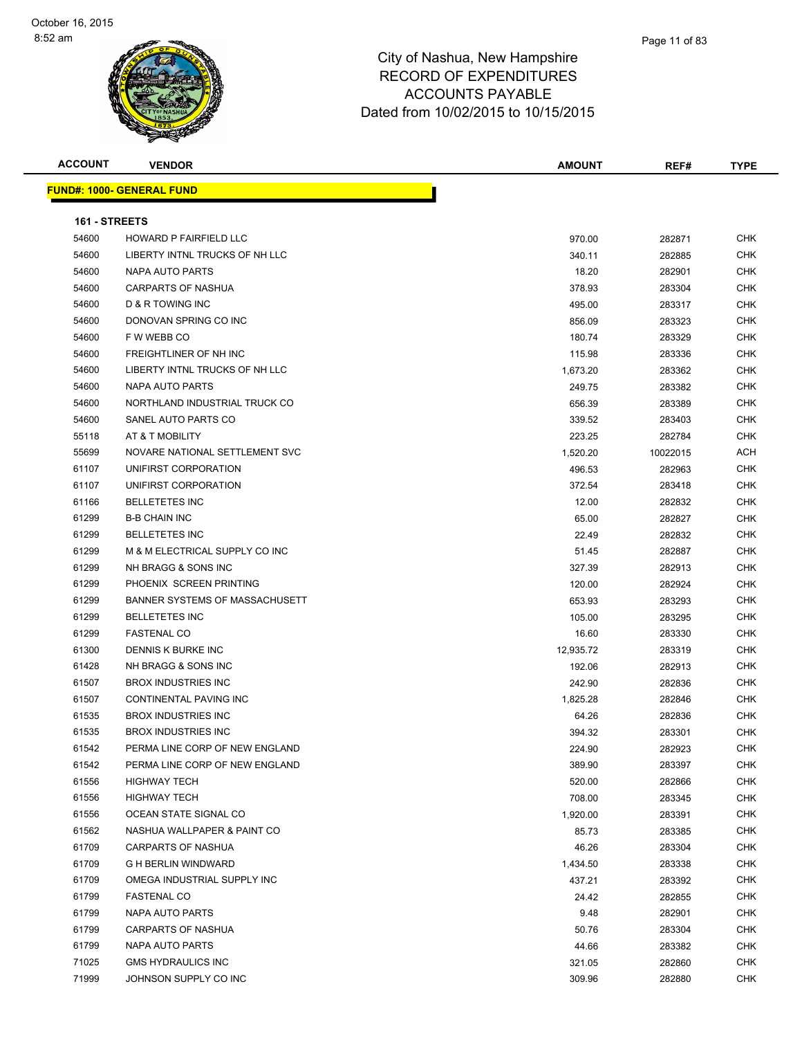# City of Nashua, New Hampshire
## RECORD OF EXPENDITURES
## ACCOUNTS PAYABLE
## Dated from 10/02/2015 to 10/15/2015

| ACCOUNT | VENDOR | AMOUNT | REF# | TYPE |
|---|---|---|---|---|

**FUND#: 1000- GENERAL FUND**

**161 - STREETS**

| ACCOUNT | VENDOR | AMOUNT | REF# | TYPE |
|---|---|---|---|---|
| 54600 | HOWARD P FAIRFIELD LLC | 970.00 | 282871 | CHK |
| 54600 | LIBERTY INTNL TRUCKS OF NH LLC | 340.11 | 282885 | CHK |
| 54600 | NAPA AUTO PARTS | 18.20 | 282901 | CHK |
| 54600 | CARPARTS OF NASHUA | 378.93 | 283304 | CHK |
| 54600 | D & R TOWING INC | 495.00 | 283317 | CHK |
| 54600 | DONOVAN SPRING CO INC | 856.09 | 283323 | CHK |
| 54600 | F W WEBB CO | 180.74 | 283329 | CHK |
| 54600 | FREIGHTLINER OF NH INC | 115.98 | 283336 | CHK |
| 54600 | LIBERTY INTNL TRUCKS OF NH LLC | 1,673.20 | 283362 | CHK |
| 54600 | NAPA AUTO PARTS | 249.75 | 283382 | CHK |
| 54600 | NORTHLAND INDUSTRIAL TRUCK CO | 656.39 | 283389 | CHK |
| 54600 | SANEL AUTO PARTS CO | 339.52 | 283403 | CHK |
| 55118 | AT & T MOBILITY | 223.25 | 282784 | CHK |
| 55699 | NOVARE NATIONAL SETTLEMENT SVC | 1,520.20 | 10022015 | ACH |
| 61107 | UNIFIRST CORPORATION | 496.53 | 282963 | CHK |
| 61107 | UNIFIRST CORPORATION | 372.54 | 283418 | CHK |
| 61166 | BELLETETES INC | 12.00 | 282832 | CHK |
| 61299 | B-B CHAIN INC | 65.00 | 282827 | CHK |
| 61299 | BELLETETES INC | 22.49 | 282832 | CHK |
| 61299 | M & M ELECTRICAL SUPPLY CO INC | 51.45 | 282887 | CHK |
| 61299 | NH BRAGG & SONS INC | 327.39 | 282913 | CHK |
| 61299 | PHOENIX SCREEN PRINTING | 120.00 | 282924 | CHK |
| 61299 | BANNER SYSTEMS OF MASSACHUSETT | 653.93 | 283293 | CHK |
| 61299 | BELLETETES INC | 105.00 | 283295 | CHK |
| 61299 | FASTENAL CO | 16.60 | 283330 | CHK |
| 61300 | DENNIS K BURKE INC | 12,935.72 | 283319 | CHK |
| 61428 | NH BRAGG & SONS INC | 192.06 | 282913 | CHK |
| 61507 | BROX INDUSTRIES INC | 242.90 | 282836 | CHK |
| 61507 | CONTINENTAL PAVING INC | 1,825.28 | 282846 | CHK |
| 61535 | BROX INDUSTRIES INC | 64.26 | 282836 | CHK |
| 61535 | BROX INDUSTRIES INC | 394.32 | 283301 | CHK |
| 61542 | PERMA LINE CORP OF NEW ENGLAND | 224.90 | 282923 | CHK |
| 61542 | PERMA LINE CORP OF NEW ENGLAND | 389.90 | 283397 | CHK |
| 61556 | HIGHWAY TECH | 520.00 | 282866 | CHK |
| 61556 | HIGHWAY TECH | 708.00 | 283345 | CHK |
| 61556 | OCEAN STATE SIGNAL CO | 1,920.00 | 283391 | CHK |
| 61562 | NASHUA WALLPAPER & PAINT CO | 85.73 | 283385 | CHK |
| 61709 | CARPARTS OF NASHUA | 46.26 | 283304 | CHK |
| 61709 | G H BERLIN WINDWARD | 1,434.50 | 283338 | CHK |
| 61709 | OMEGA INDUSTRIAL SUPPLY INC | 437.21 | 283392 | CHK |
| 61799 | FASTENAL CO | 24.42 | 282855 | CHK |
| 61799 | NAPA AUTO PARTS | 9.48 | 282901 | CHK |
| 61799 | CARPARTS OF NASHUA | 50.76 | 283304 | CHK |
| 61799 | NAPA AUTO PARTS | 44.66 | 283382 | CHK |
| 71025 | GMS HYDRAULICS INC | 321.05 | 282860 | CHK |
| 71999 | JOHNSON SUPPLY CO INC | 309.96 | 282880 | CHK |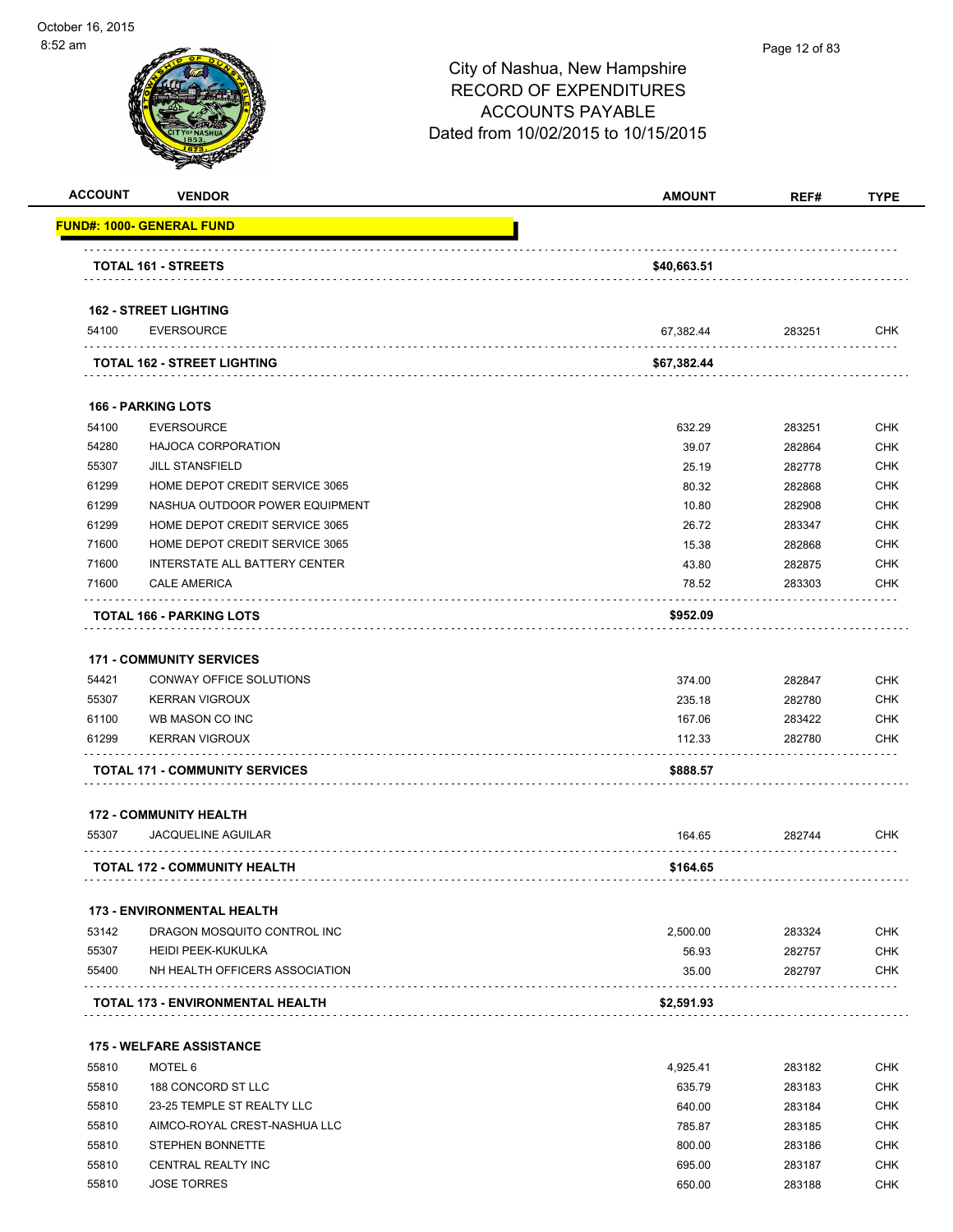City of Nashua, New Hampshire
RECORD OF EXPENDITURES
ACCOUNTS PAYABLE
Dated from 10/02/2015 to 10/15/2015

| ACCOUNT | VENDOR | AMOUNT | REF# | TYPE |
|---|---|---|---|---|
| **FUND#: 1000- GENERAL FUND** | | | | |
| | **TOTAL 161 - STREETS** | **$40,663.51** | | |
| **162 - STREET LIGHTING** | | | | |
| 54100 | EVERSOURCE | 67,382.44 | 283251 | CHK |
| | **TOTAL 162 - STREET LIGHTING** | **$67,382.44** | | |
| **166 - PARKING LOTS** | | | | |
| 54100 | EVERSOURCE | 632.29 | 283251 | CHK |
| 54280 | HAJOCA CORPORATION | 39.07 | 282864 | CHK |
| 55307 | JILL STANSFIELD | 25.19 | 282778 | CHK |
| 61299 | HOME DEPOT CREDIT SERVICE 3065 | 80.32 | 282868 | CHK |
| 61299 | NASHUA OUTDOOR POWER EQUIPMENT | 10.80 | 282908 | CHK |
| 61299 | HOME DEPOT CREDIT SERVICE 3065 | 26.72 | 283347 | CHK |
| 71600 | HOME DEPOT CREDIT SERVICE 3065 | 15.38 | 282868 | CHK |
| 71600 | INTERSTATE ALL BATTERY CENTER | 43.80 | 282875 | CHK |
| 71600 | CALE AMERICA | 78.52 | 283303 | CHK |
| | **TOTAL 166 - PARKING LOTS** | **$952.09** | | |
| **171 - COMMUNITY SERVICES** | | | | |
| 54421 | CONWAY OFFICE SOLUTIONS | 374.00 | 282847 | CHK |
| 55307 | KERRAN VIGROUX | 235.18 | 282780 | CHK |
| 61100 | WB MASON CO INC | 167.06 | 283422 | CHK |
| 61299 | KERRAN VIGROUX | 112.33 | 282780 | CHK |
| | **TOTAL 171 - COMMUNITY SERVICES** | **$888.57** | | |
| **172 - COMMUNITY HEALTH** | | | | |
| 55307 | JACQUELINE AGUILAR | 164.65 | 282744 | CHK |
| | **TOTAL 172 - COMMUNITY HEALTH** | **$164.65** | | |
| **173 - ENVIRONMENTAL HEALTH** | | | | |
| 53142 | DRAGON MOSQUITO CONTROL INC | 2,500.00 | 283324 | CHK |
| 55307 | HEIDI PEEK-KUKULKA | 56.93 | 282757 | CHK |
| 55400 | NH HEALTH OFFICERS ASSOCIATION | 35.00 | 282797 | CHK |
| | **TOTAL 173 - ENVIRONMENTAL HEALTH** | **$2,591.93** | | |
| **175 - WELFARE ASSISTANCE** | | | | |
| 55810 | MOTEL 6 | 4,925.41 | 283182 | CHK |
| 55810 | 188 CONCORD ST LLC | 635.79 | 283183 | CHK |
| 55810 | 23-25 TEMPLE ST REALTY LLC | 640.00 | 283184 | CHK |
| 55810 | AIMCO-ROYAL CREST-NASHUA LLC | 785.87 | 283185 | CHK |
| 55810 | STEPHEN BONNETTE | 800.00 | 283186 | CHK |
| 55810 | CENTRAL REALTY INC | 695.00 | 283187 | CHK |
| 55810 | JOSE TORRES | 650.00 | 283188 | CHK |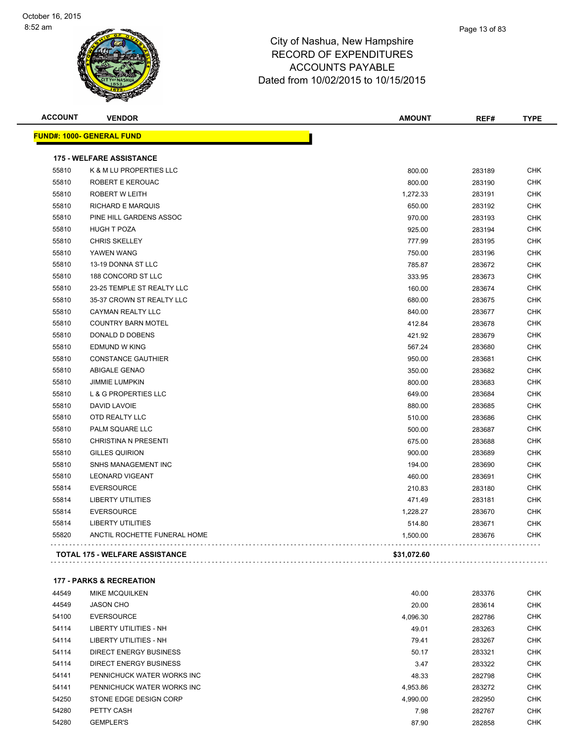# City of Nashua, New Hampshire
## RECORD OF EXPENDITURES
## ACCOUNTS PAYABLE
## Dated from 10/02/2015 to 10/15/2015

October 16, 2015
8:52 am

| ACCOUNT | VENDOR | AMOUNT | REF# | TYPE |
|---|---|---|---|---|
| **FUND#: 1000- GENERAL FUND** | | | | |
| **175 - WELFARE ASSISTANCE** | | | | |
| 55810 | K & M LU PROPERTIES LLC | 800.00 | 283189 | CHK |
| 55810 | ROBERT E KEROUAC | 800.00 | 283190 | CHK |
| 55810 | ROBERT W LEITH | 1,272.33 | 283191 | CHK |
| 55810 | RICHARD E MARQUIS | 650.00 | 283192 | CHK |
| 55810 | PINE HILL GARDENS ASSOC | 970.00 | 283193 | CHK |
| 55810 | HUGH T POZA | 925.00 | 283194 | CHK |
| 55810 | CHRIS SKELLEY | 777.99 | 283195 | CHK |
| 55810 | YAWEN WANG | 750.00 | 283196 | CHK |
| 55810 | 13-19 DONNA ST LLC | 785.87 | 283672 | CHK |
| 55810 | 188 CONCORD ST LLC | 333.95 | 283673 | CHK |
| 55810 | 23-25 TEMPLE ST REALTY LLC | 160.00 | 283674 | CHK |
| 55810 | 35-37 CROWN ST REALTY LLC | 680.00 | 283675 | CHK |
| 55810 | CAYMAN REALTY LLC | 840.00 | 283677 | CHK |
| 55810 | COUNTRY BARN MOTEL | 412.84 | 283678 | CHK |
| 55810 | DONALD D DOBENS | 421.92 | 283679 | CHK |
| 55810 | EDMUND W KING | 567.24 | 283680 | CHK |
| 55810 | CONSTANCE GAUTHIER | 950.00 | 283681 | CHK |
| 55810 | ABIGALE GENAO | 350.00 | 283682 | CHK |
| 55810 | JIMMIE LUMPKIN | 800.00 | 283683 | CHK |
| 55810 | L & G PROPERTIES LLC | 649.00 | 283684 | CHK |
| 55810 | DAVID LAVOIE | 880.00 | 283685 | CHK |
| 55810 | OTD REALTY LLC | 510.00 | 283686 | CHK |
| 55810 | PALM SQUARE LLC | 500.00 | 283687 | CHK |
| 55810 | CHRISTINA N PRESENTI | 675.00 | 283688 | CHK |
| 55810 | GILLES QUIRION | 900.00 | 283689 | CHK |
| 55810 | SNHS MANAGEMENT INC | 194.00 | 283690 | CHK |
| 55810 | LEONARD VIGEANT | 460.00 | 283691 | CHK |
| 55814 | EVERSOURCE | 210.83 | 283180 | CHK |
| 55814 | LIBERTY UTILITIES | 471.49 | 283181 | CHK |
| 55814 | EVERSOURCE | 1,228.27 | 283670 | CHK |
| 55814 | LIBERTY UTILITIES | 514.80 | 283671 | CHK |
| 55820 | ANCTIL ROCHETTE FUNERAL HOME | 1,500.00 | 283676 | CHK |
| **TOTAL 175 - WELFARE ASSISTANCE** | | **$31,072.60** | | |
| **177 - PARKS & RECREATION** | | | | |
| 44549 | MIKE MCQUILKEN | 40.00 | 283376 | CHK |
| 44549 | JASON CHO | 20.00 | 283614 | CHK |
| 54100 | EVERSOURCE | 4,096.30 | 282786 | CHK |
| 54114 | LIBERTY UTILITIES - NH | 49.01 | 283263 | CHK |
| 54114 | LIBERTY UTILITIES - NH | 79.41 | 283267 | CHK |
| 54114 | DIRECT ENERGY BUSINESS | 50.17 | 283321 | CHK |
| 54114 | DIRECT ENERGY BUSINESS | 3.47 | 283322 | CHK |
| 54141 | PENNICHUCK WATER WORKS INC | 48.33 | 282798 | CHK |
| 54141 | PENNICHUCK WATER WORKS INC | 4,953.86 | 283272 | CHK |
| 54250 | STONE EDGE DESIGN CORP | 4,990.00 | 282950 | CHK |
| 54280 | PETTY CASH | 7.98 | 282767 | CHK |
| 54280 | GEMPLER'S | 87.90 | 282858 | CHK |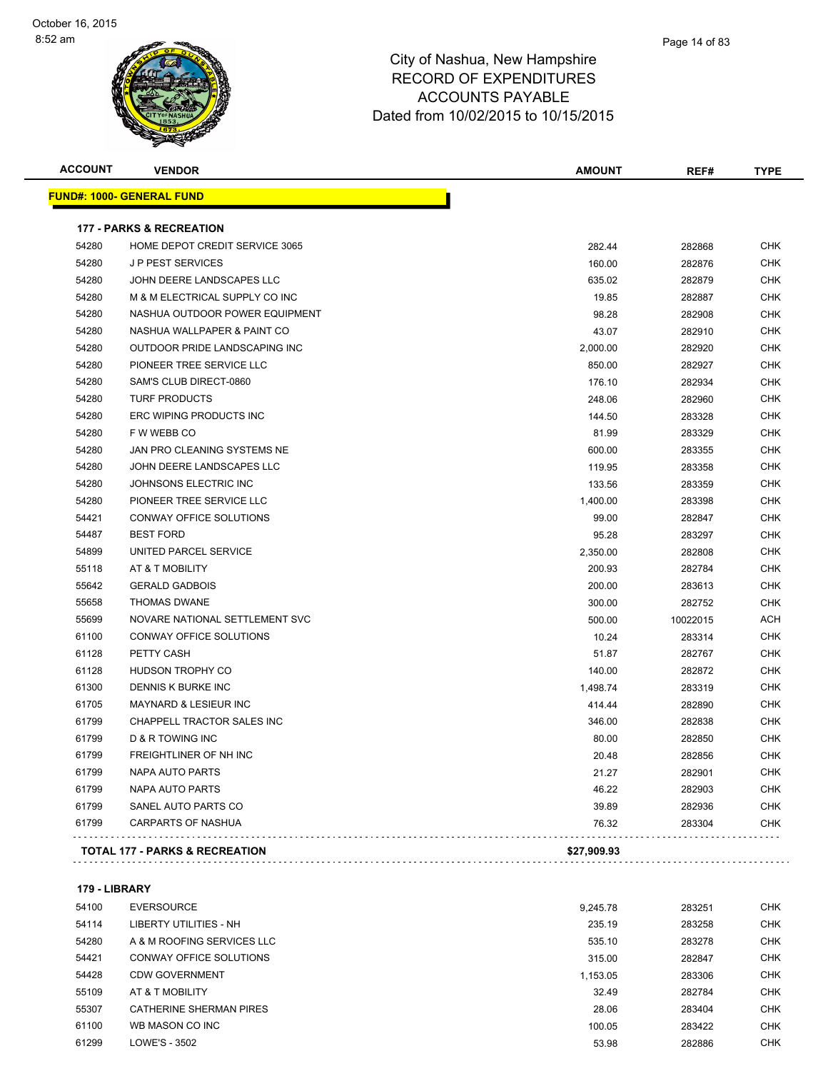City of Nashua, New Hampshire
RECORD OF EXPENDITURES
ACCOUNTS PAYABLE
Dated from 10/02/2015 to 10/15/2015

| ACCOUNT | VENDOR | AMOUNT | REF# | TYPE |
|---|---|---|---|---|

**FUND#: 1000- GENERAL FUND**

**177 - PARKS & RECREATION**

| ACCOUNT | VENDOR | AMOUNT | REF# | TYPE |
|---|---|---|---|---|
| 54280 | HOME DEPOT CREDIT SERVICE 3065 | 282.44 | 282868 | CHK |
| 54280 | J P PEST SERVICES | 160.00 | 282876 | CHK |
| 54280 | JOHN DEERE LANDSCAPES LLC | 635.02 | 282879 | CHK |
| 54280 | M & M ELECTRICAL SUPPLY CO INC | 19.85 | 282887 | CHK |
| 54280 | NASHUA OUTDOOR POWER EQUIPMENT | 98.28 | 282908 | CHK |
| 54280 | NASHUA WALLPAPER & PAINT CO | 43.07 | 282910 | CHK |
| 54280 | OUTDOOR PRIDE LANDSCAPING INC | 2,000.00 | 282920 | CHK |
| 54280 | PIONEER TREE SERVICE LLC | 850.00 | 282927 | CHK |
| 54280 | SAM'S CLUB DIRECT-0860 | 176.10 | 282934 | CHK |
| 54280 | TURF PRODUCTS | 248.06 | 282960 | CHK |
| 54280 | ERC WIPING PRODUCTS INC | 144.50 | 283328 | CHK |
| 54280 | F W WEBB CO | 81.99 | 283329 | CHK |
| 54280 | JAN PRO CLEANING SYSTEMS NE | 600.00 | 283355 | CHK |
| 54280 | JOHN DEERE LANDSCAPES LLC | 119.95 | 283358 | CHK |
| 54280 | JOHNSONS ELECTRIC INC | 133.56 | 283359 | CHK |
| 54280 | PIONEER TREE SERVICE LLC | 1,400.00 | 283398 | CHK |
| 54421 | CONWAY OFFICE SOLUTIONS | 99.00 | 282847 | CHK |
| 54487 | BEST FORD | 95.28 | 283297 | CHK |
| 54899 | UNITED PARCEL SERVICE | 2,350.00 | 282808 | CHK |
| 55118 | AT & T MOBILITY | 200.93 | 282784 | CHK |
| 55642 | GERALD GADBOIS | 200.00 | 283613 | CHK |
| 55658 | THOMAS DWANE | 300.00 | 282752 | CHK |
| 55699 | NOVARE NATIONAL SETTLEMENT SVC | 500.00 | 10022015 | ACH |
| 61100 | CONWAY OFFICE SOLUTIONS | 10.24 | 283314 | CHK |
| 61128 | PETTY CASH | 51.87 | 282767 | CHK |
| 61128 | HUDSON TROPHY CO | 140.00 | 282872 | CHK |
| 61300 | DENNIS K BURKE INC | 1,498.74 | 283319 | CHK |
| 61705 | MAYNARD & LESIEUR INC | 414.44 | 282890 | CHK |
| 61799 | CHAPPELL TRACTOR SALES INC | 346.00 | 282838 | CHK |
| 61799 | D & R TOWING INC | 80.00 | 282850 | CHK |
| 61799 | FREIGHTLINER OF NH INC | 20.48 | 282856 | CHK |
| 61799 | NAPA AUTO PARTS | 21.27 | 282901 | CHK |
| 61799 | NAPA AUTO PARTS | 46.22 | 282903 | CHK |
| 61799 | SANEL AUTO PARTS CO | 39.89 | 282936 | CHK |
| 61799 | CARPARTS OF NASHUA | 76.32 | 283304 | CHK |
| **TOTAL 177 - PARKS & RECREATION** | | **$27,909.93** | | |

**179 - LIBRARY**

| ACCOUNT | VENDOR | AMOUNT | REF# | TYPE |
|---|---|---|---|---|
| 54100 | EVERSOURCE | 9,245.78 | 283251 | CHK |
| 54114 | LIBERTY UTILITIES - NH | 235.19 | 283258 | CHK |
| 54280 | A & M ROOFING SERVICES LLC | 535.10 | 283278 | CHK |
| 54421 | CONWAY OFFICE SOLUTIONS | 315.00 | 282847 | CHK |
| 54428 | CDW GOVERNMENT | 1,153.05 | 283306 | CHK |
| 55109 | AT & T MOBILITY | 32.49 | 282784 | CHK |
| 55307 | CATHERINE SHERMAN PIRES | 28.06 | 283404 | CHK |
| 61100 | WB MASON CO INC | 100.05 | 283422 | CHK |
| 61299 | LOWE'S - 3502 | 53.98 | 282886 | CHK |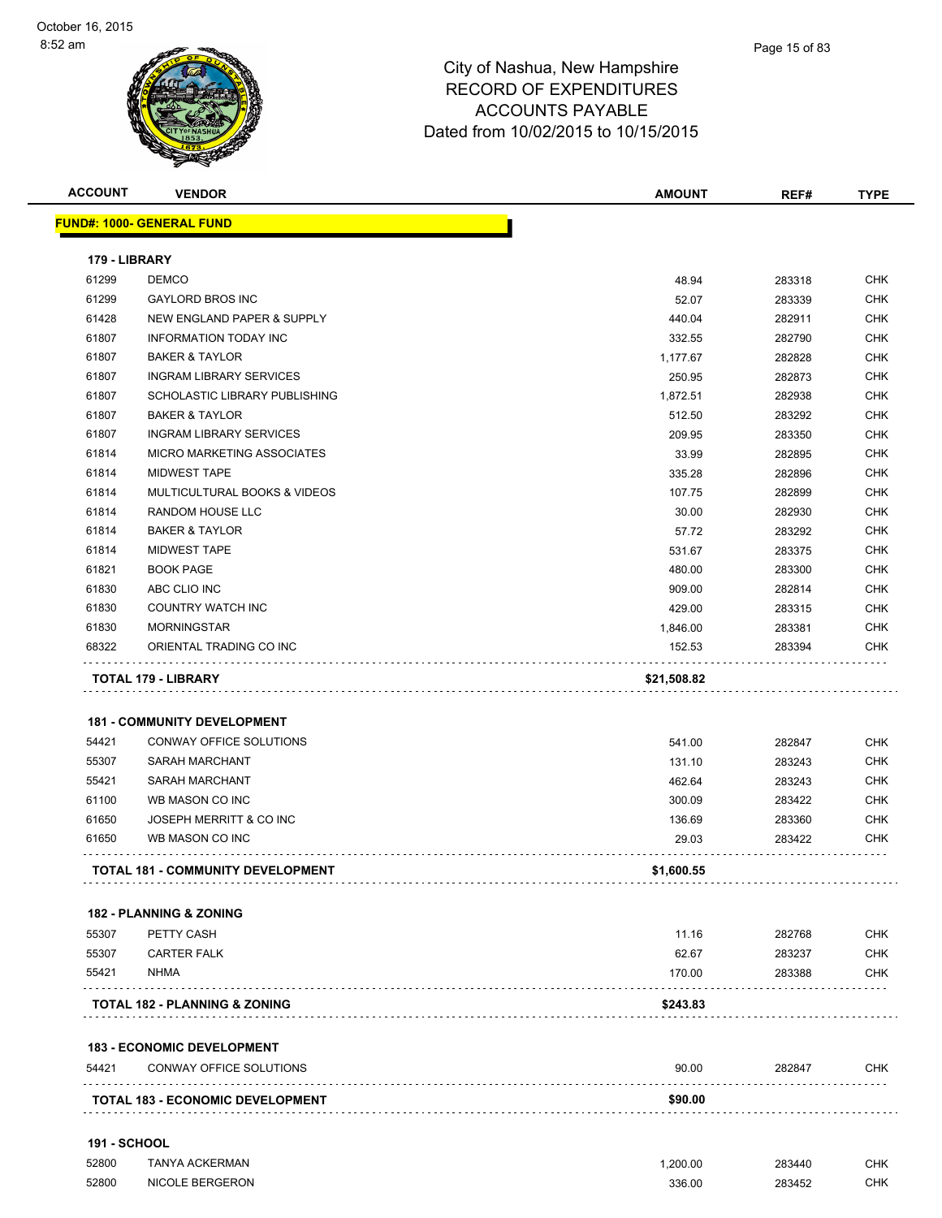City of Nashua, New Hampshire
RECORD OF EXPENDITURES
ACCOUNTS PAYABLE
Dated from 10/02/2015 to 10/15/2015

| ACCOUNT | VENDOR | AMOUNT | REF# | TYPE |
|---|---|---|---|---|
| **FUND#: 1000- GENERAL FUND** | | | | |
| **179 - LIBRARY** | | | | |
| 61299 | DEMCO | 48.94 | 283318 | CHK |
| 61299 | GAYLORD BROS INC | 52.07 | 283339 | CHK |
| 61428 | NEW ENGLAND PAPER & SUPPLY | 440.04 | 282911 | CHK |
| 61807 | INFORMATION TODAY INC | 332.55 | 282790 | CHK |
| 61807 | BAKER & TAYLOR | 1,177.67 | 282828 | CHK |
| 61807 | INGRAM LIBRARY SERVICES | 250.95 | 282873 | CHK |
| 61807 | SCHOLASTIC LIBRARY PUBLISHING | 1,872.51 | 282938 | CHK |
| 61807 | BAKER & TAYLOR | 512.50 | 283292 | CHK |
| 61807 | INGRAM LIBRARY SERVICES | 209.95 | 283350 | CHK |
| 61814 | MICRO MARKETING ASSOCIATES | 33.99 | 282895 | CHK |
| 61814 | MIDWEST TAPE | 335.28 | 282896 | CHK |
| 61814 | MULTICULTURAL BOOKS & VIDEOS | 107.75 | 282899 | CHK |
| 61814 | RANDOM HOUSE LLC | 30.00 | 282930 | CHK |
| 61814 | BAKER & TAYLOR | 57.72 | 283292 | CHK |
| 61814 | MIDWEST TAPE | 531.67 | 283375 | CHK |
| 61821 | BOOK PAGE | 480.00 | 283300 | CHK |
| 61830 | ABC CLIO INC | 909.00 | 282814 | CHK |
| 61830 | COUNTRY WATCH INC | 429.00 | 283315 | CHK |
| 61830 | MORNINGSTAR | 1,846.00 | 283381 | CHK |
| 68322 | ORIENTAL TRADING CO INC | 152.53 | 283394 | CHK |
| **TOTAL 179 - LIBRARY** | | **$21,508.82** | | |
| **181 - COMMUNITY DEVELOPMENT** | | | | |
| 54421 | CONWAY OFFICE SOLUTIONS | 541.00 | 282847 | CHK |
| 55307 | SARAH MARCHANT | 131.10 | 283243 | CHK |
| 55421 | SARAH MARCHANT | 462.64 | 283243 | CHK |
| 61100 | WB MASON CO INC | 300.09 | 283422 | CHK |
| 61650 | JOSEPH MERRITT & CO INC | 136.69 | 283360 | CHK |
| 61650 | WB MASON CO INC | 29.03 | 283422 | CHK |
| **TOTAL 181 - COMMUNITY DEVELOPMENT** | | **$1,600.55** | | |
| **182 - PLANNING & ZONING** | | | | |
| 55307 | PETTY CASH | 11.16 | 282768 | CHK |
| 55307 | CARTER FALK | 62.67 | 283237 | CHK |
| 55421 | NHMA | 170.00 | 283388 | CHK |
| **TOTAL 182 - PLANNING & ZONING** | | **$243.83** | | |
| **183 - ECONOMIC DEVELOPMENT** | | | | |
| 54421 | CONWAY OFFICE SOLUTIONS | 90.00 | 282847 | CHK |
| **TOTAL 183 - ECONOMIC DEVELOPMENT** | | **$90.00** | | |
| **191 - SCHOOL** | | | | |
| 52800 | TANYA ACKERMAN | 1,200.00 | 283440 | CHK |
| 52800 | NICOLE BERGERON | 336.00 | 283452 | CHK |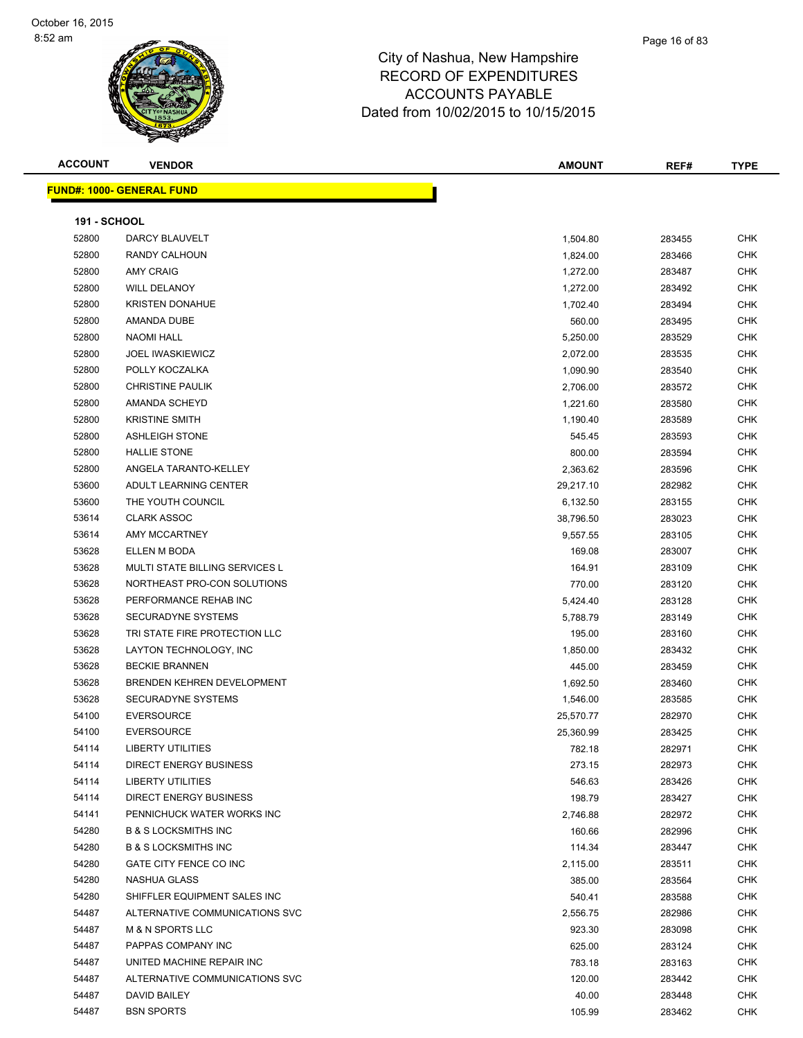City of Nashua, New Hampshire
RECORD OF EXPENDITURES
ACCOUNTS PAYABLE
Dated from 10/02/2015 to 10/15/2015

| ACCOUNT | VENDOR | AMOUNT | REF# | TYPE |
|---|---|---|---|---|

**FUND#: 1000- GENERAL FUND**

**191 - SCHOOL**

| ACCOUNT | VENDOR | AMOUNT | REF# | TYPE |
|---|---|---|---|---|
| 52800 | DARCY BLAUVELT | 1,504.80 | 283455 | CHK |
| 52800 | RANDY CALHOUN | 1,824.00 | 283466 | CHK |
| 52800 | AMY CRAIG | 1,272.00 | 283487 | CHK |
| 52800 | WILL DELANOY | 1,272.00 | 283492 | CHK |
| 52800 | KRISTEN DONAHUE | 1,702.40 | 283494 | CHK |
| 52800 | AMANDA DUBE | 560.00 | 283495 | CHK |
| 52800 | NAOMI HALL | 5,250.00 | 283529 | CHK |
| 52800 | JOEL IWASKIEWICZ | 2,072.00 | 283535 | CHK |
| 52800 | POLLY KOCZALKA | 1,090.90 | 283540 | CHK |
| 52800 | CHRISTINE PAULIK | 2,706.00 | 283572 | CHK |
| 52800 | AMANDA SCHEYD | 1,221.60 | 283580 | CHK |
| 52800 | KRISTINE SMITH | 1,190.40 | 283589 | CHK |
| 52800 | ASHLEIGH STONE | 545.45 | 283593 | CHK |
| 52800 | HALLIE STONE | 800.00 | 283594 | CHK |
| 52800 | ANGELA TARANTO-KELLEY | 2,363.62 | 283596 | CHK |
| 53600 | ADULT LEARNING CENTER | 29,217.10 | 282982 | CHK |
| 53600 | THE YOUTH COUNCIL | 6,132.50 | 283155 | CHK |
| 53614 | CLARK ASSOC | 38,796.50 | 283023 | CHK |
| 53614 | AMY MCCARTNEY | 9,557.55 | 283105 | CHK |
| 53628 | ELLEN M BODA | 169.08 | 283007 | CHK |
| 53628 | MULTI STATE BILLING SERVICES L | 164.91 | 283109 | CHK |
| 53628 | NORTHEAST PRO-CON SOLUTIONS | 770.00 | 283120 | CHK |
| 53628 | PERFORMANCE REHAB INC | 5,424.40 | 283128 | CHK |
| 53628 | SECURADYNE SYSTEMS | 5,788.79 | 283149 | CHK |
| 53628 | TRI STATE FIRE PROTECTION LLC | 195.00 | 283160 | CHK |
| 53628 | LAYTON TECHNOLOGY, INC | 1,850.00 | 283432 | CHK |
| 53628 | BECKIE BRANNEN | 445.00 | 283459 | CHK |
| 53628 | BRENDEN KEHREN DEVELOPMENT | 1,692.50 | 283460 | CHK |
| 53628 | SECURADYNE SYSTEMS | 1,546.00 | 283585 | CHK |
| 54100 | EVERSOURCE | 25,570.77 | 282970 | CHK |
| 54100 | EVERSOURCE | 25,360.99 | 283425 | CHK |
| 54114 | LIBERTY UTILITIES | 782.18 | 282971 | CHK |
| 54114 | DIRECT ENERGY BUSINESS | 273.15 | 282973 | CHK |
| 54114 | LIBERTY UTILITIES | 546.63 | 283426 | CHK |
| 54114 | DIRECT ENERGY BUSINESS | 198.79 | 283427 | CHK |
| 54141 | PENNICHUCK WATER WORKS INC | 2,746.88 | 282972 | CHK |
| 54280 | B & S LOCKSMITHS INC | 160.66 | 282996 | CHK |
| 54280 | B & S LOCKSMITHS INC | 114.34 | 283447 | CHK |
| 54280 | GATE CITY FENCE CO INC | 2,115.00 | 283511 | CHK |
| 54280 | NASHUA GLASS | 385.00 | 283564 | CHK |
| 54280 | SHIFFLER EQUIPMENT SALES INC | 540.41 | 283588 | CHK |
| 54487 | ALTERNATIVE COMMUNICATIONS SVC | 2,556.75 | 282986 | CHK |
| 54487 | M & N SPORTS LLC | 923.30 | 283098 | CHK |
| 54487 | PAPPAS COMPANY INC | 625.00 | 283124 | CHK |
| 54487 | UNITED MACHINE REPAIR INC | 783.18 | 283163 | CHK |
| 54487 | ALTERNATIVE COMMUNICATIONS SVC | 120.00 | 283442 | CHK |
| 54487 | DAVID BAILEY | 40.00 | 283448 | CHK |
| 54487 | BSN SPORTS | 105.99 | 283462 | CHK |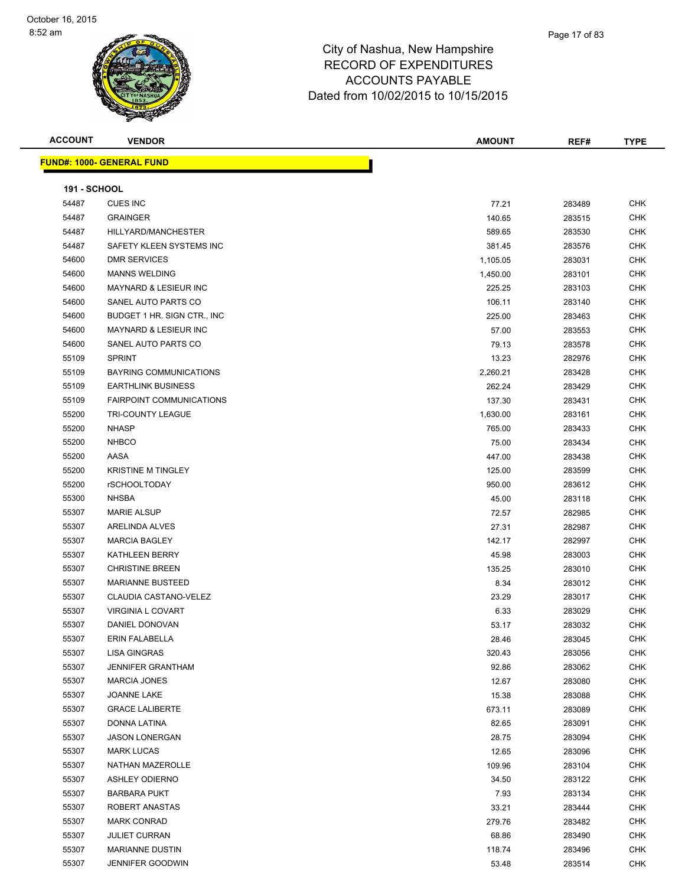City of Nashua, New Hampshire
RECORD OF EXPENDITURES
ACCOUNTS PAYABLE
Dated from 10/02/2015 to 10/15/2015

October 16, 2015
8:52 am

| ACCOUNT | VENDOR | AMOUNT | REF# | TYPE |
|---|---|---|---|---|

**FUND#: 1000- GENERAL FUND**

**191 - SCHOOL**

| ACCOUNT | VENDOR | AMOUNT | REF# | TYPE |
|---|---|---|---|---|
| 54487 | CUES INC | 77.21 | 283489 | CHK |
| 54487 | GRAINGER | 140.65 | 283515 | CHK |
| 54487 | HILLYARD/MANCHESTER | 589.65 | 283530 | CHK |
| 54487 | SAFETY KLEEN SYSTEMS INC | 381.45 | 283576 | CHK |
| 54600 | DMR SERVICES | 1,105.05 | 283031 | CHK |
| 54600 | MANNS WELDING | 1,450.00 | 283101 | CHK |
| 54600 | MAYNARD & LESIEUR INC | 225.25 | 283103 | CHK |
| 54600 | SANEL AUTO PARTS CO | 106.11 | 283140 | CHK |
| 54600 | BUDGET 1 HR. SIGN CTR., INC | 225.00 | 283463 | CHK |
| 54600 | MAYNARD & LESIEUR INC | 57.00 | 283553 | CHK |
| 54600 | SANEL AUTO PARTS CO | 79.13 | 283578 | CHK |
| 55109 | SPRINT | 13.23 | 282976 | CHK |
| 55109 | BAYRING COMMUNICATIONS | 2,260.21 | 283428 | CHK |
| 55109 | EARTHLINK BUSINESS | 262.24 | 283429 | CHK |
| 55109 | FAIRPOINT COMMUNICATIONS | 137.30 | 283431 | CHK |
| 55200 | TRI-COUNTY LEAGUE | 1,630.00 | 283161 | CHK |
| 55200 | NHASP | 765.00 | 283433 | CHK |
| 55200 | NHBCO | 75.00 | 283434 | CHK |
| 55200 | AASA | 447.00 | 283438 | CHK |
| 55200 | KRISTINE M TINGLEY | 125.00 | 283599 | CHK |
| 55200 | rSCHOOLTODAY | 950.00 | 283612 | CHK |
| 55300 | NHSBA | 45.00 | 283118 | CHK |
| 55307 | MARIE ALSUP | 72.57 | 282985 | CHK |
| 55307 | ARELINDA ALVES | 27.31 | 282987 | CHK |
| 55307 | MARCIA BAGLEY | 142.17 | 282997 | CHK |
| 55307 | KATHLEEN BERRY | 45.98 | 283003 | CHK |
| 55307 | CHRISTINE BREEN | 135.25 | 283010 | CHK |
| 55307 | MARIANNE BUSTEED | 8.34 | 283012 | CHK |
| 55307 | CLAUDIA CASTANO-VELEZ | 23.29 | 283017 | CHK |
| 55307 | VIRGINIA L COVART | 6.33 | 283029 | CHK |
| 55307 | DANIEL DONOVAN | 53.17 | 283032 | CHK |
| 55307 | ERIN FALABELLA | 28.46 | 283045 | CHK |
| 55307 | LISA GINGRAS | 320.43 | 283056 | CHK |
| 55307 | JENNIFER GRANTHAM | 92.86 | 283062 | CHK |
| 55307 | MARCIA JONES | 12.67 | 283080 | CHK |
| 55307 | JOANNE LAKE | 15.38 | 283088 | CHK |
| 55307 | GRACE LALIBERTE | 673.11 | 283089 | CHK |
| 55307 | DONNA LATINA | 82.65 | 283091 | CHK |
| 55307 | JASON LONERGAN | 28.75 | 283094 | CHK |
| 55307 | MARK LUCAS | 12.65 | 283096 | CHK |
| 55307 | NATHAN MAZEROLLE | 109.96 | 283104 | CHK |
| 55307 | ASHLEY ODIERNO | 34.50 | 283122 | CHK |
| 55307 | BARBARA PUKT | 7.93 | 283134 | CHK |
| 55307 | ROBERT ANASTAS | 33.21 | 283444 | CHK |
| 55307 | MARK CONRAD | 279.76 | 283482 | CHK |
| 55307 | JULIET CURRAN | 68.86 | 283490 | CHK |
| 55307 | MARIANNE DUSTIN | 118.74 | 283496 | CHK |
| 55307 | JENNIFER GOODWIN | 53.48 | 283514 | CHK |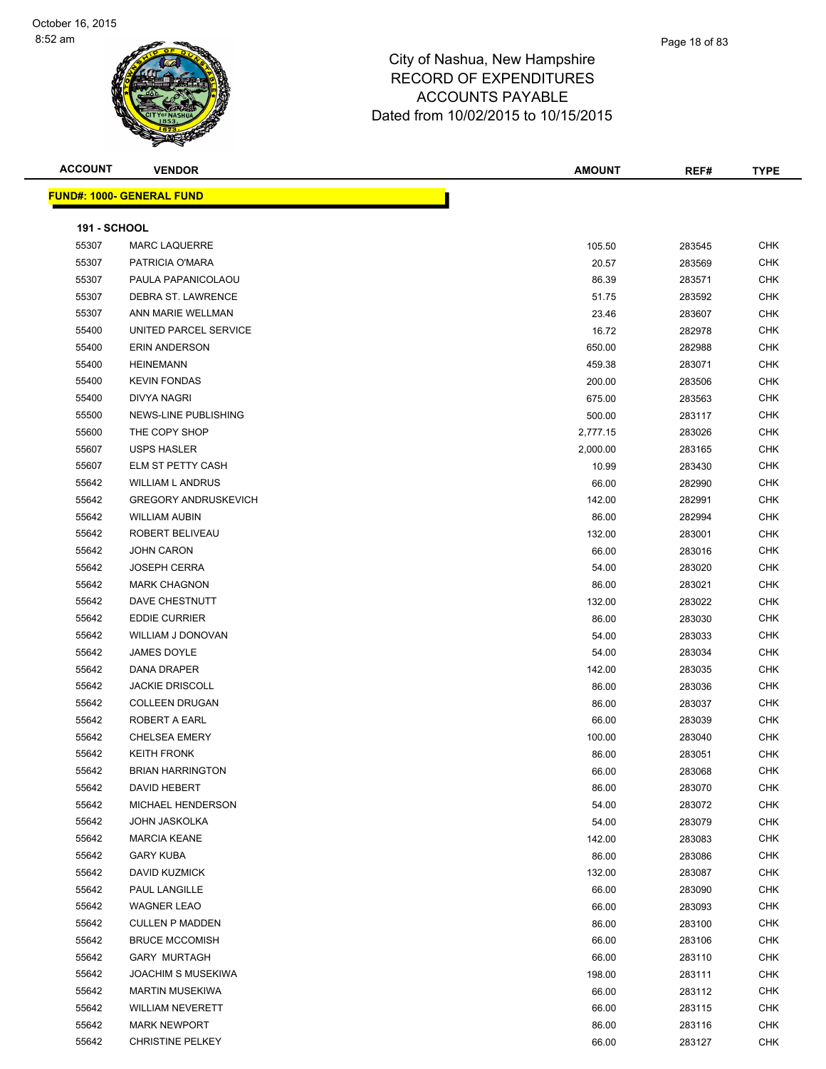City of Nashua, New Hampshire
RECORD OF EXPENDITURES
ACCOUNTS PAYABLE
Dated from 10/02/2015 to 10/15/2015

| ACCOUNT | VENDOR | AMOUNT | REF# | TYPE |
|---|---|---|---|---|

**FUND#: 1000- GENERAL FUND**

**191 - SCHOOL**

| ACCOUNT | VENDOR | AMOUNT | REF# | TYPE |
|---|---|---|---|---|
| 55307 | MARC LAQUERRE | 105.50 | 283545 | CHK |
| 55307 | PATRICIA O'MARA | 20.57 | 283569 | CHK |
| 55307 | PAULA PAPANICOLAOU | 86.39 | 283571 | CHK |
| 55307 | DEBRA ST. LAWRENCE | 51.75 | 283592 | CHK |
| 55307 | ANN MARIE WELLMAN | 23.46 | 283607 | CHK |
| 55400 | UNITED PARCEL SERVICE | 16.72 | 282978 | CHK |
| 55400 | ERIN ANDERSON | 650.00 | 282988 | CHK |
| 55400 | HEINEMANN | 459.38 | 283071 | CHK |
| 55400 | KEVIN FONDAS | 200.00 | 283506 | CHK |
| 55400 | DIVYA NAGRI | 675.00 | 283563 | CHK |
| 55500 | NEWS-LINE PUBLISHING | 500.00 | 283117 | CHK |
| 55600 | THE COPY SHOP | 2,777.15 | 283026 | CHK |
| 55607 | USPS HASLER | 2,000.00 | 283165 | CHK |
| 55607 | ELM ST PETTY CASH | 10.99 | 283430 | CHK |
| 55642 | WILLIAM L ANDRUS | 66.00 | 282990 | CHK |
| 55642 | GREGORY ANDRUSKEVICH | 142.00 | 282991 | CHK |
| 55642 | WILLIAM AUBIN | 86.00 | 282994 | CHK |
| 55642 | ROBERT BELIVEAU | 132.00 | 283001 | CHK |
| 55642 | JOHN CARON | 66.00 | 283016 | CHK |
| 55642 | JOSEPH CERRA | 54.00 | 283020 | CHK |
| 55642 | MARK CHAGNON | 86.00 | 283021 | CHK |
| 55642 | DAVE CHESTNUTT | 132.00 | 283022 | CHK |
| 55642 | EDDIE CURRIER | 86.00 | 283030 | CHK |
| 55642 | WILLIAM J DONOVAN | 54.00 | 283033 | CHK |
| 55642 | JAMES DOYLE | 54.00 | 283034 | CHK |
| 55642 | DANA DRAPER | 142.00 | 283035 | CHK |
| 55642 | JACKIE DRISCOLL | 86.00 | 283036 | CHK |
| 55642 | COLLEEN DRUGAN | 86.00 | 283037 | CHK |
| 55642 | ROBERT A EARL | 66.00 | 283039 | CHK |
| 55642 | CHELSEA EMERY | 100.00 | 283040 | CHK |
| 55642 | KEITH FRONK | 86.00 | 283051 | CHK |
| 55642 | BRIAN HARRINGTON | 66.00 | 283068 | CHK |
| 55642 | DAVID HEBERT | 86.00 | 283070 | CHK |
| 55642 | MICHAEL HENDERSON | 54.00 | 283072 | CHK |
| 55642 | JOHN JASKOLKA | 54.00 | 283079 | CHK |
| 55642 | MARCIA KEANE | 142.00 | 283083 | CHK |
| 55642 | GARY KUBA | 86.00 | 283086 | CHK |
| 55642 | DAVID KUZMICK | 132.00 | 283087 | CHK |
| 55642 | PAUL LANGILLE | 66.00 | 283090 | CHK |
| 55642 | WAGNER LEAO | 66.00 | 283093 | CHK |
| 55642 | CULLEN P MADDEN | 86.00 | 283100 | CHK |
| 55642 | BRUCE MCCOMISH | 66.00 | 283106 | CHK |
| 55642 | GARY MURTAGH | 66.00 | 283110 | CHK |
| 55642 | JOACHIM S MUSEKIWA | 198.00 | 283111 | CHK |
| 55642 | MARTIN MUSEKIWA | 66.00 | 283112 | CHK |
| 55642 | WILLIAM NEVERETT | 66.00 | 283115 | CHK |
| 55642 | MARK NEWPORT | 86.00 | 283116 | CHK |
| 55642 | CHRISTINE PELKEY | 66.00 | 283127 | CHK |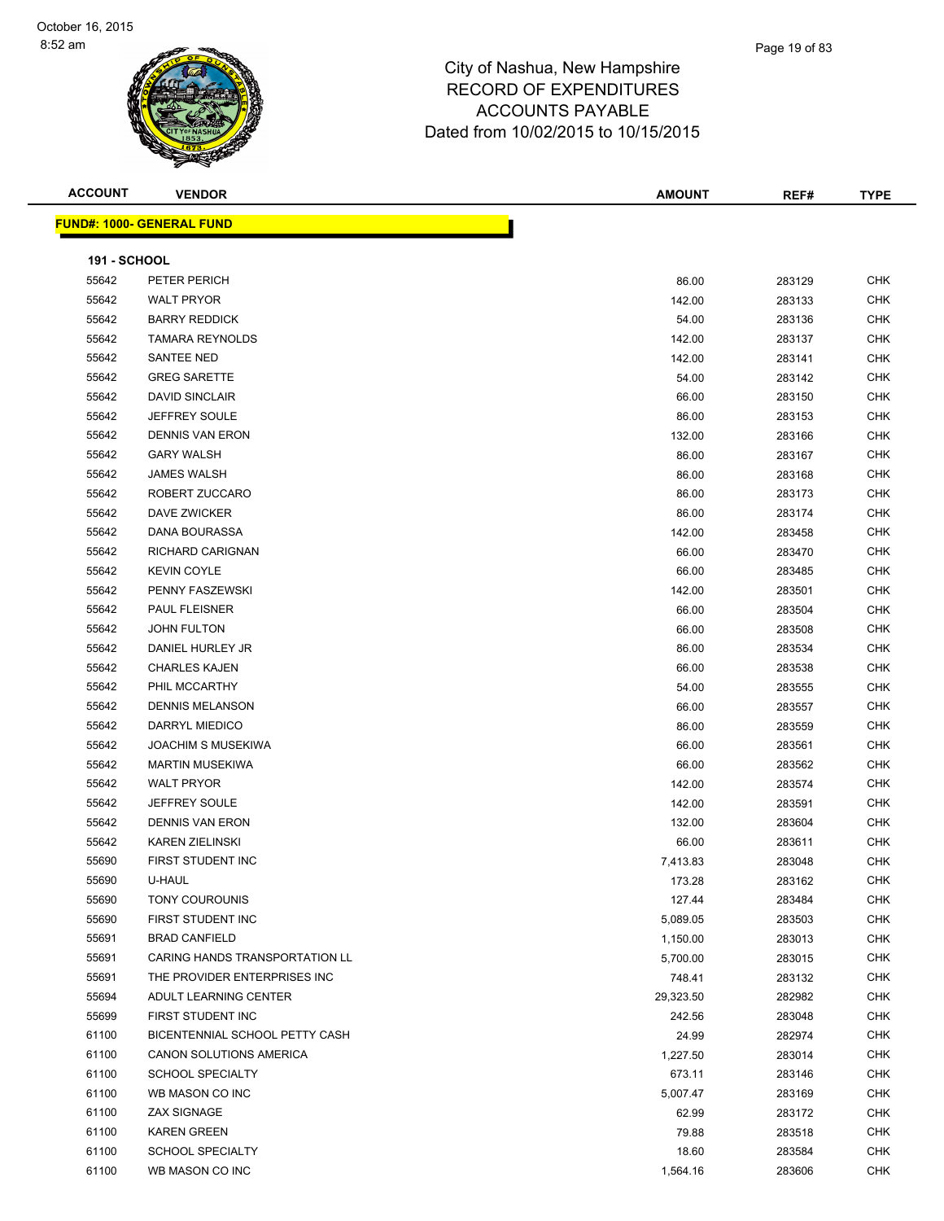October 16, 2015
8:52 am

# City of Nashua, New Hampshire
## RECORD OF EXPENDITURES
## ACCOUNTS PAYABLE
## Dated from 10/02/2015 to 10/15/2015

| ACCOUNT | VENDOR | AMOUNT | REF# | TYPE |
|---|---|---|---|---|
| **FUND#: 1000- GENERAL FUND** | | | | |
| **191 - SCHOOL** | | | | |
| 55642 | PETER PERICH | 86.00 | 283129 | CHK |
| 55642 | WALT PRYOR | 142.00 | 283133 | CHK |
| 55642 | BARRY REDDICK | 54.00 | 283136 | CHK |
| 55642 | TAMARA REYNOLDS | 142.00 | 283137 | CHK |
| 55642 | SANTEE NED | 142.00 | 283141 | CHK |
| 55642 | GREG SARETTE | 54.00 | 283142 | CHK |
| 55642 | DAVID SINCLAIR | 66.00 | 283150 | CHK |
| 55642 | JEFFREY SOULE | 86.00 | 283153 | CHK |
| 55642 | DENNIS VAN ERON | 132.00 | 283166 | CHK |
| 55642 | GARY WALSH | 86.00 | 283167 | CHK |
| 55642 | JAMES WALSH | 86.00 | 283168 | CHK |
| 55642 | ROBERT ZUCCARO | 86.00 | 283173 | CHK |
| 55642 | DAVE ZWICKER | 86.00 | 283174 | CHK |
| 55642 | DANA BOURASSA | 142.00 | 283458 | CHK |
| 55642 | RICHARD CARIGNAN | 66.00 | 283470 | CHK |
| 55642 | KEVIN COYLE | 66.00 | 283485 | CHK |
| 55642 | PENNY FASZEWSKI | 142.00 | 283501 | CHK |
| 55642 | PAUL FLEISNER | 66.00 | 283504 | CHK |
| 55642 | JOHN FULTON | 66.00 | 283508 | CHK |
| 55642 | DANIEL HURLEY JR | 86.00 | 283534 | CHK |
| 55642 | CHARLES KAJEN | 66.00 | 283538 | CHK |
| 55642 | PHIL MCCARTHY | 54.00 | 283555 | CHK |
| 55642 | DENNIS MELANSON | 66.00 | 283557 | CHK |
| 55642 | DARRYL MIEDICO | 86.00 | 283559 | CHK |
| 55642 | JOACHIM S MUSEKIWA | 66.00 | 283561 | CHK |
| 55642 | MARTIN MUSEKIWA | 66.00 | 283562 | CHK |
| 55642 | WALT PRYOR | 142.00 | 283574 | CHK |
| 55642 | JEFFREY SOULE | 142.00 | 283591 | CHK |
| 55642 | DENNIS VAN ERON | 132.00 | 283604 | CHK |
| 55642 | KAREN ZIELINSKI | 66.00 | 283611 | CHK |
| 55690 | FIRST STUDENT INC | 7,413.83 | 283048 | CHK |
| 55690 | U-HAUL | 173.28 | 283162 | CHK |
| 55690 | TONY COUROUNIS | 127.44 | 283484 | CHK |
| 55690 | FIRST STUDENT INC | 5,089.05 | 283503 | CHK |
| 55691 | BRAD CANFIELD | 1,150.00 | 283013 | CHK |
| 55691 | CARING HANDS TRANSPORTATION LL | 5,700.00 | 283015 | CHK |
| 55691 | THE PROVIDER ENTERPRISES INC | 748.41 | 283132 | CHK |
| 55694 | ADULT LEARNING CENTER | 29,323.50 | 282982 | CHK |
| 55699 | FIRST STUDENT INC | 242.56 | 283048 | CHK |
| 61100 | BICENTENNIAL SCHOOL PETTY CASH | 24.99 | 282974 | CHK |
| 61100 | CANON SOLUTIONS AMERICA | 1,227.50 | 283014 | CHK |
| 61100 | SCHOOL SPECIALTY | 673.11 | 283146 | CHK |
| 61100 | WB MASON CO INC | 5,007.47 | 283169 | CHK |
| 61100 | ZAX SIGNAGE | 62.99 | 283172 | CHK |
| 61100 | KAREN GREEN | 79.88 | 283518 | CHK |
| 61100 | SCHOOL SPECIALTY | 18.60 | 283584 | CHK |
| 61100 | WB MASON CO INC | 1,564.16 | 283606 | CHK |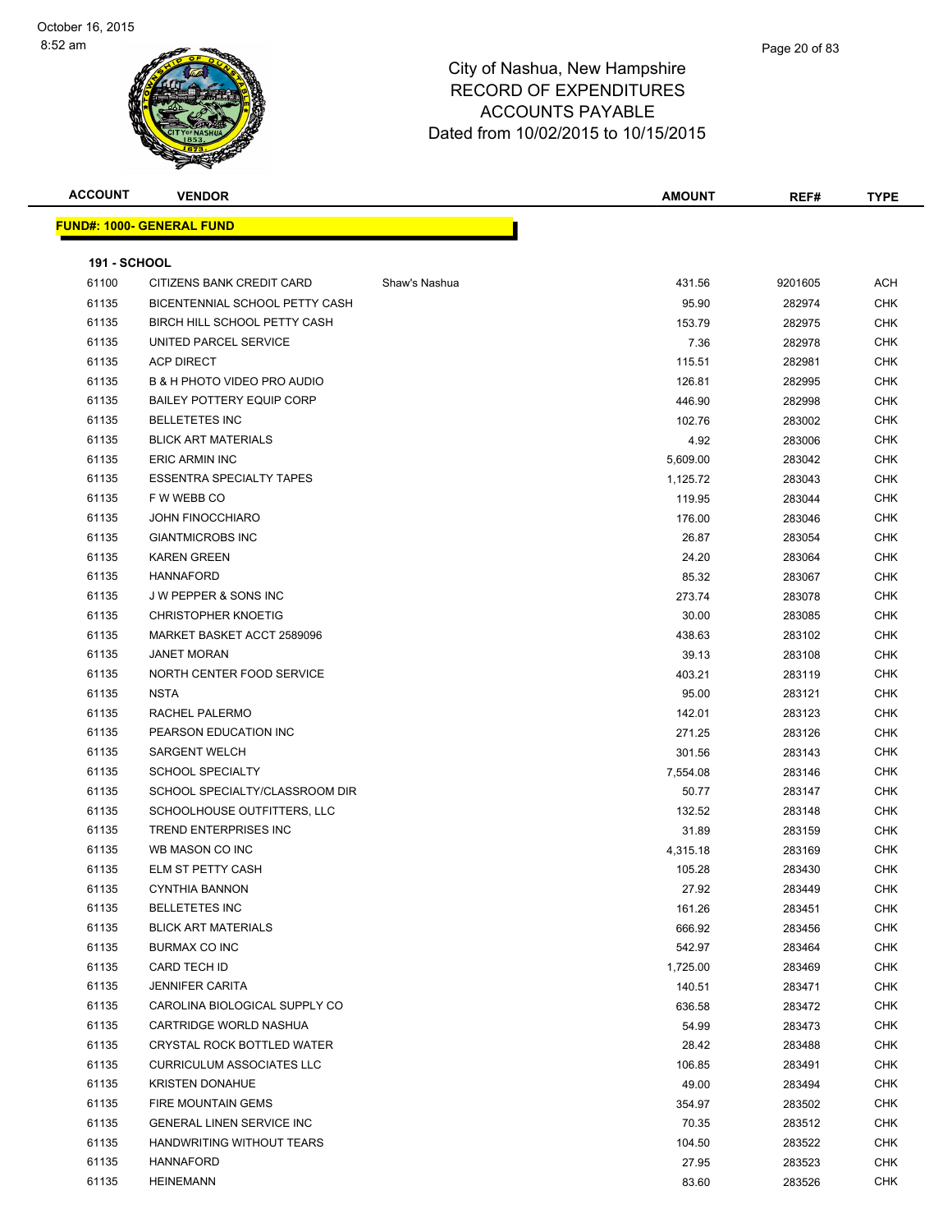# City of Nashua, New Hampshire
# RECORD OF EXPENDITURES
# ACCOUNTS PAYABLE
# Dated from 10/02/2015 to 10/15/2015

October 16, 2015
8:52 am

| ACCOUNT | VENDOR | | AMOUNT | REF# | TYPE |
|---|---|---|---|---|---|

**FUND#: 1000- GENERAL FUND**

**191 - SCHOOL**

| ACCOUNT | VENDOR | | AMOUNT | REF# | TYPE |
|---|---|---|---|---|---|
| 61100 | CITIZENS BANK CREDIT CARD | Shaw's Nashua | 431.56 | 9201605 | ACH |
| 61135 | BICENTENNIAL SCHOOL PETTY CASH | | 95.90 | 282974 | CHK |
| 61135 | BIRCH HILL SCHOOL PETTY CASH | | 153.79 | 282975 | CHK |
| 61135 | UNITED PARCEL SERVICE | | 7.36 | 282978 | CHK |
| 61135 | ACP DIRECT | | 115.51 | 282981 | CHK |
| 61135 | B & H PHOTO VIDEO PRO AUDIO | | 126.81 | 282995 | CHK |
| 61135 | BAILEY POTTERY EQUIP CORP | | 446.90 | 282998 | CHK |
| 61135 | BELLETETES INC | | 102.76 | 283002 | CHK |
| 61135 | BLICK ART MATERIALS | | 4.92 | 283006 | CHK |
| 61135 | ERIC ARMIN INC | | 5,609.00 | 283042 | CHK |
| 61135 | ESSENTRA SPECIALTY TAPES | | 1,125.72 | 283043 | CHK |
| 61135 | F W WEBB CO | | 119.95 | 283044 | CHK |
| 61135 | JOHN FINOCCHIARO | | 176.00 | 283046 | CHK |
| 61135 | GIANTMICROBS INC | | 26.87 | 283054 | CHK |
| 61135 | KAREN GREEN | | 24.20 | 283064 | CHK |
| 61135 | HANNAFORD | | 85.32 | 283067 | CHK |
| 61135 | J W PEPPER & SONS INC | | 273.74 | 283078 | CHK |
| 61135 | CHRISTOPHER KNOETIG | | 30.00 | 283085 | CHK |
| 61135 | MARKET BASKET ACCT 2589096 | | 438.63 | 283102 | CHK |
| 61135 | JANET MORAN | | 39.13 | 283108 | CHK |
| 61135 | NORTH CENTER FOOD SERVICE | | 403.21 | 283119 | CHK |
| 61135 | NSTA | | 95.00 | 283121 | CHK |
| 61135 | RACHEL PALERMO | | 142.01 | 283123 | CHK |
| 61135 | PEARSON EDUCATION INC | | 271.25 | 283126 | CHK |
| 61135 | SARGENT WELCH | | 301.56 | 283143 | CHK |
| 61135 | SCHOOL SPECIALTY | | 7,554.08 | 283146 | CHK |
| 61135 | SCHOOL SPECIALTY/CLASSROOM DIR | | 50.77 | 283147 | CHK |
| 61135 | SCHOOLHOUSE OUTFITTERS, LLC | | 132.52 | 283148 | CHK |
| 61135 | TREND ENTERPRISES INC | | 31.89 | 283159 | CHK |
| 61135 | WB MASON CO INC | | 4,315.18 | 283169 | CHK |
| 61135 | ELM ST PETTY CASH | | 105.28 | 283430 | CHK |
| 61135 | CYNTHIA BANNON | | 27.92 | 283449 | CHK |
| 61135 | BELLETETES INC | | 161.26 | 283451 | CHK |
| 61135 | BLICK ART MATERIALS | | 666.92 | 283456 | CHK |
| 61135 | BURMAX CO INC | | 542.97 | 283464 | CHK |
| 61135 | CARD TECH ID | | 1,725.00 | 283469 | CHK |
| 61135 | JENNIFER CARITA | | 140.51 | 283471 | CHK |
| 61135 | CAROLINA BIOLOGICAL SUPPLY CO | | 636.58 | 283472 | CHK |
| 61135 | CARTRIDGE WORLD NASHUA | | 54.99 | 283473 | CHK |
| 61135 | CRYSTAL ROCK BOTTLED WATER | | 28.42 | 283488 | CHK |
| 61135 | CURRICULUM ASSOCIATES LLC | | 106.85 | 283491 | CHK |
| 61135 | KRISTEN DONAHUE | | 49.00 | 283494 | CHK |
| 61135 | FIRE MOUNTAIN GEMS | | 354.97 | 283502 | CHK |
| 61135 | GENERAL LINEN SERVICE INC | | 70.35 | 283512 | CHK |
| 61135 | HANDWRITING WITHOUT TEARS | | 104.50 | 283522 | CHK |
| 61135 | HANNAFORD | | 27.95 | 283523 | CHK |
| 61135 | HEINEMANN | | 83.60 | 283526 | CHK |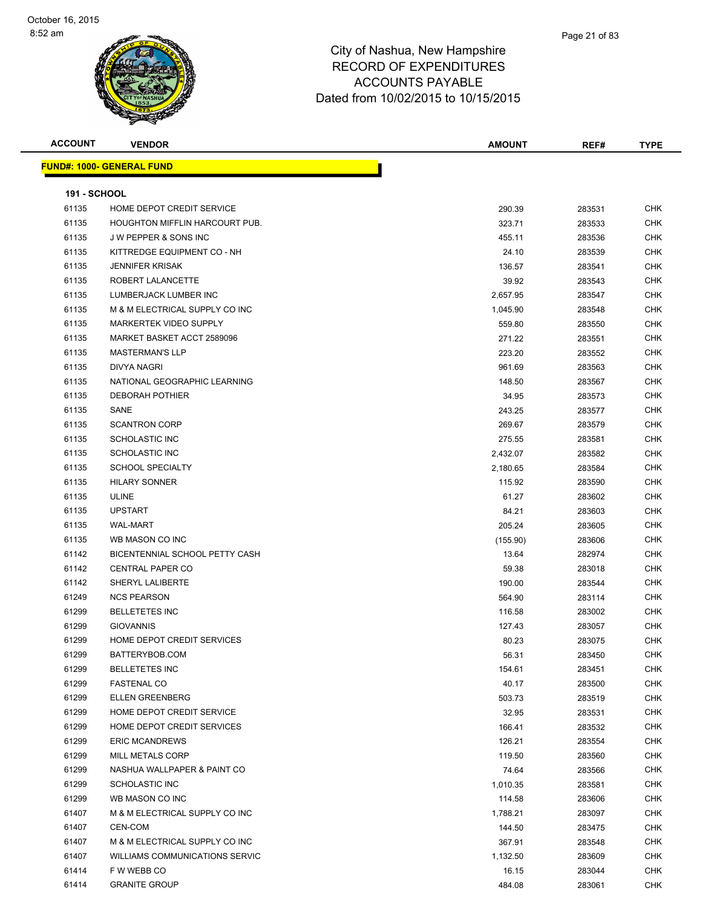City of Nashua, New Hampshire
RECORD OF EXPENDITURES
ACCOUNTS PAYABLE
Dated from 10/02/2015 to 10/15/2015

| ACCOUNT | VENDOR | AMOUNT | REF# | TYPE |
|---|---|---|---|---|

**FUND#: 1000- GENERAL FUND**

**191 - SCHOOL**

| ACCOUNT | VENDOR | AMOUNT | REF# | TYPE |
|---|---|---|---|---|
| 61135 | HOME DEPOT CREDIT SERVICE | 290.39 | 283531 | CHK |
| 61135 | HOUGHTON MIFFLIN HARCOURT PUB. | 323.71 | 283533 | CHK |
| 61135 | J W PEPPER & SONS INC | 455.11 | 283536 | CHK |
| 61135 | KITTREDGE EQUIPMENT CO - NH | 24.10 | 283539 | CHK |
| 61135 | JENNIFER KRISAK | 136.57 | 283541 | CHK |
| 61135 | ROBERT LALANCETTE | 39.92 | 283543 | CHK |
| 61135 | LUMBERJACK LUMBER INC | 2,657.95 | 283547 | CHK |
| 61135 | M & M ELECTRICAL SUPPLY CO INC | 1,045.90 | 283548 | CHK |
| 61135 | MARKERTEK VIDEO SUPPLY | 559.80 | 283550 | CHK |
| 61135 | MARKET BASKET ACCT 2589096 | 271.22 | 283551 | CHK |
| 61135 | MASTERMAN'S LLP | 223.20 | 283552 | CHK |
| 61135 | DIVYA NAGRI | 961.69 | 283563 | CHK |
| 61135 | NATIONAL GEOGRAPHIC LEARNING | 148.50 | 283567 | CHK |
| 61135 | DEBORAH POTHIER | 34.95 | 283573 | CHK |
| 61135 | SANE | 243.25 | 283577 | CHK |
| 61135 | SCANTRON CORP | 269.67 | 283579 | CHK |
| 61135 | SCHOLASTIC INC | 275.55 | 283581 | CHK |
| 61135 | SCHOLASTIC INC | 2,432.07 | 283582 | CHK |
| 61135 | SCHOOL SPECIALTY | 2,180.65 | 283584 | CHK |
| 61135 | HILARY SONNER | 115.92 | 283590 | CHK |
| 61135 | ULINE | 61.27 | 283602 | CHK |
| 61135 | UPSTART | 84.21 | 283603 | CHK |
| 61135 | WAL-MART | 205.24 | 283605 | CHK |
| 61135 | WB MASON CO INC | (155.90) | 283606 | CHK |
| 61142 | BICENTENNIAL SCHOOL PETTY CASH | 13.64 | 282974 | CHK |
| 61142 | CENTRAL PAPER CO | 59.38 | 283018 | CHK |
| 61142 | SHERYL LALIBERTE | 190.00 | 283544 | CHK |
| 61249 | NCS PEARSON | 564.90 | 283114 | CHK |
| 61299 | BELLETETES INC | 116.58 | 283002 | CHK |
| 61299 | GIOVANNIS | 127.43 | 283057 | CHK |
| 61299 | HOME DEPOT CREDIT SERVICES | 80.23 | 283075 | CHK |
| 61299 | BATTERYBOB.COM | 56.31 | 283450 | CHK |
| 61299 | BELLETETES INC | 154.61 | 283451 | CHK |
| 61299 | FASTENAL CO | 40.17 | 283500 | CHK |
| 61299 | ELLEN GREENBERG | 503.73 | 283519 | CHK |
| 61299 | HOME DEPOT CREDIT SERVICE | 32.95 | 283531 | CHK |
| 61299 | HOME DEPOT CREDIT SERVICES | 166.41 | 283532 | CHK |
| 61299 | ERIC MCANDREWS | 126.21 | 283554 | CHK |
| 61299 | MILL METALS CORP | 119.50 | 283560 | CHK |
| 61299 | NASHUA WALLPAPER & PAINT CO | 74.64 | 283566 | CHK |
| 61299 | SCHOLASTIC INC | 1,010.35 | 283581 | CHK |
| 61299 | WB MASON CO INC | 114.58 | 283606 | CHK |
| 61407 | M & M ELECTRICAL SUPPLY CO INC | 1,788.21 | 283097 | CHK |
| 61407 | CEN-COM | 144.50 | 283475 | CHK |
| 61407 | M & M ELECTRICAL SUPPLY CO INC | 367.91 | 283548 | CHK |
| 61407 | WILLIAMS COMMUNICATIONS SERVIC | 1,132.50 | 283609 | CHK |
| 61414 | F W WEBB CO | 16.15 | 283044 | CHK |
| 61414 | GRANITE GROUP | 484.08 | 283061 | CHK |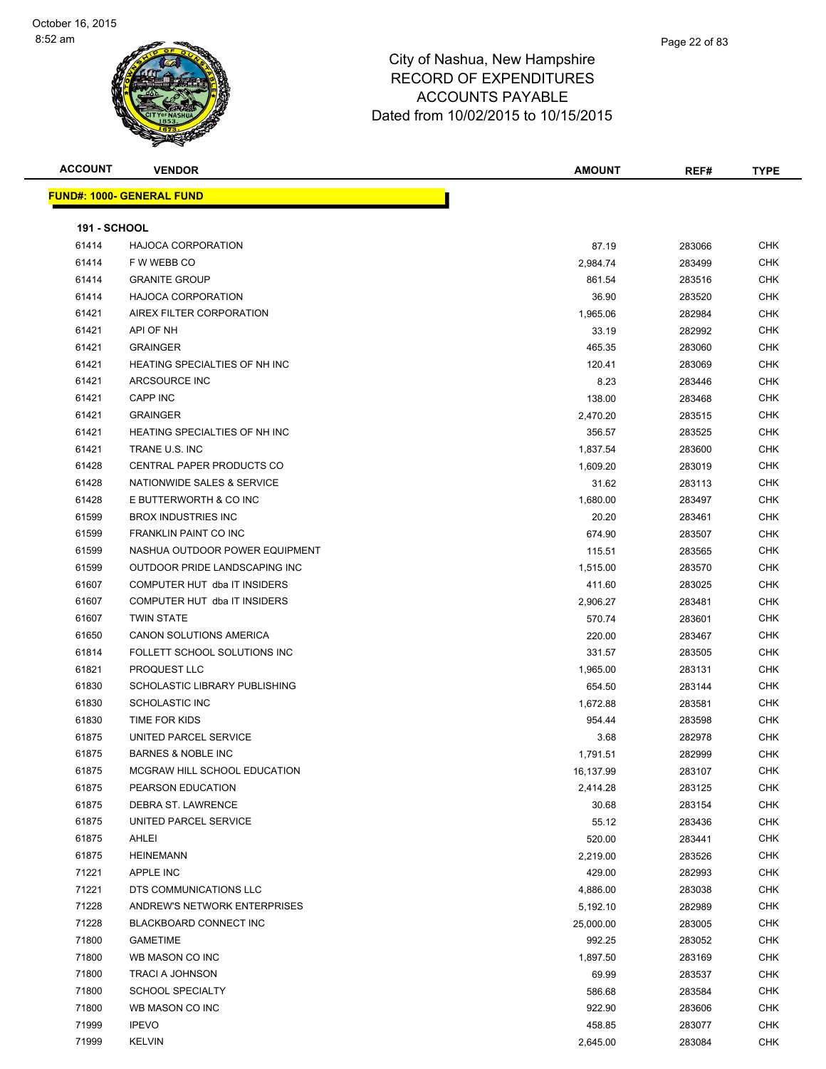City of Nashua, New Hampshire
RECORD OF EXPENDITURES
ACCOUNTS PAYABLE
Dated from 10/02/2015 to 10/15/2015

| ACCOUNT | VENDOR | AMOUNT | REF# | TYPE |
|---|---|---|---|---|

**FUND#: 1000- GENERAL FUND**

**191 - SCHOOL**

| ACCOUNT | VENDOR | AMOUNT | REF# | TYPE |
|---|---|---|---|---|
| 61414 | HAJOCA CORPORATION | 87.19 | 283066 | CHK |
| 61414 | F W WEBB CO | 2,984.74 | 283499 | CHK |
| 61414 | GRANITE GROUP | 861.54 | 283516 | CHK |
| 61414 | HAJOCA CORPORATION | 36.90 | 283520 | CHK |
| 61421 | AIREX FILTER CORPORATION | 1,965.06 | 282984 | CHK |
| 61421 | API OF NH | 33.19 | 282992 | CHK |
| 61421 | GRAINGER | 465.35 | 283060 | CHK |
| 61421 | HEATING SPECIALTIES OF NH INC | 120.41 | 283069 | CHK |
| 61421 | ARCSOURCE INC | 8.23 | 283446 | CHK |
| 61421 | CAPP INC | 138.00 | 283468 | CHK |
| 61421 | GRAINGER | 2,470.20 | 283515 | CHK |
| 61421 | HEATING SPECIALTIES OF NH INC | 356.57 | 283525 | CHK |
| 61421 | TRANE U.S. INC | 1,837.54 | 283600 | CHK |
| 61428 | CENTRAL PAPER PRODUCTS CO | 1,609.20 | 283019 | CHK |
| 61428 | NATIONWIDE SALES & SERVICE | 31.62 | 283113 | CHK |
| 61428 | E BUTTERWORTH & CO INC | 1,680.00 | 283497 | CHK |
| 61599 | BROX INDUSTRIES INC | 20.20 | 283461 | CHK |
| 61599 | FRANKLIN PAINT CO INC | 674.90 | 283507 | CHK |
| 61599 | NASHUA OUTDOOR POWER EQUIPMENT | 115.51 | 283565 | CHK |
| 61599 | OUTDOOR PRIDE LANDSCAPING INC | 1,515.00 | 283570 | CHK |
| 61607 | COMPUTER HUT dba IT INSIDERS | 411.60 | 283025 | CHK |
| 61607 | COMPUTER HUT dba IT INSIDERS | 2,906.27 | 283481 | CHK |
| 61607 | TWIN STATE | 570.74 | 283601 | CHK |
| 61650 | CANON SOLUTIONS AMERICA | 220.00 | 283467 | CHK |
| 61814 | FOLLETT SCHOOL SOLUTIONS INC | 331.57 | 283505 | CHK |
| 61821 | PROQUEST LLC | 1,965.00 | 283131 | CHK |
| 61830 | SCHOLASTIC LIBRARY PUBLISHING | 654.50 | 283144 | CHK |
| 61830 | SCHOLASTIC INC | 1,672.88 | 283581 | CHK |
| 61830 | TIME FOR KIDS | 954.44 | 283598 | CHK |
| 61875 | UNITED PARCEL SERVICE | 3.68 | 282978 | CHK |
| 61875 | BARNES & NOBLE INC | 1,791.51 | 282999 | CHK |
| 61875 | MCGRAW HILL SCHOOL EDUCATION | 16,137.99 | 283107 | CHK |
| 61875 | PEARSON EDUCATION | 2,414.28 | 283125 | CHK |
| 61875 | DEBRA ST. LAWRENCE | 30.68 | 283154 | CHK |
| 61875 | UNITED PARCEL SERVICE | 55.12 | 283436 | CHK |
| 61875 | AHLEI | 520.00 | 283441 | CHK |
| 61875 | HEINEMANN | 2,219.00 | 283526 | CHK |
| 71221 | APPLE INC | 429.00 | 282993 | CHK |
| 71221 | DTS COMMUNICATIONS LLC | 4,886.00 | 283038 | CHK |
| 71228 | ANDREW'S NETWORK ENTERPRISES | 5,192.10 | 282989 | CHK |
| 71228 | BLACKBOARD CONNECT INC | 25,000.00 | 283005 | CHK |
| 71800 | GAMETIME | 992.25 | 283052 | CHK |
| 71800 | WB MASON CO INC | 1,897.50 | 283169 | CHK |
| 71800 | TRACI A JOHNSON | 69.99 | 283537 | CHK |
| 71800 | SCHOOL SPECIALTY | 586.68 | 283584 | CHK |
| 71800 | WB MASON CO INC | 922.90 | 283606 | CHK |
| 71999 | IPEVO | 458.85 | 283077 | CHK |
| 71999 | KELVIN | 2,645.00 | 283084 | CHK |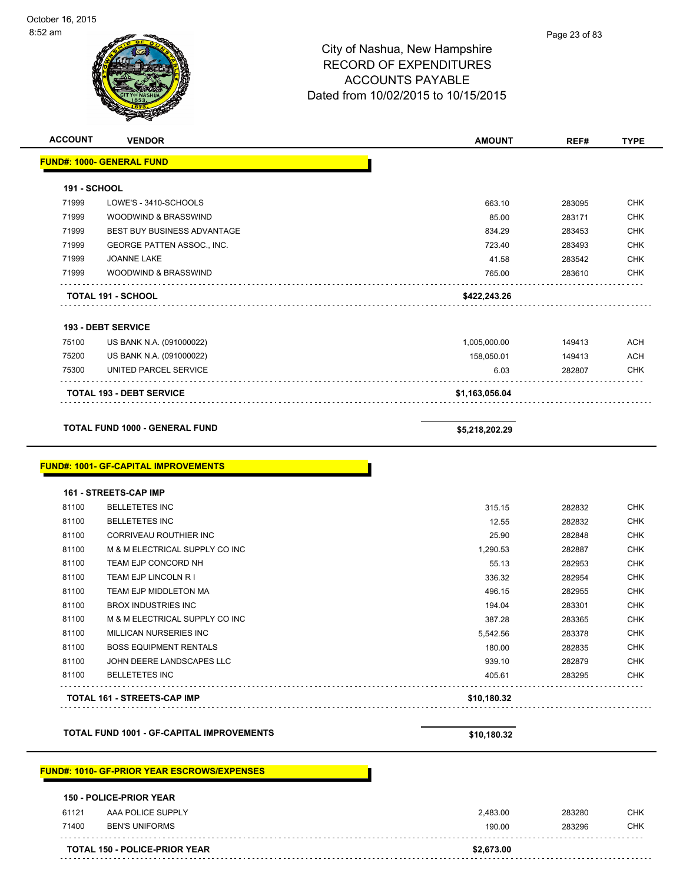City of Nashua, New Hampshire
RECORD OF EXPENDITURES
ACCOUNTS PAYABLE
Dated from 10/02/2015 to 10/15/2015

October 16, 2015
8:52 am

| ACCOUNT | VENDOR | AMOUNT | REF# | TYPE |
|---|---|---|---|---|
| **FUND#: 1000- GENERAL FUND** | | | | |
| **191 - SCHOOL** | | | | |
| 71999 | LOWE'S - 3410-SCHOOLS | 663.10 | 283095 | CHK |
| 71999 | WOODWIND & BRASSWIND | 85.00 | 283171 | CHK |
| 71999 | BEST BUY BUSINESS ADVANTAGE | 834.29 | 283453 | CHK |
| 71999 | GEORGE PATTEN ASSOC., INC. | 723.40 | 283493 | CHK |
| 71999 | JOANNE LAKE | 41.58 | 283542 | CHK |
| 71999 | WOODWIND & BRASSWIND | 765.00 | 283610 | CHK |
| **TOTAL 191 - SCHOOL** | | **$422,243.26** | | |
| **193 - DEBT SERVICE** | | | | |
| 75100 | US BANK N.A. (091000022) | 1,005,000.00 | 149413 | ACH |
| 75200 | US BANK N.A. (091000022) | 158,050.01 | 149413 | ACH |
| 75300 | UNITED PARCEL SERVICE | 6.03 | 282807 | CHK |
| **TOTAL 193 - DEBT SERVICE** | | **$1,163,056.04** | | |
| **TOTAL FUND 1000 - GENERAL FUND** | | **$5,218,202.29** | | |
| **FUND#: 1001- GF-CAPITAL IMPROVEMENTS** | | | | |
| **161 - STREETS-CAP IMP** | | | | |
| 81100 | BELLETETES INC | 315.15 | 282832 | CHK |
| 81100 | BELLETETES INC | 12.55 | 282832 | CHK |
| 81100 | CORRIVEAU ROUTHIER INC | 25.90 | 282848 | CHK |
| 81100 | M & M ELECTRICAL SUPPLY CO INC | 1,290.53 | 282887 | CHK |
| 81100 | TEAM EJP CONCORD NH | 55.13 | 282953 | CHK |
| 81100 | TEAM EJP LINCOLN R I | 336.32 | 282954 | CHK |
| 81100 | TEAM EJP MIDDLETON MA | 496.15 | 282955 | CHK |
| 81100 | BROX INDUSTRIES INC | 194.04 | 283301 | CHK |
| 81100 | M & M ELECTRICAL SUPPLY CO INC | 387.28 | 283365 | CHK |
| 81100 | MILLICAN NURSERIES INC | 5,542.56 | 283378 | CHK |
| 81100 | BOSS EQUIPMENT RENTALS | 180.00 | 282835 | CHK |
| 81100 | JOHN DEERE LANDSCAPES LLC | 939.10 | 282879 | CHK |
| 81100 | BELLETETES INC | 405.61 | 283295 | CHK |
| **TOTAL 161 - STREETS-CAP IMP** | | **$10,180.32** | | |
| **TOTAL FUND 1001 - GF-CAPITAL IMPROVEMENTS** | | **$10,180.32** | | |
| **FUND#: 1010- GF-PRIOR YEAR ESCROWS/EXPENSES** | | | | |
| **150 - POLICE-PRIOR YEAR** | | | | |
| 61121 | AAA POLICE SUPPLY | 2,483.00 | 283280 | CHK |
| 71400 | BEN'S UNIFORMS | 190.00 | 283296 | CHK |
| **TOTAL 150 - POLICE-PRIOR YEAR** | | **$2,673.00** | | |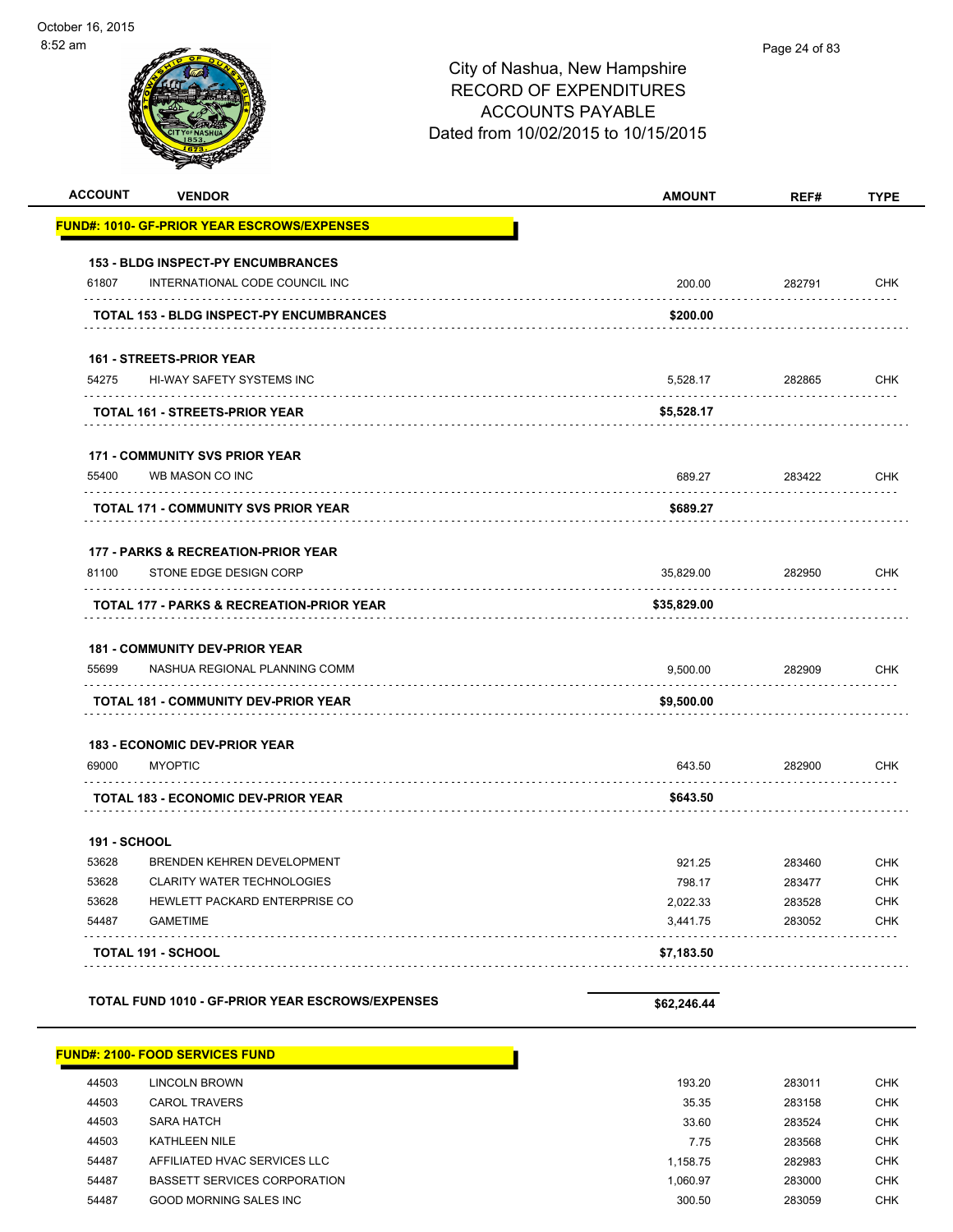City of Nashua, New Hampshire
RECORD OF EXPENDITURES
ACCOUNTS PAYABLE
Dated from 10/02/2015 to 10/15/2015

| ACCOUNT | VENDOR | AMOUNT | REF# | TYPE |
|---|---|---|---|---|
| **FUND#: 1010- GF-PRIOR YEAR ESCROWS/EXPENSES** | | | | |
| **153 - BLDG INSPECT-PY ENCUMBRANCES** | | | | |
| 61807 | INTERNATIONAL CODE COUNCIL INC | 200.00 | 282791 | CHK |
| | **TOTAL 153 - BLDG INSPECT-PY ENCUMBRANCES** | **$200.00** | | |
| **161 - STREETS-PRIOR YEAR** | | | | |
| 54275 | HI-WAY SAFETY SYSTEMS INC | 5,528.17 | 282865 | CHK |
| | **TOTAL 161 - STREETS-PRIOR YEAR** | **$5,528.17** | | |
| **171 - COMMUNITY SVS PRIOR YEAR** | | | | |
| 55400 | WB MASON CO INC | 689.27 | 283422 | CHK |
| | **TOTAL 171 - COMMUNITY SVS PRIOR YEAR** | **$689.27** | | |
| **177 - PARKS & RECREATION-PRIOR YEAR** | | | | |
| 81100 | STONE EDGE DESIGN CORP | 35,829.00 | 282950 | CHK |
| | **TOTAL 177 - PARKS & RECREATION-PRIOR YEAR** | **$35,829.00** | | |
| **181 - COMMUNITY DEV-PRIOR YEAR** | | | | |
| 55699 | NASHUA REGIONAL PLANNING COMM | 9,500.00 | 282909 | CHK |
| | **TOTAL 181 - COMMUNITY DEV-PRIOR YEAR** | **$9,500.00** | | |
| **183 - ECONOMIC DEV-PRIOR YEAR** | | | | |
| 69000 | MYOPTIC | 643.50 | 282900 | CHK |
| | **TOTAL 183 - ECONOMIC DEV-PRIOR YEAR** | **$643.50** | | |
| **191 - SCHOOL** | | | | |
| 53628 | BRENDEN KEHREN DEVELOPMENT | 921.25 | 283460 | CHK |
| 53628 | CLARITY WATER TECHNOLOGIES | 798.17 | 283477 | CHK |
| 53628 | HEWLETT PACKARD ENTERPRISE CO | 2,022.33 | 283528 | CHK |
| 54487 | GAMETIME | 3,441.75 | 283052 | CHK |
| | **TOTAL 191 - SCHOOL** | **$7,183.50** | | |
| | **TOTAL FUND 1010 - GF-PRIOR YEAR ESCROWS/EXPENSES** | **$62,246.44** | | |
| **FUND#: 2100- FOOD SERVICES FUND** | | | | |
| 44503 | LINCOLN BROWN | 193.20 | 283011 | CHK |
| 44503 | CAROL TRAVERS | 35.35 | 283158 | CHK |
| 44503 | SARA HATCH | 33.60 | 283524 | CHK |
| 44503 | KATHLEEN NILE | 7.75 | 283568 | CHK |
| 54487 | AFFILIATED HVAC SERVICES LLC | 1,158.75 | 282983 | CHK |
| 54487 | BASSETT SERVICES CORPORATION | 1,060.97 | 283000 | CHK |
| 54487 | GOOD MORNING SALES INC | 300.50 | 283059 | CHK |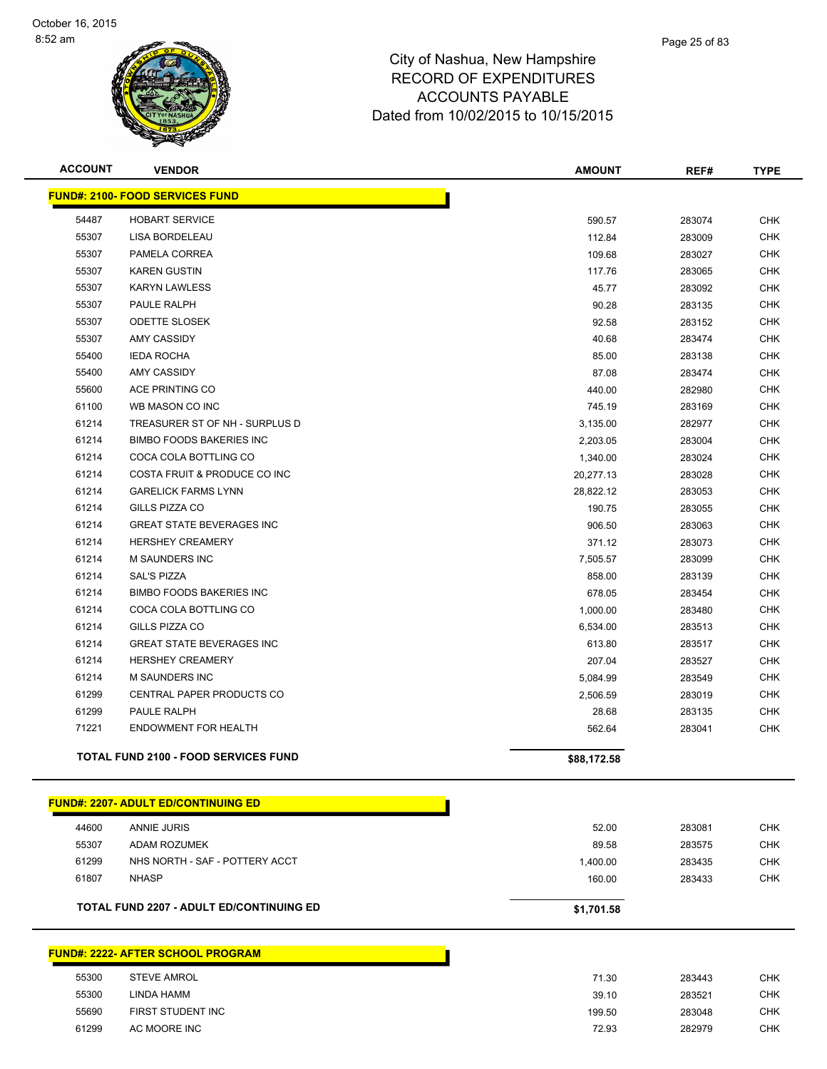City of Nashua, New Hampshire
RECORD OF EXPENDITURES
ACCOUNTS PAYABLE
Dated from 10/02/2015 to 10/15/2015

October 16, 2015
8:52 am

| ACCOUNT | VENDOR | AMOUNT | REF# | TYPE |
|---|---|---|---|---|
| **FUND#: 2100- FOOD SERVICES FUND** | | | | |
| 54487 | HOBART SERVICE | 590.57 | 283074 | CHK |
| 55307 | LISA BORDELEAU | 112.84 | 283009 | CHK |
| 55307 | PAMELA CORREA | 109.68 | 283027 | CHK |
| 55307 | KAREN GUSTIN | 117.76 | 283065 | CHK |
| 55307 | KARYN LAWLESS | 45.77 | 283092 | CHK |
| 55307 | PAULE RALPH | 90.28 | 283135 | CHK |
| 55307 | ODETTE SLOSEK | 92.58 | 283152 | CHK |
| 55307 | AMY CASSIDY | 40.68 | 283474 | CHK |
| 55400 | IEDA ROCHA | 85.00 | 283138 | CHK |
| 55400 | AMY CASSIDY | 87.08 | 283474 | CHK |
| 55600 | ACE PRINTING CO | 440.00 | 282980 | CHK |
| 61100 | WB MASON CO INC | 745.19 | 283169 | CHK |
| 61214 | TREASURER ST OF NH - SURPLUS D | 3,135.00 | 282977 | CHK |
| 61214 | BIMBO FOODS BAKERIES INC | 2,203.05 | 283004 | CHK |
| 61214 | COCA COLA BOTTLING CO | 1,340.00 | 283024 | CHK |
| 61214 | COSTA FRUIT & PRODUCE CO INC | 20,277.13 | 283028 | CHK |
| 61214 | GARELICK FARMS LYNN | 28,822.12 | 283053 | CHK |
| 61214 | GILLS PIZZA CO | 190.75 | 283055 | CHK |
| 61214 | GREAT STATE BEVERAGES INC | 906.50 | 283063 | CHK |
| 61214 | HERSHEY CREAMERY | 371.12 | 283073 | CHK |
| 61214 | M SAUNDERS INC | 7,505.57 | 283099 | CHK |
| 61214 | SAL'S PIZZA | 858.00 | 283139 | CHK |
| 61214 | BIMBO FOODS BAKERIES INC | 678.05 | 283454 | CHK |
| 61214 | COCA COLA BOTTLING CO | 1,000.00 | 283480 | CHK |
| 61214 | GILLS PIZZA CO | 6,534.00 | 283513 | CHK |
| 61214 | GREAT STATE BEVERAGES INC | 613.80 | 283517 | CHK |
| 61214 | HERSHEY CREAMERY | 207.04 | 283527 | CHK |
| 61214 | M SAUNDERS INC | 5,084.99 | 283549 | CHK |
| 61299 | CENTRAL PAPER PRODUCTS CO | 2,506.59 | 283019 | CHK |
| 61299 | PAULE RALPH | 28.68 | 283135 | CHK |
| 71221 | ENDOWMENT FOR HEALTH | 562.64 | 283041 | CHK |
| **TOTAL FUND 2100 - FOOD SERVICES FUND** | | **$88,172.58** | | |
| **FUND#: 2207- ADULT ED/CONTINUING ED** | | | | |
| 44600 | ANNIE JURIS | 52.00 | 283081 | CHK |
| 55307 | ADAM ROZUMEK | 89.58 | 283575 | CHK |
| 61299 | NHS NORTH - SAF - POTTERY ACCT | 1,400.00 | 283435 | CHK |
| 61807 | NHASP | 160.00 | 283433 | CHK |
| **TOTAL FUND 2207 - ADULT ED/CONTINUING ED** | | **$1,701.58** | | |
| **FUND#: 2222- AFTER SCHOOL PROGRAM** | | | | |
| 55300 | STEVE AMROL | 71.30 | 283443 | CHK |
| 55300 | LINDA HAMM | 39.10 | 283521 | CHK |
| 55690 | FIRST STUDENT INC | 199.50 | 283048 | CHK |
| 61299 | AC MOORE INC | 72.93 | 282979 | CHK |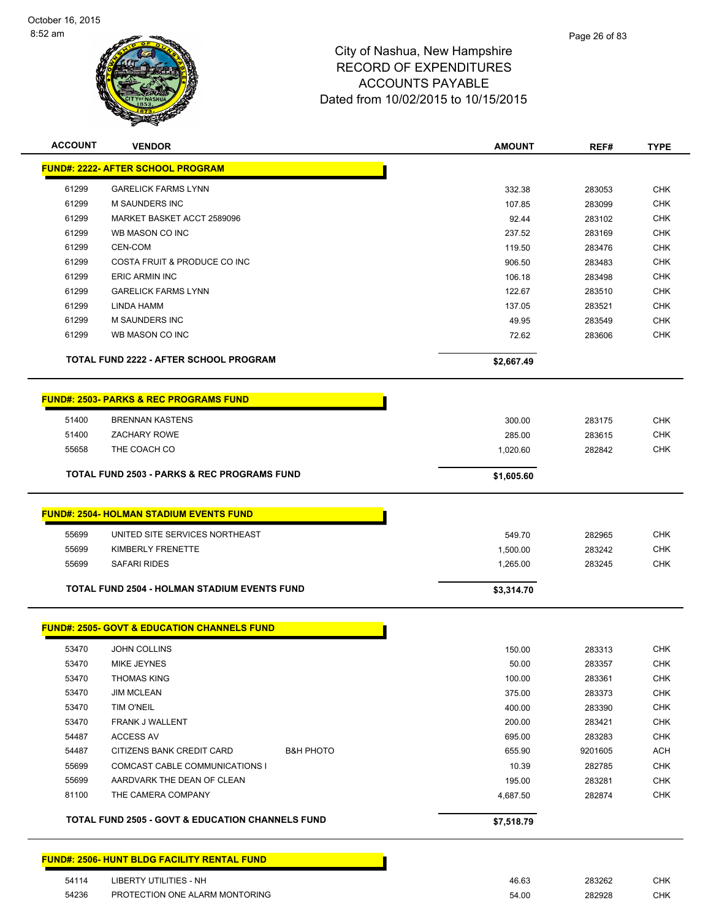# City of Nashua, New Hampshire
## RECORD OF EXPENDITURES
## ACCOUNTS PAYABLE
## Dated from 10/02/2015 to 10/15/2015

October 16, 2015
8:52 am

| ACCOUNT | VENDOR | | AMOUNT | REF# | TYPE |
|---|---|---|---|---|---|
| **FUND#: 2222- AFTER SCHOOL PROGRAM** | | | | | |
| 61299 | GARELICK FARMS LYNN | | 332.38 | 283053 | CHK |
| 61299 | M SAUNDERS INC | | 107.85 | 283099 | CHK |
| 61299 | MARKET BASKET ACCT 2589096 | | 92.44 | 283102 | CHK |
| 61299 | WB MASON CO INC | | 237.52 | 283169 | CHK |
| 61299 | CEN-COM | | 119.50 | 283476 | CHK |
| 61299 | COSTA FRUIT & PRODUCE CO INC | | 906.50 | 283483 | CHK |
| 61299 | ERIC ARMIN INC | | 106.18 | 283498 | CHK |
| 61299 | GARELICK FARMS LYNN | | 122.67 | 283510 | CHK |
| 61299 | LINDA HAMM | | 137.05 | 283521 | CHK |
| 61299 | M SAUNDERS INC | | 49.95 | 283549 | CHK |
| 61299 | WB MASON CO INC | | 72.62 | 283606 | CHK |
| **TOTAL FUND 2222 - AFTER SCHOOL PROGRAM** | | | **$2,667.49** | | |
| **FUND#: 2503- PARKS & REC PROGRAMS FUND** | | | | | |
| 51400 | BRENNAN KASTENS | | 300.00 | 283175 | CHK |
| 51400 | ZACHARY ROWE | | 285.00 | 283615 | CHK |
| 55658 | THE COACH CO | | 1,020.60 | 282842 | CHK |
| **TOTAL FUND 2503 - PARKS & REC PROGRAMS FUND** | | | **$1,605.60** | | |
| **FUND#: 2504- HOLMAN STADIUM EVENTS FUND** | | | | | |
| 55699 | UNITED SITE SERVICES NORTHEAST | | 549.70 | 282965 | CHK |
| 55699 | KIMBERLY FRENETTE | | 1,500.00 | 283242 | CHK |
| 55699 | SAFARI RIDES | | 1,265.00 | 283245 | CHK |
| **TOTAL FUND 2504 - HOLMAN STADIUM EVENTS FUND** | | | **$3,314.70** | | |
| **FUND#: 2505- GOVT & EDUCATION CHANNELS FUND** | | | | | |
| 53470 | JOHN COLLINS | | 150.00 | 283313 | CHK |
| 53470 | MIKE JEYNES | | 50.00 | 283357 | CHK |
| 53470 | THOMAS KING | | 100.00 | 283361 | CHK |
| 53470 | JIM MCLEAN | | 375.00 | 283373 | CHK |
| 53470 | TIM O'NEIL | | 400.00 | 283390 | CHK |
| 53470 | FRANK J WALLENT | | 200.00 | 283421 | CHK |
| 54487 | ACCESS AV | | 695.00 | 283283 | CHK |
| 54487 | CITIZENS BANK CREDIT CARD | B&H PHOTO | 655.90 | 9201605 | ACH |
| 55699 | COMCAST CABLE COMMUNICATIONS I | | 10.39 | 282785 | CHK |
| 55699 | AARDVARK THE DEAN OF CLEAN | | 195.00 | 283281 | CHK |
| 81100 | THE CAMERA COMPANY | | 4,687.50 | 282874 | CHK |
| **TOTAL FUND 2505 - GOVT & EDUCATION CHANNELS FUND** | | | **$7,518.79** | | |
| **FUND#: 2506- HUNT BLDG FACILITY RENTAL FUND** | | | | | |
| 54114 | LIBERTY UTILITIES - NH | | 46.63 | 283262 | CHK |
| 54236 | PROTECTION ONE ALARM MONTORING | | 54.00 | 282928 | CHK |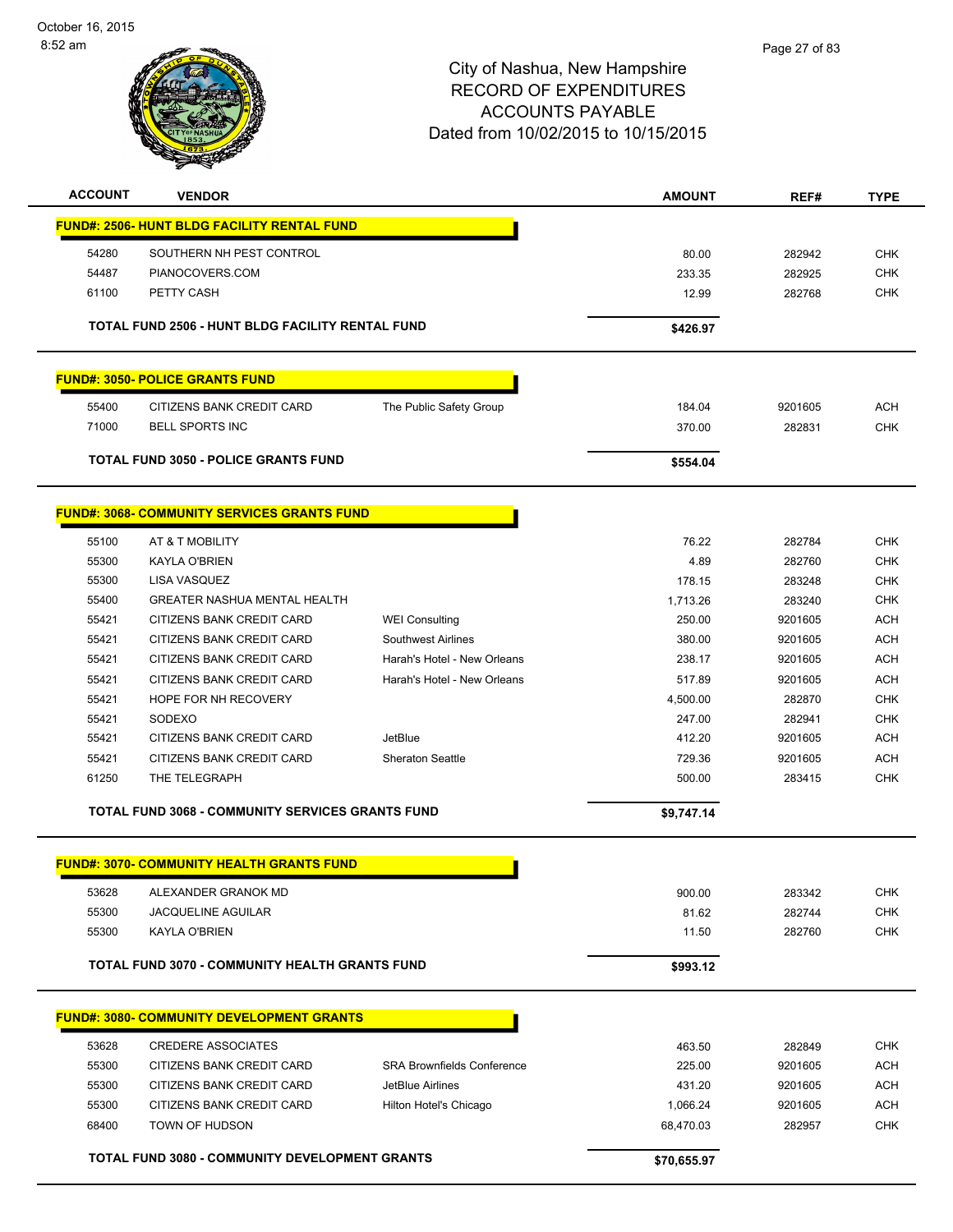City of Nashua, New Hampshire
RECORD OF EXPENDITURES
ACCOUNTS PAYABLE
Dated from 10/02/2015 to 10/15/2015

| ACCOUNT | VENDOR | | AMOUNT | REF# | TYPE |
|---|---|---|---|---|---|
| **FUND#: 2506- HUNT BLDG FACILITY RENTAL FUND** | | | | | |
| 54280 | SOUTHERN NH PEST CONTROL | | 80.00 | 282942 | CHK |
| 54487 | PIANOCOVERS.COM | | 233.35 | 282925 | CHK |
| 61100 | PETTY CASH | | 12.99 | 282768 | CHK |
| | **TOTAL FUND 2506 - HUNT BLDG FACILITY RENTAL FUND** | | **$426.97** | | |
| **FUND#: 3050- POLICE GRANTS FUND** | | | | | |
| 55400 | CITIZENS BANK CREDIT CARD | The Public Safety Group | 184.04 | 9201605 | ACH |
| 71000 | BELL SPORTS INC | | 370.00 | 282831 | CHK |
| | **TOTAL FUND 3050 - POLICE GRANTS FUND** | | **$554.04** | | |
| **FUND#: 3068- COMMUNITY SERVICES GRANTS FUND** | | | | | |
| 55100 | AT & T MOBILITY | | 76.22 | 282784 | CHK |
| 55300 | KAYLA O'BRIEN | | 4.89 | 282760 | CHK |
| 55300 | LISA VASQUEZ | | 178.15 | 283248 | CHK |
| 55400 | GREATER NASHUA MENTAL HEALTH | | 1,713.26 | 283240 | CHK |
| 55421 | CITIZENS BANK CREDIT CARD | WEI Consulting | 250.00 | 9201605 | ACH |
| 55421 | CITIZENS BANK CREDIT CARD | Southwest Airlines | 380.00 | 9201605 | ACH |
| 55421 | CITIZENS BANK CREDIT CARD | Harah's Hotel - New Orleans | 238.17 | 9201605 | ACH |
| 55421 | CITIZENS BANK CREDIT CARD | Harah's Hotel - New Orleans | 517.89 | 9201605 | ACH |
| 55421 | HOPE FOR NH RECOVERY | | 4,500.00 | 282870 | CHK |
| 55421 | SODEXO | | 247.00 | 282941 | CHK |
| 55421 | CITIZENS BANK CREDIT CARD | JetBlue | 412.20 | 9201605 | ACH |
| 55421 | CITIZENS BANK CREDIT CARD | Sheraton Seattle | 729.36 | 9201605 | ACH |
| 61250 | THE TELEGRAPH | | 500.00 | 283415 | CHK |
| | **TOTAL FUND 3068 - COMMUNITY SERVICES GRANTS FUND** | | **$9,747.14** | | |
| **FUND#: 3070- COMMUNITY HEALTH GRANTS FUND** | | | | | |
| 53628 | ALEXANDER GRANOK MD | | 900.00 | 283342 | CHK |
| 55300 | JACQUELINE AGUILAR | | 81.62 | 282744 | CHK |
| 55300 | KAYLA O'BRIEN | | 11.50 | 282760 | CHK |
| | **TOTAL FUND 3070 - COMMUNITY HEALTH GRANTS FUND** | | **$993.12** | | |
| **FUND#: 3080- COMMUNITY DEVELOPMENT GRANTS** | | | | | |
| 53628 | CREDERE ASSOCIATES | | 463.50 | 282849 | CHK |
| 55300 | CITIZENS BANK CREDIT CARD | SRA Brownfields Conference | 225.00 | 9201605 | ACH |
| 55300 | CITIZENS BANK CREDIT CARD | JetBlue Airlines | 431.20 | 9201605 | ACH |
| 55300 | CITIZENS BANK CREDIT CARD | Hilton Hotel's Chicago | 1,066.24 | 9201605 | ACH |
| 68400 | TOWN OF HUDSON | | 68,470.03 | 282957 | CHK |
| | **TOTAL FUND 3080 - COMMUNITY DEVELOPMENT GRANTS** | | **$70,655.97** | | |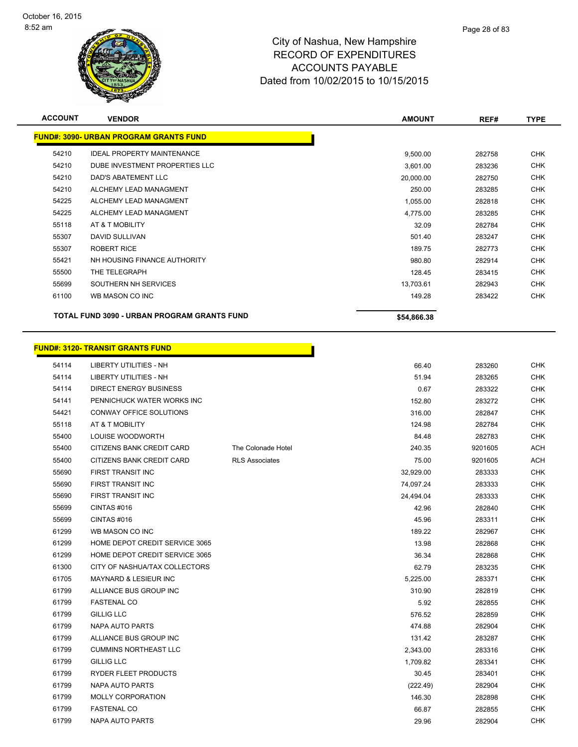City of Nashua, New Hampshire
RECORD OF EXPENDITURES
ACCOUNTS PAYABLE
Dated from 10/02/2015 to 10/15/2015

| ACCOUNT | VENDOR | | AMOUNT | REF# | TYPE |
|---|---|---|---|---|---|
| **FUND#: 3090- URBAN PROGRAM GRANTS FUND** | | | | | |
| 54210 | IDEAL PROPERTY MAINTENANCE | | 9,500.00 | 282758 | CHK |
| 54210 | DUBE INVESTMENT PROPERTIES LLC | | 3,601.00 | 283236 | CHK |
| 54210 | DAD'S ABATEMENT LLC | | 20,000.00 | 282750 | CHK |
| 54210 | ALCHEMY LEAD MANAGMENT | | 250.00 | 283285 | CHK |
| 54225 | ALCHEMY LEAD MANAGMENT | | 1,055.00 | 282818 | CHK |
| 54225 | ALCHEMY LEAD MANAGMENT | | 4,775.00 | 283285 | CHK |
| 55118 | AT & T MOBILITY | | 32.09 | 282784 | CHK |
| 55307 | DAVID SULLIVAN | | 501.40 | 283247 | CHK |
| 55307 | ROBERT RICE | | 189.75 | 282773 | CHK |
| 55421 | NH HOUSING FINANCE AUTHORITY | | 980.80 | 282914 | CHK |
| 55500 | THE TELEGRAPH | | 128.45 | 283415 | CHK |
| 55699 | SOUTHERN NH SERVICES | | 13,703.61 | 282943 | CHK |
| 61100 | WB MASON CO INC | | 149.28 | 283422 | CHK |
| **TOTAL FUND 3090 - URBAN PROGRAM GRANTS FUND** | | | **$54,866.38** | | |

| ACCOUNT | VENDOR | | AMOUNT | REF# | TYPE |
|---|---|---|---|---|---|
| **FUND#: 3120- TRANSIT GRANTS FUND** | | | | | |
| 54114 | LIBERTY UTILITIES - NH | | 66.40 | 283260 | CHK |
| 54114 | LIBERTY UTILITIES - NH | | 51.94 | 283265 | CHK |
| 54114 | DIRECT ENERGY BUSINESS | | 0.67 | 283322 | CHK |
| 54141 | PENNICHUCK WATER WORKS INC | | 152.80 | 283272 | CHK |
| 54421 | CONWAY OFFICE SOLUTIONS | | 316.00 | 282847 | CHK |
| 55118 | AT & T MOBILITY | | 124.98 | 282784 | CHK |
| 55400 | LOUISE WOODWORTH | | 84.48 | 282783 | CHK |
| 55400 | CITIZENS BANK CREDIT CARD | The Colonade Hotel | 240.35 | 9201605 | ACH |
| 55400 | CITIZENS BANK CREDIT CARD | RLS Associates | 75.00 | 9201605 | ACH |
| 55690 | FIRST TRANSIT INC | | 32,929.00 | 283333 | CHK |
| 55690 | FIRST TRANSIT INC | | 74,097.24 | 283333 | CHK |
| 55690 | FIRST TRANSIT INC | | 24,494.04 | 283333 | CHK |
| 55699 | CINTAS #016 | | 42.96 | 282840 | CHK |
| 55699 | CINTAS #016 | | 45.96 | 283311 | CHK |
| 61299 | WB MASON CO INC | | 189.22 | 282967 | CHK |
| 61299 | HOME DEPOT CREDIT SERVICE 3065 | | 13.98 | 282868 | CHK |
| 61299 | HOME DEPOT CREDIT SERVICE 3065 | | 36.34 | 282868 | CHK |
| 61300 | CITY OF NASHUA/TAX COLLECTORS | | 62.79 | 283235 | CHK |
| 61705 | MAYNARD & LESIEUR INC | | 5,225.00 | 283371 | CHK |
| 61799 | ALLIANCE BUS GROUP INC | | 310.90 | 282819 | CHK |
| 61799 | FASTENAL CO | | 5.92 | 282855 | CHK |
| 61799 | GILLIG LLC | | 576.52 | 282859 | CHK |
| 61799 | NAPA AUTO PARTS | | 474.88 | 282904 | CHK |
| 61799 | ALLIANCE BUS GROUP INC | | 131.42 | 283287 | CHK |
| 61799 | CUMMINS NORTHEAST LLC | | 2,343.00 | 283316 | CHK |
| 61799 | GILLIG LLC | | 1,709.82 | 283341 | CHK |
| 61799 | RYDER FLEET PRODUCTS | | 30.45 | 283401 | CHK |
| 61799 | NAPA AUTO PARTS | | (222.49) | 282904 | CHK |
| 61799 | MOLLY CORPORATION | | 146.30 | 282898 | CHK |
| 61799 | FASTENAL CO | | 66.87 | 282855 | CHK |
| 61799 | NAPA AUTO PARTS | | 29.96 | 282904 | CHK |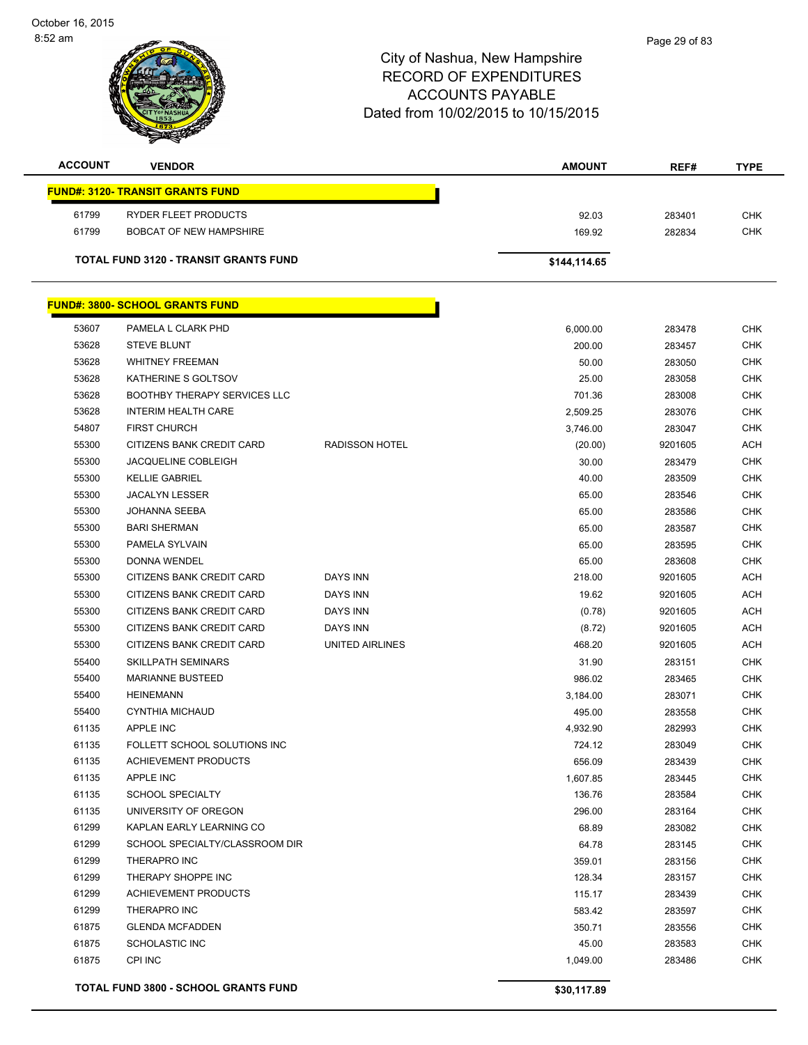October 16, 2015
8:52 am

# City of Nashua, New Hampshire
# RECORD OF EXPENDITURES
# ACCOUNTS PAYABLE
# Dated from 10/02/2015 to 10/15/2015

| ACCOUNT | VENDOR | | AMOUNT | REF# | TYPE |
|---|---|---|---|---|---|
| **FUND#: 3120- TRANSIT GRANTS FUND** | | | | | |
| 61799 | RYDER FLEET PRODUCTS | | 92.03 | 283401 | CHK |
| 61799 | BOBCAT OF NEW HAMPSHIRE | | 169.92 | 282834 | CHK |
| **TOTAL FUND 3120 - TRANSIT GRANTS FUND** | | | **$144,114.65** | | |
| **FUND#: 3800- SCHOOL GRANTS FUND** | | | | | |
| 53607 | PAMELA L CLARK PHD | | 6,000.00 | 283478 | CHK |
| 53628 | STEVE BLUNT | | 200.00 | 283457 | CHK |
| 53628 | WHITNEY FREEMAN | | 50.00 | 283050 | CHK |
| 53628 | KATHERINE S GOLTSOV | | 25.00 | 283058 | CHK |
| 53628 | BOOTHBY THERAPY SERVICES LLC | | 701.36 | 283008 | CHK |
| 53628 | INTERIM HEALTH CARE | | 2,509.25 | 283076 | CHK |
| 54807 | FIRST CHURCH | | 3,746.00 | 283047 | CHK |
| 55300 | CITIZENS BANK CREDIT CARD | RADISSON HOTEL | (20.00) | 9201605 | ACH |
| 55300 | JACQUELINE COBLEIGH | | 30.00 | 283479 | CHK |
| 55300 | KELLIE GABRIEL | | 40.00 | 283509 | CHK |
| 55300 | JACALYN LESSER | | 65.00 | 283546 | CHK |
| 55300 | JOHANNA SEEBA | | 65.00 | 283586 | CHK |
| 55300 | BARI SHERMAN | | 65.00 | 283587 | CHK |
| 55300 | PAMELA SYLVAIN | | 65.00 | 283595 | CHK |
| 55300 | DONNA WENDEL | | 65.00 | 283608 | CHK |
| 55300 | CITIZENS BANK CREDIT CARD | DAYS INN | 218.00 | 9201605 | ACH |
| 55300 | CITIZENS BANK CREDIT CARD | DAYS INN | 19.62 | 9201605 | ACH |
| 55300 | CITIZENS BANK CREDIT CARD | DAYS INN | (0.78) | 9201605 | ACH |
| 55300 | CITIZENS BANK CREDIT CARD | DAYS INN | (8.72) | 9201605 | ACH |
| 55300 | CITIZENS BANK CREDIT CARD | UNITED AIRLINES | 468.20 | 9201605 | ACH |
| 55400 | SKILLPATH SEMINARS | | 31.90 | 283151 | CHK |
| 55400 | MARIANNE BUSTEED | | 986.02 | 283465 | CHK |
| 55400 | HEINEMANN | | 3,184.00 | 283071 | CHK |
| 55400 | CYNTHIA MICHAUD | | 495.00 | 283558 | CHK |
| 61135 | APPLE INC | | 4,932.90 | 282993 | CHK |
| 61135 | FOLLETT SCHOOL SOLUTIONS INC | | 724.12 | 283049 | CHK |
| 61135 | ACHIEVEMENT PRODUCTS | | 656.09 | 283439 | CHK |
| 61135 | APPLE INC | | 1,607.85 | 283445 | CHK |
| 61135 | SCHOOL SPECIALTY | | 136.76 | 283584 | CHK |
| 61135 | UNIVERSITY OF OREGON | | 296.00 | 283164 | CHK |
| 61299 | KAPLAN EARLY LEARNING CO | | 68.89 | 283082 | CHK |
| 61299 | SCHOOL SPECIALTY/CLASSROOM DIR | | 64.78 | 283145 | CHK |
| 61299 | THERAPRO INC | | 359.01 | 283156 | CHK |
| 61299 | THERAPY SHOPPE INC | | 128.34 | 283157 | CHK |
| 61299 | ACHIEVEMENT PRODUCTS | | 115.17 | 283439 | CHK |
| 61299 | THERAPRO INC | | 583.42 | 283597 | CHK |
| 61875 | GLENDA MCFADDEN | | 350.71 | 283556 | CHK |
| 61875 | SCHOLASTIC INC | | 45.00 | 283583 | CHK |
| 61875 | CPI INC | | 1,049.00 | 283486 | CHK |
| **TOTAL FUND 3800 - SCHOOL GRANTS FUND** | | | **$30,117.89** | | |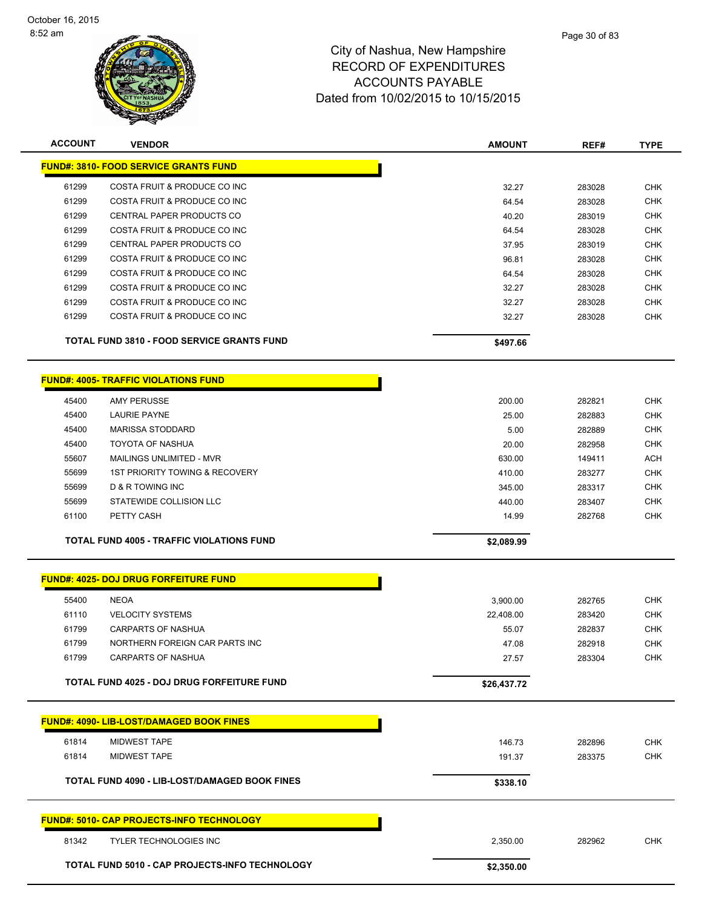City of Nashua, New Hampshire
RECORD OF EXPENDITURES
ACCOUNTS PAYABLE
Dated from 10/02/2015 to 10/15/2015

| ACCOUNT | VENDOR | AMOUNT | REF# | TYPE |
|---|---|---|---|---|
| **FUND#: 3810- FOOD SERVICE GRANTS FUND** | | | | |
| 61299 | COSTA FRUIT & PRODUCE CO INC | 32.27 | 283028 | CHK |
| 61299 | COSTA FRUIT & PRODUCE CO INC | 64.54 | 283028 | CHK |
| 61299 | CENTRAL PAPER PRODUCTS CO | 40.20 | 283019 | CHK |
| 61299 | COSTA FRUIT & PRODUCE CO INC | 64.54 | 283028 | CHK |
| 61299 | CENTRAL PAPER PRODUCTS CO | 37.95 | 283019 | CHK |
| 61299 | COSTA FRUIT & PRODUCE CO INC | 96.81 | 283028 | CHK |
| 61299 | COSTA FRUIT & PRODUCE CO INC | 64.54 | 283028 | CHK |
| 61299 | COSTA FRUIT & PRODUCE CO INC | 32.27 | 283028 | CHK |
| 61299 | COSTA FRUIT & PRODUCE CO INC | 32.27 | 283028 | CHK |
| 61299 | COSTA FRUIT & PRODUCE CO INC | 32.27 | 283028 | CHK |
| **TOTAL FUND 3810 - FOOD SERVICE GRANTS FUND** | | **$497.66** | | |
| **FUND#: 4005- TRAFFIC VIOLATIONS FUND** | | | | |
| 45400 | AMY PERUSSE | 200.00 | 282821 | CHK |
| 45400 | LAURIE PAYNE | 25.00 | 282883 | CHK |
| 45400 | MARISSA STODDARD | 5.00 | 282889 | CHK |
| 45400 | TOYOTA OF NASHUA | 20.00 | 282958 | CHK |
| 55607 | MAILINGS UNLIMITED - MVR | 630.00 | 149411 | ACH |
| 55699 | 1ST PRIORITY TOWING & RECOVERY | 410.00 | 283277 | CHK |
| 55699 | D & R TOWING INC | 345.00 | 283317 | CHK |
| 55699 | STATEWIDE COLLISION LLC | 440.00 | 283407 | CHK |
| 61100 | PETTY CASH | 14.99 | 282768 | CHK |
| **TOTAL FUND 4005 - TRAFFIC VIOLATIONS FUND** | | **$2,089.99** | | |
| **FUND#: 4025- DOJ DRUG FORFEITURE FUND** | | | | |
| 55400 | NEOA | 3,900.00 | 282765 | CHK |
| 61110 | VELOCITY SYSTEMS | 22,408.00 | 283420 | CHK |
| 61799 | CARPARTS OF NASHUA | 55.07 | 282837 | CHK |
| 61799 | NORTHERN FOREIGN CAR PARTS INC | 47.08 | 282918 | CHK |
| 61799 | CARPARTS OF NASHUA | 27.57 | 283304 | CHK |
| **TOTAL FUND 4025 - DOJ DRUG FORFEITURE FUND** | | **$26,437.72** | | |
| **FUND#: 4090- LIB-LOST/DAMAGED BOOK FINES** | | | | |
| 61814 | MIDWEST TAPE | 146.73 | 282896 | CHK |
| 61814 | MIDWEST TAPE | 191.37 | 283375 | CHK |
| **TOTAL FUND 4090 - LIB-LOST/DAMAGED BOOK FINES** | | **$338.10** | | |
| **FUND#: 5010- CAP PROJECTS-INFO TECHNOLOGY** | | | | |
| 81342 | TYLER TECHNOLOGIES INC | 2,350.00 | 282962 | CHK |
| **TOTAL FUND 5010 - CAP PROJECTS-INFO TECHNOLOGY** | | **$2,350.00** | | |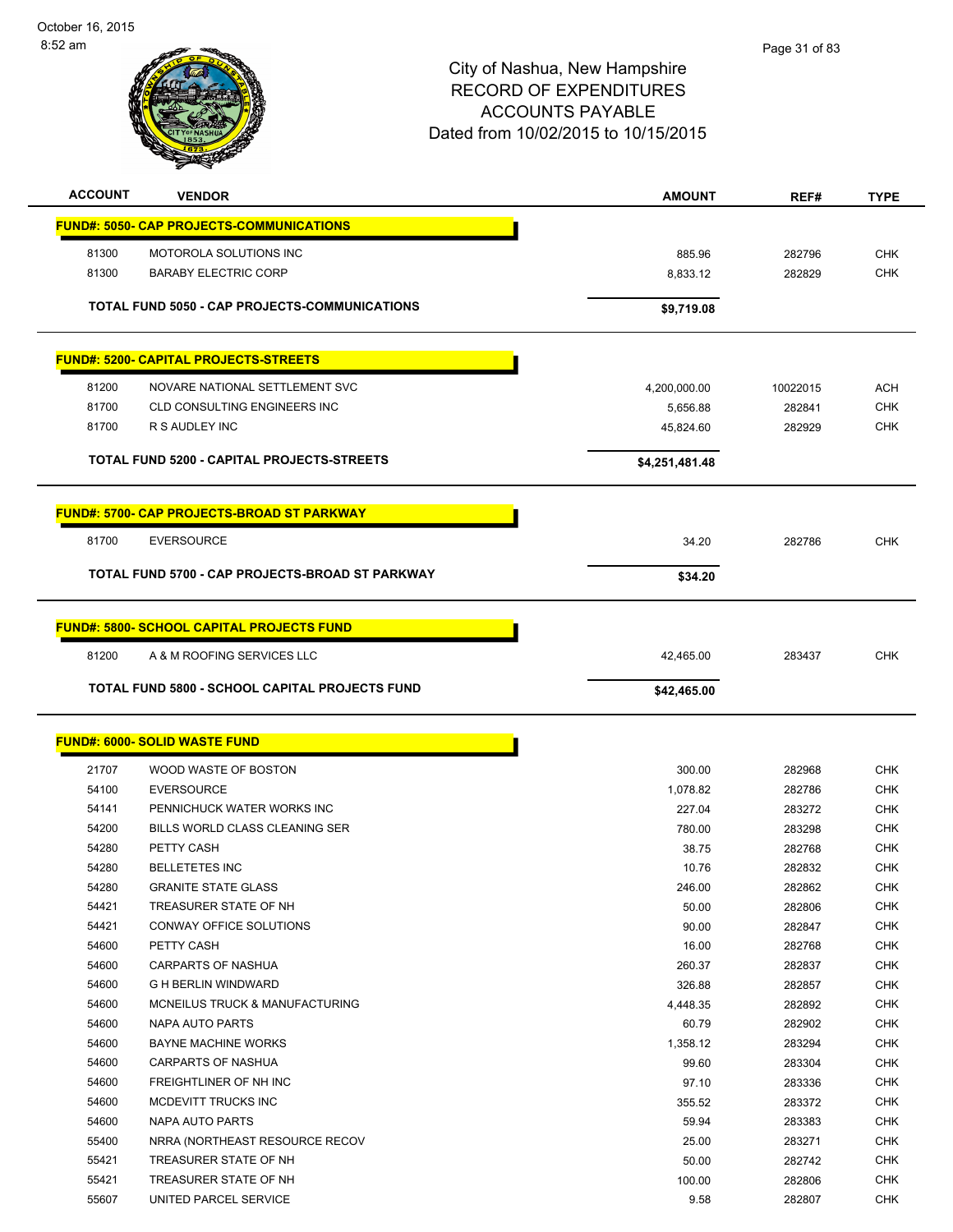October 16, 2015
8:52 am

# City of Nashua, New Hampshire
## RECORD OF EXPENDITURES
## ACCOUNTS PAYABLE
### Dated from 10/02/2015 to 10/15/2015

| ACCOUNT | VENDOR | AMOUNT | REF# | TYPE |
|---|---|---|---|---|
| **FUND#: 5050- CAP PROJECTS-COMMUNICATIONS** | | | | |
| 81300 | MOTOROLA SOLUTIONS INC | 885.96 | 282796 | CHK |
| 81300 | BARABY ELECTRIC CORP | 8,833.12 | 282829 | CHK |
| | **TOTAL FUND 5050 - CAP PROJECTS-COMMUNICATIONS** | **$9,719.08** | | |
| **FUND#: 5200- CAPITAL PROJECTS-STREETS** | | | | |
| 81200 | NOVARE NATIONAL SETTLEMENT SVC | 4,200,000.00 | 10022015 | ACH |
| 81700 | CLD CONSULTING ENGINEERS INC | 5,656.88 | 282841 | CHK |
| 81700 | R S AUDLEY INC | 45,824.60 | 282929 | CHK |
| | **TOTAL FUND 5200 - CAPITAL PROJECTS-STREETS** | **$4,251,481.48** | | |
| **FUND#: 5700- CAP PROJECTS-BROAD ST PARKWAY** | | | | |
| 81700 | EVERSOURCE | 34.20 | 282786 | CHK |
| | **TOTAL FUND 5700 - CAP PROJECTS-BROAD ST PARKWAY** | **$34.20** | | |
| **FUND#: 5800- SCHOOL CAPITAL PROJECTS FUND** | | | | |
| 81200 | A & M ROOFING SERVICES LLC | 42,465.00 | 283437 | CHK |
| | **TOTAL FUND 5800 - SCHOOL CAPITAL PROJECTS FUND** | **$42,465.00** | | |
| **FUND#: 6000- SOLID WASTE FUND** | | | | |
| 21707 | WOOD WASTE OF BOSTON | 300.00 | 282968 | CHK |
| 54100 | EVERSOURCE | 1,078.82 | 282786 | CHK |
| 54141 | PENNICHUCK WATER WORKS INC | 227.04 | 283272 | CHK |
| 54200 | BILLS WORLD CLASS CLEANING SER | 780.00 | 283298 | CHK |
| 54280 | PETTY CASH | 38.75 | 282768 | CHK |
| 54280 | BELLETETES INC | 10.76 | 282832 | CHK |
| 54280 | GRANITE STATE GLASS | 246.00 | 282862 | CHK |
| 54421 | TREASURER STATE OF NH | 50.00 | 282806 | CHK |
| 54421 | CONWAY OFFICE SOLUTIONS | 90.00 | 282847 | CHK |
| 54600 | PETTY CASH | 16.00 | 282768 | CHK |
| 54600 | CARPARTS OF NASHUA | 260.37 | 282837 | CHK |
| 54600 | G H BERLIN WINDWARD | 326.88 | 282857 | CHK |
| 54600 | MCNEILUS TRUCK & MANUFACTURING | 4,448.35 | 282892 | CHK |
| 54600 | NAPA AUTO PARTS | 60.79 | 282902 | CHK |
| 54600 | BAYNE MACHINE WORKS | 1,358.12 | 283294 | CHK |
| 54600 | CARPARTS OF NASHUA | 99.60 | 283304 | CHK |
| 54600 | FREIGHTLINER OF NH INC | 97.10 | 283336 | CHK |
| 54600 | MCDEVITT TRUCKS INC | 355.52 | 283372 | CHK |
| 54600 | NAPA AUTO PARTS | 59.94 | 283383 | CHK |
| 55400 | NRRA (NORTHEAST RESOURCE RECOV | 25.00 | 283271 | CHK |
| 55421 | TREASURER STATE OF NH | 50.00 | 282742 | CHK |
| 55421 | TREASURER STATE OF NH | 100.00 | 282806 | CHK |
| 55607 | UNITED PARCEL SERVICE | 9.58 | 282807 | CHK |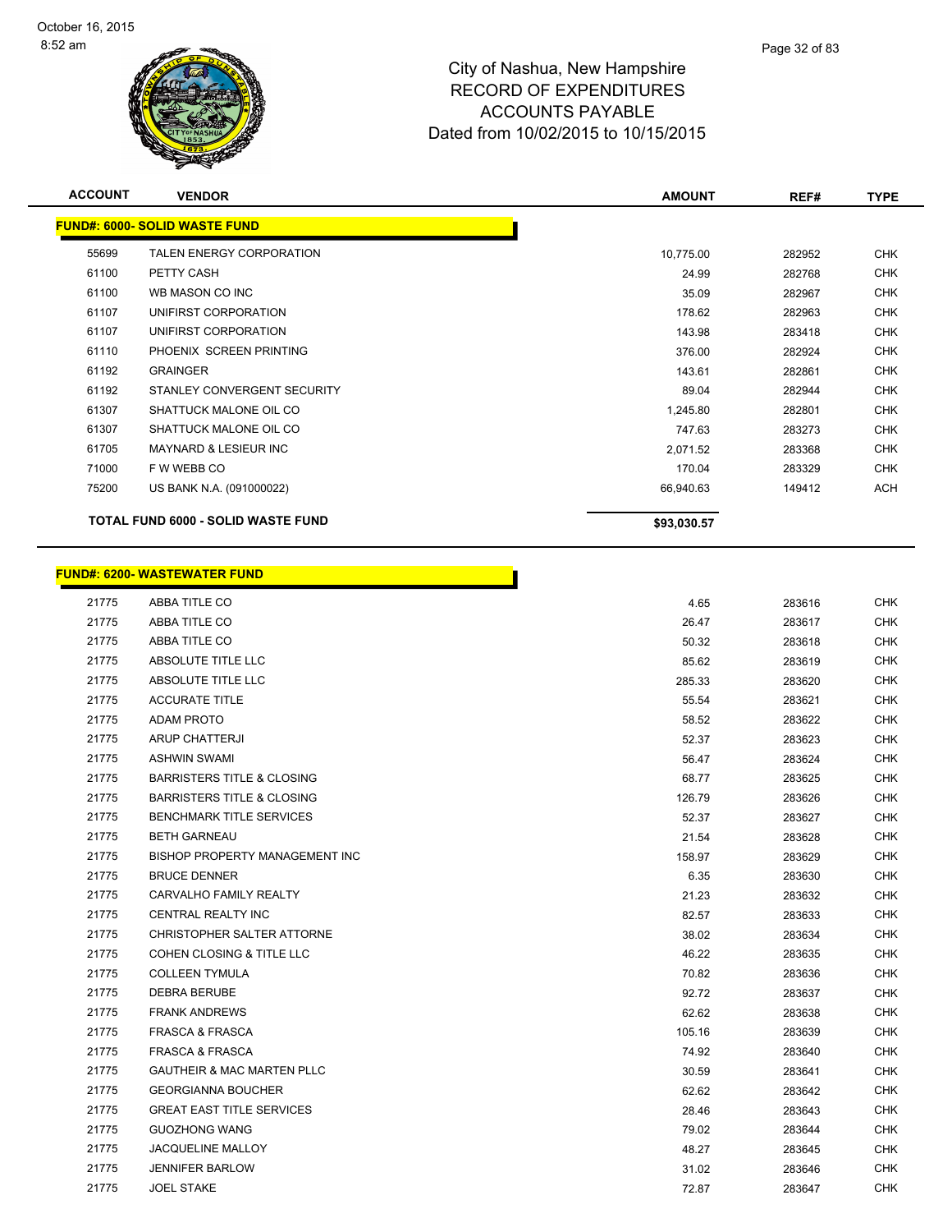City of Nashua, New Hampshire
RECORD OF EXPENDITURES
ACCOUNTS PAYABLE
Dated from 10/02/2015 to 10/15/2015

| ACCOUNT | VENDOR | AMOUNT | REF# | TYPE |
|---|---|---|---|---|
| **FUND#: 6000- SOLID WASTE FUND** | | | | |
| 55699 | TALEN ENERGY CORPORATION | 10,775.00 | 282952 | CHK |
| 61100 | PETTY CASH | 24.99 | 282768 | CHK |
| 61100 | WB MASON CO INC | 35.09 | 282967 | CHK |
| 61107 | UNIFIRST CORPORATION | 178.62 | 282963 | CHK |
| 61107 | UNIFIRST CORPORATION | 143.98 | 283418 | CHK |
| 61110 | PHOENIX SCREEN PRINTING | 376.00 | 282924 | CHK |
| 61192 | GRAINGER | 143.61 | 282861 | CHK |
| 61192 | STANLEY CONVERGENT SECURITY | 89.04 | 282944 | CHK |
| 61307 | SHATTUCK MALONE OIL CO | 1,245.80 | 282801 | CHK |
| 61307 | SHATTUCK MALONE OIL CO | 747.63 | 283273 | CHK |
| 61705 | MAYNARD & LESIEUR INC | 2,071.52 | 283368 | CHK |
| 71000 | F W WEBB CO | 170.04 | 283329 | CHK |
| 75200 | US BANK N.A. (091000022) | 66,940.63 | 149412 | ACH |
| | **TOTAL FUND 6000 - SOLID WASTE FUND** | **$93,030.57** | | |

| ACCOUNT | VENDOR | AMOUNT | REF# | TYPE |
|---|---|---|---|---|
| **FUND#: 6200- WASTEWATER FUND** | | | | |
| 21775 | ABBA TITLE CO | 4.65 | 283616 | CHK |
| 21775 | ABBA TITLE CO | 26.47 | 283617 | CHK |
| 21775 | ABBA TITLE CO | 50.32 | 283618 | CHK |
| 21775 | ABSOLUTE TITLE LLC | 85.62 | 283619 | CHK |
| 21775 | ABSOLUTE TITLE LLC | 285.33 | 283620 | CHK |
| 21775 | ACCURATE TITLE | 55.54 | 283621 | CHK |
| 21775 | ADAM PROTO | 58.52 | 283622 | CHK |
| 21775 | ARUP CHATTERJI | 52.37 | 283623 | CHK |
| 21775 | ASHWIN SWAMI | 56.47 | 283624 | CHK |
| 21775 | BARRISTERS TITLE & CLOSING | 68.77 | 283625 | CHK |
| 21775 | BARRISTERS TITLE & CLOSING | 126.79 | 283626 | CHK |
| 21775 | BENCHMARK TITLE SERVICES | 52.37 | 283627 | CHK |
| 21775 | BETH GARNEAU | 21.54 | 283628 | CHK |
| 21775 | BISHOP PROPERTY MANAGEMENT INC | 158.97 | 283629 | CHK |
| 21775 | BRUCE DENNER | 6.35 | 283630 | CHK |
| 21775 | CARVALHO FAMILY REALTY | 21.23 | 283632 | CHK |
| 21775 | CENTRAL REALTY INC | 82.57 | 283633 | CHK |
| 21775 | CHRISTOPHER SALTER ATTORNE | 38.02 | 283634 | CHK |
| 21775 | COHEN CLOSING & TITLE LLC | 46.22 | 283635 | CHK |
| 21775 | COLLEEN TYMULA | 70.82 | 283636 | CHK |
| 21775 | DEBRA BERUBE | 92.72 | 283637 | CHK |
| 21775 | FRANK ANDREWS | 62.62 | 283638 | CHK |
| 21775 | FRASCA & FRASCA | 105.16 | 283639 | CHK |
| 21775 | FRASCA & FRASCA | 74.92 | 283640 | CHK |
| 21775 | GAUTHEIR & MAC MARTEN PLLC | 30.59 | 283641 | CHK |
| 21775 | GEORGIANNA BOUCHER | 62.62 | 283642 | CHK |
| 21775 | GREAT EAST TITLE SERVICES | 28.46 | 283643 | CHK |
| 21775 | GUOZHONG WANG | 79.02 | 283644 | CHK |
| 21775 | JACQUELINE MALLOY | 48.27 | 283645 | CHK |
| 21775 | JENNIFER BARLOW | 31.02 | 283646 | CHK |
| 21775 | JOEL STAKE | 72.87 | 283647 | CHK |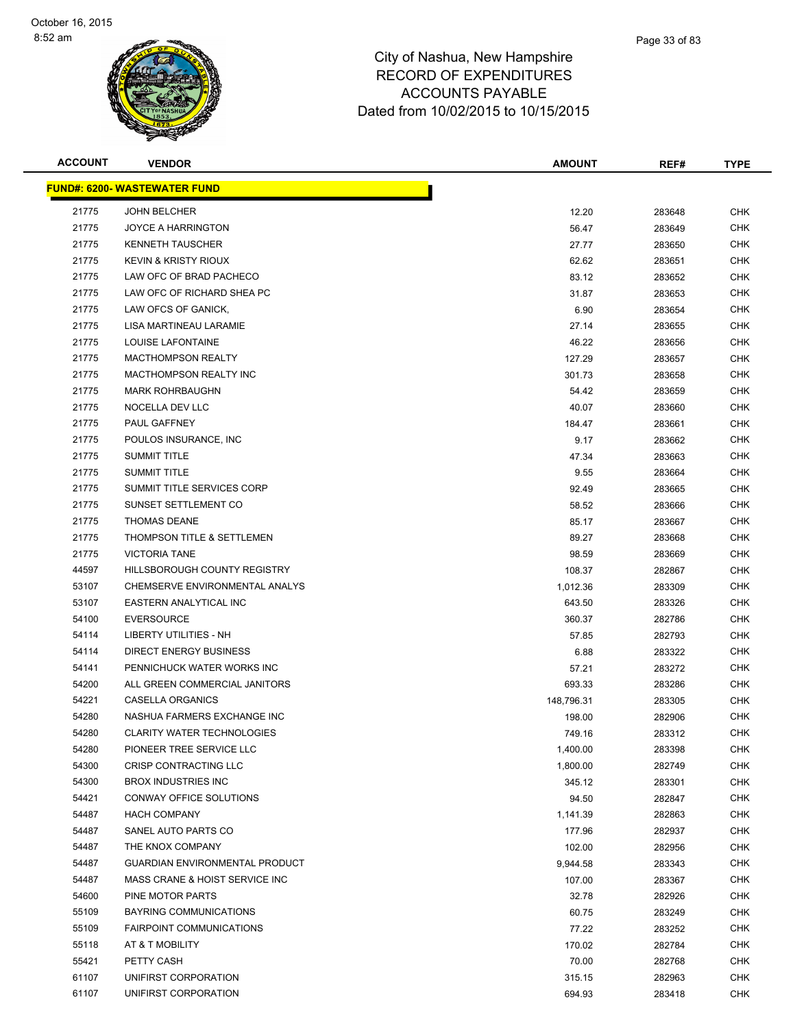# City of Nashua, New Hampshire
## RECORD OF EXPENDITURES
## ACCOUNTS PAYABLE
## Dated from 10/02/2015 to 10/15/2015

| ACCOUNT | VENDOR | AMOUNT | REF# | TYPE |
|---|---|---|---|---|
| **FUND#: 6200- WASTEWATER FUND** | | | | |
| 21775 | JOHN BELCHER | 12.20 | 283648 | CHK |
| 21775 | JOYCE A HARRINGTON | 56.47 | 283649 | CHK |
| 21775 | KENNETH TAUSCHER | 27.77 | 283650 | CHK |
| 21775 | KEVIN & KRISTY RIOUX | 62.62 | 283651 | CHK |
| 21775 | LAW OFC OF BRAD PACHECO | 83.12 | 283652 | CHK |
| 21775 | LAW OFC OF RICHARD SHEA PC | 31.87 | 283653 | CHK |
| 21775 | LAW OFCS OF GANICK, | 6.90 | 283654 | CHK |
| 21775 | LISA MARTINEAU LARAMIE | 27.14 | 283655 | CHK |
| 21775 | LOUISE LAFONTAINE | 46.22 | 283656 | CHK |
| 21775 | MACTHOMPSON REALTY | 127.29 | 283657 | CHK |
| 21775 | MACTHOMPSON REALTY INC | 301.73 | 283658 | CHK |
| 21775 | MARK ROHRBAUGHN | 54.42 | 283659 | CHK |
| 21775 | NOCELLA DEV LLC | 40.07 | 283660 | CHK |
| 21775 | PAUL GAFFNEY | 184.47 | 283661 | CHK |
| 21775 | POULOS INSURANCE, INC | 9.17 | 283662 | CHK |
| 21775 | SUMMIT TITLE | 47.34 | 283663 | CHK |
| 21775 | SUMMIT TITLE | 9.55 | 283664 | CHK |
| 21775 | SUMMIT TITLE SERVICES CORP | 92.49 | 283665 | CHK |
| 21775 | SUNSET SETTLEMENT CO | 58.52 | 283666 | CHK |
| 21775 | THOMAS DEANE | 85.17 | 283667 | CHK |
| 21775 | THOMPSON TITLE & SETTLEMEN | 89.27 | 283668 | CHK |
| 21775 | VICTORIA TANE | 98.59 | 283669 | CHK |
| 44597 | HILLSBOROUGH COUNTY REGISTRY | 108.37 | 282867 | CHK |
| 53107 | CHEMSERVE ENVIRONMENTAL ANALYS | 1,012.36 | 283309 | CHK |
| 53107 | EASTERN ANALYTICAL INC | 643.50 | 283326 | CHK |
| 54100 | EVERSOURCE | 360.37 | 282786 | CHK |
| 54114 | LIBERTY UTILITIES - NH | 57.85 | 282793 | CHK |
| 54114 | DIRECT ENERGY BUSINESS | 6.88 | 283322 | CHK |
| 54141 | PENNICHUCK WATER WORKS INC | 57.21 | 283272 | CHK |
| 54200 | ALL GREEN COMMERCIAL JANITORS | 693.33 | 283286 | CHK |
| 54221 | CASELLA ORGANICS | 148,796.31 | 283305 | CHK |
| 54280 | NASHUA FARMERS EXCHANGE INC | 198.00 | 282906 | CHK |
| 54280 | CLARITY WATER TECHNOLOGIES | 749.16 | 283312 | CHK |
| 54280 | PIONEER TREE SERVICE LLC | 1,400.00 | 283398 | CHK |
| 54300 | CRISP CONTRACTING LLC | 1,800.00 | 282749 | CHK |
| 54300 | BROX INDUSTRIES INC | 345.12 | 283301 | CHK |
| 54421 | CONWAY OFFICE SOLUTIONS | 94.50 | 282847 | CHK |
| 54487 | HACH COMPANY | 1,141.39 | 282863 | CHK |
| 54487 | SANEL AUTO PARTS CO | 177.96 | 282937 | CHK |
| 54487 | THE KNOX COMPANY | 102.00 | 282956 | CHK |
| 54487 | GUARDIAN ENVIRONMENTAL PRODUCT | 9,944.58 | 283343 | CHK |
| 54487 | MASS CRANE & HOIST SERVICE INC | 107.00 | 283367 | CHK |
| 54600 | PINE MOTOR PARTS | 32.78 | 282926 | CHK |
| 55109 | BAYRING COMMUNICATIONS | 60.75 | 283249 | CHK |
| 55109 | FAIRPOINT COMMUNICATIONS | 77.22 | 283252 | CHK |
| 55118 | AT & T MOBILITY | 170.02 | 282784 | CHK |
| 55421 | PETTY CASH | 70.00 | 282768 | CHK |
| 61107 | UNIFIRST CORPORATION | 315.15 | 282963 | CHK |
| 61107 | UNIFIRST CORPORATION | 694.93 | 283418 | CHK |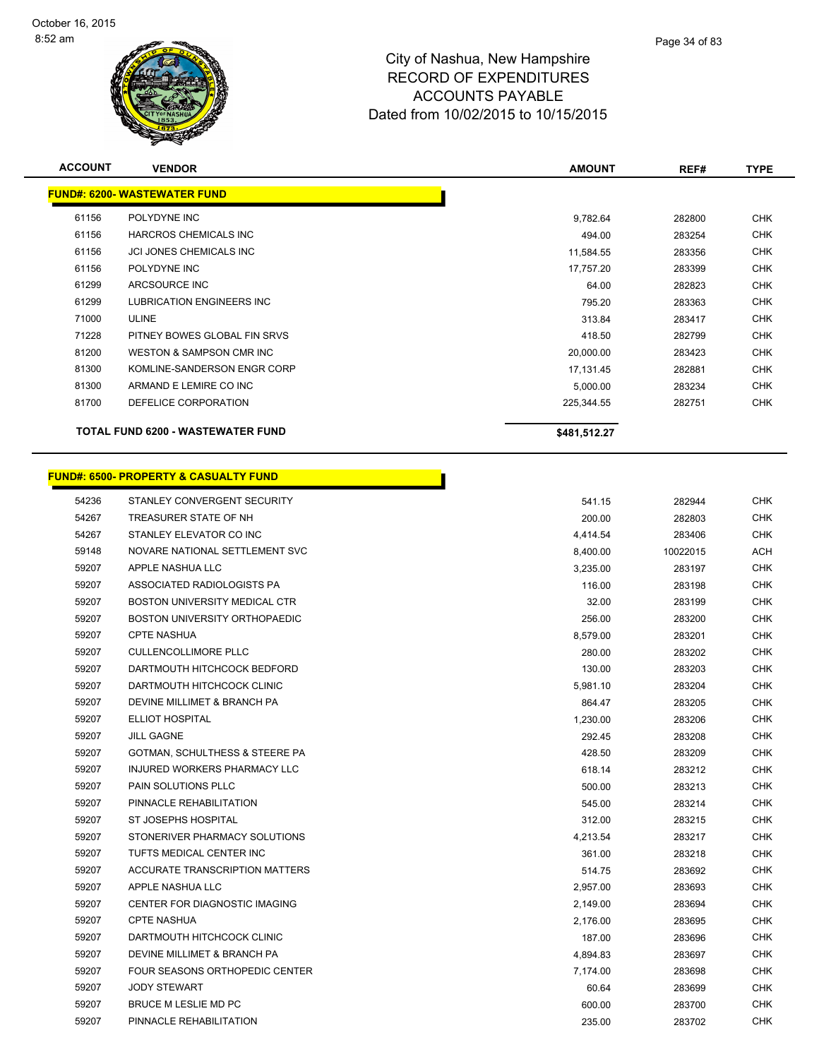# City of Nashua, New Hampshire
## RECORD OF EXPENDITURES
## ACCOUNTS PAYABLE
## Dated from 10/02/2015 to 10/15/2015

| ACCOUNT | VENDOR | AMOUNT | REF# | TYPE |
|---|---|---|---|---|
| **FUND#: 6200- WASTEWATER FUND** | | | | |
| 61156 | POLYDYNE INC | 9,782.64 | 282800 | CHK |
| 61156 | HARCROS CHEMICALS INC | 494.00 | 283254 | CHK |
| 61156 | JCI JONES CHEMICALS INC | 11,584.55 | 283356 | CHK |
| 61156 | POLYDYNE INC | 17,757.20 | 283399 | CHK |
| 61299 | ARCSOURCE INC | 64.00 | 282823 | CHK |
| 61299 | LUBRICATION ENGINEERS INC | 795.20 | 283363 | CHK |
| 71000 | ULINE | 313.84 | 283417 | CHK |
| 71228 | PITNEY BOWES GLOBAL FIN SRVS | 418.50 | 282799 | CHK |
| 81200 | WESTON & SAMPSON CMR INC | 20,000.00 | 283423 | CHK |
| 81300 | KOMLINE-SANDERSON ENGR CORP | 17,131.45 | 282881 | CHK |
| 81300 | ARMAND E LEMIRE CO INC | 5,000.00 | 283234 | CHK |
| 81700 | DEFELICE CORPORATION | 225,344.55 | 282751 | CHK |
| | **TOTAL FUND 6200 - WASTEWATER FUND** | **$481,512.27** | | |

| ACCOUNT | VENDOR | AMOUNT | REF# | TYPE |
|---|---|---|---|---|
| **FUND#: 6500- PROPERTY & CASUALTY FUND** | | | | |
| 54236 | STANLEY CONVERGENT SECURITY | 541.15 | 282944 | CHK |
| 54267 | TREASURER STATE OF NH | 200.00 | 282803 | CHK |
| 54267 | STANLEY ELEVATOR CO INC | 4,414.54 | 283406 | CHK |
| 59148 | NOVARE NATIONAL SETTLEMENT SVC | 8,400.00 | 10022015 | ACH |
| 59207 | APPLE NASHUA LLC | 3,235.00 | 283197 | CHK |
| 59207 | ASSOCIATED RADIOLOGISTS PA | 116.00 | 283198 | CHK |
| 59207 | BOSTON UNIVERSITY MEDICAL CTR | 32.00 | 283199 | CHK |
| 59207 | BOSTON UNIVERSITY ORTHOPAEDIC | 256.00 | 283200 | CHK |
| 59207 | CPTE NASHUA | 8,579.00 | 283201 | CHK |
| 59207 | CULLENCOLLIMORE PLLC | 280.00 | 283202 | CHK |
| 59207 | DARTMOUTH HITCHCOCK BEDFORD | 130.00 | 283203 | CHK |
| 59207 | DARTMOUTH HITCHCOCK CLINIC | 5,981.10 | 283204 | CHK |
| 59207 | DEVINE MILLIMET & BRANCH PA | 864.47 | 283205 | CHK |
| 59207 | ELLIOT HOSPITAL | 1,230.00 | 283206 | CHK |
| 59207 | JILL GAGNE | 292.45 | 283208 | CHK |
| 59207 | GOTMAN, SCHULTHESS & STEERE PA | 428.50 | 283209 | CHK |
| 59207 | INJURED WORKERS PHARMACY LLC | 618.14 | 283212 | CHK |
| 59207 | PAIN SOLUTIONS PLLC | 500.00 | 283213 | CHK |
| 59207 | PINNACLE REHABILITATION | 545.00 | 283214 | CHK |
| 59207 | ST JOSEPHS HOSPITAL | 312.00 | 283215 | CHK |
| 59207 | STONERIVER PHARMACY SOLUTIONS | 4,213.54 | 283217 | CHK |
| 59207 | TUFTS MEDICAL CENTER INC | 361.00 | 283218 | CHK |
| 59207 | ACCURATE TRANSCRIPTION MATTERS | 514.75 | 283692 | CHK |
| 59207 | APPLE NASHUA LLC | 2,957.00 | 283693 | CHK |
| 59207 | CENTER FOR DIAGNOSTIC IMAGING | 2,149.00 | 283694 | CHK |
| 59207 | CPTE NASHUA | 2,176.00 | 283695 | CHK |
| 59207 | DARTMOUTH HITCHCOCK CLINIC | 187.00 | 283696 | CHK |
| 59207 | DEVINE MILLIMET & BRANCH PA | 4,894.83 | 283697 | CHK |
| 59207 | FOUR SEASONS ORTHOPEDIC CENTER | 7,174.00 | 283698 | CHK |
| 59207 | JODY STEWART | 60.64 | 283699 | CHK |
| 59207 | BRUCE M LESLIE MD PC | 600.00 | 283700 | CHK |
| 59207 | PINNACLE REHABILITATION | 235.00 | 283702 | CHK |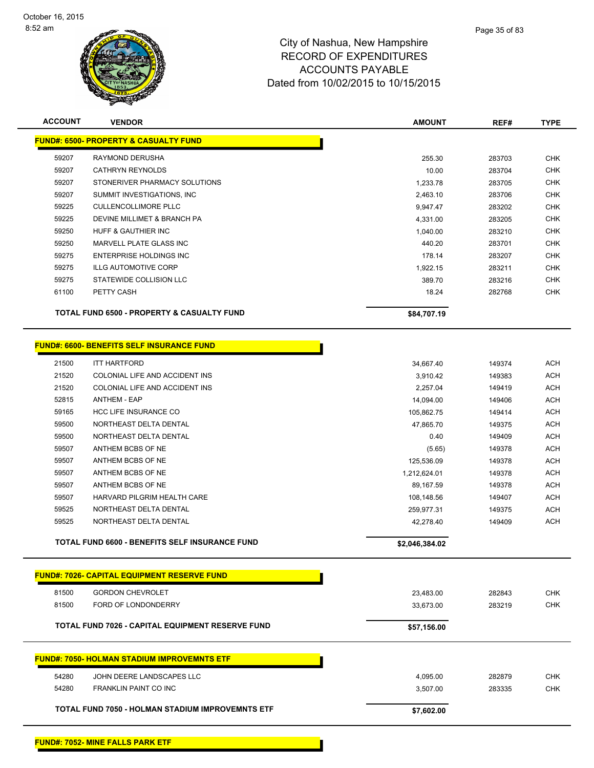# City of Nashua, New Hampshire
# RECORD OF EXPENDITURES
# ACCOUNTS PAYABLE
# Dated from 10/02/2015 to 10/15/2015

| ACCOUNT | VENDOR | AMOUNT | REF# | TYPE |
|---|---|---|---|---|
| **FUND#: 6500- PROPERTY & CASUALTY FUND** | | | | |
| 59207 | RAYMOND DERUSHA | 255.30 | 283703 | CHK |
| 59207 | CATHRYN REYNOLDS | 10.00 | 283704 | CHK |
| 59207 | STONERIVER PHARMACY SOLUTIONS | 1,233.78 | 283705 | CHK |
| 59207 | SUMMIT INVESTIGATIONS, INC | 2,463.10 | 283706 | CHK |
| 59225 | CULLENCOLLIMORE PLLC | 9,947.47 | 283202 | CHK |
| 59225 | DEVINE MILLIMET & BRANCH PA | 4,331.00 | 283205 | CHK |
| 59250 | HUFF & GAUTHIER INC | 1,040.00 | 283210 | CHK |
| 59250 | MARVELL PLATE GLASS INC | 440.20 | 283701 | CHK |
| 59275 | ENTERPRISE HOLDINGS INC | 178.14 | 283207 | CHK |
| 59275 | ILLG AUTOMOTIVE CORP | 1,922.15 | 283211 | CHK |
| 59275 | STATEWIDE COLLISION LLC | 389.70 | 283216 | CHK |
| 61100 | PETTY CASH | 18.24 | 282768 | CHK |
| | **TOTAL FUND 6500 - PROPERTY & CASUALTY FUND** | **$84,707.19** | | |
| **FUND#: 6600- BENEFITS SELF INSURANCE FUND** | | | | |
| 21500 | ITT HARTFORD | 34,667.40 | 149374 | ACH |
| 21520 | COLONIAL LIFE AND ACCIDENT INS | 3,910.42 | 149383 | ACH |
| 21520 | COLONIAL LIFE AND ACCIDENT INS | 2,257.04 | 149419 | ACH |
| 52815 | ANTHEM - EAP | 14,094.00 | 149406 | ACH |
| 59165 | HCC LIFE INSURANCE CO | 105,862.75 | 149414 | ACH |
| 59500 | NORTHEAST DELTA DENTAL | 47,865.70 | 149375 | ACH |
| 59500 | NORTHEAST DELTA DENTAL | 0.40 | 149409 | ACH |
| 59507 | ANTHEM BCBS OF NE | (5.65) | 149378 | ACH |
| 59507 | ANTHEM BCBS OF NE | 125,536.09 | 149378 | ACH |
| 59507 | ANTHEM BCBS OF NE | 1,212,624.01 | 149378 | ACH |
| 59507 | ANTHEM BCBS OF NE | 89,167.59 | 149378 | ACH |
| 59507 | HARVARD PILGRIM HEALTH CARE | 108,148.56 | 149407 | ACH |
| 59525 | NORTHEAST DELTA DENTAL | 259,977.31 | 149375 | ACH |
| 59525 | NORTHEAST DELTA DENTAL | 42,278.40 | 149409 | ACH |
| | **TOTAL FUND 6600 - BENEFITS SELF INSURANCE FUND** | **$2,046,384.02** | | |
| **FUND#: 7026- CAPITAL EQUIPMENT RESERVE FUND** | | | | |
| 81500 | GORDON CHEVROLET | 23,483.00 | 282843 | CHK |
| 81500 | FORD OF LONDONDERRY | 33,673.00 | 283219 | CHK |
| | **TOTAL FUND 7026 - CAPITAL EQUIPMENT RESERVE FUND** | **$57,156.00** | | |
| **FUND#: 7050- HOLMAN STADIUM IMPROVEMNTS ETF** | | | | |
| 54280 | JOHN DEERE LANDSCAPES LLC | 4,095.00 | 282879 | CHK |
| 54280 | FRANKLIN PAINT CO INC | 3,507.00 | 283335 | CHK |
| | **TOTAL FUND 7050 - HOLMAN STADIUM IMPROVEMNTS ETF** | **$7,602.00** | | |
| **FUND#: 7052- MINE FALLS PARK ETF** | | | | |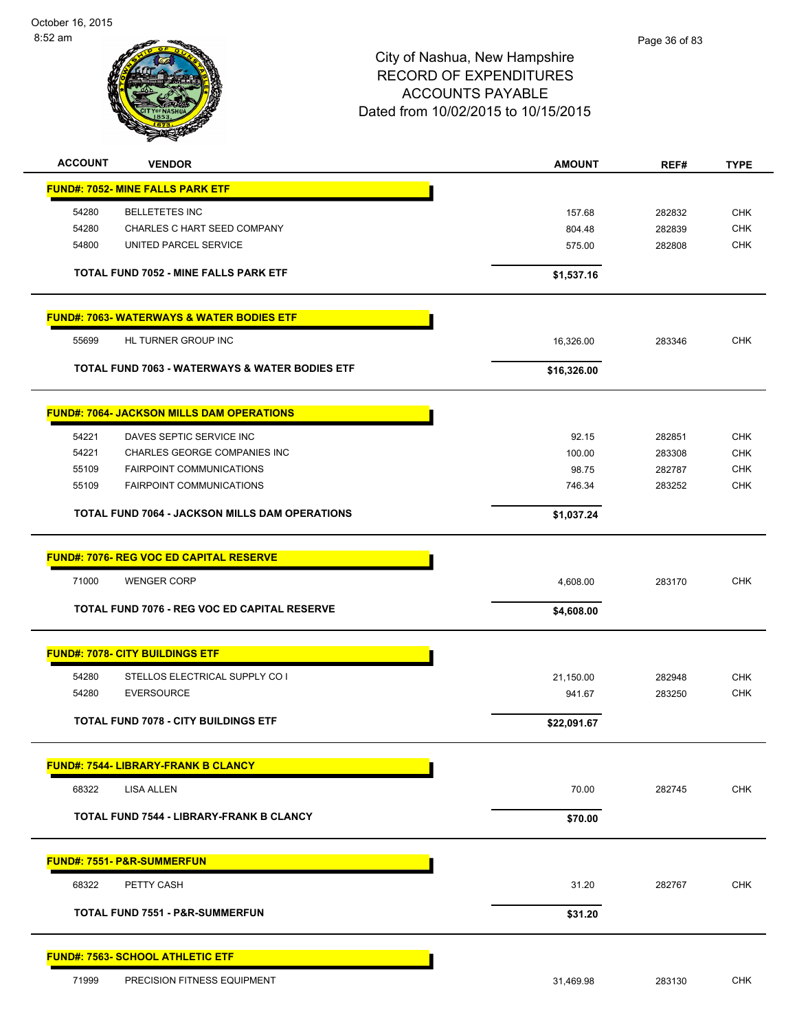# City of Nashua, New Hampshire
## RECORD OF EXPENDITURES
## ACCOUNTS PAYABLE
## Dated from 10/02/2015 to 10/15/2015

| ACCOUNT | VENDOR | AMOUNT | REF# | TYPE |
|---|---|---|---|---|
| **FUND#: 7052- MINE FALLS PARK ETF** | | | | |
| 54280 | BELLETETES INC | 157.68 | 282832 | CHK |
| 54280 | CHARLES C HART SEED COMPANY | 804.48 | 282839 | CHK |
| 54800 | UNITED PARCEL SERVICE | 575.00 | 282808 | CHK |
| | **TOTAL FUND 7052 - MINE FALLS PARK ETF** | **$1,537.16** | | |
| **FUND#: 7063- WATERWAYS & WATER BODIES ETF** | | | | |
| 55699 | HL TURNER GROUP INC | 16,326.00 | 283346 | CHK |
| | **TOTAL FUND 7063 - WATERWAYS & WATER BODIES ETF** | **$16,326.00** | | |
| **FUND#: 7064- JACKSON MILLS DAM OPERATIONS** | | | | |
| 54221 | DAVES SEPTIC SERVICE INC | 92.15 | 282851 | CHK |
| 54221 | CHARLES GEORGE COMPANIES INC | 100.00 | 283308 | CHK |
| 55109 | FAIRPOINT COMMUNICATIONS | 98.75 | 282787 | CHK |
| 55109 | FAIRPOINT COMMUNICATIONS | 746.34 | 283252 | CHK |
| | **TOTAL FUND 7064 - JACKSON MILLS DAM OPERATIONS** | **$1,037.24** | | |
| **FUND#: 7076- REG VOC ED CAPITAL RESERVE** | | | | |
| 71000 | WENGER CORP | 4,608.00 | 283170 | CHK |
| | **TOTAL FUND 7076 - REG VOC ED CAPITAL RESERVE** | **$4,608.00** | | |
| **FUND#: 7078- CITY BUILDINGS ETF** | | | | |
| 54280 | STELLOS ELECTRICAL SUPPLY CO I | 21,150.00 | 282948 | CHK |
| 54280 | EVERSOURCE | 941.67 | 283250 | CHK |
| | **TOTAL FUND 7078 - CITY BUILDINGS ETF** | **$22,091.67** | | |
| **FUND#: 7544- LIBRARY-FRANK B CLANCY** | | | | |
| 68322 | LISA ALLEN | 70.00 | 282745 | CHK |
| | **TOTAL FUND 7544 - LIBRARY-FRANK B CLANCY** | **$70.00** | | |
| **FUND#: 7551- P&R-SUMMERFUN** | | | | |
| 68322 | PETTY CASH | 31.20 | 282767 | CHK |
| | **TOTAL FUND 7551 - P&R-SUMMERFUN** | **$31.20** | | |
| **FUND#: 7563- SCHOOL ATHLETIC ETF** | | | | |
| 71999 | PRECISION FITNESS EQUIPMENT | 31,469.98 | 283130 | CHK |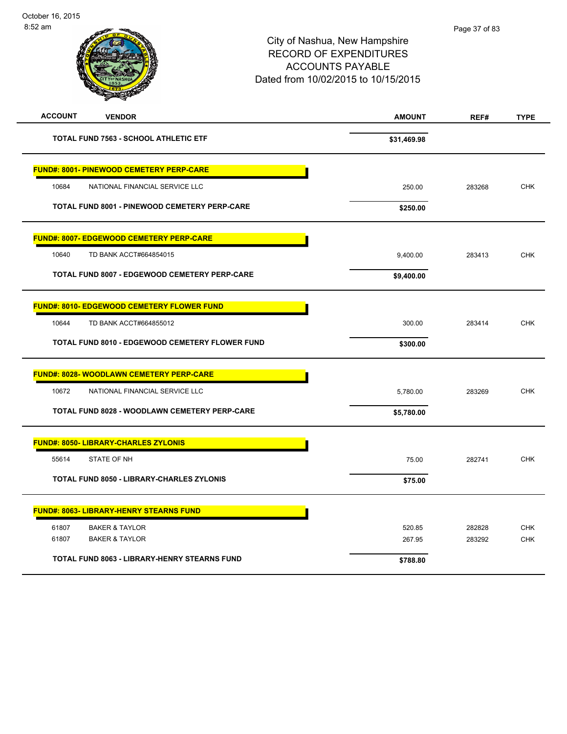# City of Nashua, New Hampshire
## RECORD OF EXPENDITURES
## ACCOUNTS PAYABLE
## Dated from 10/02/2015 to 10/15/2015

| ACCOUNT | VENDOR | AMOUNT | REF# | TYPE |
|---|---|---|---|---|
| | **TOTAL FUND 7563 - SCHOOL ATHLETIC ETF** | **$31,469.98** | | |
| **FUND#: 8001- PINEWOOD CEMETERY PERP-CARE** | | | | |
| 10684 | NATIONAL FINANCIAL SERVICE LLC | 250.00 | 283268 | CHK |
| | **TOTAL FUND 8001 - PINEWOOD CEMETERY PERP-CARE** | **$250.00** | | |
| **FUND#: 8007- EDGEWOOD CEMETERY PERP-CARE** | | | | |
| 10640 | TD BANK ACCT#664854015 | 9,400.00 | 283413 | CHK |
| | **TOTAL FUND 8007 - EDGEWOOD CEMETERY PERP-CARE** | **$9,400.00** | | |
| **FUND#: 8010- EDGEWOOD CEMETERY FLOWER FUND** | | | | |
| 10644 | TD BANK ACCT#664855012 | 300.00 | 283414 | CHK |
| | **TOTAL FUND 8010 - EDGEWOOD CEMETERY FLOWER FUND** | **$300.00** | | |
| **FUND#: 8028- WOODLAWN CEMETERY PERP-CARE** | | | | |
| 10672 | NATIONAL FINANCIAL SERVICE LLC | 5,780.00 | 283269 | CHK |
| | **TOTAL FUND 8028 - WOODLAWN CEMETERY PERP-CARE** | **$5,780.00** | | |
| **FUND#: 8050- LIBRARY-CHARLES ZYLONIS** | | | | |
| 55614 | STATE OF NH | 75.00 | 282741 | CHK |
| | **TOTAL FUND 8050 - LIBRARY-CHARLES ZYLONIS** | **$75.00** | | |
| **FUND#: 8063- LIBRARY-HENRY STEARNS FUND** | | | | |
| 61807 | BAKER & TAYLOR | 520.85 | 282828 | CHK |
| 61807 | BAKER & TAYLOR | 267.95 | 283292 | CHK |
| | **TOTAL FUND 8063 - LIBRARY-HENRY STEARNS FUND** | **$788.80** | | |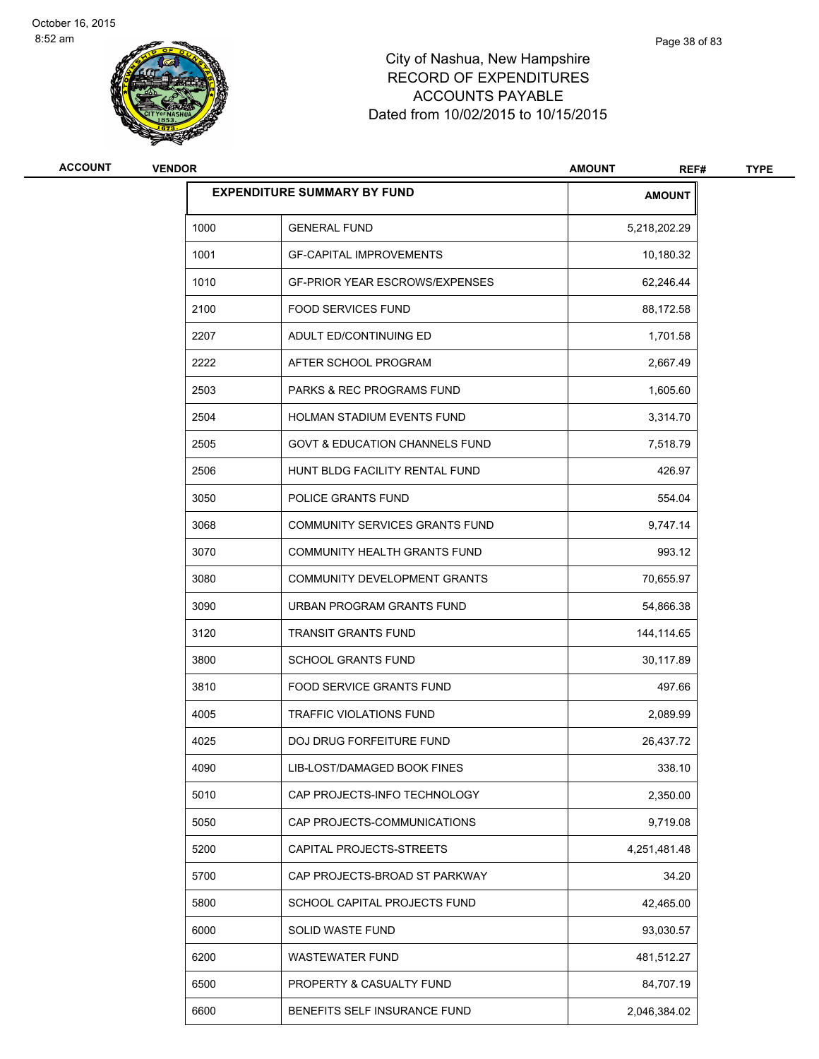City of Nashua, New Hampshire
RECORD OF EXPENDITURES
ACCOUNTS PAYABLE
Dated from 10/02/2015 to 10/15/2015

| ACCOUNT | VENDOR | AMOUNT | REF# | TYPE |
|---|---|---|---|---|

| EXPENDITURE SUMMARY BY FUND | | AMOUNT |
|---|---|---|
| 1000 | GENERAL FUND | 5,218,202.29 |
| 1001 | GF-CAPITAL IMPROVEMENTS | 10,180.32 |
| 1010 | GF-PRIOR YEAR ESCROWS/EXPENSES | 62,246.44 |
| 2100 | FOOD SERVICES FUND | 88,172.58 |
| 2207 | ADULT ED/CONTINUING ED | 1,701.58 |
| 2222 | AFTER SCHOOL PROGRAM | 2,667.49 |
| 2503 | PARKS & REC PROGRAMS FUND | 1,605.60 |
| 2504 | HOLMAN STADIUM EVENTS FUND | 3,314.70 |
| 2505 | GOVT & EDUCATION CHANNELS FUND | 7,518.79 |
| 2506 | HUNT BLDG FACILITY RENTAL FUND | 426.97 |
| 3050 | POLICE GRANTS FUND | 554.04 |
| 3068 | COMMUNITY SERVICES GRANTS FUND | 9,747.14 |
| 3070 | COMMUNITY HEALTH GRANTS FUND | 993.12 |
| 3080 | COMMUNITY DEVELOPMENT GRANTS | 70,655.97 |
| 3090 | URBAN PROGRAM GRANTS FUND | 54,866.38 |
| 3120 | TRANSIT GRANTS FUND | 144,114.65 |
| 3800 | SCHOOL GRANTS FUND | 30,117.89 |
| 3810 | FOOD SERVICE GRANTS FUND | 497.66 |
| 4005 | TRAFFIC VIOLATIONS FUND | 2,089.99 |
| 4025 | DOJ DRUG FORFEITURE FUND | 26,437.72 |
| 4090 | LIB-LOST/DAMAGED BOOK FINES | 338.10 |
| 5010 | CAP PROJECTS-INFO TECHNOLOGY | 2,350.00 |
| 5050 | CAP PROJECTS-COMMUNICATIONS | 9,719.08 |
| 5200 | CAPITAL PROJECTS-STREETS | 4,251,481.48 |
| 5700 | CAP PROJECTS-BROAD ST PARKWAY | 34.20 |
| 5800 | SCHOOL CAPITAL PROJECTS FUND | 42,465.00 |
| 6000 | SOLID WASTE FUND | 93,030.57 |
| 6200 | WASTEWATER FUND | 481,512.27 |
| 6500 | PROPERTY & CASUALTY FUND | 84,707.19 |
| 6600 | BENEFITS SELF INSURANCE FUND | 2,046,384.02 |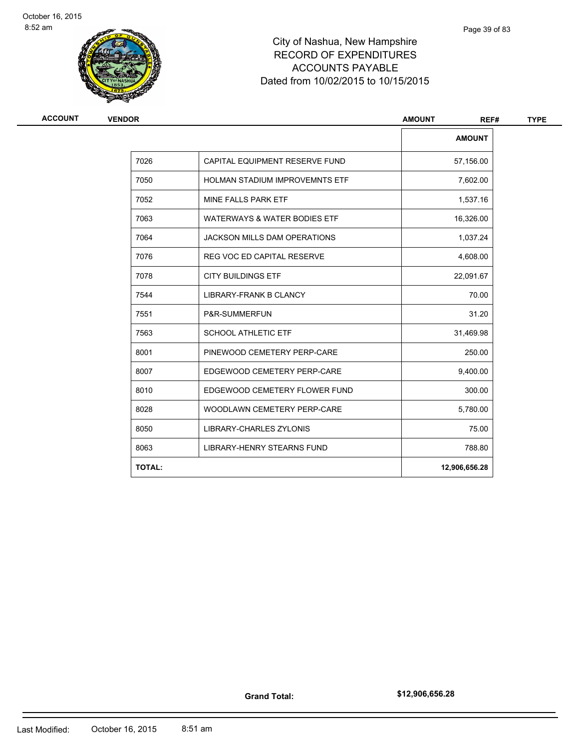# City of Nashua, New Hampshire
## RECORD OF EXPENDITURES
## ACCOUNTS PAYABLE
## Dated from 10/02/2015 to 10/15/2015

| ACCOUNT | VENDOR | AMOUNT | REF# | TYPE |
|---|---|---|---|---|

| | | AMOUNT |
|---|---|---|
| 7026 | CAPITAL EQUIPMENT RESERVE FUND | 57,156.00 |
| 7050 | HOLMAN STADIUM IMPROVEMNTS ETF | 7,602.00 |
| 7052 | MINE FALLS PARK ETF | 1,537.16 |
| 7063 | WATERWAYS & WATER BODIES ETF | 16,326.00 |
| 7064 | JACKSON MILLS DAM OPERATIONS | 1,037.24 |
| 7076 | REG VOC ED CAPITAL RESERVE | 4,608.00 |
| 7078 | CITY BUILDINGS ETF | 22,091.67 |
| 7544 | LIBRARY-FRANK B CLANCY | 70.00 |
| 7551 | P&R-SUMMERFUN | 31.20 |
| 7563 | SCHOOL ATHLETIC ETF | 31,469.98 |
| 8001 | PINEWOOD CEMETERY PERP-CARE | 250.00 |
| 8007 | EDGEWOOD CEMETERY PERP-CARE | 9,400.00 |
| 8010 | EDGEWOOD CEMETERY FLOWER FUND | 300.00 |
| 8028 | WOODLAWN CEMETERY PERP-CARE | 5,780.00 |
| 8050 | LIBRARY-CHARLES ZYLONIS | 75.00 |
| 8063 | LIBRARY-HENRY STEARNS FUND | 788.80 |
| **TOTAL:** | | **12,906,656.28** |

**Grand Total:** **$12,906,656.28**

Last Modified: October 16, 2015 8:51 am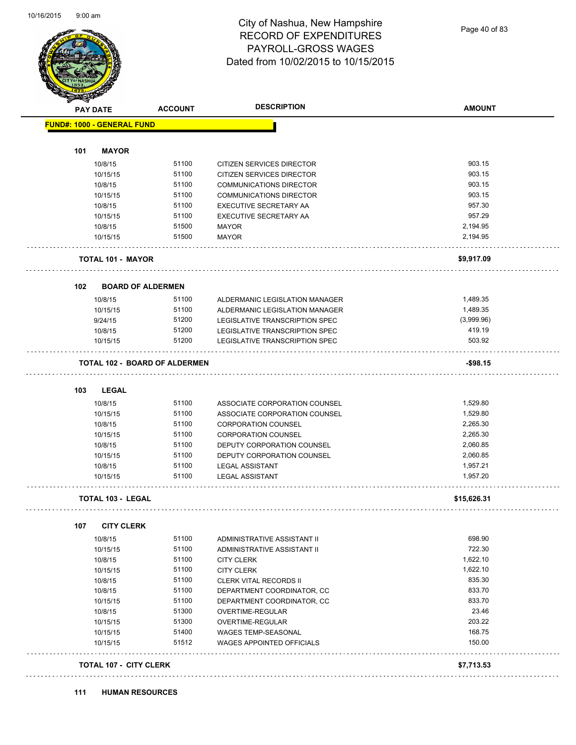# City of Nashua, New Hampshire
## RECORD OF EXPENDITURES
## PAYROLL-GROSS WAGES
## Dated from 10/02/2015 to 10/15/2015

| PAY DATE | ACCOUNT | DESCRIPTION | AMOUNT |
|---|---|---|---|
| **FUND#: 1000 - GENERAL FUND** | | | |
| **101 MAYOR** | | | |
| 10/8/15 | 51100 | CITIZEN SERVICES DIRECTOR | 903.15 |
| 10/15/15 | 51100 | CITIZEN SERVICES DIRECTOR | 903.15 |
| 10/8/15 | 51100 | COMMUNICATIONS DIRECTOR | 903.15 |
| 10/15/15 | 51100 | COMMUNICATIONS DIRECTOR | 903.15 |
| 10/8/15 | 51100 | EXECUTIVE SECRETARY AA | 957.30 |
| 10/15/15 | 51100 | EXECUTIVE SECRETARY AA | 957.29 |
| 10/8/15 | 51500 | MAYOR | 2,194.95 |
| 10/15/15 | 51500 | MAYOR | 2,194.95 |
| **TOTAL 101 - MAYOR** | | | **$9,917.09** |
| **102 BOARD OF ALDERMEN** | | | |
| 10/8/15 | 51100 | ALDERMANIC LEGISLATION MANAGER | 1,489.35 |
| 10/15/15 | 51100 | ALDERMANIC LEGISLATION MANAGER | 1,489.35 |
| 9/24/15 | 51200 | LEGISLATIVE TRANSCRIPTION SPEC | (3,999.96) |
| 10/8/15 | 51200 | LEGISLATIVE TRANSCRIPTION SPEC | 419.19 |
| 10/15/15 | 51200 | LEGISLATIVE TRANSCRIPTION SPEC | 503.92 |
| **TOTAL 102 - BOARD OF ALDERMEN** | | | **-$98.15** |
| **103 LEGAL** | | | |
| 10/8/15 | 51100 | ASSOCIATE CORPORATION COUNSEL | 1,529.80 |
| 10/15/15 | 51100 | ASSOCIATE CORPORATION COUNSEL | 1,529.80 |
| 10/8/15 | 51100 | CORPORATION COUNSEL | 2,265.30 |
| 10/15/15 | 51100 | CORPORATION COUNSEL | 2,265.30 |
| 10/8/15 | 51100 | DEPUTY CORPORATION COUNSEL | 2,060.85 |
| 10/15/15 | 51100 | DEPUTY CORPORATION COUNSEL | 2,060.85 |
| 10/8/15 | 51100 | LEGAL ASSISTANT | 1,957.21 |
| 10/15/15 | 51100 | LEGAL ASSISTANT | 1,957.20 |
| **TOTAL 103 - LEGAL** | | | **$15,626.31** |
| **107 CITY CLERK** | | | |
| 10/8/15 | 51100 | ADMINISTRATIVE ASSISTANT II | 698.90 |
| 10/15/15 | 51100 | ADMINISTRATIVE ASSISTANT II | 722.30 |
| 10/8/15 | 51100 | CITY CLERK | 1,622.10 |
| 10/15/15 | 51100 | CITY CLERK | 1,622.10 |
| 10/8/15 | 51100 | CLERK VITAL RECORDS II | 835.30 |
| 10/8/15 | 51100 | DEPARTMENT COORDINATOR, CC | 833.70 |
| 10/15/15 | 51100 | DEPARTMENT COORDINATOR, CC | 833.70 |
| 10/8/15 | 51300 | OVERTIME-REGULAR | 23.46 |
| 10/15/15 | 51300 | OVERTIME-REGULAR | 203.22 |
| 10/15/15 | 51400 | WAGES TEMP-SEASONAL | 168.75 |
| 10/15/15 | 51512 | WAGES APPOINTED OFFICIALS | 150.00 |
| **TOTAL 107 - CITY CLERK** | | | **$7,713.53** |
| **111 HUMAN RESOURCES** | | | |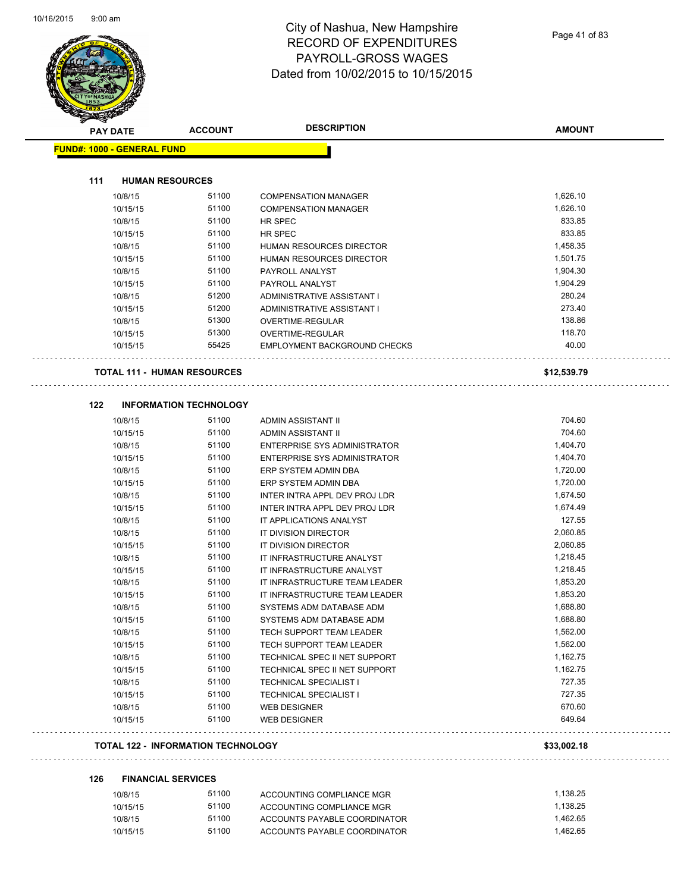# City of Nashua, New Hampshire
## RECORD OF EXPENDITURES
## PAYROLL-GROSS WAGES
## Dated from 10/02/2015 to 10/15/2015

**FUND#: 1000 - GENERAL FUND**

### 111 HUMAN RESOURCES

| PAY DATE | ACCOUNT | DESCRIPTION | AMOUNT |
|---|---|---|---|
| 10/8/15 | 51100 | COMPENSATION MANAGER | 1,626.10 |
| 10/15/15 | 51100 | COMPENSATION MANAGER | 1,626.10 |
| 10/8/15 | 51100 | HR SPEC | 833.85 |
| 10/15/15 | 51100 | HR SPEC | 833.85 |
| 10/8/15 | 51100 | HUMAN RESOURCES DIRECTOR | 1,458.35 |
| 10/15/15 | 51100 | HUMAN RESOURCES DIRECTOR | 1,501.75 |
| 10/8/15 | 51100 | PAYROLL ANALYST | 1,904.30 |
| 10/15/15 | 51100 | PAYROLL ANALYST | 1,904.29 |
| 10/8/15 | 51200 | ADMINISTRATIVE ASSISTANT I | 280.24 |
| 10/15/15 | 51200 | ADMINISTRATIVE ASSISTANT I | 273.40 |
| 10/8/15 | 51300 | OVERTIME-REGULAR | 138.86 |
| 10/15/15 | 51300 | OVERTIME-REGULAR | 118.70 |
| 10/15/15 | 55425 | EMPLOYMENT BACKGROUND CHECKS | 40.00 |

**TOTAL 111 - HUMAN RESOURCES** **$12,539.79**

### 122 INFORMATION TECHNOLOGY

| PAY DATE | ACCOUNT | DESCRIPTION | AMOUNT |
|---|---|---|---|
| 10/8/15 | 51100 | ADMIN ASSISTANT II | 704.60 |
| 10/15/15 | 51100 | ADMIN ASSISTANT II | 704.60 |
| 10/8/15 | 51100 | ENTERPRISE SYS ADMINISTRATOR | 1,404.70 |
| 10/15/15 | 51100 | ENTERPRISE SYS ADMINISTRATOR | 1,404.70 |
| 10/8/15 | 51100 | ERP SYSTEM ADMIN DBA | 1,720.00 |
| 10/15/15 | 51100 | ERP SYSTEM ADMIN DBA | 1,720.00 |
| 10/8/15 | 51100 | INTER INTRA APPL DEV PROJ LDR | 1,674.50 |
| 10/15/15 | 51100 | INTER INTRA APPL DEV PROJ LDR | 1,674.49 |
| 10/8/15 | 51100 | IT APPLICATIONS ANALYST | 127.55 |
| 10/8/15 | 51100 | IT DIVISION DIRECTOR | 2,060.85 |
| 10/15/15 | 51100 | IT DIVISION DIRECTOR | 2,060.85 |
| 10/8/15 | 51100 | IT INFRASTRUCTURE ANALYST | 1,218.45 |
| 10/15/15 | 51100 | IT INFRASTRUCTURE ANALYST | 1,218.45 |
| 10/8/15 | 51100 | IT INFRASTRUCTURE TEAM LEADER | 1,853.20 |
| 10/15/15 | 51100 | IT INFRASTRUCTURE TEAM LEADER | 1,853.20 |
| 10/8/15 | 51100 | SYSTEMS ADM DATABASE ADM | 1,688.80 |
| 10/15/15 | 51100 | SYSTEMS ADM DATABASE ADM | 1,688.80 |
| 10/8/15 | 51100 | TECH SUPPORT TEAM LEADER | 1,562.00 |
| 10/15/15 | 51100 | TECH SUPPORT TEAM LEADER | 1,562.00 |
| 10/8/15 | 51100 | TECHNICAL SPEC II NET SUPPORT | 1,162.75 |
| 10/15/15 | 51100 | TECHNICAL SPEC II NET SUPPORT | 1,162.75 |
| 10/8/15 | 51100 | TECHNICAL SPECIALIST I | 727.35 |
| 10/15/15 | 51100 | TECHNICAL SPECIALIST I | 727.35 |
| 10/8/15 | 51100 | WEB DESIGNER | 670.60 |
| 10/15/15 | 51100 | WEB DESIGNER | 649.64 |

**TOTAL 122 - INFORMATION TECHNOLOGY** **$33,002.18**

### 126 FINANCIAL SERVICES

| PAY DATE | ACCOUNT | DESCRIPTION | AMOUNT |
|---|---|---|---|
| 10/8/15 | 51100 | ACCOUNTING COMPLIANCE MGR | 1,138.25 |
| 10/15/15 | 51100 | ACCOUNTING COMPLIANCE MGR | 1,138.25 |
| 10/8/15 | 51100 | ACCOUNTS PAYABLE COORDINATOR | 1,462.65 |
| 10/15/15 | 51100 | ACCOUNTS PAYABLE COORDINATOR | 1,462.65 |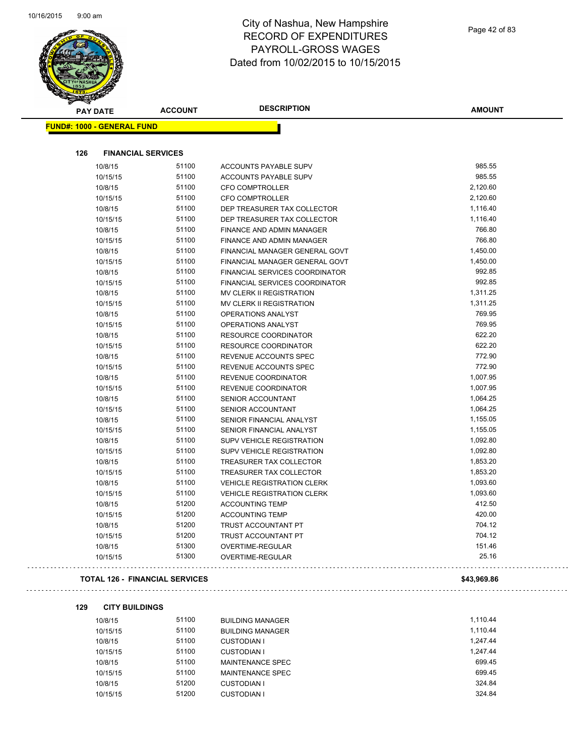# City of Nashua, New Hampshire
## RECORD OF EXPENDITURES
## PAYROLL-GROSS WAGES
## Dated from 10/02/2015 to 10/15/2015

| PAY DATE | ACCOUNT | DESCRIPTION | AMOUNT |
|---|---|---|---|
| **FUND#: 1000 - GENERAL FUND** | | | |
| **126 FINANCIAL SERVICES** | | | |
| 10/8/15 | 51100 | ACCOUNTS PAYABLE SUPV | 985.55 |
| 10/15/15 | 51100 | ACCOUNTS PAYABLE SUPV | 985.55 |
| 10/8/15 | 51100 | CFO COMPTROLLER | 2,120.60 |
| 10/15/15 | 51100 | CFO COMPTROLLER | 2,120.60 |
| 10/8/15 | 51100 | DEP TREASURER TAX COLLECTOR | 1,116.40 |
| 10/15/15 | 51100 | DEP TREASURER TAX COLLECTOR | 1,116.40 |
| 10/8/15 | 51100 | FINANCE AND ADMIN MANAGER | 766.80 |
| 10/15/15 | 51100 | FINANCE AND ADMIN MANAGER | 766.80 |
| 10/8/15 | 51100 | FINANCIAL MANAGER GENERAL GOVT | 1,450.00 |
| 10/15/15 | 51100 | FINANCIAL MANAGER GENERAL GOVT | 1,450.00 |
| 10/8/15 | 51100 | FINANCIAL SERVICES COORDINATOR | 992.85 |
| 10/15/15 | 51100 | FINANCIAL SERVICES COORDINATOR | 992.85 |
| 10/8/15 | 51100 | MV CLERK II REGISTRATION | 1,311.25 |
| 10/15/15 | 51100 | MV CLERK II REGISTRATION | 1,311.25 |
| 10/8/15 | 51100 | OPERATIONS ANALYST | 769.95 |
| 10/15/15 | 51100 | OPERATIONS ANALYST | 769.95 |
| 10/8/15 | 51100 | RESOURCE COORDINATOR | 622.20 |
| 10/15/15 | 51100 | RESOURCE COORDINATOR | 622.20 |
| 10/8/15 | 51100 | REVENUE ACCOUNTS SPEC | 772.90 |
| 10/15/15 | 51100 | REVENUE ACCOUNTS SPEC | 772.90 |
| 10/8/15 | 51100 | REVENUE COORDINATOR | 1,007.95 |
| 10/15/15 | 51100 | REVENUE COORDINATOR | 1,007.95 |
| 10/8/15 | 51100 | SENIOR ACCOUNTANT | 1,064.25 |
| 10/15/15 | 51100 | SENIOR ACCOUNTANT | 1,064.25 |
| 10/8/15 | 51100 | SENIOR FINANCIAL ANALYST | 1,155.05 |
| 10/15/15 | 51100 | SENIOR FINANCIAL ANALYST | 1,155.05 |
| 10/8/15 | 51100 | SUPV VEHICLE REGISTRATION | 1,092.80 |
| 10/15/15 | 51100 | SUPV VEHICLE REGISTRATION | 1,092.80 |
| 10/8/15 | 51100 | TREASURER TAX COLLECTOR | 1,853.20 |
| 10/15/15 | 51100 | TREASURER TAX COLLECTOR | 1,853.20 |
| 10/8/15 | 51100 | VEHICLE REGISTRATION CLERK | 1,093.60 |
| 10/15/15 | 51100 | VEHICLE REGISTRATION CLERK | 1,093.60 |
| 10/8/15 | 51200 | ACCOUNTING TEMP | 412.50 |
| 10/15/15 | 51200 | ACCOUNTING TEMP | 420.00 |
| 10/8/15 | 51200 | TRUST ACCOUNTANT PT | 704.12 |
| 10/15/15 | 51200 | TRUST ACCOUNTANT PT | 704.12 |
| 10/8/15 | 51300 | OVERTIME-REGULAR | 151.46 |
| 10/15/15 | 51300 | OVERTIME-REGULAR | 25.16 |
| **TOTAL 126 - FINANCIAL SERVICES** | | | **$43,969.86** |
| **129 CITY BUILDINGS** | | | |
| 10/8/15 | 51100 | BUILDING MANAGER | 1,110.44 |
| 10/15/15 | 51100 | BUILDING MANAGER | 1,110.44 |
| 10/8/15 | 51100 | CUSTODIAN I | 1,247.44 |
| 10/15/15 | 51100 | CUSTODIAN I | 1,247.44 |
| 10/8/15 | 51100 | MAINTENANCE SPEC | 699.45 |
| 10/15/15 | 51100 | MAINTENANCE SPEC | 699.45 |
| 10/8/15 | 51200 | CUSTODIAN I | 324.84 |
| 10/15/15 | 51200 | CUSTODIAN I | 324.84 |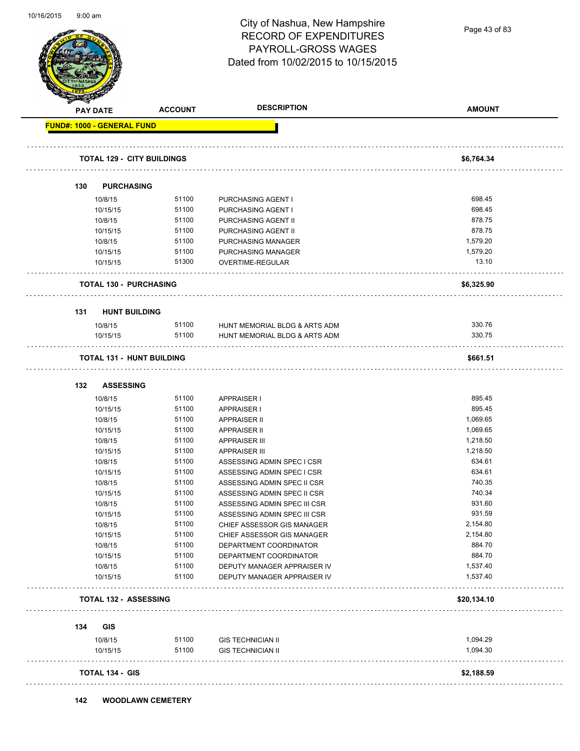# City of Nashua, New Hampshire
## RECORD OF EXPENDITURES
## PAYROLL-GROSS WAGES
### Dated from 10/02/2015 to 10/15/2015

| PAY DATE | ACCOUNT | DESCRIPTION | AMOUNT |
|---|---|---|---|
| **FUND#: 1000 - GENERAL FUND** | | | |
| **TOTAL 129 - CITY BUILDINGS** | | | **$6,764.34** |
| **130 PURCHASING** | | | |
| 10/8/15 | 51100 | PURCHASING AGENT I | 698.45 |
| 10/15/15 | 51100 | PURCHASING AGENT I | 698.45 |
| 10/8/15 | 51100 | PURCHASING AGENT II | 878.75 |
| 10/15/15 | 51100 | PURCHASING AGENT II | 878.75 |
| 10/8/15 | 51100 | PURCHASING MANAGER | 1,579.20 |
| 10/15/15 | 51100 | PURCHASING MANAGER | 1,579.20 |
| 10/15/15 | 51300 | OVERTIME-REGULAR | 13.10 |
| **TOTAL 130 - PURCHASING** | | | **$6,325.90** |
| **131 HUNT BUILDING** | | | |
| 10/8/15 | 51100 | HUNT MEMORIAL BLDG & ARTS ADM | 330.76 |
| 10/15/15 | 51100 | HUNT MEMORIAL BLDG & ARTS ADM | 330.75 |
| **TOTAL 131 - HUNT BUILDING** | | | **$661.51** |
| **132 ASSESSING** | | | |
| 10/8/15 | 51100 | APPRAISER I | 895.45 |
| 10/15/15 | 51100 | APPRAISER I | 895.45 |
| 10/8/15 | 51100 | APPRAISER II | 1,069.65 |
| 10/15/15 | 51100 | APPRAISER II | 1,069.65 |
| 10/8/15 | 51100 | APPRAISER III | 1,218.50 |
| 10/15/15 | 51100 | APPRAISER III | 1,218.50 |
| 10/8/15 | 51100 | ASSESSING ADMIN SPEC I CSR | 634.61 |
| 10/15/15 | 51100 | ASSESSING ADMIN SPEC I CSR | 634.61 |
| 10/8/15 | 51100 | ASSESSING ADMIN SPEC II CSR | 740.35 |
| 10/15/15 | 51100 | ASSESSING ADMIN SPEC II CSR | 740.34 |
| 10/8/15 | 51100 | ASSESSING ADMIN SPEC III CSR | 931.60 |
| 10/15/15 | 51100 | ASSESSING ADMIN SPEC III CSR | 931.59 |
| 10/8/15 | 51100 | CHIEF ASSESSOR GIS MANAGER | 2,154.80 |
| 10/15/15 | 51100 | CHIEF ASSESSOR GIS MANAGER | 2,154.80 |
| 10/8/15 | 51100 | DEPARTMENT COORDINATOR | 884.70 |
| 10/15/15 | 51100 | DEPARTMENT COORDINATOR | 884.70 |
| 10/8/15 | 51100 | DEPUTY MANAGER APPRAISER IV | 1,537.40 |
| 10/15/15 | 51100 | DEPUTY MANAGER APPRAISER IV | 1,537.40 |
| **TOTAL 132 - ASSESSING** | | | **$20,134.10** |
| **134 GIS** | | | |
| 10/8/15 | 51100 | GIS TECHNICIAN II | 1,094.29 |
| 10/15/15 | 51100 | GIS TECHNICIAN II | 1,094.30 |
| **TOTAL 134 - GIS** | | | **$2,188.59** |
| **142 WOODLAWN CEMETERY** | | | |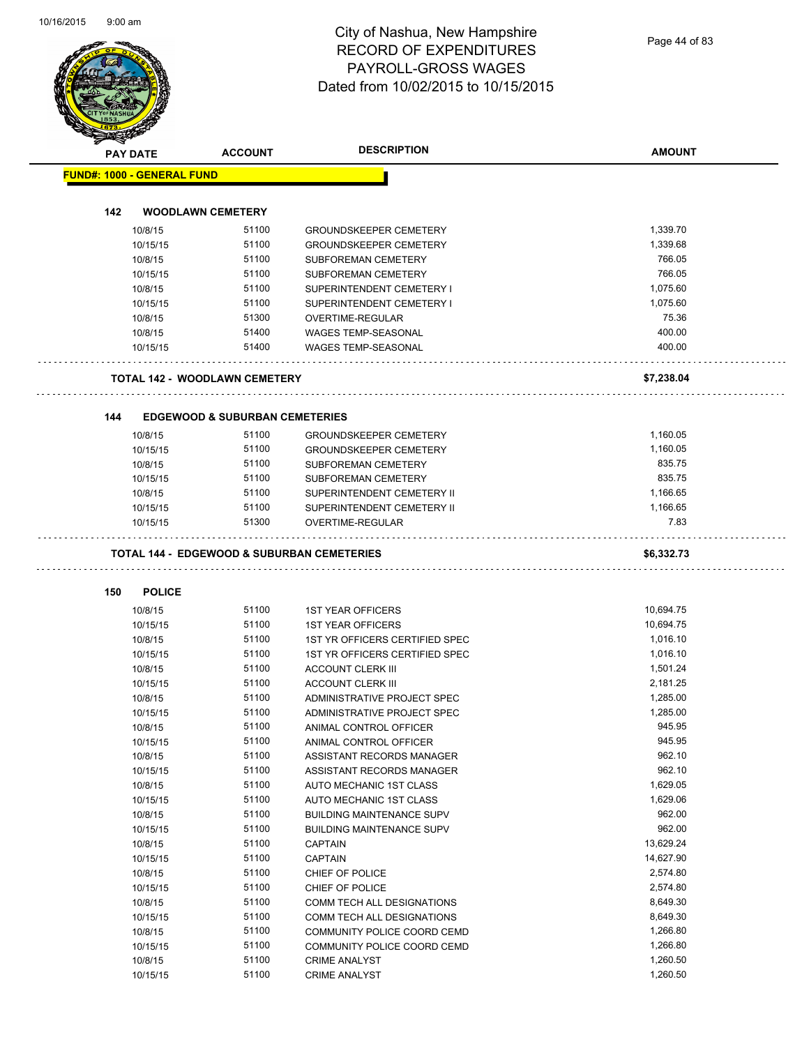# City of Nashua, New Hampshire
## RECORD OF EXPENDITURES
## PAYROLL-GROSS WAGES
## Dated from 10/02/2015 to 10/15/2015

| PAY DATE | ACCOUNT | DESCRIPTION | AMOUNT |
|---|---|---|---|

**FUND#: 1000 - GENERAL FUND**

**142 WOODLAWN CEMETERY**

| PAY DATE | ACCOUNT | DESCRIPTION | AMOUNT |
|---|---|---|---|
| 10/8/15 | 51100 | GROUNDSKEEPER CEMETERY | 1,339.70 |
| 10/15/15 | 51100 | GROUNDSKEEPER CEMETERY | 1,339.68 |
| 10/8/15 | 51100 | SUBFOREMAN CEMETERY | 766.05 |
| 10/15/15 | 51100 | SUBFOREMAN CEMETERY | 766.05 |
| 10/8/15 | 51100 | SUPERINTENDENT CEMETERY I | 1,075.60 |
| 10/15/15 | 51100 | SUPERINTENDENT CEMETERY I | 1,075.60 |
| 10/8/15 | 51300 | OVERTIME-REGULAR | 75.36 |
| 10/8/15 | 51400 | WAGES TEMP-SEASONAL | 400.00 |
| 10/15/15 | 51400 | WAGES TEMP-SEASONAL | 400.00 |

**TOTAL 142 - WOODLAWN CEMETERY** **$7,238.04**

**144 EDGEWOOD & SUBURBAN CEMETERIES**

| PAY DATE | ACCOUNT | DESCRIPTION | AMOUNT |
|---|---|---|---|
| 10/8/15 | 51100 | GROUNDSKEEPER CEMETERY | 1,160.05 |
| 10/15/15 | 51100 | GROUNDSKEEPER CEMETERY | 1,160.05 |
| 10/8/15 | 51100 | SUBFOREMAN CEMETERY | 835.75 |
| 10/15/15 | 51100 | SUBFOREMAN CEMETERY | 835.75 |
| 10/8/15 | 51100 | SUPERINTENDENT CEMETERY II | 1,166.65 |
| 10/15/15 | 51100 | SUPERINTENDENT CEMETERY II | 1,166.65 |
| 10/15/15 | 51300 | OVERTIME-REGULAR | 7.83 |

**TOTAL 144 - EDGEWOOD & SUBURBAN CEMETERIES** **$6,332.73**

**150 POLICE**

| PAY DATE | ACCOUNT | DESCRIPTION | AMOUNT |
|---|---|---|---|
| 10/8/15 | 51100 | 1ST YEAR OFFICERS | 10,694.75 |
| 10/15/15 | 51100 | 1ST YEAR OFFICERS | 10,694.75 |
| 10/8/15 | 51100 | 1ST YR OFFICERS CERTIFIED SPEC | 1,016.10 |
| 10/15/15 | 51100 | 1ST YR OFFICERS CERTIFIED SPEC | 1,016.10 |
| 10/8/15 | 51100 | ACCOUNT CLERK III | 1,501.24 |
| 10/15/15 | 51100 | ACCOUNT CLERK III | 2,181.25 |
| 10/8/15 | 51100 | ADMINISTRATIVE PROJECT SPEC | 1,285.00 |
| 10/15/15 | 51100 | ADMINISTRATIVE PROJECT SPEC | 1,285.00 |
| 10/8/15 | 51100 | ANIMAL CONTROL OFFICER | 945.95 |
| 10/15/15 | 51100 | ANIMAL CONTROL OFFICER | 945.95 |
| 10/8/15 | 51100 | ASSISTANT RECORDS MANAGER | 962.10 |
| 10/15/15 | 51100 | ASSISTANT RECORDS MANAGER | 962.10 |
| 10/8/15 | 51100 | AUTO MECHANIC 1ST CLASS | 1,629.05 |
| 10/15/15 | 51100 | AUTO MECHANIC 1ST CLASS | 1,629.06 |
| 10/8/15 | 51100 | BUILDING MAINTENANCE SUPV | 962.00 |
| 10/15/15 | 51100 | BUILDING MAINTENANCE SUPV | 962.00 |
| 10/8/15 | 51100 | CAPTAIN | 13,629.24 |
| 10/15/15 | 51100 | CAPTAIN | 14,627.90 |
| 10/8/15 | 51100 | CHIEF OF POLICE | 2,574.80 |
| 10/15/15 | 51100 | CHIEF OF POLICE | 2,574.80 |
| 10/8/15 | 51100 | COMM TECH ALL DESIGNATIONS | 8,649.30 |
| 10/15/15 | 51100 | COMM TECH ALL DESIGNATIONS | 8,649.30 |
| 10/8/15 | 51100 | COMMUNITY POLICE COORD CEMD | 1,266.80 |
| 10/15/15 | 51100 | COMMUNITY POLICE COORD CEMD | 1,266.80 |
| 10/8/15 | 51100 | CRIME ANALYST | 1,260.50 |
| 10/15/15 | 51100 | CRIME ANALYST | 1,260.50 |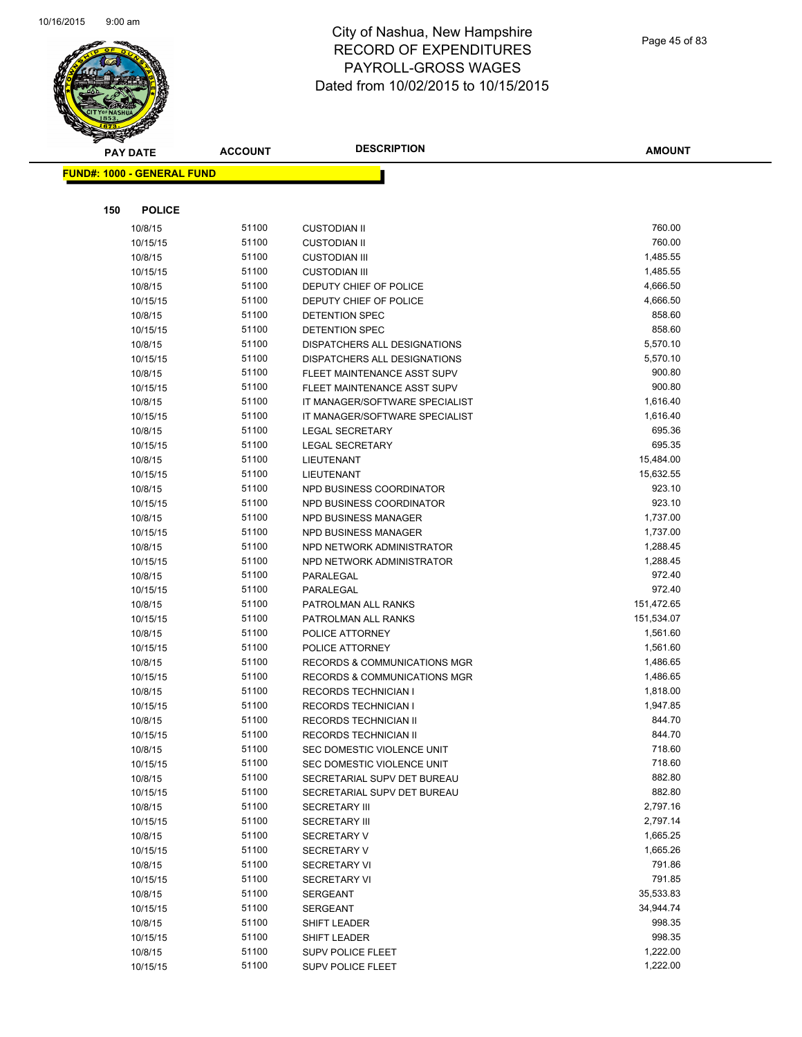# City of Nashua, New Hampshire
## RECORD OF EXPENDITURES
## PAYROLL-GROSS WAGES
## Dated from 10/02/2015 to 10/15/2015

**FUND#: 1000 - GENERAL FUND**

**150 POLICE**

| PAY DATE | ACCOUNT | DESCRIPTION | AMOUNT |
|---|---|---|---|
| 10/8/15 | 51100 | CUSTODIAN II | 760.00 |
| 10/15/15 | 51100 | CUSTODIAN II | 760.00 |
| 10/8/15 | 51100 | CUSTODIAN III | 1,485.55 |
| 10/15/15 | 51100 | CUSTODIAN III | 1,485.55 |
| 10/8/15 | 51100 | DEPUTY CHIEF OF POLICE | 4,666.50 |
| 10/15/15 | 51100 | DEPUTY CHIEF OF POLICE | 4,666.50 |
| 10/8/15 | 51100 | DETENTION SPEC | 858.60 |
| 10/15/15 | 51100 | DETENTION SPEC | 858.60 |
| 10/8/15 | 51100 | DISPATCHERS ALL DESIGNATIONS | 5,570.10 |
| 10/15/15 | 51100 | DISPATCHERS ALL DESIGNATIONS | 5,570.10 |
| 10/8/15 | 51100 | FLEET MAINTENANCE ASST SUPV | 900.80 |
| 10/15/15 | 51100 | FLEET MAINTENANCE ASST SUPV | 900.80 |
| 10/8/15 | 51100 | IT MANAGER/SOFTWARE SPECIALIST | 1,616.40 |
| 10/15/15 | 51100 | IT MANAGER/SOFTWARE SPECIALIST | 1,616.40 |
| 10/8/15 | 51100 | LEGAL SECRETARY | 695.36 |
| 10/15/15 | 51100 | LEGAL SECRETARY | 695.35 |
| 10/8/15 | 51100 | LIEUTENANT | 15,484.00 |
| 10/15/15 | 51100 | LIEUTENANT | 15,632.55 |
| 10/8/15 | 51100 | NPD BUSINESS COORDINATOR | 923.10 |
| 10/15/15 | 51100 | NPD BUSINESS COORDINATOR | 923.10 |
| 10/8/15 | 51100 | NPD BUSINESS MANAGER | 1,737.00 |
| 10/15/15 | 51100 | NPD BUSINESS MANAGER | 1,737.00 |
| 10/8/15 | 51100 | NPD NETWORK ADMINISTRATOR | 1,288.45 |
| 10/15/15 | 51100 | NPD NETWORK ADMINISTRATOR | 1,288.45 |
| 10/8/15 | 51100 | PARALEGAL | 972.40 |
| 10/15/15 | 51100 | PARALEGAL | 972.40 |
| 10/8/15 | 51100 | PATROLMAN ALL RANKS | 151,472.65 |
| 10/15/15 | 51100 | PATROLMAN ALL RANKS | 151,534.07 |
| 10/8/15 | 51100 | POLICE ATTORNEY | 1,561.60 |
| 10/15/15 | 51100 | POLICE ATTORNEY | 1,561.60 |
| 10/8/15 | 51100 | RECORDS & COMMUNICATIONS MGR | 1,486.65 |
| 10/15/15 | 51100 | RECORDS & COMMUNICATIONS MGR | 1,486.65 |
| 10/8/15 | 51100 | RECORDS TECHNICIAN I | 1,818.00 |
| 10/15/15 | 51100 | RECORDS TECHNICIAN I | 1,947.85 |
| 10/8/15 | 51100 | RECORDS TECHNICIAN II | 844.70 |
| 10/15/15 | 51100 | RECORDS TECHNICIAN II | 844.70 |
| 10/8/15 | 51100 | SEC DOMESTIC VIOLENCE UNIT | 718.60 |
| 10/15/15 | 51100 | SEC DOMESTIC VIOLENCE UNIT | 718.60 |
| 10/8/15 | 51100 | SECRETARIAL SUPV DET BUREAU | 882.80 |
| 10/15/15 | 51100 | SECRETARIAL SUPV DET BUREAU | 882.80 |
| 10/8/15 | 51100 | SECRETARY III | 2,797.16 |
| 10/15/15 | 51100 | SECRETARY III | 2,797.14 |
| 10/8/15 | 51100 | SECRETARY V | 1,665.25 |
| 10/15/15 | 51100 | SECRETARY V | 1,665.26 |
| 10/8/15 | 51100 | SECRETARY VI | 791.86 |
| 10/15/15 | 51100 | SECRETARY VI | 791.85 |
| 10/8/15 | 51100 | SERGEANT | 35,533.83 |
| 10/15/15 | 51100 | SERGEANT | 34,944.74 |
| 10/8/15 | 51100 | SHIFT LEADER | 998.35 |
| 10/15/15 | 51100 | SHIFT LEADER | 998.35 |
| 10/8/15 | 51100 | SUPV POLICE FLEET | 1,222.00 |
| 10/15/15 | 51100 | SUPV POLICE FLEET | 1,222.00 |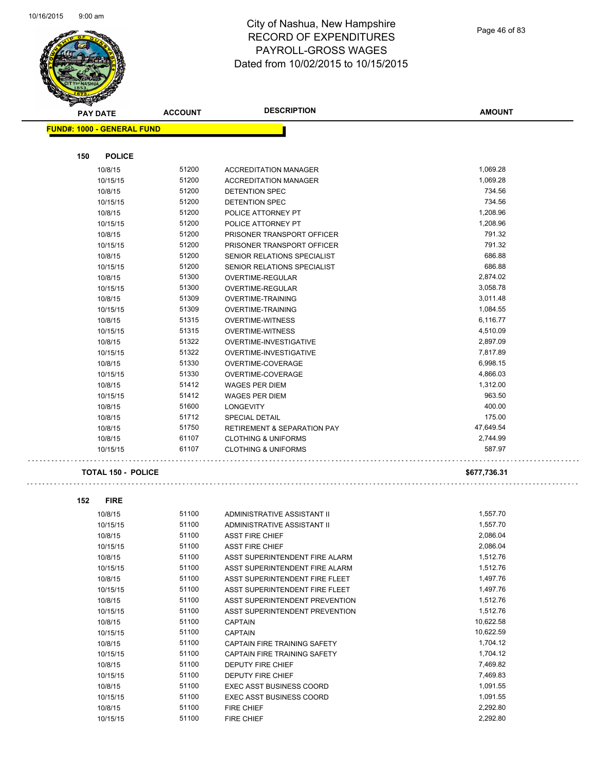# City of Nashua, New Hampshire
# RECORD OF EXPENDITURES
# PAYROLL-GROSS WAGES
# Dated from 10/02/2015 to 10/15/2015

| PAY DATE | ACCOUNT | DESCRIPTION | AMOUNT |
|---|---|---|---|

**FUND#: 1000 - GENERAL FUND**

**150 POLICE**

| PAY DATE | ACCOUNT | DESCRIPTION | AMOUNT |
|---|---|---|---|
| 10/8/15 | 51200 | ACCREDITATION MANAGER | 1,069.28 |
| 10/15/15 | 51200 | ACCREDITATION MANAGER | 1,069.28 |
| 10/8/15 | 51200 | DETENTION SPEC | 734.56 |
| 10/15/15 | 51200 | DETENTION SPEC | 734.56 |
| 10/8/15 | 51200 | POLICE ATTORNEY PT | 1,208.96 |
| 10/15/15 | 51200 | POLICE ATTORNEY PT | 1,208.96 |
| 10/8/15 | 51200 | PRISONER TRANSPORT OFFICER | 791.32 |
| 10/15/15 | 51200 | PRISONER TRANSPORT OFFICER | 791.32 |
| 10/8/15 | 51200 | SENIOR RELATIONS SPECIALIST | 686.88 |
| 10/15/15 | 51200 | SENIOR RELATIONS SPECIALIST | 686.88 |
| 10/8/15 | 51300 | OVERTIME-REGULAR | 2,874.02 |
| 10/15/15 | 51300 | OVERTIME-REGULAR | 3,058.78 |
| 10/8/15 | 51309 | OVERTIME-TRAINING | 3,011.48 |
| 10/15/15 | 51309 | OVERTIME-TRAINING | 1,084.55 |
| 10/8/15 | 51315 | OVERTIME-WITNESS | 6,116.77 |
| 10/15/15 | 51315 | OVERTIME-WITNESS | 4,510.09 |
| 10/8/15 | 51322 | OVERTIME-INVESTIGATIVE | 2,897.09 |
| 10/15/15 | 51322 | OVERTIME-INVESTIGATIVE | 7,817.89 |
| 10/8/15 | 51330 | OVERTIME-COVERAGE | 6,998.15 |
| 10/15/15 | 51330 | OVERTIME-COVERAGE | 4,866.03 |
| 10/8/15 | 51412 | WAGES PER DIEM | 1,312.00 |
| 10/15/15 | 51412 | WAGES PER DIEM | 963.50 |
| 10/8/15 | 51600 | LONGEVITY | 400.00 |
| 10/8/15 | 51712 | SPECIAL DETAIL | 175.00 |
| 10/8/15 | 51750 | RETIREMENT & SEPARATION PAY | 47,649.54 |
| 10/8/15 | 61107 | CLOTHING & UNIFORMS | 2,744.99 |
| 10/15/15 | 61107 | CLOTHING & UNIFORMS | 587.97 |

**TOTAL 150 - POLICE** **$677,736.31**

**152 FIRE**

| PAY DATE | ACCOUNT | DESCRIPTION | AMOUNT |
|---|---|---|---|
| 10/8/15 | 51100 | ADMINISTRATIVE ASSISTANT II | 1,557.70 |
| 10/15/15 | 51100 | ADMINISTRATIVE ASSISTANT II | 1,557.70 |
| 10/8/15 | 51100 | ASST FIRE CHIEF | 2,086.04 |
| 10/15/15 | 51100 | ASST FIRE CHIEF | 2,086.04 |
| 10/8/15 | 51100 | ASST SUPERINTENDENT FIRE ALARM | 1,512.76 |
| 10/15/15 | 51100 | ASST SUPERINTENDENT FIRE ALARM | 1,512.76 |
| 10/8/15 | 51100 | ASST SUPERINTENDENT FIRE FLEET | 1,497.76 |
| 10/15/15 | 51100 | ASST SUPERINTENDENT FIRE FLEET | 1,497.76 |
| 10/8/15 | 51100 | ASST SUPERINTENDENT PREVENTION | 1,512.76 |
| 10/15/15 | 51100 | ASST SUPERINTENDENT PREVENTION | 1,512.76 |
| 10/8/15 | 51100 | CAPTAIN | 10,622.58 |
| 10/15/15 | 51100 | CAPTAIN | 10,622.59 |
| 10/8/15 | 51100 | CAPTAIN FIRE TRAINING SAFETY | 1,704.12 |
| 10/15/15 | 51100 | CAPTAIN FIRE TRAINING SAFETY | 1,704.12 |
| 10/8/15 | 51100 | DEPUTY FIRE CHIEF | 7,469.82 |
| 10/15/15 | 51100 | DEPUTY FIRE CHIEF | 7,469.83 |
| 10/8/15 | 51100 | EXEC ASST BUSINESS COORD | 1,091.55 |
| 10/15/15 | 51100 | EXEC ASST BUSINESS COORD | 1,091.55 |
| 10/8/15 | 51100 | FIRE CHIEF | 2,292.80 |
| 10/15/15 | 51100 | FIRE CHIEF | 2,292.80 |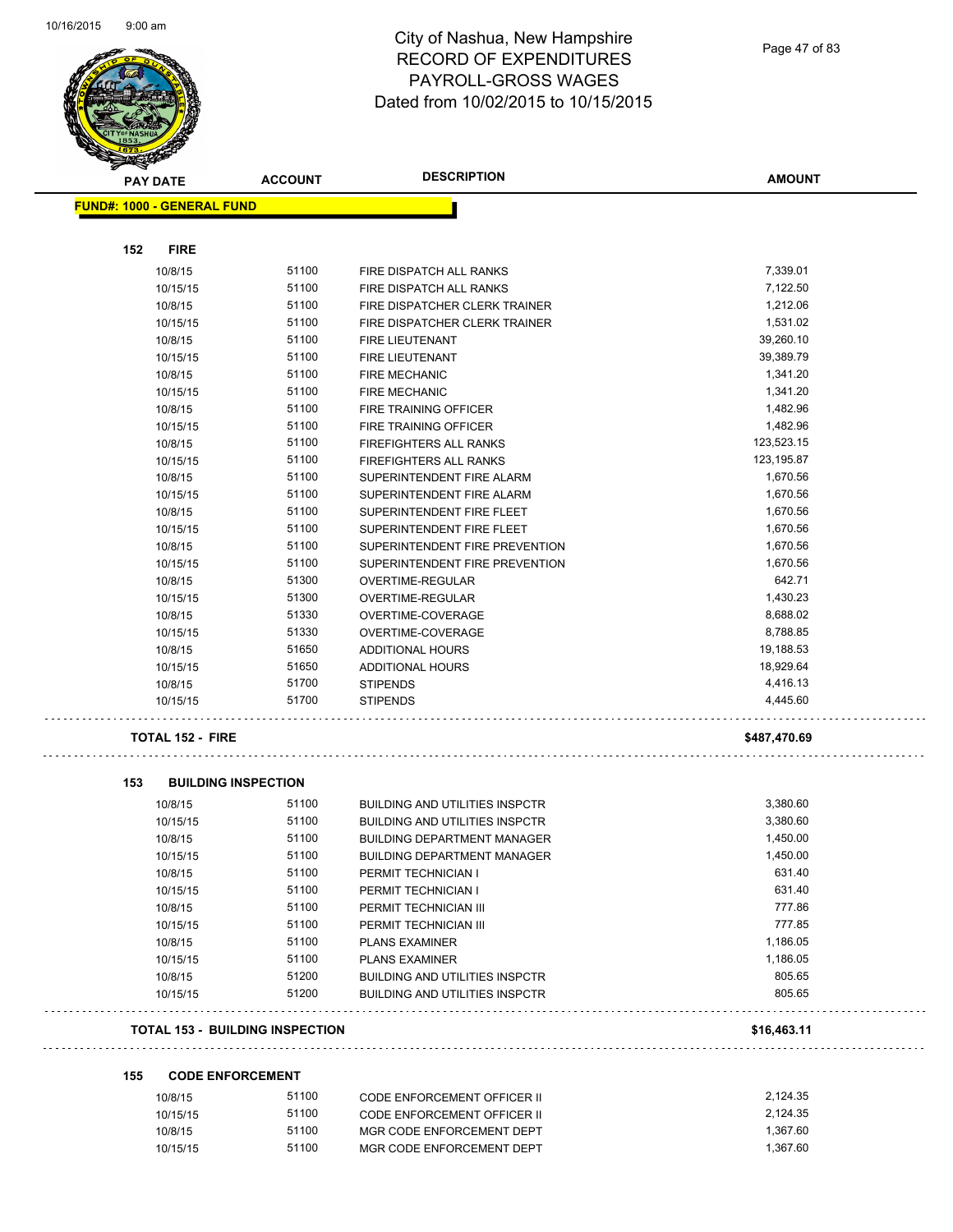# City of Nashua, New Hampshire
# RECORD OF EXPENDITURES
# PAYROLL-GROSS WAGES
# Dated from 10/02/2015 to 10/15/2015

| PAY DATE | ACCOUNT | DESCRIPTION | AMOUNT |
|---|---|---|---|

**FUND#: 1000 - GENERAL FUND**

**152 FIRE**

| PAY DATE | ACCOUNT | DESCRIPTION | AMOUNT |
|---|---|---|---|
| 10/8/15 | 51100 | FIRE DISPATCH ALL RANKS | 7,339.01 |
| 10/15/15 | 51100 | FIRE DISPATCH ALL RANKS | 7,122.50 |
| 10/8/15 | 51100 | FIRE DISPATCHER CLERK TRAINER | 1,212.06 |
| 10/15/15 | 51100 | FIRE DISPATCHER CLERK TRAINER | 1,531.02 |
| 10/8/15 | 51100 | FIRE LIEUTENANT | 39,260.10 |
| 10/15/15 | 51100 | FIRE LIEUTENANT | 39,389.79 |
| 10/8/15 | 51100 | FIRE MECHANIC | 1,341.20 |
| 10/15/15 | 51100 | FIRE MECHANIC | 1,341.20 |
| 10/8/15 | 51100 | FIRE TRAINING OFFICER | 1,482.96 |
| 10/15/15 | 51100 | FIRE TRAINING OFFICER | 1,482.96 |
| 10/8/15 | 51100 | FIREFIGHTERS ALL RANKS | 123,523.15 |
| 10/15/15 | 51100 | FIREFIGHTERS ALL RANKS | 123,195.87 |
| 10/8/15 | 51100 | SUPERINTENDENT FIRE ALARM | 1,670.56 |
| 10/15/15 | 51100 | SUPERINTENDENT FIRE ALARM | 1,670.56 |
| 10/8/15 | 51100 | SUPERINTENDENT FIRE FLEET | 1,670.56 |
| 10/15/15 | 51100 | SUPERINTENDENT FIRE FLEET | 1,670.56 |
| 10/8/15 | 51100 | SUPERINTENDENT FIRE PREVENTION | 1,670.56 |
| 10/15/15 | 51100 | SUPERINTENDENT FIRE PREVENTION | 1,670.56 |
| 10/8/15 | 51300 | OVERTIME-REGULAR | 642.71 |
| 10/15/15 | 51300 | OVERTIME-REGULAR | 1,430.23 |
| 10/8/15 | 51330 | OVERTIME-COVERAGE | 8,688.02 |
| 10/15/15 | 51330 | OVERTIME-COVERAGE | 8,788.85 |
| 10/8/15 | 51650 | ADDITIONAL HOURS | 19,188.53 |
| 10/15/15 | 51650 | ADDITIONAL HOURS | 18,929.64 |
| 10/8/15 | 51700 | STIPENDS | 4,416.13 |
| 10/15/15 | 51700 | STIPENDS | 4,445.60 |

**TOTAL 152 - FIRE** **$487,470.69**

**153 BUILDING INSPECTION**

| PAY DATE | ACCOUNT | DESCRIPTION | AMOUNT |
|---|---|---|---|
| 10/8/15 | 51100 | BUILDING AND UTILITIES INSPCTR | 3,380.60 |
| 10/15/15 | 51100 | BUILDING AND UTILITIES INSPCTR | 3,380.60 |
| 10/8/15 | 51100 | BUILDING DEPARTMENT MANAGER | 1,450.00 |
| 10/15/15 | 51100 | BUILDING DEPARTMENT MANAGER | 1,450.00 |
| 10/8/15 | 51100 | PERMIT TECHNICIAN I | 631.40 |
| 10/15/15 | 51100 | PERMIT TECHNICIAN I | 631.40 |
| 10/8/15 | 51100 | PERMIT TECHNICIAN III | 777.86 |
| 10/15/15 | 51100 | PERMIT TECHNICIAN III | 777.85 |
| 10/8/15 | 51100 | PLANS EXAMINER | 1,186.05 |
| 10/15/15 | 51100 | PLANS EXAMINER | 1,186.05 |
| 10/8/15 | 51200 | BUILDING AND UTILITIES INSPCTR | 805.65 |
| 10/15/15 | 51200 | BUILDING AND UTILITIES INSPCTR | 805.65 |

**TOTAL 153 - BUILDING INSPECTION** **$16,463.11**

**155 CODE ENFORCEMENT**

| PAY DATE | ACCOUNT | DESCRIPTION | AMOUNT |
|---|---|---|---|
| 10/8/15 | 51100 | CODE ENFORCEMENT OFFICER II | 2,124.35 |
| 10/15/15 | 51100 | CODE ENFORCEMENT OFFICER II | 2,124.35 |
| 10/8/15 | 51100 | MGR CODE ENFORCEMENT DEPT | 1,367.60 |
| 10/15/15 | 51100 | MGR CODE ENFORCEMENT DEPT | 1,367.60 |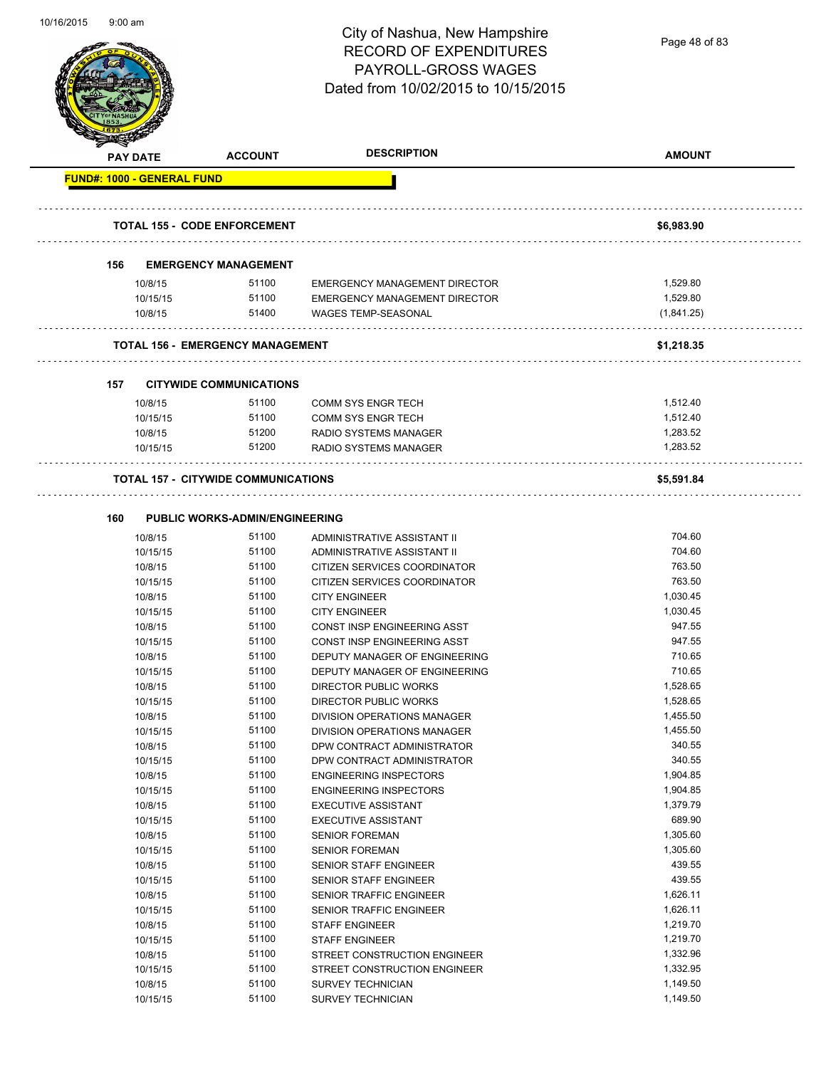# City of Nashua, New Hampshire
## RECORD OF EXPENDITURES
## PAYROLL-GROSS WAGES
## Dated from 10/02/2015 to 10/15/2015

| PAY DATE | ACCOUNT | DESCRIPTION | AMOUNT |
|---|---|---|---|
| **FUND#: 1000 - GENERAL FUND** | | | |
| **TOTAL 155 - CODE ENFORCEMENT** | | | **$6,983.90** |
| **156 EMERGENCY MANAGEMENT** | | | |
| 10/8/15 | 51100 | EMERGENCY MANAGEMENT DIRECTOR | 1,529.80 |
| 10/15/15 | 51100 | EMERGENCY MANAGEMENT DIRECTOR | 1,529.80 |
| 10/8/15 | 51400 | WAGES TEMP-SEASONAL | (1,841.25) |
| **TOTAL 156 - EMERGENCY MANAGEMENT** | | | **$1,218.35** |
| **157 CITYWIDE COMMUNICATIONS** | | | |
| 10/8/15 | 51100 | COMM SYS ENGR TECH | 1,512.40 |
| 10/15/15 | 51100 | COMM SYS ENGR TECH | 1,512.40 |
| 10/8/15 | 51200 | RADIO SYSTEMS MANAGER | 1,283.52 |
| 10/15/15 | 51200 | RADIO SYSTEMS MANAGER | 1,283.52 |
| **TOTAL 157 - CITYWIDE COMMUNICATIONS** | | | **$5,591.84** |
| **160 PUBLIC WORKS-ADMIN/ENGINEERING** | | | |
| 10/8/15 | 51100 | ADMINISTRATIVE ASSISTANT II | 704.60 |
| 10/15/15 | 51100 | ADMINISTRATIVE ASSISTANT II | 704.60 |
| 10/8/15 | 51100 | CITIZEN SERVICES COORDINATOR | 763.50 |
| 10/15/15 | 51100 | CITIZEN SERVICES COORDINATOR | 763.50 |
| 10/8/15 | 51100 | CITY ENGINEER | 1,030.45 |
| 10/15/15 | 51100 | CITY ENGINEER | 1,030.45 |
| 10/8/15 | 51100 | CONST INSP ENGINEERING ASST | 947.55 |
| 10/15/15 | 51100 | CONST INSP ENGINEERING ASST | 947.55 |
| 10/8/15 | 51100 | DEPUTY MANAGER OF ENGINEERING | 710.65 |
| 10/15/15 | 51100 | DEPUTY MANAGER OF ENGINEERING | 710.65 |
| 10/8/15 | 51100 | DIRECTOR PUBLIC WORKS | 1,528.65 |
| 10/15/15 | 51100 | DIRECTOR PUBLIC WORKS | 1,528.65 |
| 10/8/15 | 51100 | DIVISION OPERATIONS MANAGER | 1,455.50 |
| 10/15/15 | 51100 | DIVISION OPERATIONS MANAGER | 1,455.50 |
| 10/8/15 | 51100 | DPW CONTRACT ADMINISTRATOR | 340.55 |
| 10/15/15 | 51100 | DPW CONTRACT ADMINISTRATOR | 340.55 |
| 10/8/15 | 51100 | ENGINEERING INSPECTORS | 1,904.85 |
| 10/15/15 | 51100 | ENGINEERING INSPECTORS | 1,904.85 |
| 10/8/15 | 51100 | EXECUTIVE ASSISTANT | 1,379.79 |
| 10/15/15 | 51100 | EXECUTIVE ASSISTANT | 689.90 |
| 10/8/15 | 51100 | SENIOR FOREMAN | 1,305.60 |
| 10/15/15 | 51100 | SENIOR FOREMAN | 1,305.60 |
| 10/8/15 | 51100 | SENIOR STAFF ENGINEER | 439.55 |
| 10/15/15 | 51100 | SENIOR STAFF ENGINEER | 439.55 |
| 10/8/15 | 51100 | SENIOR TRAFFIC ENGINEER | 1,626.11 |
| 10/15/15 | 51100 | SENIOR TRAFFIC ENGINEER | 1,626.11 |
| 10/8/15 | 51100 | STAFF ENGINEER | 1,219.70 |
| 10/15/15 | 51100 | STAFF ENGINEER | 1,219.70 |
| 10/8/15 | 51100 | STREET CONSTRUCTION ENGINEER | 1,332.96 |
| 10/15/15 | 51100 | STREET CONSTRUCTION ENGINEER | 1,332.95 |
| 10/8/15 | 51100 | SURVEY TECHNICIAN | 1,149.50 |
| 10/15/15 | 51100 | SURVEY TECHNICIAN | 1,149.50 |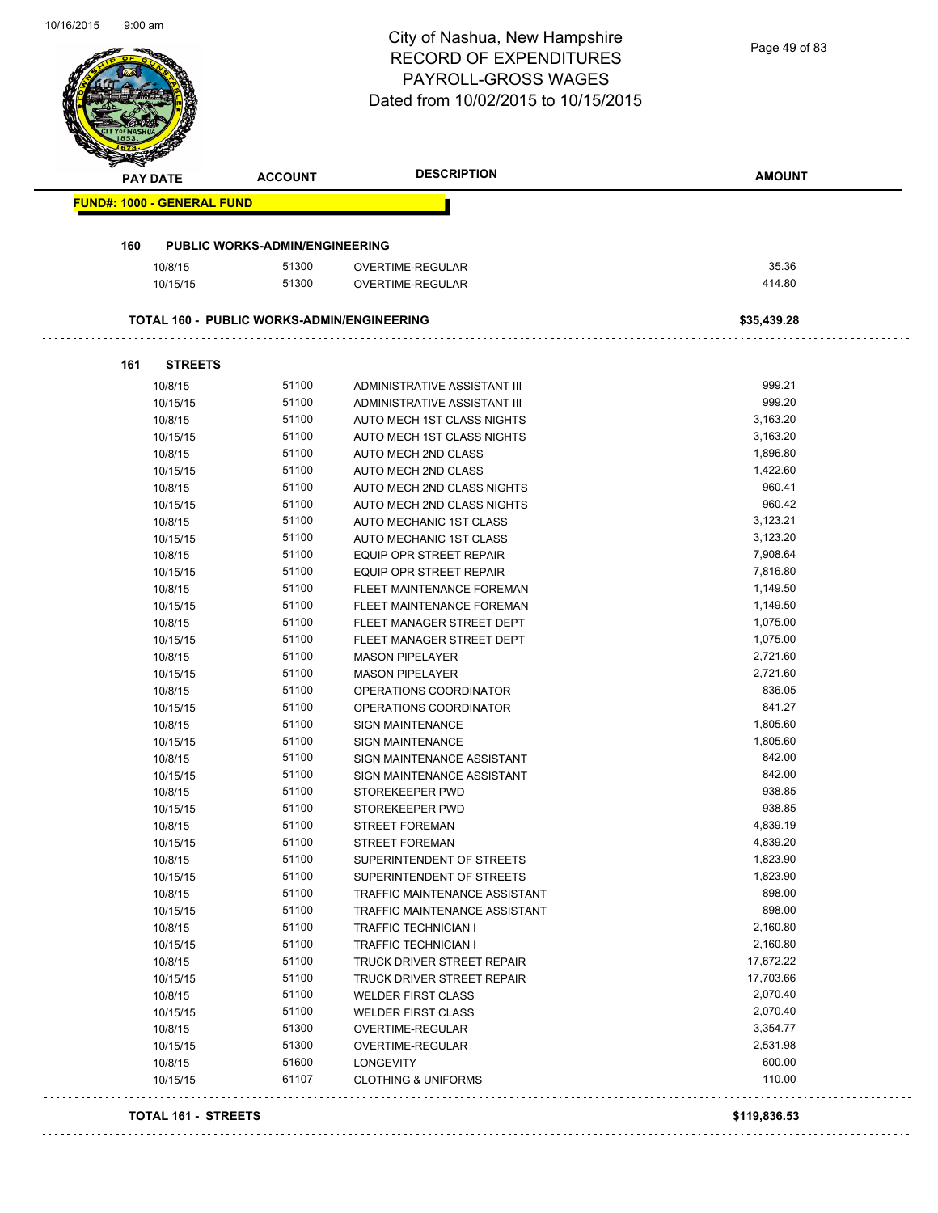# City of Nashua, New Hampshire
## RECORD OF EXPENDITURES
## PAYROLL-GROSS WAGES
### Dated from 10/02/2015 to 10/15/2015

| PAY DATE | ACCOUNT | DESCRIPTION | AMOUNT |
|---|---|---|---|

**FUND#: 1000 - GENERAL FUND**

**160 PUBLIC WORKS-ADMIN/ENGINEERING**

| PAY DATE | ACCOUNT | DESCRIPTION | AMOUNT |
|---|---|---|---|
| 10/8/15 | 51300 | OVERTIME-REGULAR | 35.36 |
| 10/15/15 | 51300 | OVERTIME-REGULAR | 414.80 |

**TOTAL 160 - PUBLIC WORKS-ADMIN/ENGINEERING** **$35,439.28**

**161 STREETS**

| PAY DATE | ACCOUNT | DESCRIPTION | AMOUNT |
|---|---|---|---|
| 10/8/15 | 51100 | ADMINISTRATIVE ASSISTANT III | 999.21 |
| 10/15/15 | 51100 | ADMINISTRATIVE ASSISTANT III | 999.20 |
| 10/8/15 | 51100 | AUTO MECH 1ST CLASS NIGHTS | 3,163.20 |
| 10/15/15 | 51100 | AUTO MECH 1ST CLASS NIGHTS | 3,163.20 |
| 10/8/15 | 51100 | AUTO MECH 2ND CLASS | 1,896.80 |
| 10/15/15 | 51100 | AUTO MECH 2ND CLASS | 1,422.60 |
| 10/8/15 | 51100 | AUTO MECH 2ND CLASS NIGHTS | 960.41 |
| 10/15/15 | 51100 | AUTO MECH 2ND CLASS NIGHTS | 960.42 |
| 10/8/15 | 51100 | AUTO MECHANIC 1ST CLASS | 3,123.21 |
| 10/15/15 | 51100 | AUTO MECHANIC 1ST CLASS | 3,123.20 |
| 10/8/15 | 51100 | EQUIP OPR STREET REPAIR | 7,908.64 |
| 10/15/15 | 51100 | EQUIP OPR STREET REPAIR | 7,816.80 |
| 10/8/15 | 51100 | FLEET MAINTENANCE FOREMAN | 1,149.50 |
| 10/15/15 | 51100 | FLEET MAINTENANCE FOREMAN | 1,149.50 |
| 10/8/15 | 51100 | FLEET MANAGER STREET DEPT | 1,075.00 |
| 10/15/15 | 51100 | FLEET MANAGER STREET DEPT | 1,075.00 |
| 10/8/15 | 51100 | MASON PIPELAYER | 2,721.60 |
| 10/15/15 | 51100 | MASON PIPELAYER | 2,721.60 |
| 10/8/15 | 51100 | OPERATIONS COORDINATOR | 836.05 |
| 10/15/15 | 51100 | OPERATIONS COORDINATOR | 841.27 |
| 10/8/15 | 51100 | SIGN MAINTENANCE | 1,805.60 |
| 10/15/15 | 51100 | SIGN MAINTENANCE | 1,805.60 |
| 10/8/15 | 51100 | SIGN MAINTENANCE ASSISTANT | 842.00 |
| 10/15/15 | 51100 | SIGN MAINTENANCE ASSISTANT | 842.00 |
| 10/8/15 | 51100 | STOREKEEPER PWD | 938.85 |
| 10/15/15 | 51100 | STOREKEEPER PWD | 938.85 |
| 10/8/15 | 51100 | STREET FOREMAN | 4,839.19 |
| 10/15/15 | 51100 | STREET FOREMAN | 4,839.20 |
| 10/8/15 | 51100 | SUPERINTENDENT OF STREETS | 1,823.90 |
| 10/15/15 | 51100 | SUPERINTENDENT OF STREETS | 1,823.90 |
| 10/8/15 | 51100 | TRAFFIC MAINTENANCE ASSISTANT | 898.00 |
| 10/15/15 | 51100 | TRAFFIC MAINTENANCE ASSISTANT | 898.00 |
| 10/8/15 | 51100 | TRAFFIC TECHNICIAN I | 2,160.80 |
| 10/15/15 | 51100 | TRAFFIC TECHNICIAN I | 2,160.80 |
| 10/8/15 | 51100 | TRUCK DRIVER STREET REPAIR | 17,672.22 |
| 10/15/15 | 51100 | TRUCK DRIVER STREET REPAIR | 17,703.66 |
| 10/8/15 | 51100 | WELDER FIRST CLASS | 2,070.40 |
| 10/15/15 | 51100 | WELDER FIRST CLASS | 2,070.40 |
| 10/8/15 | 51300 | OVERTIME-REGULAR | 3,354.77 |
| 10/15/15 | 51300 | OVERTIME-REGULAR | 2,531.98 |
| 10/8/15 | 51600 | LONGEVITY | 600.00 |
| 10/15/15 | 61107 | CLOTHING & UNIFORMS | 110.00 |

**TOTAL 161 - STREETS** **$119,836.53**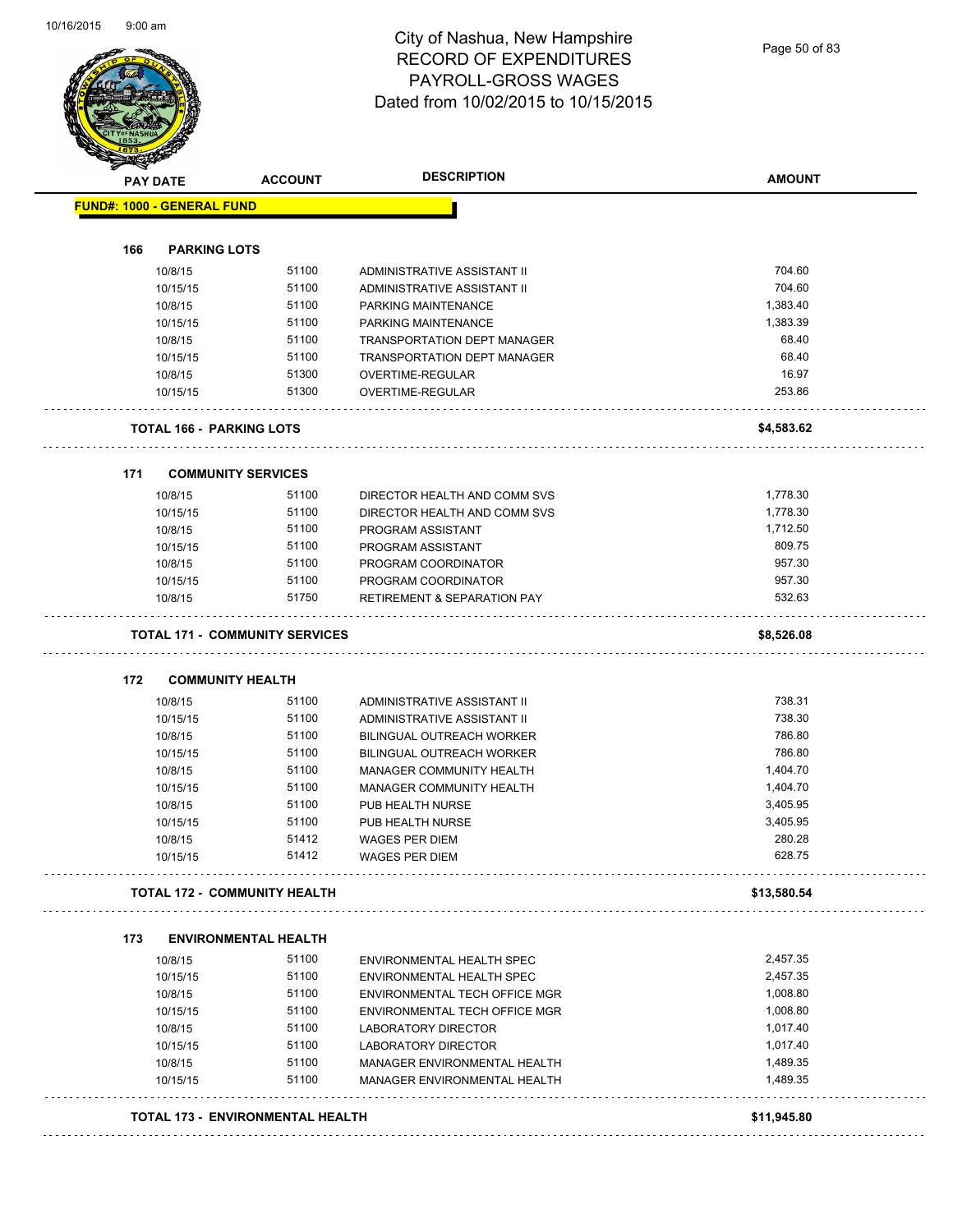# City of Nashua, New Hampshire
## RECORD OF EXPENDITURES
## PAYROLL-GROSS WAGES
## Dated from 10/02/2015 to 10/15/2015

**FUND#: 1000 - GENERAL FUND**

| PAY DATE | ACCOUNT | DESCRIPTION | AMOUNT |
|---|---|---|---|
| **166 PARKING LOTS** | | | |
| 10/8/15 | 51100 | ADMINISTRATIVE ASSISTANT II | 704.60 |
| 10/15/15 | 51100 | ADMINISTRATIVE ASSISTANT II | 704.60 |
| 10/8/15 | 51100 | PARKING MAINTENANCE | 1,383.40 |
| 10/15/15 | 51100 | PARKING MAINTENANCE | 1,383.39 |
| 10/8/15 | 51100 | TRANSPORTATION DEPT MANAGER | 68.40 |
| 10/15/15 | 51100 | TRANSPORTATION DEPT MANAGER | 68.40 |
| 10/8/15 | 51300 | OVERTIME-REGULAR | 16.97 |
| 10/15/15 | 51300 | OVERTIME-REGULAR | 253.86 |
| **TOTAL 166 - PARKING LOTS** | | | **$4,583.62** |
| **171 COMMUNITY SERVICES** | | | |
| 10/8/15 | 51100 | DIRECTOR HEALTH AND COMM SVS | 1,778.30 |
| 10/15/15 | 51100 | DIRECTOR HEALTH AND COMM SVS | 1,778.30 |
| 10/8/15 | 51100 | PROGRAM ASSISTANT | 1,712.50 |
| 10/15/15 | 51100 | PROGRAM ASSISTANT | 809.75 |
| 10/8/15 | 51100 | PROGRAM COORDINATOR | 957.30 |
| 10/15/15 | 51100 | PROGRAM COORDINATOR | 957.30 |
| 10/8/15 | 51750 | RETIREMENT & SEPARATION PAY | 532.63 |
| **TOTAL 171 - COMMUNITY SERVICES** | | | **$8,526.08** |
| **172 COMMUNITY HEALTH** | | | |
| 10/8/15 | 51100 | ADMINISTRATIVE ASSISTANT II | 738.31 |
| 10/15/15 | 51100 | ADMINISTRATIVE ASSISTANT II | 738.30 |
| 10/8/15 | 51100 | BILINGUAL OUTREACH WORKER | 786.80 |
| 10/15/15 | 51100 | BILINGUAL OUTREACH WORKER | 786.80 |
| 10/8/15 | 51100 | MANAGER COMMUNITY HEALTH | 1,404.70 |
| 10/15/15 | 51100 | MANAGER COMMUNITY HEALTH | 1,404.70 |
| 10/8/15 | 51100 | PUB HEALTH NURSE | 3,405.95 |
| 10/15/15 | 51100 | PUB HEALTH NURSE | 3,405.95 |
| 10/8/15 | 51412 | WAGES PER DIEM | 280.28 |
| 10/15/15 | 51412 | WAGES PER DIEM | 628.75 |
| **TOTAL 172 - COMMUNITY HEALTH** | | | **$13,580.54** |
| **173 ENVIRONMENTAL HEALTH** | | | |
| 10/8/15 | 51100 | ENVIRONMENTAL HEALTH SPEC | 2,457.35 |
| 10/15/15 | 51100 | ENVIRONMENTAL HEALTH SPEC | 2,457.35 |
| 10/8/15 | 51100 | ENVIRONMENTAL TECH OFFICE MGR | 1,008.80 |
| 10/15/15 | 51100 | ENVIRONMENTAL TECH OFFICE MGR | 1,008.80 |
| 10/8/15 | 51100 | LABORATORY DIRECTOR | 1,017.40 |
| 10/15/15 | 51100 | LABORATORY DIRECTOR | 1,017.40 |
| 10/8/15 | 51100 | MANAGER ENVIRONMENTAL HEALTH | 1,489.35 |
| 10/15/15 | 51100 | MANAGER ENVIRONMENTAL HEALTH | 1,489.35 |
| **TOTAL 173 - ENVIRONMENTAL HEALTH** | | | **$11,945.80** |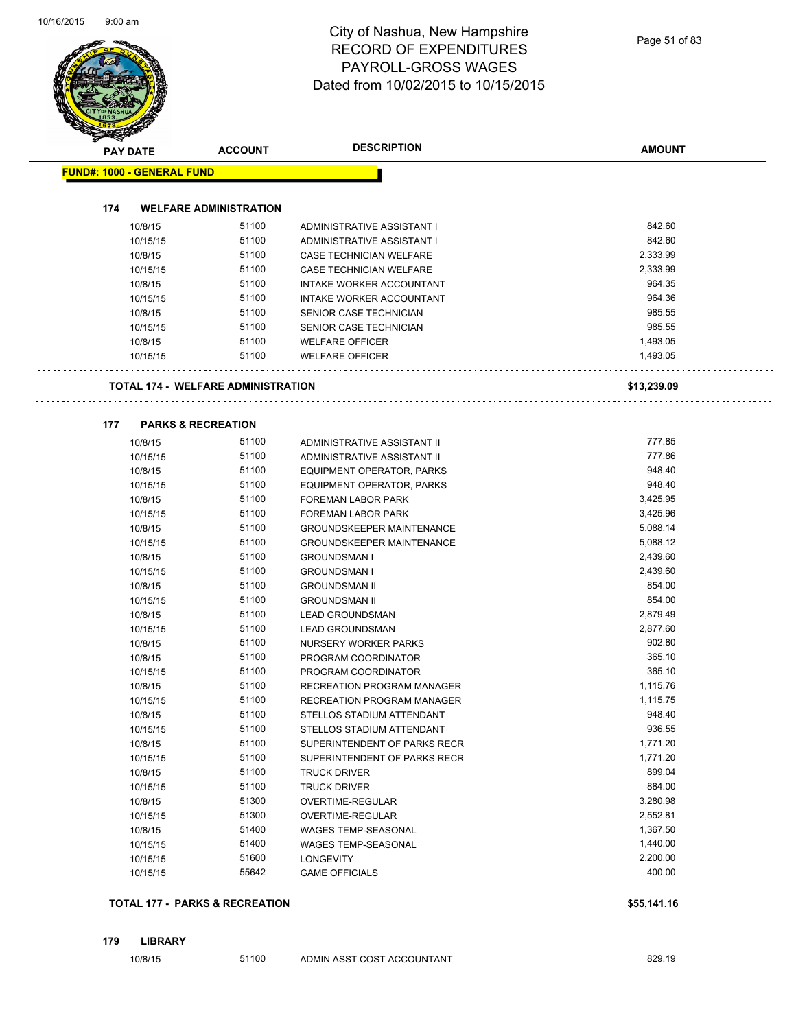# City of Nashua, New Hampshire
# RECORD OF EXPENDITURES
# PAYROLL-GROSS WAGES
# Dated from 10/02/2015 to 10/15/2015

| PAY DATE | ACCOUNT | DESCRIPTION | AMOUNT |
|---|---|---|---|
| **FUND#: 1000 - GENERAL FUND** | | | |
| **174 WELFARE ADMINISTRATION** | | | |
| 10/8/15 | 51100 | ADMINISTRATIVE ASSISTANT I | 842.60 |
| 10/15/15 | 51100 | ADMINISTRATIVE ASSISTANT I | 842.60 |
| 10/8/15 | 51100 | CASE TECHNICIAN WELFARE | 2,333.99 |
| 10/15/15 | 51100 | CASE TECHNICIAN WELFARE | 2,333.99 |
| 10/8/15 | 51100 | INTAKE WORKER ACCOUNTANT | 964.35 |
| 10/15/15 | 51100 | INTAKE WORKER ACCOUNTANT | 964.36 |
| 10/8/15 | 51100 | SENIOR CASE TECHNICIAN | 985.55 |
| 10/15/15 | 51100 | SENIOR CASE TECHNICIAN | 985.55 |
| 10/8/15 | 51100 | WELFARE OFFICER | 1,493.05 |
| 10/15/15 | 51100 | WELFARE OFFICER | 1,493.05 |
| **TOTAL 174 - WELFARE ADMINISTRATION** | | | **$13,239.09** |
| **177 PARKS & RECREATION** | | | |
| 10/8/15 | 51100 | ADMINISTRATIVE ASSISTANT II | 777.85 |
| 10/15/15 | 51100 | ADMINISTRATIVE ASSISTANT II | 777.86 |
| 10/8/15 | 51100 | EQUIPMENT OPERATOR, PARKS | 948.40 |
| 10/15/15 | 51100 | EQUIPMENT OPERATOR, PARKS | 948.40 |
| 10/8/15 | 51100 | FOREMAN LABOR PARK | 3,425.95 |
| 10/15/15 | 51100 | FOREMAN LABOR PARK | 3,425.96 |
| 10/8/15 | 51100 | GROUNDSKEEPER MAINTENANCE | 5,088.14 |
| 10/15/15 | 51100 | GROUNDSKEEPER MAINTENANCE | 5,088.12 |
| 10/8/15 | 51100 | GROUNDSMAN I | 2,439.60 |
| 10/15/15 | 51100 | GROUNDSMAN I | 2,439.60 |
| 10/8/15 | 51100 | GROUNDSMAN II | 854.00 |
| 10/15/15 | 51100 | GROUNDSMAN II | 854.00 |
| 10/8/15 | 51100 | LEAD GROUNDSMAN | 2,879.49 |
| 10/15/15 | 51100 | LEAD GROUNDSMAN | 2,877.60 |
| 10/8/15 | 51100 | NURSERY WORKER PARKS | 902.80 |
| 10/8/15 | 51100 | PROGRAM COORDINATOR | 365.10 |
| 10/15/15 | 51100 | PROGRAM COORDINATOR | 365.10 |
| 10/8/15 | 51100 | RECREATION PROGRAM MANAGER | 1,115.76 |
| 10/15/15 | 51100 | RECREATION PROGRAM MANAGER | 1,115.75 |
| 10/8/15 | 51100 | STELLOS STADIUM ATTENDANT | 948.40 |
| 10/15/15 | 51100 | STELLOS STADIUM ATTENDANT | 936.55 |
| 10/8/15 | 51100 | SUPERINTENDENT OF PARKS RECR | 1,771.20 |
| 10/15/15 | 51100 | SUPERINTENDENT OF PARKS RECR | 1,771.20 |
| 10/8/15 | 51100 | TRUCK DRIVER | 899.04 |
| 10/15/15 | 51100 | TRUCK DRIVER | 884.00 |
| 10/8/15 | 51300 | OVERTIME-REGULAR | 3,280.98 |
| 10/15/15 | 51300 | OVERTIME-REGULAR | 2,552.81 |
| 10/8/15 | 51400 | WAGES TEMP-SEASONAL | 1,367.50 |
| 10/15/15 | 51400 | WAGES TEMP-SEASONAL | 1,440.00 |
| 10/15/15 | 51600 | LONGEVITY | 2,200.00 |
| 10/15/15 | 55642 | GAME OFFICIALS | 400.00 |
| **TOTAL 177 - PARKS & RECREATION** | | | **$55,141.16** |
| **179 LIBRARY** | | | |
| 10/8/15 | 51100 | ADMIN ASST COST ACCOUNTANT | 829.19 |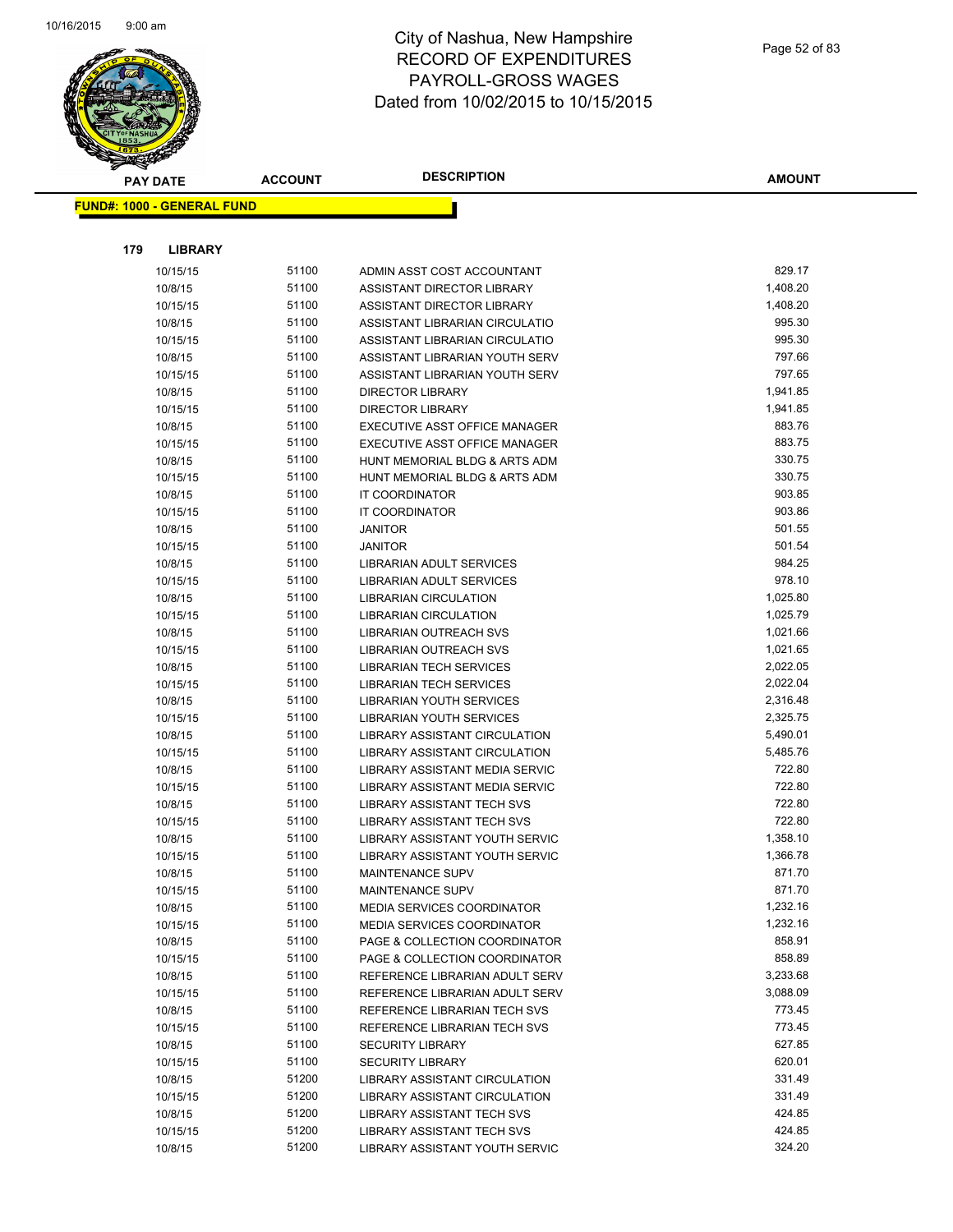# City of Nashua, New Hampshire
## RECORD OF EXPENDITURES
## PAYROLL-GROSS WAGES
## Dated from 10/02/2015 to 10/15/2015

| PAY DATE | ACCOUNT | DESCRIPTION | AMOUNT |
|---|---|---|---|

**FUND#: 1000 - GENERAL FUND**

**179 LIBRARY**

| PAY DATE | ACCOUNT | DESCRIPTION | AMOUNT |
|---|---|---|---|
| 10/15/15 | 51100 | ADMIN ASST COST ACCOUNTANT | 829.17 |
| 10/8/15 | 51100 | ASSISTANT DIRECTOR LIBRARY | 1,408.20 |
| 10/15/15 | 51100 | ASSISTANT DIRECTOR LIBRARY | 1,408.20 |
| 10/8/15 | 51100 | ASSISTANT LIBRARIAN CIRCULATIO | 995.30 |
| 10/15/15 | 51100 | ASSISTANT LIBRARIAN CIRCULATIO | 995.30 |
| 10/8/15 | 51100 | ASSISTANT LIBRARIAN YOUTH SERV | 797.66 |
| 10/15/15 | 51100 | ASSISTANT LIBRARIAN YOUTH SERV | 797.65 |
| 10/8/15 | 51100 | DIRECTOR LIBRARY | 1,941.85 |
| 10/15/15 | 51100 | DIRECTOR LIBRARY | 1,941.85 |
| 10/8/15 | 51100 | EXECUTIVE ASST OFFICE MANAGER | 883.76 |
| 10/15/15 | 51100 | EXECUTIVE ASST OFFICE MANAGER | 883.75 |
| 10/8/15 | 51100 | HUNT MEMORIAL BLDG & ARTS ADM | 330.75 |
| 10/15/15 | 51100 | HUNT MEMORIAL BLDG & ARTS ADM | 330.75 |
| 10/8/15 | 51100 | IT COORDINATOR | 903.85 |
| 10/15/15 | 51100 | IT COORDINATOR | 903.86 |
| 10/8/15 | 51100 | JANITOR | 501.55 |
| 10/15/15 | 51100 | JANITOR | 501.54 |
| 10/8/15 | 51100 | LIBRARIAN ADULT SERVICES | 984.25 |
| 10/15/15 | 51100 | LIBRARIAN ADULT SERVICES | 978.10 |
| 10/8/15 | 51100 | LIBRARIAN CIRCULATION | 1,025.80 |
| 10/15/15 | 51100 | LIBRARIAN CIRCULATION | 1,025.79 |
| 10/8/15 | 51100 | LIBRARIAN OUTREACH SVS | 1,021.66 |
| 10/15/15 | 51100 | LIBRARIAN OUTREACH SVS | 1,021.65 |
| 10/8/15 | 51100 | LIBRARIAN TECH SERVICES | 2,022.05 |
| 10/15/15 | 51100 | LIBRARIAN TECH SERVICES | 2,022.04 |
| 10/8/15 | 51100 | LIBRARIAN YOUTH SERVICES | 2,316.48 |
| 10/15/15 | 51100 | LIBRARIAN YOUTH SERVICES | 2,325.75 |
| 10/8/15 | 51100 | LIBRARY ASSISTANT CIRCULATION | 5,490.01 |
| 10/15/15 | 51100 | LIBRARY ASSISTANT CIRCULATION | 5,485.76 |
| 10/8/15 | 51100 | LIBRARY ASSISTANT MEDIA SERVIC | 722.80 |
| 10/15/15 | 51100 | LIBRARY ASSISTANT MEDIA SERVIC | 722.80 |
| 10/8/15 | 51100 | LIBRARY ASSISTANT TECH SVS | 722.80 |
| 10/15/15 | 51100 | LIBRARY ASSISTANT TECH SVS | 722.80 |
| 10/8/15 | 51100 | LIBRARY ASSISTANT YOUTH SERVIC | 1,358.10 |
| 10/15/15 | 51100 | LIBRARY ASSISTANT YOUTH SERVIC | 1,366.78 |
| 10/8/15 | 51100 | MAINTENANCE SUPV | 871.70 |
| 10/15/15 | 51100 | MAINTENANCE SUPV | 871.70 |
| 10/8/15 | 51100 | MEDIA SERVICES COORDINATOR | 1,232.16 |
| 10/15/15 | 51100 | MEDIA SERVICES COORDINATOR | 1,232.16 |
| 10/8/15 | 51100 | PAGE & COLLECTION COORDINATOR | 858.91 |
| 10/15/15 | 51100 | PAGE & COLLECTION COORDINATOR | 858.89 |
| 10/8/15 | 51100 | REFERENCE LIBRARIAN ADULT SERV | 3,233.68 |
| 10/15/15 | 51100 | REFERENCE LIBRARIAN ADULT SERV | 3,088.09 |
| 10/8/15 | 51100 | REFERENCE LIBRARIAN TECH SVS | 773.45 |
| 10/15/15 | 51100 | REFERENCE LIBRARIAN TECH SVS | 773.45 |
| 10/8/15 | 51100 | SECURITY LIBRARY | 627.85 |
| 10/15/15 | 51100 | SECURITY LIBRARY | 620.01 |
| 10/8/15 | 51200 | LIBRARY ASSISTANT CIRCULATION | 331.49 |
| 10/15/15 | 51200 | LIBRARY ASSISTANT CIRCULATION | 331.49 |
| 10/8/15 | 51200 | LIBRARY ASSISTANT TECH SVS | 424.85 |
| 10/15/15 | 51200 | LIBRARY ASSISTANT TECH SVS | 424.85 |
| 10/8/15 | 51200 | LIBRARY ASSISTANT YOUTH SERVIC | 324.20 |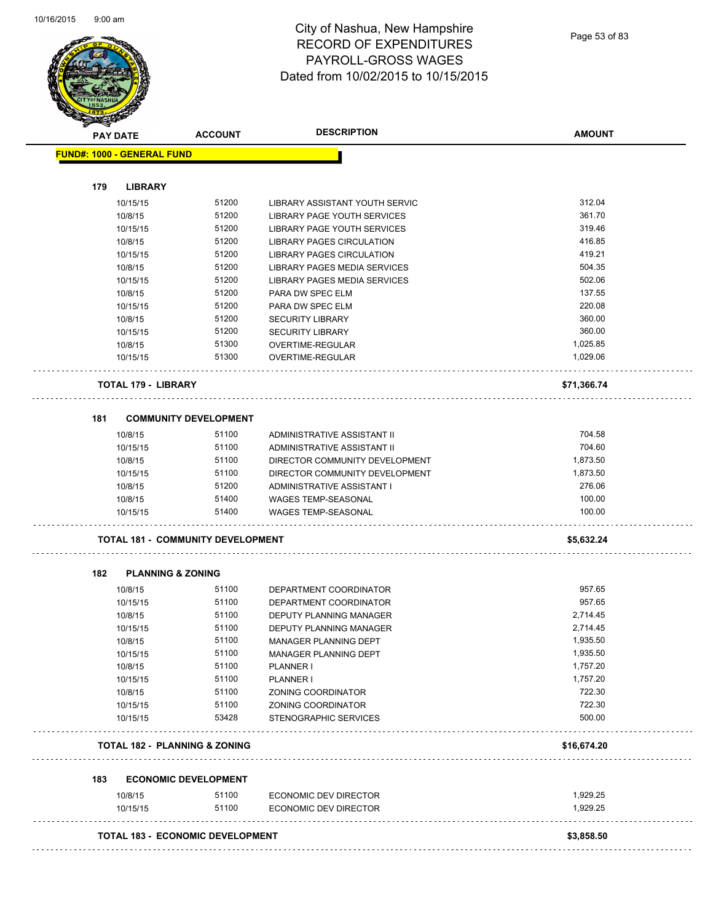# City of Nashua, New Hampshire
## RECORD OF EXPENDITURES
## PAYROLL-GROSS WAGES
## Dated from 10/02/2015 to 10/15/2015

| PAY DATE | ACCOUNT | DESCRIPTION | AMOUNT |
|---|---|---|---|
| **FUND#: 1000 - GENERAL FUND** | | | |
| **179 LIBRARY** | | | |
| 10/15/15 | 51200 | LIBRARY ASSISTANT YOUTH SERVIC | 312.04 |
| 10/8/15 | 51200 | LIBRARY PAGE YOUTH SERVICES | 361.70 |
| 10/15/15 | 51200 | LIBRARY PAGE YOUTH SERVICES | 319.46 |
| 10/8/15 | 51200 | LIBRARY PAGES CIRCULATION | 416.85 |
| 10/15/15 | 51200 | LIBRARY PAGES CIRCULATION | 419.21 |
| 10/8/15 | 51200 | LIBRARY PAGES MEDIA SERVICES | 504.35 |
| 10/15/15 | 51200 | LIBRARY PAGES MEDIA SERVICES | 502.06 |
| 10/8/15 | 51200 | PARA DW SPEC ELM | 137.55 |
| 10/15/15 | 51200 | PARA DW SPEC ELM | 220.08 |
| 10/8/15 | 51200 | SECURITY LIBRARY | 360.00 |
| 10/15/15 | 51200 | SECURITY LIBRARY | 360.00 |
| 10/8/15 | 51300 | OVERTIME-REGULAR | 1,025.85 |
| 10/15/15 | 51300 | OVERTIME-REGULAR | 1,029.06 |
| **TOTAL 179 - LIBRARY** | | | **$71,366.74** |
| **181 COMMUNITY DEVELOPMENT** | | | |
| 10/8/15 | 51100 | ADMINISTRATIVE ASSISTANT II | 704.58 |
| 10/15/15 | 51100 | ADMINISTRATIVE ASSISTANT II | 704.60 |
| 10/8/15 | 51100 | DIRECTOR COMMUNITY DEVELOPMENT | 1,873.50 |
| 10/15/15 | 51100 | DIRECTOR COMMUNITY DEVELOPMENT | 1,873.50 |
| 10/8/15 | 51200 | ADMINISTRATIVE ASSISTANT I | 276.06 |
| 10/8/15 | 51400 | WAGES TEMP-SEASONAL | 100.00 |
| 10/15/15 | 51400 | WAGES TEMP-SEASONAL | 100.00 |
| **TOTAL 181 - COMMUNITY DEVELOPMENT** | | | **$5,632.24** |
| **182 PLANNING & ZONING** | | | |
| 10/8/15 | 51100 | DEPARTMENT COORDINATOR | 957.65 |
| 10/15/15 | 51100 | DEPARTMENT COORDINATOR | 957.65 |
| 10/8/15 | 51100 | DEPUTY PLANNING MANAGER | 2,714.45 |
| 10/15/15 | 51100 | DEPUTY PLANNING MANAGER | 2,714.45 |
| 10/8/15 | 51100 | MANAGER PLANNING DEPT | 1,935.50 |
| 10/15/15 | 51100 | MANAGER PLANNING DEPT | 1,935.50 |
| 10/8/15 | 51100 | PLANNER I | 1,757.20 |
| 10/15/15 | 51100 | PLANNER I | 1,757.20 |
| 10/8/15 | 51100 | ZONING COORDINATOR | 722.30 |
| 10/15/15 | 51100 | ZONING COORDINATOR | 722.30 |
| 10/15/15 | 53428 | STENOGRAPHIC SERVICES | 500.00 |
| **TOTAL 182 - PLANNING & ZONING** | | | **$16,674.20** |
| **183 ECONOMIC DEVELOPMENT** | | | |
| 10/8/15 | 51100 | ECONOMIC DEV DIRECTOR | 1,929.25 |
| 10/15/15 | 51100 | ECONOMIC DEV DIRECTOR | 1,929.25 |
| **TOTAL 183 - ECONOMIC DEVELOPMENT** | | | **$3,858.50** |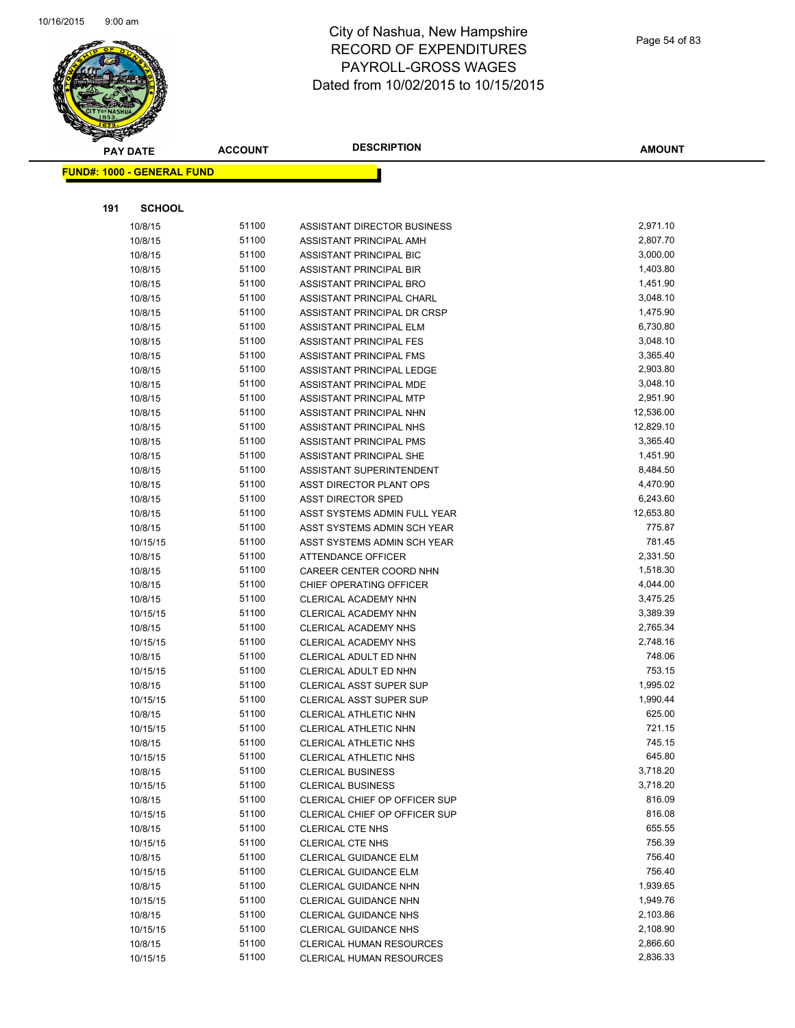# City of Nashua, New Hampshire
# RECORD OF EXPENDITURES
# PAYROLL-GROSS WAGES
# Dated from 10/02/2015 to 10/15/2015

**FUND#: 1000 - GENERAL FUND**

**191 SCHOOL**

| PAY DATE | ACCOUNT | DESCRIPTION | AMOUNT |
|---|---|---|---|
| 10/8/15 | 51100 | ASSISTANT DIRECTOR BUSINESS | 2,971.10 |
| 10/8/15 | 51100 | ASSISTANT PRINCIPAL AMH | 2,807.70 |
| 10/8/15 | 51100 | ASSISTANT PRINCIPAL BIC | 3,000.00 |
| 10/8/15 | 51100 | ASSISTANT PRINCIPAL BIR | 1,403.80 |
| 10/8/15 | 51100 | ASSISTANT PRINCIPAL BRO | 1,451.90 |
| 10/8/15 | 51100 | ASSISTANT PRINCIPAL CHARL | 3,048.10 |
| 10/8/15 | 51100 | ASSISTANT PRINCIPAL DR CRSP | 1,475.90 |
| 10/8/15 | 51100 | ASSISTANT PRINCIPAL ELM | 6,730.80 |
| 10/8/15 | 51100 | ASSISTANT PRINCIPAL FES | 3,048.10 |
| 10/8/15 | 51100 | ASSISTANT PRINCIPAL FMS | 3,365.40 |
| 10/8/15 | 51100 | ASSISTANT PRINCIPAL LEDGE | 2,903.80 |
| 10/8/15 | 51100 | ASSISTANT PRINCIPAL MDE | 3,048.10 |
| 10/8/15 | 51100 | ASSISTANT PRINCIPAL MTP | 2,951.90 |
| 10/8/15 | 51100 | ASSISTANT PRINCIPAL NHN | 12,536.00 |
| 10/8/15 | 51100 | ASSISTANT PRINCIPAL NHS | 12,829.10 |
| 10/8/15 | 51100 | ASSISTANT PRINCIPAL PMS | 3,365.40 |
| 10/8/15 | 51100 | ASSISTANT PRINCIPAL SHE | 1,451.90 |
| 10/8/15 | 51100 | ASSISTANT SUPERINTENDENT | 8,484.50 |
| 10/8/15 | 51100 | ASST DIRECTOR PLANT OPS | 4,470.90 |
| 10/8/15 | 51100 | ASST DIRECTOR SPED | 6,243.60 |
| 10/8/15 | 51100 | ASST SYSTEMS ADMIN FULL YEAR | 12,653.80 |
| 10/8/15 | 51100 | ASST SYSTEMS ADMIN SCH YEAR | 775.87 |
| 10/15/15 | 51100 | ASST SYSTEMS ADMIN SCH YEAR | 781.45 |
| 10/8/15 | 51100 | ATTENDANCE OFFICER | 2,331.50 |
| 10/8/15 | 51100 | CAREER CENTER COORD NHN | 1,518.30 |
| 10/8/15 | 51100 | CHIEF OPERATING OFFICER | 4,044.00 |
| 10/8/15 | 51100 | CLERICAL ACADEMY NHN | 3,475.25 |
| 10/15/15 | 51100 | CLERICAL ACADEMY NHN | 3,389.39 |
| 10/8/15 | 51100 | CLERICAL ACADEMY NHS | 2,765.34 |
| 10/15/15 | 51100 | CLERICAL ACADEMY NHS | 2,748.16 |
| 10/8/15 | 51100 | CLERICAL ADULT ED NHN | 748.06 |
| 10/15/15 | 51100 | CLERICAL ADULT ED NHN | 753.15 |
| 10/8/15 | 51100 | CLERICAL ASST SUPER SUP | 1,995.02 |
| 10/15/15 | 51100 | CLERICAL ASST SUPER SUP | 1,990.44 |
| 10/8/15 | 51100 | CLERICAL ATHLETIC NHN | 625.00 |
| 10/15/15 | 51100 | CLERICAL ATHLETIC NHN | 721.15 |
| 10/8/15 | 51100 | CLERICAL ATHLETIC NHS | 745.15 |
| 10/15/15 | 51100 | CLERICAL ATHLETIC NHS | 645.80 |
| 10/8/15 | 51100 | CLERICAL BUSINESS | 3,718.20 |
| 10/15/15 | 51100 | CLERICAL BUSINESS | 3,718.20 |
| 10/8/15 | 51100 | CLERICAL CHIEF OP OFFICER SUP | 816.09 |
| 10/15/15 | 51100 | CLERICAL CHIEF OP OFFICER SUP | 816.08 |
| 10/8/15 | 51100 | CLERICAL CTE NHS | 655.55 |
| 10/15/15 | 51100 | CLERICAL CTE NHS | 756.39 |
| 10/8/15 | 51100 | CLERICAL GUIDANCE ELM | 756.40 |
| 10/15/15 | 51100 | CLERICAL GUIDANCE ELM | 756.40 |
| 10/8/15 | 51100 | CLERICAL GUIDANCE NHN | 1,939.65 |
| 10/15/15 | 51100 | CLERICAL GUIDANCE NHN | 1,949.76 |
| 10/8/15 | 51100 | CLERICAL GUIDANCE NHS | 2,103.86 |
| 10/15/15 | 51100 | CLERICAL GUIDANCE NHS | 2,108.90 |
| 10/8/15 | 51100 | CLERICAL HUMAN RESOURCES | 2,866.60 |
| 10/15/15 | 51100 | CLERICAL HUMAN RESOURCES | 2,836.33 |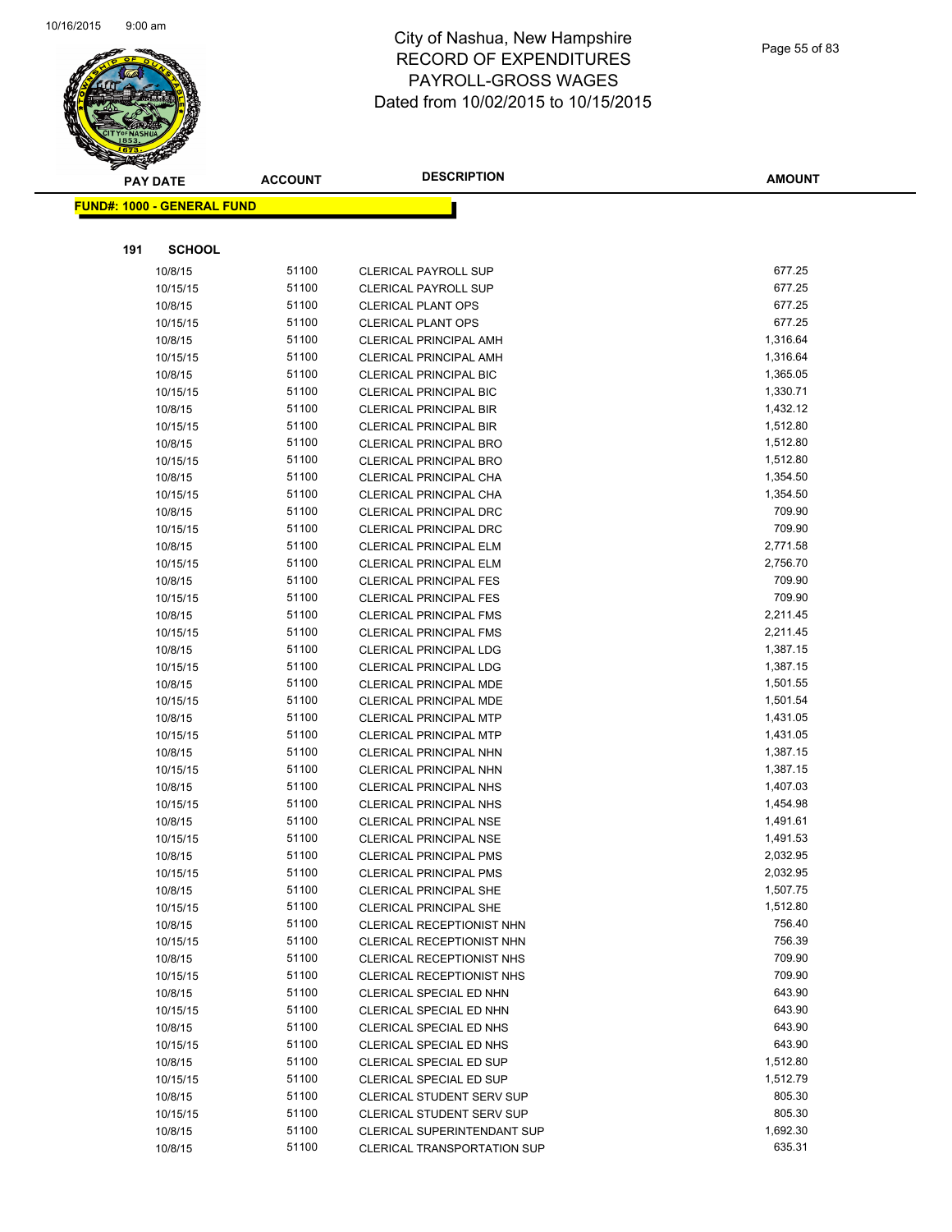# City of Nashua, New Hampshire
## RECORD OF EXPENDITURES
## PAYROLL-GROSS WAGES
## Dated from 10/02/2015 to 10/15/2015

| PAY DATE | ACCOUNT | DESCRIPTION | AMOUNT |
|---|---|---|---|

**FUND#: 1000 - GENERAL FUND**

**191 SCHOOL**

| PAY DATE | ACCOUNT | DESCRIPTION | AMOUNT |
|---|---|---|---|
| 10/8/15 | 51100 | CLERICAL PAYROLL SUP | 677.25 |
| 10/15/15 | 51100 | CLERICAL PAYROLL SUP | 677.25 |
| 10/8/15 | 51100 | CLERICAL PLANT OPS | 677.25 |
| 10/15/15 | 51100 | CLERICAL PLANT OPS | 677.25 |
| 10/8/15 | 51100 | CLERICAL PRINCIPAL AMH | 1,316.64 |
| 10/15/15 | 51100 | CLERICAL PRINCIPAL AMH | 1,316.64 |
| 10/8/15 | 51100 | CLERICAL PRINCIPAL BIC | 1,365.05 |
| 10/15/15 | 51100 | CLERICAL PRINCIPAL BIC | 1,330.71 |
| 10/8/15 | 51100 | CLERICAL PRINCIPAL BIR | 1,432.12 |
| 10/15/15 | 51100 | CLERICAL PRINCIPAL BIR | 1,512.80 |
| 10/8/15 | 51100 | CLERICAL PRINCIPAL BRO | 1,512.80 |
| 10/15/15 | 51100 | CLERICAL PRINCIPAL BRO | 1,512.80 |
| 10/8/15 | 51100 | CLERICAL PRINCIPAL CHA | 1,354.50 |
| 10/15/15 | 51100 | CLERICAL PRINCIPAL CHA | 1,354.50 |
| 10/8/15 | 51100 | CLERICAL PRINCIPAL DRC | 709.90 |
| 10/15/15 | 51100 | CLERICAL PRINCIPAL DRC | 709.90 |
| 10/8/15 | 51100 | CLERICAL PRINCIPAL ELM | 2,771.58 |
| 10/15/15 | 51100 | CLERICAL PRINCIPAL ELM | 2,756.70 |
| 10/8/15 | 51100 | CLERICAL PRINCIPAL FES | 709.90 |
| 10/15/15 | 51100 | CLERICAL PRINCIPAL FES | 709.90 |
| 10/8/15 | 51100 | CLERICAL PRINCIPAL FMS | 2,211.45 |
| 10/15/15 | 51100 | CLERICAL PRINCIPAL FMS | 2,211.45 |
| 10/8/15 | 51100 | CLERICAL PRINCIPAL LDG | 1,387.15 |
| 10/15/15 | 51100 | CLERICAL PRINCIPAL LDG | 1,387.15 |
| 10/8/15 | 51100 | CLERICAL PRINCIPAL MDE | 1,501.55 |
| 10/15/15 | 51100 | CLERICAL PRINCIPAL MDE | 1,501.54 |
| 10/8/15 | 51100 | CLERICAL PRINCIPAL MTP | 1,431.05 |
| 10/15/15 | 51100 | CLERICAL PRINCIPAL MTP | 1,431.05 |
| 10/8/15 | 51100 | CLERICAL PRINCIPAL NHN | 1,387.15 |
| 10/15/15 | 51100 | CLERICAL PRINCIPAL NHN | 1,387.15 |
| 10/8/15 | 51100 | CLERICAL PRINCIPAL NHS | 1,407.03 |
| 10/15/15 | 51100 | CLERICAL PRINCIPAL NHS | 1,454.98 |
| 10/8/15 | 51100 | CLERICAL PRINCIPAL NSE | 1,491.61 |
| 10/15/15 | 51100 | CLERICAL PRINCIPAL NSE | 1,491.53 |
| 10/8/15 | 51100 | CLERICAL PRINCIPAL PMS | 2,032.95 |
| 10/15/15 | 51100 | CLERICAL PRINCIPAL PMS | 2,032.95 |
| 10/8/15 | 51100 | CLERICAL PRINCIPAL SHE | 1,507.75 |
| 10/15/15 | 51100 | CLERICAL PRINCIPAL SHE | 1,512.80 |
| 10/8/15 | 51100 | CLERICAL RECEPTIONIST NHN | 756.40 |
| 10/15/15 | 51100 | CLERICAL RECEPTIONIST NHN | 756.39 |
| 10/8/15 | 51100 | CLERICAL RECEPTIONIST NHS | 709.90 |
| 10/15/15 | 51100 | CLERICAL RECEPTIONIST NHS | 709.90 |
| 10/8/15 | 51100 | CLERICAL SPECIAL ED NHN | 643.90 |
| 10/15/15 | 51100 | CLERICAL SPECIAL ED NHN | 643.90 |
| 10/8/15 | 51100 | CLERICAL SPECIAL ED NHS | 643.90 |
| 10/15/15 | 51100 | CLERICAL SPECIAL ED NHS | 643.90 |
| 10/8/15 | 51100 | CLERICAL SPECIAL ED SUP | 1,512.80 |
| 10/15/15 | 51100 | CLERICAL SPECIAL ED SUP | 1,512.79 |
| 10/8/15 | 51100 | CLERICAL STUDENT SERV SUP | 805.30 |
| 10/15/15 | 51100 | CLERICAL STUDENT SERV SUP | 805.30 |
| 10/8/15 | 51100 | CLERICAL SUPERINTENDANT SUP | 1,692.30 |
| 10/8/15 | 51100 | CLERICAL TRANSPORTATION SUP | 635.31 |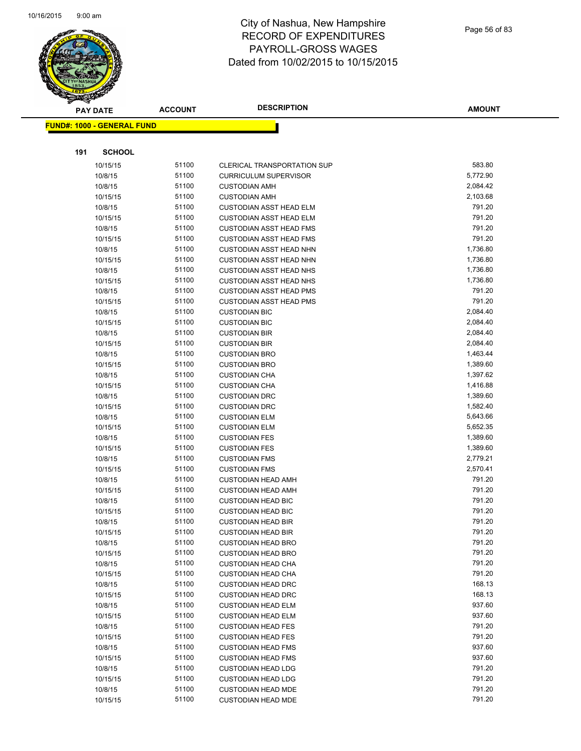# City of Nashua, New Hampshire
## RECORD OF EXPENDITURES
## PAYROLL-GROSS WAGES
## Dated from 10/02/2015 to 10/15/2015

**FUND#: 1000 - GENERAL FUND**

**191 SCHOOL**

| PAY DATE | ACCOUNT | DESCRIPTION | AMOUNT |
|---|---|---|---|
| 10/15/15 | 51100 | CLERICAL TRANSPORTATION SUP | 583.80 |
| 10/8/15 | 51100 | CURRICULUM SUPERVISOR | 5,772.90 |
| 10/8/15 | 51100 | CUSTODIAN AMH | 2,084.42 |
| 10/15/15 | 51100 | CUSTODIAN AMH | 2,103.68 |
| 10/8/15 | 51100 | CUSTODIAN ASST HEAD ELM | 791.20 |
| 10/15/15 | 51100 | CUSTODIAN ASST HEAD ELM | 791.20 |
| 10/8/15 | 51100 | CUSTODIAN ASST HEAD FMS | 791.20 |
| 10/15/15 | 51100 | CUSTODIAN ASST HEAD FMS | 791.20 |
| 10/8/15 | 51100 | CUSTODIAN ASST HEAD NHN | 1,736.80 |
| 10/15/15 | 51100 | CUSTODIAN ASST HEAD NHN | 1,736.80 |
| 10/8/15 | 51100 | CUSTODIAN ASST HEAD NHS | 1,736.80 |
| 10/15/15 | 51100 | CUSTODIAN ASST HEAD NHS | 1,736.80 |
| 10/8/15 | 51100 | CUSTODIAN ASST HEAD PMS | 791.20 |
| 10/15/15 | 51100 | CUSTODIAN ASST HEAD PMS | 791.20 |
| 10/8/15 | 51100 | CUSTODIAN BIC | 2,084.40 |
| 10/15/15 | 51100 | CUSTODIAN BIC | 2,084.40 |
| 10/8/15 | 51100 | CUSTODIAN BIR | 2,084.40 |
| 10/15/15 | 51100 | CUSTODIAN BIR | 2,084.40 |
| 10/8/15 | 51100 | CUSTODIAN BRO | 1,463.44 |
| 10/15/15 | 51100 | CUSTODIAN BRO | 1,389.60 |
| 10/8/15 | 51100 | CUSTODIAN CHA | 1,397.62 |
| 10/15/15 | 51100 | CUSTODIAN CHA | 1,416.88 |
| 10/8/15 | 51100 | CUSTODIAN DRC | 1,389.60 |
| 10/15/15 | 51100 | CUSTODIAN DRC | 1,582.40 |
| 10/8/15 | 51100 | CUSTODIAN ELM | 5,643.66 |
| 10/15/15 | 51100 | CUSTODIAN ELM | 5,652.35 |
| 10/8/15 | 51100 | CUSTODIAN FES | 1,389.60 |
| 10/15/15 | 51100 | CUSTODIAN FES | 1,389.60 |
| 10/8/15 | 51100 | CUSTODIAN FMS | 2,779.21 |
| 10/15/15 | 51100 | CUSTODIAN FMS | 2,570.41 |
| 10/8/15 | 51100 | CUSTODIAN HEAD AMH | 791.20 |
| 10/15/15 | 51100 | CUSTODIAN HEAD AMH | 791.20 |
| 10/8/15 | 51100 | CUSTODIAN HEAD BIC | 791.20 |
| 10/15/15 | 51100 | CUSTODIAN HEAD BIC | 791.20 |
| 10/8/15 | 51100 | CUSTODIAN HEAD BIR | 791.20 |
| 10/15/15 | 51100 | CUSTODIAN HEAD BIR | 791.20 |
| 10/8/15 | 51100 | CUSTODIAN HEAD BRO | 791.20 |
| 10/15/15 | 51100 | CUSTODIAN HEAD BRO | 791.20 |
| 10/8/15 | 51100 | CUSTODIAN HEAD CHA | 791.20 |
| 10/15/15 | 51100 | CUSTODIAN HEAD CHA | 791.20 |
| 10/8/15 | 51100 | CUSTODIAN HEAD DRC | 168.13 |
| 10/15/15 | 51100 | CUSTODIAN HEAD DRC | 168.13 |
| 10/8/15 | 51100 | CUSTODIAN HEAD ELM | 937.60 |
| 10/15/15 | 51100 | CUSTODIAN HEAD ELM | 937.60 |
| 10/8/15 | 51100 | CUSTODIAN HEAD FES | 791.20 |
| 10/15/15 | 51100 | CUSTODIAN HEAD FES | 791.20 |
| 10/8/15 | 51100 | CUSTODIAN HEAD FMS | 937.60 |
| 10/15/15 | 51100 | CUSTODIAN HEAD FMS | 937.60 |
| 10/8/15 | 51100 | CUSTODIAN HEAD LDG | 791.20 |
| 10/15/15 | 51100 | CUSTODIAN HEAD LDG | 791.20 |
| 10/8/15 | 51100 | CUSTODIAN HEAD MDE | 791.20 |
| 10/15/15 | 51100 | CUSTODIAN HEAD MDE | 791.20 |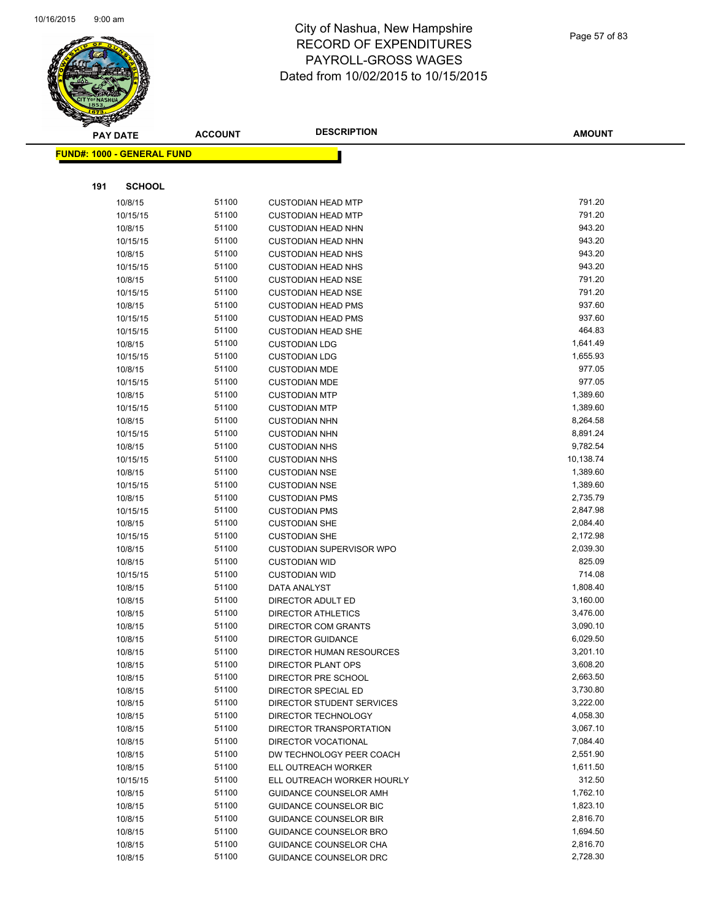# City of Nashua, New Hampshire
## RECORD OF EXPENDITURES
## PAYROLL-GROSS WAGES
## Dated from 10/02/2015 to 10/15/2015

| PAY DATE | ACCOUNT | DESCRIPTION | AMOUNT |
|---|---|---|---|

**FUND#: 1000 - GENERAL FUND**

**191 SCHOOL**

| PAY DATE | ACCOUNT | DESCRIPTION | AMOUNT |
|---|---|---|---|
| 10/8/15 | 51100 | CUSTODIAN HEAD MTP | 791.20 |
| 10/15/15 | 51100 | CUSTODIAN HEAD MTP | 791.20 |
| 10/8/15 | 51100 | CUSTODIAN HEAD NHN | 943.20 |
| 10/15/15 | 51100 | CUSTODIAN HEAD NHN | 943.20 |
| 10/8/15 | 51100 | CUSTODIAN HEAD NHS | 943.20 |
| 10/15/15 | 51100 | CUSTODIAN HEAD NHS | 943.20 |
| 10/8/15 | 51100 | CUSTODIAN HEAD NSE | 791.20 |
| 10/15/15 | 51100 | CUSTODIAN HEAD NSE | 791.20 |
| 10/8/15 | 51100 | CUSTODIAN HEAD PMS | 937.60 |
| 10/15/15 | 51100 | CUSTODIAN HEAD PMS | 937.60 |
| 10/15/15 | 51100 | CUSTODIAN HEAD SHE | 464.83 |
| 10/8/15 | 51100 | CUSTODIAN LDG | 1,641.49 |
| 10/15/15 | 51100 | CUSTODIAN LDG | 1,655.93 |
| 10/8/15 | 51100 | CUSTODIAN MDE | 977.05 |
| 10/15/15 | 51100 | CUSTODIAN MDE | 977.05 |
| 10/8/15 | 51100 | CUSTODIAN MTP | 1,389.60 |
| 10/15/15 | 51100 | CUSTODIAN MTP | 1,389.60 |
| 10/8/15 | 51100 | CUSTODIAN NHN | 8,264.58 |
| 10/15/15 | 51100 | CUSTODIAN NHN | 8,891.24 |
| 10/8/15 | 51100 | CUSTODIAN NHS | 9,782.54 |
| 10/15/15 | 51100 | CUSTODIAN NHS | 10,138.74 |
| 10/8/15 | 51100 | CUSTODIAN NSE | 1,389.60 |
| 10/15/15 | 51100 | CUSTODIAN NSE | 1,389.60 |
| 10/8/15 | 51100 | CUSTODIAN PMS | 2,735.79 |
| 10/15/15 | 51100 | CUSTODIAN PMS | 2,847.98 |
| 10/8/15 | 51100 | CUSTODIAN SHE | 2,084.40 |
| 10/15/15 | 51100 | CUSTODIAN SHE | 2,172.98 |
| 10/8/15 | 51100 | CUSTODIAN SUPERVISOR WPO | 2,039.30 |
| 10/8/15 | 51100 | CUSTODIAN WID | 825.09 |
| 10/15/15 | 51100 | CUSTODIAN WID | 714.08 |
| 10/8/15 | 51100 | DATA ANALYST | 1,808.40 |
| 10/8/15 | 51100 | DIRECTOR ADULT ED | 3,160.00 |
| 10/8/15 | 51100 | DIRECTOR ATHLETICS | 3,476.00 |
| 10/8/15 | 51100 | DIRECTOR COM GRANTS | 3,090.10 |
| 10/8/15 | 51100 | DIRECTOR GUIDANCE | 6,029.50 |
| 10/8/15 | 51100 | DIRECTOR HUMAN RESOURCES | 3,201.10 |
| 10/8/15 | 51100 | DIRECTOR PLANT OPS | 3,608.20 |
| 10/8/15 | 51100 | DIRECTOR PRE SCHOOL | 2,663.50 |
| 10/8/15 | 51100 | DIRECTOR SPECIAL ED | 3,730.80 |
| 10/8/15 | 51100 | DIRECTOR STUDENT SERVICES | 3,222.00 |
| 10/8/15 | 51100 | DIRECTOR TECHNOLOGY | 4,058.30 |
| 10/8/15 | 51100 | DIRECTOR TRANSPORTATION | 3,067.10 |
| 10/8/15 | 51100 | DIRECTOR VOCATIONAL | 7,084.40 |
| 10/8/15 | 51100 | DW TECHNOLOGY PEER COACH | 2,551.90 |
| 10/8/15 | 51100 | ELL OUTREACH WORKER | 1,611.50 |
| 10/15/15 | 51100 | ELL OUTREACH WORKER HOURLY | 312.50 |
| 10/8/15 | 51100 | GUIDANCE COUNSELOR AMH | 1,762.10 |
| 10/8/15 | 51100 | GUIDANCE COUNSELOR BIC | 1,823.10 |
| 10/8/15 | 51100 | GUIDANCE COUNSELOR BIR | 2,816.70 |
| 10/8/15 | 51100 | GUIDANCE COUNSELOR BRO | 1,694.50 |
| 10/8/15 | 51100 | GUIDANCE COUNSELOR CHA | 2,816.70 |
| 10/8/15 | 51100 | GUIDANCE COUNSELOR DRC | 2,728.30 |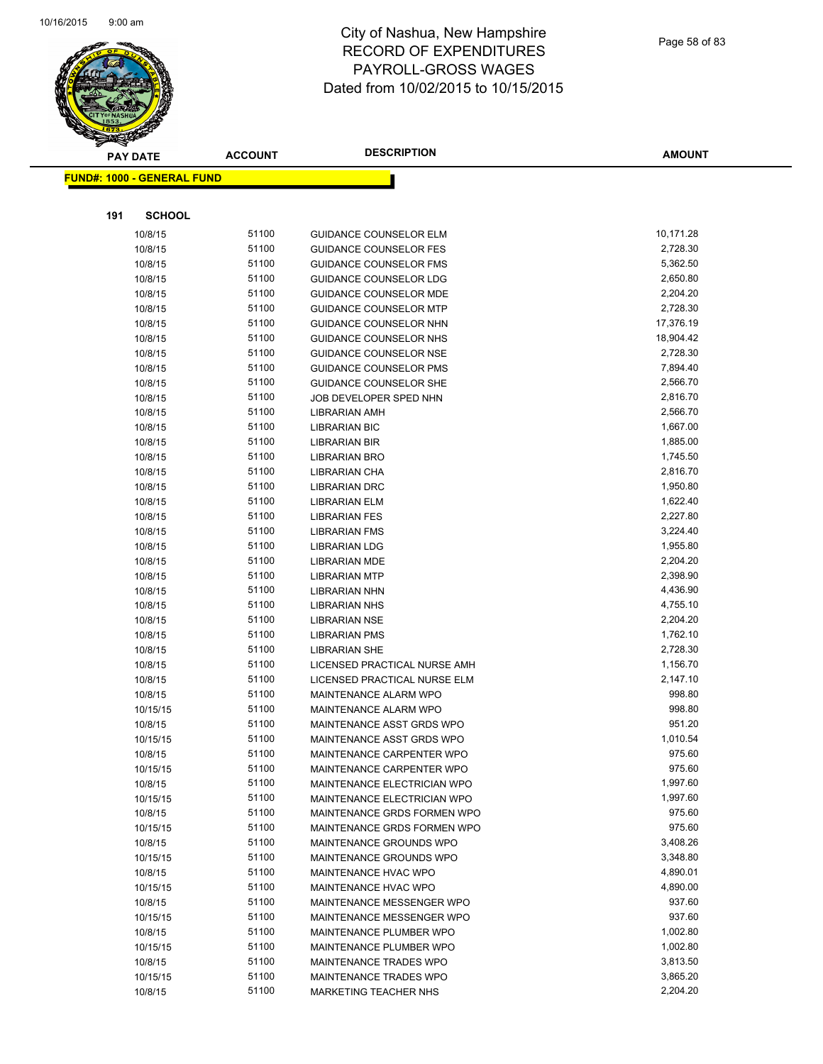# City of Nashua, New Hampshire
# RECORD OF EXPENDITURES
# PAYROLL-GROSS WAGES
# Dated from 10/02/2015 to 10/15/2015

**FUND#: 1000 - GENERAL FUND**

**191 SCHOOL**

| PAY DATE | ACCOUNT | DESCRIPTION | AMOUNT |
|---|---|---|---|
| 10/8/15 | 51100 | GUIDANCE COUNSELOR ELM | 10,171.28 |
| 10/8/15 | 51100 | GUIDANCE COUNSELOR FES | 2,728.30 |
| 10/8/15 | 51100 | GUIDANCE COUNSELOR FMS | 5,362.50 |
| 10/8/15 | 51100 | GUIDANCE COUNSELOR LDG | 2,650.80 |
| 10/8/15 | 51100 | GUIDANCE COUNSELOR MDE | 2,204.20 |
| 10/8/15 | 51100 | GUIDANCE COUNSELOR MTP | 2,728.30 |
| 10/8/15 | 51100 | GUIDANCE COUNSELOR NHN | 17,376.19 |
| 10/8/15 | 51100 | GUIDANCE COUNSELOR NHS | 18,904.42 |
| 10/8/15 | 51100 | GUIDANCE COUNSELOR NSE | 2,728.30 |
| 10/8/15 | 51100 | GUIDANCE COUNSELOR PMS | 7,894.40 |
| 10/8/15 | 51100 | GUIDANCE COUNSELOR SHE | 2,566.70 |
| 10/8/15 | 51100 | JOB DEVELOPER SPED NHN | 2,816.70 |
| 10/8/15 | 51100 | LIBRARIAN AMH | 2,566.70 |
| 10/8/15 | 51100 | LIBRARIAN BIC | 1,667.00 |
| 10/8/15 | 51100 | LIBRARIAN BIR | 1,885.00 |
| 10/8/15 | 51100 | LIBRARIAN BRO | 1,745.50 |
| 10/8/15 | 51100 | LIBRARIAN CHA | 2,816.70 |
| 10/8/15 | 51100 | LIBRARIAN DRC | 1,950.80 |
| 10/8/15 | 51100 | LIBRARIAN ELM | 1,622.40 |
| 10/8/15 | 51100 | LIBRARIAN FES | 2,227.80 |
| 10/8/15 | 51100 | LIBRARIAN FMS | 3,224.40 |
| 10/8/15 | 51100 | LIBRARIAN LDG | 1,955.80 |
| 10/8/15 | 51100 | LIBRARIAN MDE | 2,204.20 |
| 10/8/15 | 51100 | LIBRARIAN MTP | 2,398.90 |
| 10/8/15 | 51100 | LIBRARIAN NHN | 4,436.90 |
| 10/8/15 | 51100 | LIBRARIAN NHS | 4,755.10 |
| 10/8/15 | 51100 | LIBRARIAN NSE | 2,204.20 |
| 10/8/15 | 51100 | LIBRARIAN PMS | 1,762.10 |
| 10/8/15 | 51100 | LIBRARIAN SHE | 2,728.30 |
| 10/8/15 | 51100 | LICENSED PRACTICAL NURSE AMH | 1,156.70 |
| 10/8/15 | 51100 | LICENSED PRACTICAL NURSE ELM | 2,147.10 |
| 10/8/15 | 51100 | MAINTENANCE ALARM WPO | 998.80 |
| 10/15/15 | 51100 | MAINTENANCE ALARM WPO | 998.80 |
| 10/8/15 | 51100 | MAINTENANCE ASST GRDS WPO | 951.20 |
| 10/15/15 | 51100 | MAINTENANCE ASST GRDS WPO | 1,010.54 |
| 10/8/15 | 51100 | MAINTENANCE CARPENTER WPO | 975.60 |
| 10/15/15 | 51100 | MAINTENANCE CARPENTER WPO | 975.60 |
| 10/8/15 | 51100 | MAINTENANCE ELECTRICIAN WPO | 1,997.60 |
| 10/15/15 | 51100 | MAINTENANCE ELECTRICIAN WPO | 1,997.60 |
| 10/8/15 | 51100 | MAINTENANCE GRDS FORMEN WPO | 975.60 |
| 10/15/15 | 51100 | MAINTENANCE GRDS FORMEN WPO | 975.60 |
| 10/8/15 | 51100 | MAINTENANCE GROUNDS WPO | 3,408.26 |
| 10/15/15 | 51100 | MAINTENANCE GROUNDS WPO | 3,348.80 |
| 10/8/15 | 51100 | MAINTENANCE HVAC WPO | 4,890.01 |
| 10/15/15 | 51100 | MAINTENANCE HVAC WPO | 4,890.00 |
| 10/8/15 | 51100 | MAINTENANCE MESSENGER WPO | 937.60 |
| 10/15/15 | 51100 | MAINTENANCE MESSENGER WPO | 937.60 |
| 10/8/15 | 51100 | MAINTENANCE PLUMBER WPO | 1,002.80 |
| 10/15/15 | 51100 | MAINTENANCE PLUMBER WPO | 1,002.80 |
| 10/8/15 | 51100 | MAINTENANCE TRADES WPO | 3,813.50 |
| 10/15/15 | 51100 | MAINTENANCE TRADES WPO | 3,865.20 |
| 10/8/15 | 51100 | MARKETING TEACHER NHS | 2,204.20 |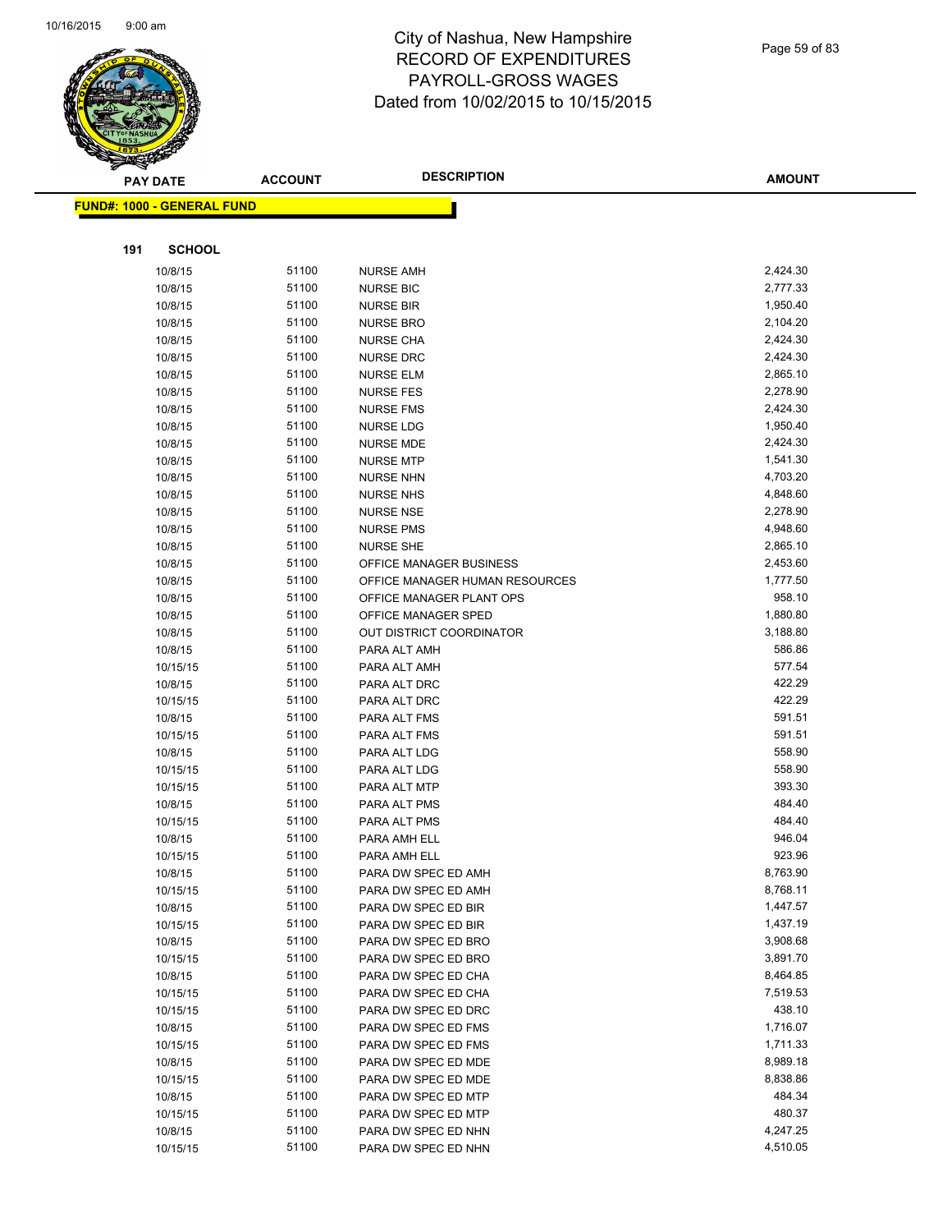# City of Nashua, New Hampshire
## RECORD OF EXPENDITURES
## PAYROLL-GROSS WAGES
## Dated from 10/02/2015 to 10/15/2015

**FUND#: 1000 - GENERAL FUND**

**191 SCHOOL**

| PAY DATE | ACCOUNT | DESCRIPTION | AMOUNT |
|---|---|---|---|
| 10/8/15 | 51100 | NURSE AMH | 2,424.30 |
| 10/8/15 | 51100 | NURSE BIC | 2,777.33 |
| 10/8/15 | 51100 | NURSE BIR | 1,950.40 |
| 10/8/15 | 51100 | NURSE BRO | 2,104.20 |
| 10/8/15 | 51100 | NURSE CHA | 2,424.30 |
| 10/8/15 | 51100 | NURSE DRC | 2,424.30 |
| 10/8/15 | 51100 | NURSE ELM | 2,865.10 |
| 10/8/15 | 51100 | NURSE FES | 2,278.90 |
| 10/8/15 | 51100 | NURSE FMS | 2,424.30 |
| 10/8/15 | 51100 | NURSE LDG | 1,950.40 |
| 10/8/15 | 51100 | NURSE MDE | 2,424.30 |
| 10/8/15 | 51100 | NURSE MTP | 1,541.30 |
| 10/8/15 | 51100 | NURSE NHN | 4,703.20 |
| 10/8/15 | 51100 | NURSE NHS | 4,848.60 |
| 10/8/15 | 51100 | NURSE NSE | 2,278.90 |
| 10/8/15 | 51100 | NURSE PMS | 4,948.60 |
| 10/8/15 | 51100 | NURSE SHE | 2,865.10 |
| 10/8/15 | 51100 | OFFICE MANAGER BUSINESS | 2,453.60 |
| 10/8/15 | 51100 | OFFICE MANAGER HUMAN RESOURCES | 1,777.50 |
| 10/8/15 | 51100 | OFFICE MANAGER PLANT OPS | 958.10 |
| 10/8/15 | 51100 | OFFICE MANAGER SPED | 1,880.80 |
| 10/8/15 | 51100 | OUT DISTRICT COORDINATOR | 3,188.80 |
| 10/8/15 | 51100 | PARA ALT AMH | 586.86 |
| 10/15/15 | 51100 | PARA ALT AMH | 577.54 |
| 10/8/15 | 51100 | PARA ALT DRC | 422.29 |
| 10/15/15 | 51100 | PARA ALT DRC | 422.29 |
| 10/8/15 | 51100 | PARA ALT FMS | 591.51 |
| 10/15/15 | 51100 | PARA ALT FMS | 591.51 |
| 10/8/15 | 51100 | PARA ALT LDG | 558.90 |
| 10/15/15 | 51100 | PARA ALT LDG | 558.90 |
| 10/15/15 | 51100 | PARA ALT MTP | 393.30 |
| 10/8/15 | 51100 | PARA ALT PMS | 484.40 |
| 10/15/15 | 51100 | PARA ALT PMS | 484.40 |
| 10/8/15 | 51100 | PARA AMH ELL | 946.04 |
| 10/15/15 | 51100 | PARA AMH ELL | 923.96 |
| 10/8/15 | 51100 | PARA DW SPEC ED AMH | 8,763.90 |
| 10/15/15 | 51100 | PARA DW SPEC ED AMH | 8,768.11 |
| 10/8/15 | 51100 | PARA DW SPEC ED BIR | 1,447.57 |
| 10/15/15 | 51100 | PARA DW SPEC ED BIR | 1,437.19 |
| 10/8/15 | 51100 | PARA DW SPEC ED BRO | 3,908.68 |
| 10/15/15 | 51100 | PARA DW SPEC ED BRO | 3,891.70 |
| 10/8/15 | 51100 | PARA DW SPEC ED CHA | 8,464.85 |
| 10/15/15 | 51100 | PARA DW SPEC ED CHA | 7,519.53 |
| 10/15/15 | 51100 | PARA DW SPEC ED DRC | 438.10 |
| 10/8/15 | 51100 | PARA DW SPEC ED FMS | 1,716.07 |
| 10/15/15 | 51100 | PARA DW SPEC ED FMS | 1,711.33 |
| 10/8/15 | 51100 | PARA DW SPEC ED MDE | 8,989.18 |
| 10/15/15 | 51100 | PARA DW SPEC ED MDE | 8,838.86 |
| 10/8/15 | 51100 | PARA DW SPEC ED MTP | 484.34 |
| 10/15/15 | 51100 | PARA DW SPEC ED MTP | 480.37 |
| 10/8/15 | 51100 | PARA DW SPEC ED NHN | 4,247.25 |
| 10/15/15 | 51100 | PARA DW SPEC ED NHN | 4,510.05 |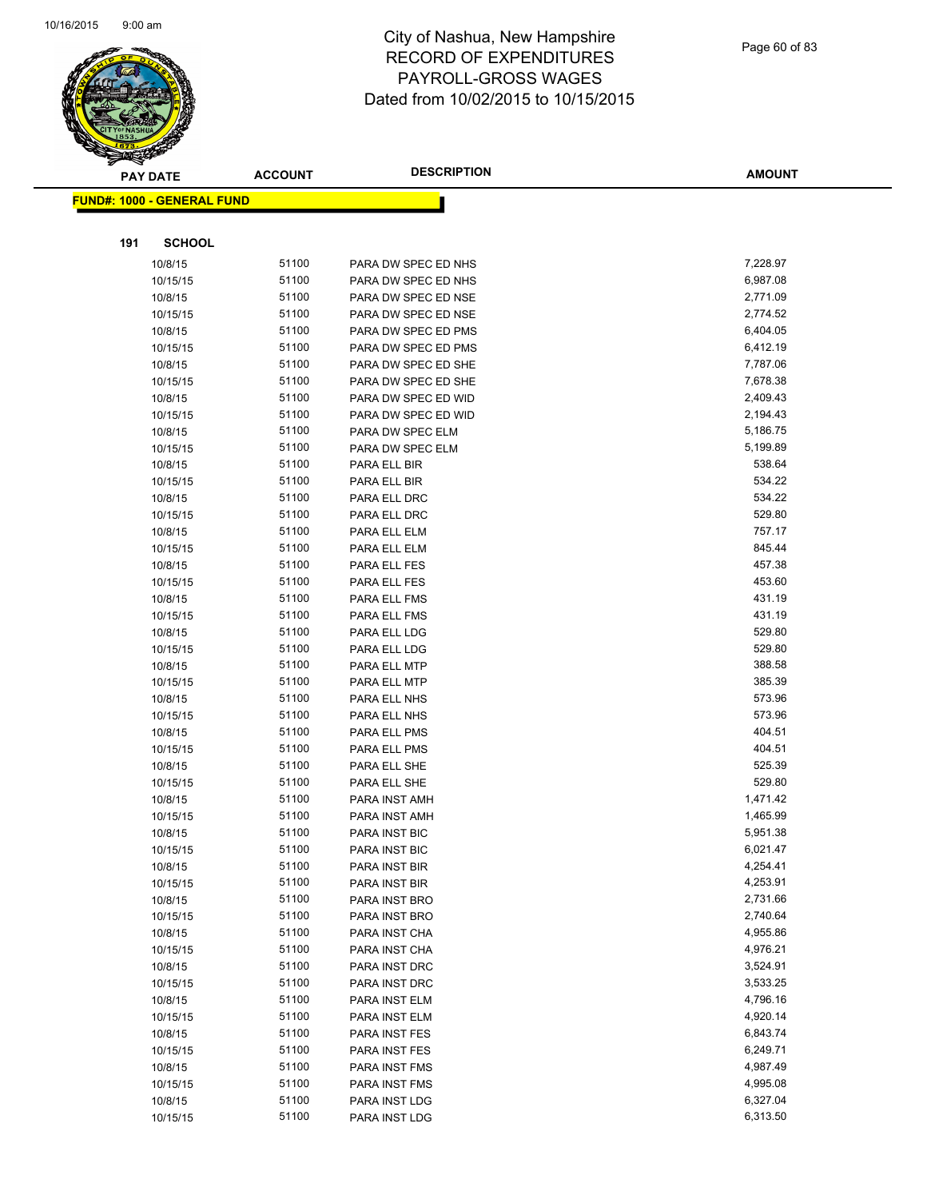# City of Nashua, New Hampshire
## RECORD OF EXPENDITURES
## PAYROLL-GROSS WAGES
## Dated from 10/02/2015 to 10/15/2015

**FUND#: 1000 - GENERAL FUND**

**191 SCHOOL**

| PAY DATE | ACCOUNT | DESCRIPTION | AMOUNT |
|---|---|---|---|
| 10/8/15 | 51100 | PARA DW SPEC ED NHS | 7,228.97 |
| 10/15/15 | 51100 | PARA DW SPEC ED NHS | 6,987.08 |
| 10/8/15 | 51100 | PARA DW SPEC ED NSE | 2,771.09 |
| 10/15/15 | 51100 | PARA DW SPEC ED NSE | 2,774.52 |
| 10/8/15 | 51100 | PARA DW SPEC ED PMS | 6,404.05 |
| 10/15/15 | 51100 | PARA DW SPEC ED PMS | 6,412.19 |
| 10/8/15 | 51100 | PARA DW SPEC ED SHE | 7,787.06 |
| 10/15/15 | 51100 | PARA DW SPEC ED SHE | 7,678.38 |
| 10/8/15 | 51100 | PARA DW SPEC ED WID | 2,409.43 |
| 10/15/15 | 51100 | PARA DW SPEC ED WID | 2,194.43 |
| 10/8/15 | 51100 | PARA DW SPEC ELM | 5,186.75 |
| 10/15/15 | 51100 | PARA DW SPEC ELM | 5,199.89 |
| 10/8/15 | 51100 | PARA ELL BIR | 538.64 |
| 10/15/15 | 51100 | PARA ELL BIR | 534.22 |
| 10/8/15 | 51100 | PARA ELL DRC | 534.22 |
| 10/15/15 | 51100 | PARA ELL DRC | 529.80 |
| 10/8/15 | 51100 | PARA ELL ELM | 757.17 |
| 10/15/15 | 51100 | PARA ELL ELM | 845.44 |
| 10/8/15 | 51100 | PARA ELL FES | 457.38 |
| 10/15/15 | 51100 | PARA ELL FES | 453.60 |
| 10/8/15 | 51100 | PARA ELL FMS | 431.19 |
| 10/15/15 | 51100 | PARA ELL FMS | 431.19 |
| 10/8/15 | 51100 | PARA ELL LDG | 529.80 |
| 10/15/15 | 51100 | PARA ELL LDG | 529.80 |
| 10/8/15 | 51100 | PARA ELL MTP | 388.58 |
| 10/15/15 | 51100 | PARA ELL MTP | 385.39 |
| 10/8/15 | 51100 | PARA ELL NHS | 573.96 |
| 10/15/15 | 51100 | PARA ELL NHS | 573.96 |
| 10/8/15 | 51100 | PARA ELL PMS | 404.51 |
| 10/15/15 | 51100 | PARA ELL PMS | 404.51 |
| 10/8/15 | 51100 | PARA ELL SHE | 525.39 |
| 10/15/15 | 51100 | PARA ELL SHE | 529.80 |
| 10/8/15 | 51100 | PARA INST AMH | 1,471.42 |
| 10/15/15 | 51100 | PARA INST AMH | 1,465.99 |
| 10/8/15 | 51100 | PARA INST BIC | 5,951.38 |
| 10/15/15 | 51100 | PARA INST BIC | 6,021.47 |
| 10/8/15 | 51100 | PARA INST BIR | 4,254.41 |
| 10/15/15 | 51100 | PARA INST BIR | 4,253.91 |
| 10/8/15 | 51100 | PARA INST BRO | 2,731.66 |
| 10/15/15 | 51100 | PARA INST BRO | 2,740.64 |
| 10/8/15 | 51100 | PARA INST CHA | 4,955.86 |
| 10/15/15 | 51100 | PARA INST CHA | 4,976.21 |
| 10/8/15 | 51100 | PARA INST DRC | 3,524.91 |
| 10/15/15 | 51100 | PARA INST DRC | 3,533.25 |
| 10/8/15 | 51100 | PARA INST ELM | 4,796.16 |
| 10/15/15 | 51100 | PARA INST ELM | 4,920.14 |
| 10/8/15 | 51100 | PARA INST FES | 6,843.74 |
| 10/15/15 | 51100 | PARA INST FES | 6,249.71 |
| 10/8/15 | 51100 | PARA INST FMS | 4,987.49 |
| 10/15/15 | 51100 | PARA INST FMS | 4,995.08 |
| 10/8/15 | 51100 | PARA INST LDG | 6,327.04 |
| 10/15/15 | 51100 | PARA INST LDG | 6,313.50 |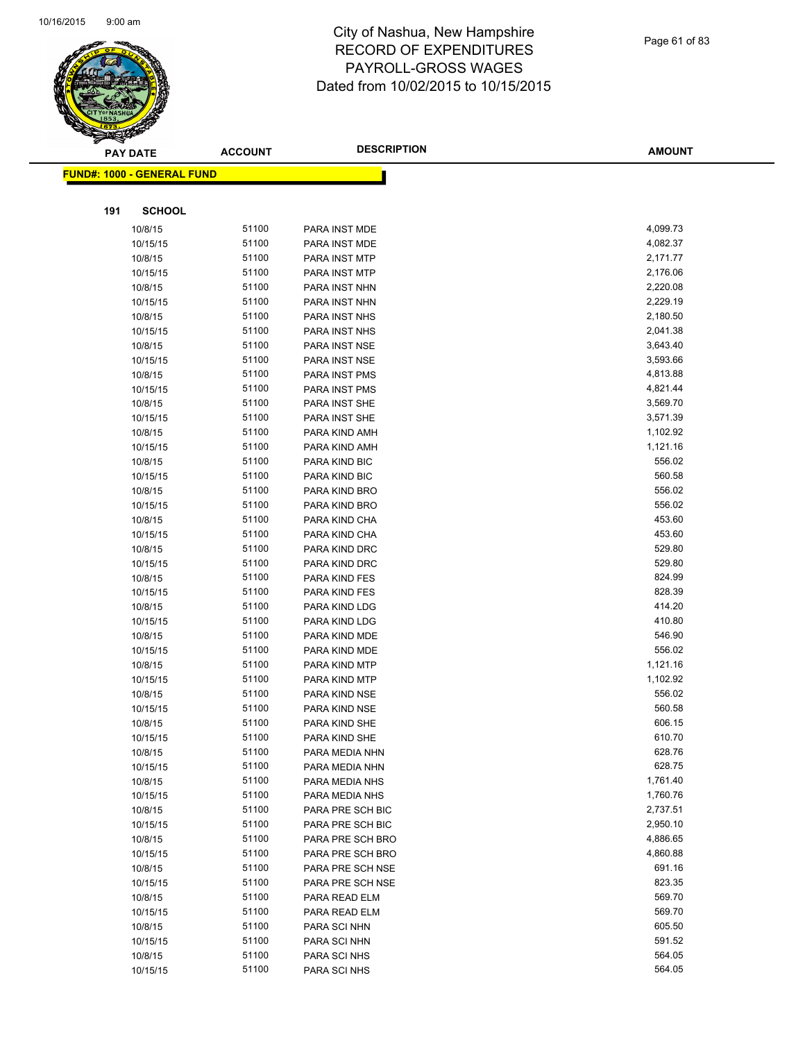# City of Nashua, New Hampshire
## RECORD OF EXPENDITURES
## PAYROLL-GROSS WAGES
## Dated from 10/02/2015 to 10/15/2015

**FUND#: 1000 - GENERAL FUND**

**191 SCHOOL**

| PAY DATE | ACCOUNT | DESCRIPTION | AMOUNT |
|---|---|---|---|
| 10/8/15 | 51100 | PARA INST MDE | 4,099.73 |
| 10/15/15 | 51100 | PARA INST MDE | 4,082.37 |
| 10/8/15 | 51100 | PARA INST MTP | 2,171.77 |
| 10/15/15 | 51100 | PARA INST MTP | 2,176.06 |
| 10/8/15 | 51100 | PARA INST NHN | 2,220.08 |
| 10/15/15 | 51100 | PARA INST NHN | 2,229.19 |
| 10/8/15 | 51100 | PARA INST NHS | 2,180.50 |
| 10/15/15 | 51100 | PARA INST NHS | 2,041.38 |
| 10/8/15 | 51100 | PARA INST NSE | 3,643.40 |
| 10/15/15 | 51100 | PARA INST NSE | 3,593.66 |
| 10/8/15 | 51100 | PARA INST PMS | 4,813.88 |
| 10/15/15 | 51100 | PARA INST PMS | 4,821.44 |
| 10/8/15 | 51100 | PARA INST SHE | 3,569.70 |
| 10/15/15 | 51100 | PARA INST SHE | 3,571.39 |
| 10/8/15 | 51100 | PARA KIND AMH | 1,102.92 |
| 10/15/15 | 51100 | PARA KIND AMH | 1,121.16 |
| 10/8/15 | 51100 | PARA KIND BIC | 556.02 |
| 10/15/15 | 51100 | PARA KIND BIC | 560.58 |
| 10/8/15 | 51100 | PARA KIND BRO | 556.02 |
| 10/15/15 | 51100 | PARA KIND BRO | 556.02 |
| 10/8/15 | 51100 | PARA KIND CHA | 453.60 |
| 10/15/15 | 51100 | PARA KIND CHA | 453.60 |
| 10/8/15 | 51100 | PARA KIND DRC | 529.80 |
| 10/15/15 | 51100 | PARA KIND DRC | 529.80 |
| 10/8/15 | 51100 | PARA KIND FES | 824.99 |
| 10/15/15 | 51100 | PARA KIND FES | 828.39 |
| 10/8/15 | 51100 | PARA KIND LDG | 414.20 |
| 10/15/15 | 51100 | PARA KIND LDG | 410.80 |
| 10/8/15 | 51100 | PARA KIND MDE | 546.90 |
| 10/15/15 | 51100 | PARA KIND MDE | 556.02 |
| 10/8/15 | 51100 | PARA KIND MTP | 1,121.16 |
| 10/15/15 | 51100 | PARA KIND MTP | 1,102.92 |
| 10/8/15 | 51100 | PARA KIND NSE | 556.02 |
| 10/15/15 | 51100 | PARA KIND NSE | 560.58 |
| 10/8/15 | 51100 | PARA KIND SHE | 606.15 |
| 10/15/15 | 51100 | PARA KIND SHE | 610.70 |
| 10/8/15 | 51100 | PARA MEDIA NHN | 628.76 |
| 10/15/15 | 51100 | PARA MEDIA NHN | 628.75 |
| 10/8/15 | 51100 | PARA MEDIA NHS | 1,761.40 |
| 10/15/15 | 51100 | PARA MEDIA NHS | 1,760.76 |
| 10/8/15 | 51100 | PARA PRE SCH BIC | 2,737.51 |
| 10/15/15 | 51100 | PARA PRE SCH BIC | 2,950.10 |
| 10/8/15 | 51100 | PARA PRE SCH BRO | 4,886.65 |
| 10/15/15 | 51100 | PARA PRE SCH BRO | 4,860.88 |
| 10/8/15 | 51100 | PARA PRE SCH NSE | 691.16 |
| 10/15/15 | 51100 | PARA PRE SCH NSE | 823.35 |
| 10/8/15 | 51100 | PARA READ ELM | 569.70 |
| 10/15/15 | 51100 | PARA READ ELM | 569.70 |
| 10/8/15 | 51100 | PARA SCI NHN | 605.50 |
| 10/15/15 | 51100 | PARA SCI NHN | 591.52 |
| 10/8/15 | 51100 | PARA SCI NHS | 564.05 |
| 10/15/15 | 51100 | PARA SCI NHS | 564.05 |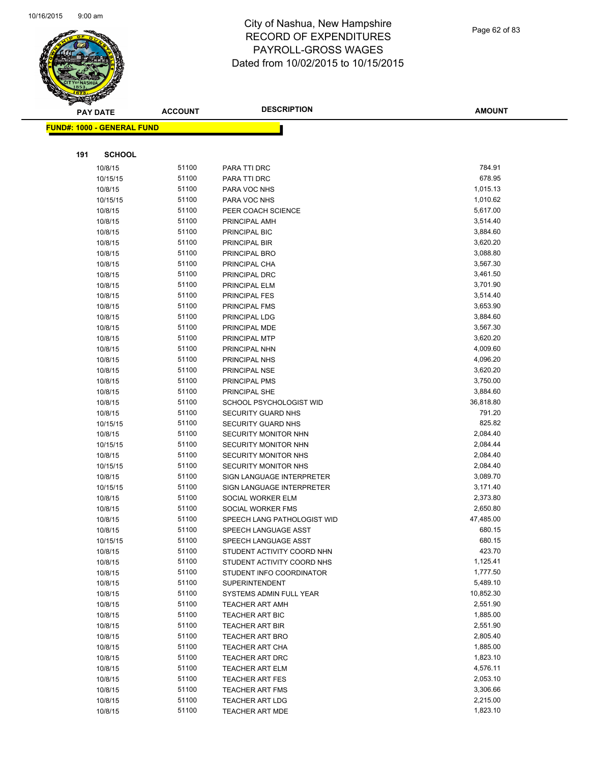# City of Nashua, New Hampshire
# RECORD OF EXPENDITURES
# PAYROLL-GROSS WAGES
# Dated from 10/02/2015 to 10/15/2015

| PAY DATE | ACCOUNT | DESCRIPTION | AMOUNT |
|---|---|---|---|

**FUND#: 1000 - GENERAL FUND**

**191 SCHOOL**

| PAY DATE | ACCOUNT | DESCRIPTION | AMOUNT |
|---|---|---|---|
| 10/8/15 | 51100 | PARA TTI DRC | 784.91 |
| 10/15/15 | 51100 | PARA TTI DRC | 678.95 |
| 10/8/15 | 51100 | PARA VOC NHS | 1,015.13 |
| 10/15/15 | 51100 | PARA VOC NHS | 1,010.62 |
| 10/8/15 | 51100 | PEER COACH SCIENCE | 5,617.00 |
| 10/8/15 | 51100 | PRINCIPAL AMH | 3,514.40 |
| 10/8/15 | 51100 | PRINCIPAL BIC | 3,884.60 |
| 10/8/15 | 51100 | PRINCIPAL BIR | 3,620.20 |
| 10/8/15 | 51100 | PRINCIPAL BRO | 3,088.80 |
| 10/8/15 | 51100 | PRINCIPAL CHA | 3,567.30 |
| 10/8/15 | 51100 | PRINCIPAL DRC | 3,461.50 |
| 10/8/15 | 51100 | PRINCIPAL ELM | 3,701.90 |
| 10/8/15 | 51100 | PRINCIPAL FES | 3,514.40 |
| 10/8/15 | 51100 | PRINCIPAL FMS | 3,653.90 |
| 10/8/15 | 51100 | PRINCIPAL LDG | 3,884.60 |
| 10/8/15 | 51100 | PRINCIPAL MDE | 3,567.30 |
| 10/8/15 | 51100 | PRINCIPAL MTP | 3,620.20 |
| 10/8/15 | 51100 | PRINCIPAL NHN | 4,009.60 |
| 10/8/15 | 51100 | PRINCIPAL NHS | 4,096.20 |
| 10/8/15 | 51100 | PRINCIPAL NSE | 3,620.20 |
| 10/8/15 | 51100 | PRINCIPAL PMS | 3,750.00 |
| 10/8/15 | 51100 | PRINCIPAL SHE | 3,884.60 |
| 10/8/15 | 51100 | SCHOOL PSYCHOLOGIST WID | 36,818.80 |
| 10/8/15 | 51100 | SECURITY GUARD NHS | 791.20 |
| 10/15/15 | 51100 | SECURITY GUARD NHS | 825.82 |
| 10/8/15 | 51100 | SECURITY MONITOR NHN | 2,084.40 |
| 10/15/15 | 51100 | SECURITY MONITOR NHN | 2,084.44 |
| 10/8/15 | 51100 | SECURITY MONITOR NHS | 2,084.40 |
| 10/15/15 | 51100 | SECURITY MONITOR NHS | 2,084.40 |
| 10/8/15 | 51100 | SIGN LANGUAGE INTERPRETER | 3,089.70 |
| 10/15/15 | 51100 | SIGN LANGUAGE INTERPRETER | 3,171.40 |
| 10/8/15 | 51100 | SOCIAL WORKER ELM | 2,373.80 |
| 10/8/15 | 51100 | SOCIAL WORKER FMS | 2,650.80 |
| 10/8/15 | 51100 | SPEECH LANG PATHOLOGIST WID | 47,485.00 |
| 10/8/15 | 51100 | SPEECH LANGUAGE ASST | 680.15 |
| 10/15/15 | 51100 | SPEECH LANGUAGE ASST | 680.15 |
| 10/8/15 | 51100 | STUDENT ACTIVITY COORD NHN | 423.70 |
| 10/8/15 | 51100 | STUDENT ACTIVITY COORD NHS | 1,125.41 |
| 10/8/15 | 51100 | STUDENT INFO COORDINATOR | 1,777.50 |
| 10/8/15 | 51100 | SUPERINTENDENT | 5,489.10 |
| 10/8/15 | 51100 | SYSTEMS ADMIN FULL YEAR | 10,852.30 |
| 10/8/15 | 51100 | TEACHER ART AMH | 2,551.90 |
| 10/8/15 | 51100 | TEACHER ART BIC | 1,885.00 |
| 10/8/15 | 51100 | TEACHER ART BIR | 2,551.90 |
| 10/8/15 | 51100 | TEACHER ART BRO | 2,805.40 |
| 10/8/15 | 51100 | TEACHER ART CHA | 1,885.00 |
| 10/8/15 | 51100 | TEACHER ART DRC | 1,823.10 |
| 10/8/15 | 51100 | TEACHER ART ELM | 4,576.11 |
| 10/8/15 | 51100 | TEACHER ART FES | 2,053.10 |
| 10/8/15 | 51100 | TEACHER ART FMS | 3,306.66 |
| 10/8/15 | 51100 | TEACHER ART LDG | 2,215.00 |
| 10/8/15 | 51100 | TEACHER ART MDE | 1,823.10 |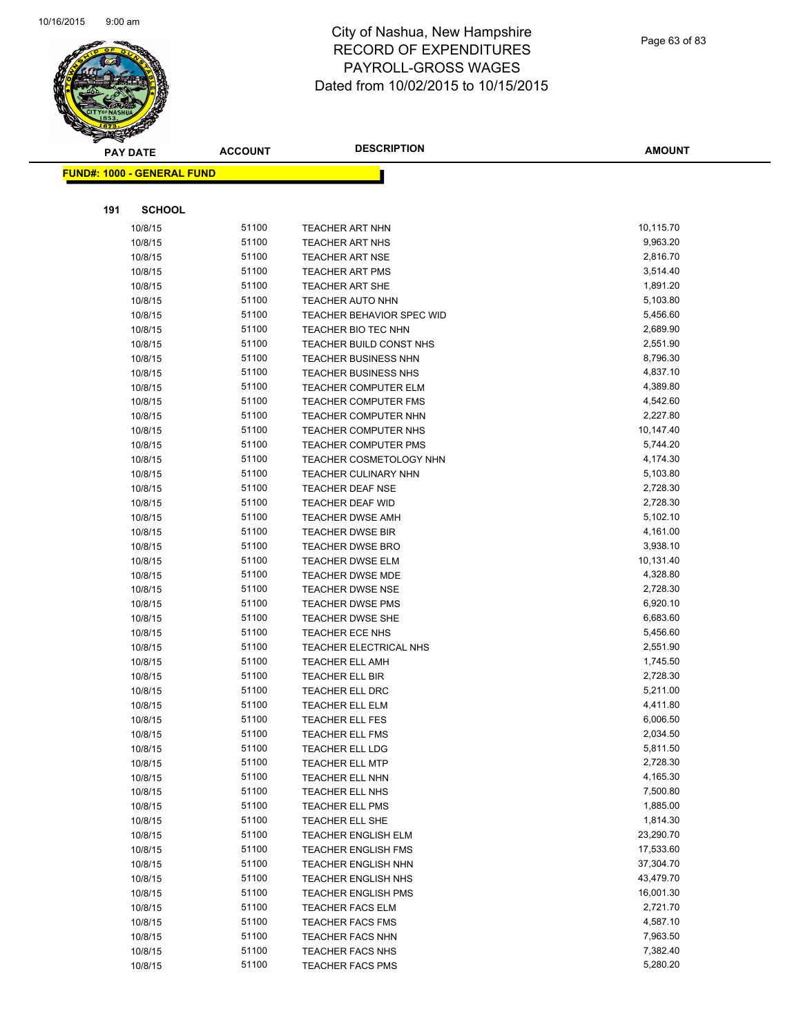# City of Nashua, New Hampshire
# RECORD OF EXPENDITURES
# PAYROLL-GROSS WAGES
# Dated from 10/02/2015 to 10/15/2015

**FUND#: 1000 - GENERAL FUND**

**191 SCHOOL**

| PAY DATE | ACCOUNT | DESCRIPTION | AMOUNT |
|---|---|---|---|
| 10/8/15 | 51100 | TEACHER ART NHN | 10,115.70 |
| 10/8/15 | 51100 | TEACHER ART NHS | 9,963.20 |
| 10/8/15 | 51100 | TEACHER ART NSE | 2,816.70 |
| 10/8/15 | 51100 | TEACHER ART PMS | 3,514.40 |
| 10/8/15 | 51100 | TEACHER ART SHE | 1,891.20 |
| 10/8/15 | 51100 | TEACHER AUTO NHN | 5,103.80 |
| 10/8/15 | 51100 | TEACHER BEHAVIOR SPEC WID | 5,456.60 |
| 10/8/15 | 51100 | TEACHER BIO TEC NHN | 2,689.90 |
| 10/8/15 | 51100 | TEACHER BUILD CONST NHS | 2,551.90 |
| 10/8/15 | 51100 | TEACHER BUSINESS NHN | 8,796.30 |
| 10/8/15 | 51100 | TEACHER BUSINESS NHS | 4,837.10 |
| 10/8/15 | 51100 | TEACHER COMPUTER ELM | 4,389.80 |
| 10/8/15 | 51100 | TEACHER COMPUTER FMS | 4,542.60 |
| 10/8/15 | 51100 | TEACHER COMPUTER NHN | 2,227.80 |
| 10/8/15 | 51100 | TEACHER COMPUTER NHS | 10,147.40 |
| 10/8/15 | 51100 | TEACHER COMPUTER PMS | 5,744.20 |
| 10/8/15 | 51100 | TEACHER COSMETOLOGY NHN | 4,174.30 |
| 10/8/15 | 51100 | TEACHER CULINARY NHN | 5,103.80 |
| 10/8/15 | 51100 | TEACHER DEAF NSE | 2,728.30 |
| 10/8/15 | 51100 | TEACHER DEAF WID | 2,728.30 |
| 10/8/15 | 51100 | TEACHER DWSE AMH | 5,102.10 |
| 10/8/15 | 51100 | TEACHER DWSE BIR | 4,161.00 |
| 10/8/15 | 51100 | TEACHER DWSE BRO | 3,938.10 |
| 10/8/15 | 51100 | TEACHER DWSE ELM | 10,131.40 |
| 10/8/15 | 51100 | TEACHER DWSE MDE | 4,328.80 |
| 10/8/15 | 51100 | TEACHER DWSE NSE | 2,728.30 |
| 10/8/15 | 51100 | TEACHER DWSE PMS | 6,920.10 |
| 10/8/15 | 51100 | TEACHER DWSE SHE | 6,683.60 |
| 10/8/15 | 51100 | TEACHER ECE NHS | 5,456.60 |
| 10/8/15 | 51100 | TEACHER ELECTRICAL NHS | 2,551.90 |
| 10/8/15 | 51100 | TEACHER ELL AMH | 1,745.50 |
| 10/8/15 | 51100 | TEACHER ELL BIR | 2,728.30 |
| 10/8/15 | 51100 | TEACHER ELL DRC | 5,211.00 |
| 10/8/15 | 51100 | TEACHER ELL ELM | 4,411.80 |
| 10/8/15 | 51100 | TEACHER ELL FES | 6,006.50 |
| 10/8/15 | 51100 | TEACHER ELL FMS | 2,034.50 |
| 10/8/15 | 51100 | TEACHER ELL LDG | 5,811.50 |
| 10/8/15 | 51100 | TEACHER ELL MTP | 2,728.30 |
| 10/8/15 | 51100 | TEACHER ELL NHN | 4,165.30 |
| 10/8/15 | 51100 | TEACHER ELL NHS | 7,500.80 |
| 10/8/15 | 51100 | TEACHER ELL PMS | 1,885.00 |
| 10/8/15 | 51100 | TEACHER ELL SHE | 1,814.30 |
| 10/8/15 | 51100 | TEACHER ENGLISH ELM | 23,290.70 |
| 10/8/15 | 51100 | TEACHER ENGLISH FMS | 17,533.60 |
| 10/8/15 | 51100 | TEACHER ENGLISH NHN | 37,304.70 |
| 10/8/15 | 51100 | TEACHER ENGLISH NHS | 43,479.70 |
| 10/8/15 | 51100 | TEACHER ENGLISH PMS | 16,001.30 |
| 10/8/15 | 51100 | TEACHER FACS ELM | 2,721.70 |
| 10/8/15 | 51100 | TEACHER FACS FMS | 4,587.10 |
| 10/8/15 | 51100 | TEACHER FACS NHN | 7,963.50 |
| 10/8/15 | 51100 | TEACHER FACS NHS | 7,382.40 |
| 10/8/15 | 51100 | TEACHER FACS PMS | 5,280.20 |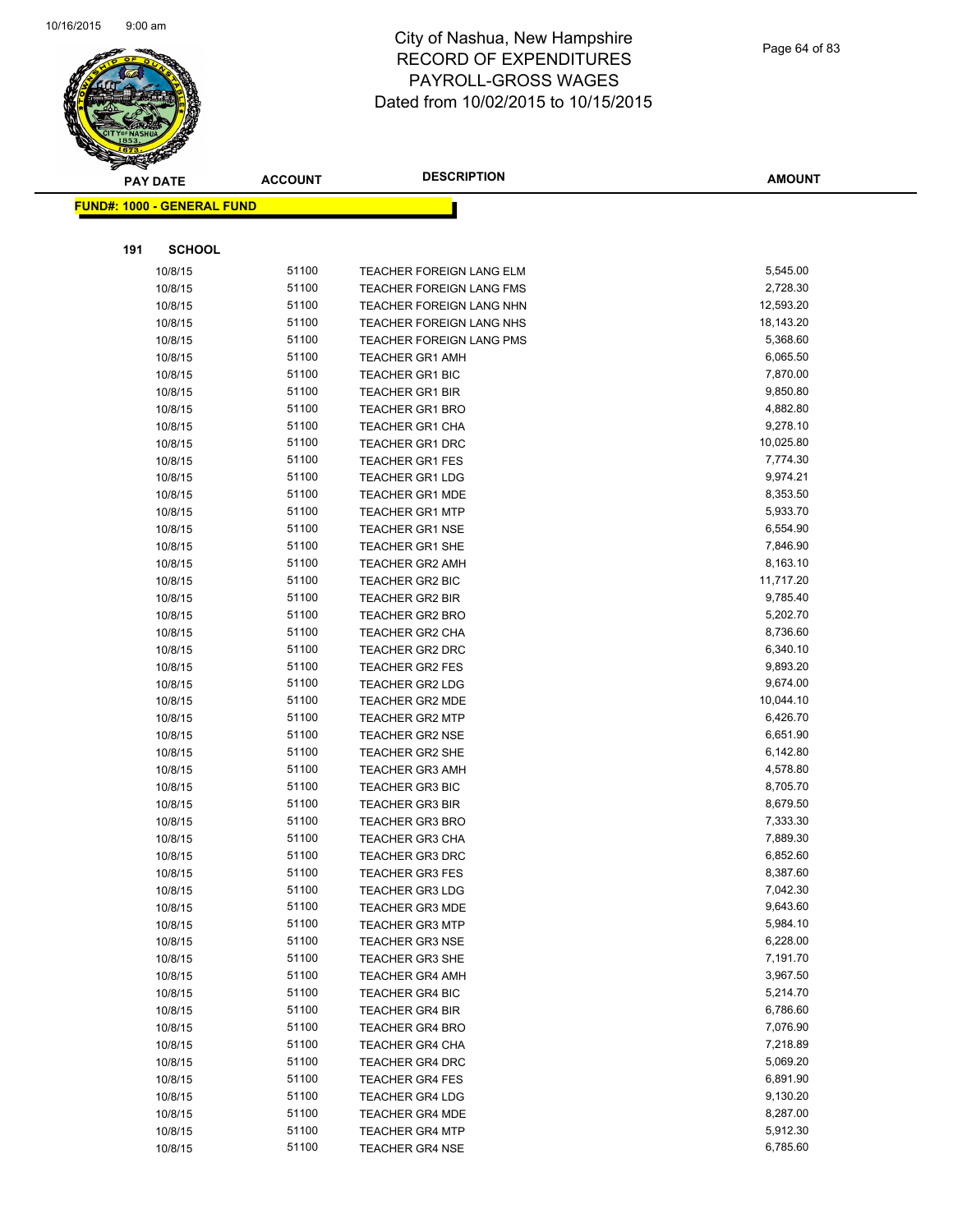# City of Nashua, New Hampshire
## RECORD OF EXPENDITURES
## PAYROLL-GROSS WAGES
## Dated from 10/02/2015 to 10/15/2015

**FUND#: 1000 - GENERAL FUND**

**191 SCHOOL**

| PAY DATE | ACCOUNT | DESCRIPTION | AMOUNT |
|---|---|---|---|
| 10/8/15 | 51100 | TEACHER FOREIGN LANG ELM | 5,545.00 |
| 10/8/15 | 51100 | TEACHER FOREIGN LANG FMS | 2,728.30 |
| 10/8/15 | 51100 | TEACHER FOREIGN LANG NHN | 12,593.20 |
| 10/8/15 | 51100 | TEACHER FOREIGN LANG NHS | 18,143.20 |
| 10/8/15 | 51100 | TEACHER FOREIGN LANG PMS | 5,368.60 |
| 10/8/15 | 51100 | TEACHER GR1 AMH | 6,065.50 |
| 10/8/15 | 51100 | TEACHER GR1 BIC | 7,870.00 |
| 10/8/15 | 51100 | TEACHER GR1 BIR | 9,850.80 |
| 10/8/15 | 51100 | TEACHER GR1 BRO | 4,882.80 |
| 10/8/15 | 51100 | TEACHER GR1 CHA | 9,278.10 |
| 10/8/15 | 51100 | TEACHER GR1 DRC | 10,025.80 |
| 10/8/15 | 51100 | TEACHER GR1 FES | 7,774.30 |
| 10/8/15 | 51100 | TEACHER GR1 LDG | 9,974.21 |
| 10/8/15 | 51100 | TEACHER GR1 MDE | 8,353.50 |
| 10/8/15 | 51100 | TEACHER GR1 MTP | 5,933.70 |
| 10/8/15 | 51100 | TEACHER GR1 NSE | 6,554.90 |
| 10/8/15 | 51100 | TEACHER GR1 SHE | 7,846.90 |
| 10/8/15 | 51100 | TEACHER GR2 AMH | 8,163.10 |
| 10/8/15 | 51100 | TEACHER GR2 BIC | 11,717.20 |
| 10/8/15 | 51100 | TEACHER GR2 BIR | 9,785.40 |
| 10/8/15 | 51100 | TEACHER GR2 BRO | 5,202.70 |
| 10/8/15 | 51100 | TEACHER GR2 CHA | 8,736.60 |
| 10/8/15 | 51100 | TEACHER GR2 DRC | 6,340.10 |
| 10/8/15 | 51100 | TEACHER GR2 FES | 9,893.20 |
| 10/8/15 | 51100 | TEACHER GR2 LDG | 9,674.00 |
| 10/8/15 | 51100 | TEACHER GR2 MDE | 10,044.10 |
| 10/8/15 | 51100 | TEACHER GR2 MTP | 6,426.70 |
| 10/8/15 | 51100 | TEACHER GR2 NSE | 6,651.90 |
| 10/8/15 | 51100 | TEACHER GR2 SHE | 6,142.80 |
| 10/8/15 | 51100 | TEACHER GR3 AMH | 4,578.80 |
| 10/8/15 | 51100 | TEACHER GR3 BIC | 8,705.70 |
| 10/8/15 | 51100 | TEACHER GR3 BIR | 8,679.50 |
| 10/8/15 | 51100 | TEACHER GR3 BRO | 7,333.30 |
| 10/8/15 | 51100 | TEACHER GR3 CHA | 7,889.30 |
| 10/8/15 | 51100 | TEACHER GR3 DRC | 6,852.60 |
| 10/8/15 | 51100 | TEACHER GR3 FES | 8,387.60 |
| 10/8/15 | 51100 | TEACHER GR3 LDG | 7,042.30 |
| 10/8/15 | 51100 | TEACHER GR3 MDE | 9,643.60 |
| 10/8/15 | 51100 | TEACHER GR3 MTP | 5,984.10 |
| 10/8/15 | 51100 | TEACHER GR3 NSE | 6,228.00 |
| 10/8/15 | 51100 | TEACHER GR3 SHE | 7,191.70 |
| 10/8/15 | 51100 | TEACHER GR4 AMH | 3,967.50 |
| 10/8/15 | 51100 | TEACHER GR4 BIC | 5,214.70 |
| 10/8/15 | 51100 | TEACHER GR4 BIR | 6,786.60 |
| 10/8/15 | 51100 | TEACHER GR4 BRO | 7,076.90 |
| 10/8/15 | 51100 | TEACHER GR4 CHA | 7,218.89 |
| 10/8/15 | 51100 | TEACHER GR4 DRC | 5,069.20 |
| 10/8/15 | 51100 | TEACHER GR4 FES | 6,891.90 |
| 10/8/15 | 51100 | TEACHER GR4 LDG | 9,130.20 |
| 10/8/15 | 51100 | TEACHER GR4 MDE | 8,287.00 |
| 10/8/15 | 51100 | TEACHER GR4 MTP | 5,912.30 |
| 10/8/15 | 51100 | TEACHER GR4 NSE | 6,785.60 |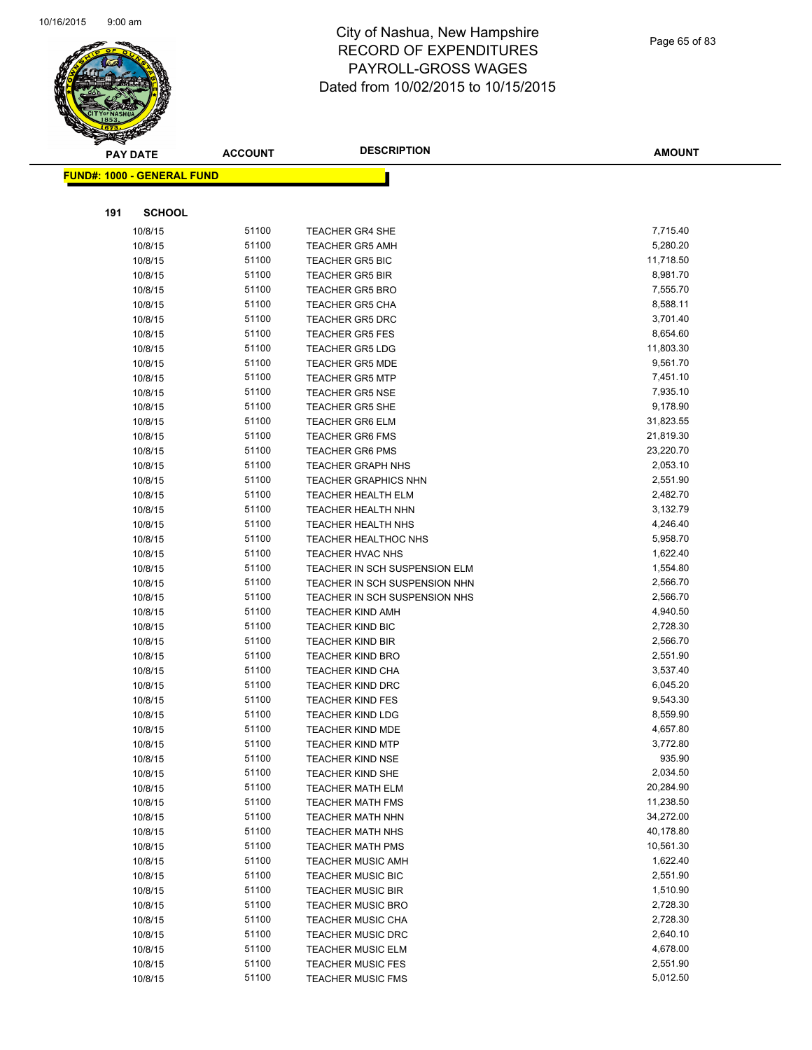# City of Nashua, New Hampshire
## RECORD OF EXPENDITURES
## PAYROLL-GROSS WAGES
## Dated from 10/02/2015 to 10/15/2015

**FUND#: 1000 - GENERAL FUND**

**191 SCHOOL**

| PAY DATE | ACCOUNT | DESCRIPTION | AMOUNT |
|---|---|---|---|
| 10/8/15 | 51100 | TEACHER GR4 SHE | 7,715.40 |
| 10/8/15 | 51100 | TEACHER GR5 AMH | 5,280.20 |
| 10/8/15 | 51100 | TEACHER GR5 BIC | 11,718.50 |
| 10/8/15 | 51100 | TEACHER GR5 BIR | 8,981.70 |
| 10/8/15 | 51100 | TEACHER GR5 BRO | 7,555.70 |
| 10/8/15 | 51100 | TEACHER GR5 CHA | 8,588.11 |
| 10/8/15 | 51100 | TEACHER GR5 DRC | 3,701.40 |
| 10/8/15 | 51100 | TEACHER GR5 FES | 8,654.60 |
| 10/8/15 | 51100 | TEACHER GR5 LDG | 11,803.30 |
| 10/8/15 | 51100 | TEACHER GR5 MDE | 9,561.70 |
| 10/8/15 | 51100 | TEACHER GR5 MTP | 7,451.10 |
| 10/8/15 | 51100 | TEACHER GR5 NSE | 7,935.10 |
| 10/8/15 | 51100 | TEACHER GR5 SHE | 9,178.90 |
| 10/8/15 | 51100 | TEACHER GR6 ELM | 31,823.55 |
| 10/8/15 | 51100 | TEACHER GR6 FMS | 21,819.30 |
| 10/8/15 | 51100 | TEACHER GR6 PMS | 23,220.70 |
| 10/8/15 | 51100 | TEACHER GRAPH NHS | 2,053.10 |
| 10/8/15 | 51100 | TEACHER GRAPHICS NHN | 2,551.90 |
| 10/8/15 | 51100 | TEACHER HEALTH ELM | 2,482.70 |
| 10/8/15 | 51100 | TEACHER HEALTH NHN | 3,132.79 |
| 10/8/15 | 51100 | TEACHER HEALTH NHS | 4,246.40 |
| 10/8/15 | 51100 | TEACHER HEALTHOC NHS | 5,958.70 |
| 10/8/15 | 51100 | TEACHER HVAC NHS | 1,622.40 |
| 10/8/15 | 51100 | TEACHER IN SCH SUSPENSION ELM | 1,554.80 |
| 10/8/15 | 51100 | TEACHER IN SCH SUSPENSION NHN | 2,566.70 |
| 10/8/15 | 51100 | TEACHER IN SCH SUSPENSION NHS | 2,566.70 |
| 10/8/15 | 51100 | TEACHER KIND AMH | 4,940.50 |
| 10/8/15 | 51100 | TEACHER KIND BIC | 2,728.30 |
| 10/8/15 | 51100 | TEACHER KIND BIR | 2,566.70 |
| 10/8/15 | 51100 | TEACHER KIND BRO | 2,551.90 |
| 10/8/15 | 51100 | TEACHER KIND CHA | 3,537.40 |
| 10/8/15 | 51100 | TEACHER KIND DRC | 6,045.20 |
| 10/8/15 | 51100 | TEACHER KIND FES | 9,543.30 |
| 10/8/15 | 51100 | TEACHER KIND LDG | 8,559.90 |
| 10/8/15 | 51100 | TEACHER KIND MDE | 4,657.80 |
| 10/8/15 | 51100 | TEACHER KIND MTP | 3,772.80 |
| 10/8/15 | 51100 | TEACHER KIND NSE | 935.90 |
| 10/8/15 | 51100 | TEACHER KIND SHE | 2,034.50 |
| 10/8/15 | 51100 | TEACHER MATH ELM | 20,284.90 |
| 10/8/15 | 51100 | TEACHER MATH FMS | 11,238.50 |
| 10/8/15 | 51100 | TEACHER MATH NHN | 34,272.00 |
| 10/8/15 | 51100 | TEACHER MATH NHS | 40,178.80 |
| 10/8/15 | 51100 | TEACHER MATH PMS | 10,561.30 |
| 10/8/15 | 51100 | TEACHER MUSIC AMH | 1,622.40 |
| 10/8/15 | 51100 | TEACHER MUSIC BIC | 2,551.90 |
| 10/8/15 | 51100 | TEACHER MUSIC BIR | 1,510.90 |
| 10/8/15 | 51100 | TEACHER MUSIC BRO | 2,728.30 |
| 10/8/15 | 51100 | TEACHER MUSIC CHA | 2,728.30 |
| 10/8/15 | 51100 | TEACHER MUSIC DRC | 2,640.10 |
| 10/8/15 | 51100 | TEACHER MUSIC ELM | 4,678.00 |
| 10/8/15 | 51100 | TEACHER MUSIC FES | 2,551.90 |
| 10/8/15 | 51100 | TEACHER MUSIC FMS | 5,012.50 |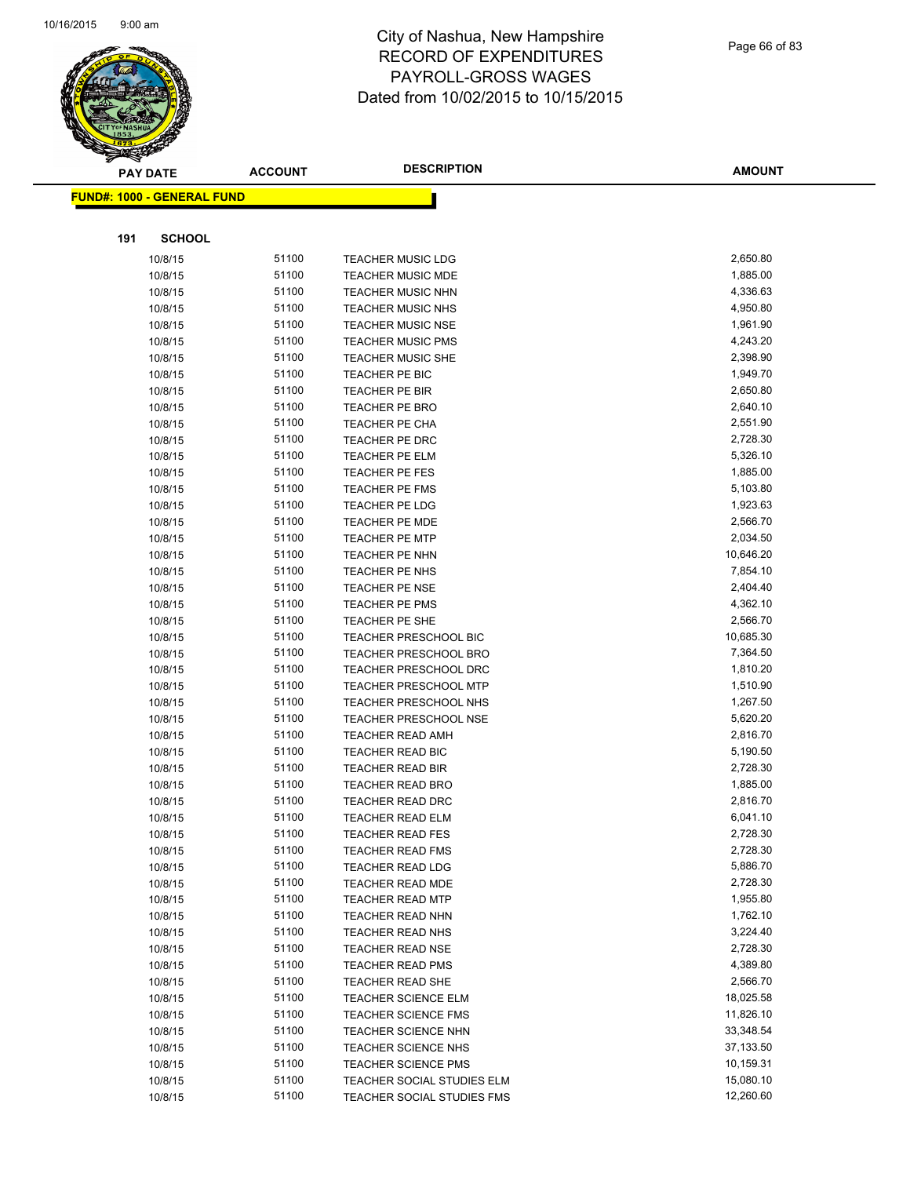# City of Nashua, New Hampshire
# RECORD OF EXPENDITURES
# PAYROLL-GROSS WAGES
# Dated from 10/02/2015 to 10/15/2015

| PAY DATE | ACCOUNT | DESCRIPTION | AMOUNT |
|---|---|---|---|

**FUND#: 1000 - GENERAL FUND**

**191 SCHOOL**

| PAY DATE | ACCOUNT | DESCRIPTION | AMOUNT |
|---|---|---|---|
| 10/8/15 | 51100 | TEACHER MUSIC LDG | 2,650.80 |
| 10/8/15 | 51100 | TEACHER MUSIC MDE | 1,885.00 |
| 10/8/15 | 51100 | TEACHER MUSIC NHN | 4,336.63 |
| 10/8/15 | 51100 | TEACHER MUSIC NHS | 4,950.80 |
| 10/8/15 | 51100 | TEACHER MUSIC NSE | 1,961.90 |
| 10/8/15 | 51100 | TEACHER MUSIC PMS | 4,243.20 |
| 10/8/15 | 51100 | TEACHER MUSIC SHE | 2,398.90 |
| 10/8/15 | 51100 | TEACHER PE BIC | 1,949.70 |
| 10/8/15 | 51100 | TEACHER PE BIR | 2,650.80 |
| 10/8/15 | 51100 | TEACHER PE BRO | 2,640.10 |
| 10/8/15 | 51100 | TEACHER PE CHA | 2,551.90 |
| 10/8/15 | 51100 | TEACHER PE DRC | 2,728.30 |
| 10/8/15 | 51100 | TEACHER PE ELM | 5,326.10 |
| 10/8/15 | 51100 | TEACHER PE FES | 1,885.00 |
| 10/8/15 | 51100 | TEACHER PE FMS | 5,103.80 |
| 10/8/15 | 51100 | TEACHER PE LDG | 1,923.63 |
| 10/8/15 | 51100 | TEACHER PE MDE | 2,566.70 |
| 10/8/15 | 51100 | TEACHER PE MTP | 2,034.50 |
| 10/8/15 | 51100 | TEACHER PE NHN | 10,646.20 |
| 10/8/15 | 51100 | TEACHER PE NHS | 7,854.10 |
| 10/8/15 | 51100 | TEACHER PE NSE | 2,404.40 |
| 10/8/15 | 51100 | TEACHER PE PMS | 4,362.10 |
| 10/8/15 | 51100 | TEACHER PE SHE | 2,566.70 |
| 10/8/15 | 51100 | TEACHER PRESCHOOL BIC | 10,685.30 |
| 10/8/15 | 51100 | TEACHER PRESCHOOL BRO | 7,364.50 |
| 10/8/15 | 51100 | TEACHER PRESCHOOL DRC | 1,810.20 |
| 10/8/15 | 51100 | TEACHER PRESCHOOL MTP | 1,510.90 |
| 10/8/15 | 51100 | TEACHER PRESCHOOL NHS | 1,267.50 |
| 10/8/15 | 51100 | TEACHER PRESCHOOL NSE | 5,620.20 |
| 10/8/15 | 51100 | TEACHER READ AMH | 2,816.70 |
| 10/8/15 | 51100 | TEACHER READ BIC | 5,190.50 |
| 10/8/15 | 51100 | TEACHER READ BIR | 2,728.30 |
| 10/8/15 | 51100 | TEACHER READ BRO | 1,885.00 |
| 10/8/15 | 51100 | TEACHER READ DRC | 2,816.70 |
| 10/8/15 | 51100 | TEACHER READ ELM | 6,041.10 |
| 10/8/15 | 51100 | TEACHER READ FES | 2,728.30 |
| 10/8/15 | 51100 | TEACHER READ FMS | 2,728.30 |
| 10/8/15 | 51100 | TEACHER READ LDG | 5,886.70 |
| 10/8/15 | 51100 | TEACHER READ MDE | 2,728.30 |
| 10/8/15 | 51100 | TEACHER READ MTP | 1,955.80 |
| 10/8/15 | 51100 | TEACHER READ NHN | 1,762.10 |
| 10/8/15 | 51100 | TEACHER READ NHS | 3,224.40 |
| 10/8/15 | 51100 | TEACHER READ NSE | 2,728.30 |
| 10/8/15 | 51100 | TEACHER READ PMS | 4,389.80 |
| 10/8/15 | 51100 | TEACHER READ SHE | 2,566.70 |
| 10/8/15 | 51100 | TEACHER SCIENCE ELM | 18,025.58 |
| 10/8/15 | 51100 | TEACHER SCIENCE FMS | 11,826.10 |
| 10/8/15 | 51100 | TEACHER SCIENCE NHN | 33,348.54 |
| 10/8/15 | 51100 | TEACHER SCIENCE NHS | 37,133.50 |
| 10/8/15 | 51100 | TEACHER SCIENCE PMS | 10,159.31 |
| 10/8/15 | 51100 | TEACHER SOCIAL STUDIES ELM | 15,080.10 |
| 10/8/15 | 51100 | TEACHER SOCIAL STUDIES FMS | 12,260.60 |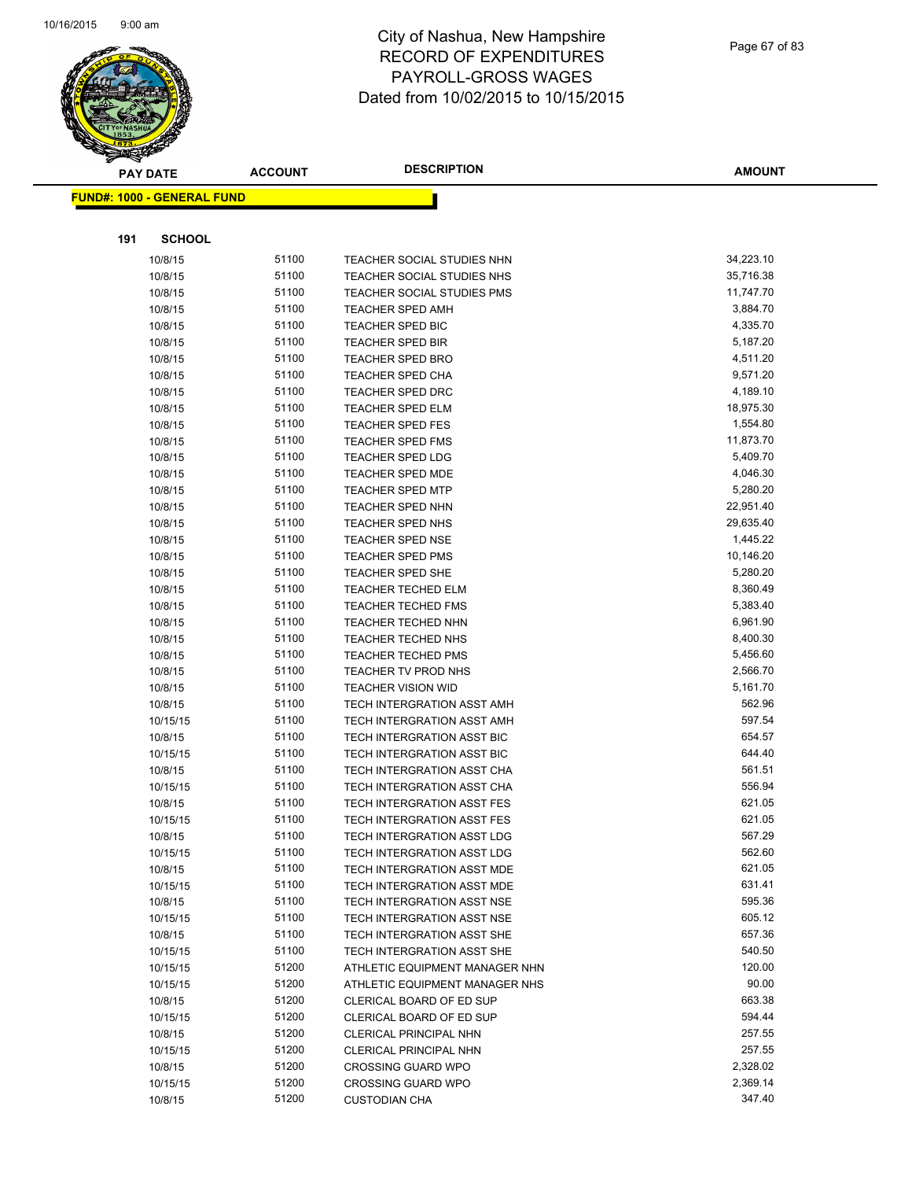# City of Nashua, New Hampshire
## RECORD OF EXPENDITURES
## PAYROLL-GROSS WAGES
## Dated from 10/02/2015 to 10/15/2015

**FUND#: 1000 - GENERAL FUND**

**191 SCHOOL**

| PAY DATE | ACCOUNT | DESCRIPTION | AMOUNT |
|---|---|---|---|
| 10/8/15 | 51100 | TEACHER SOCIAL STUDIES NHN | 34,223.10 |
| 10/8/15 | 51100 | TEACHER SOCIAL STUDIES NHS | 35,716.38 |
| 10/8/15 | 51100 | TEACHER SOCIAL STUDIES PMS | 11,747.70 |
| 10/8/15 | 51100 | TEACHER SPED AMH | 3,884.70 |
| 10/8/15 | 51100 | TEACHER SPED BIC | 4,335.70 |
| 10/8/15 | 51100 | TEACHER SPED BIR | 5,187.20 |
| 10/8/15 | 51100 | TEACHER SPED BRO | 4,511.20 |
| 10/8/15 | 51100 | TEACHER SPED CHA | 9,571.20 |
| 10/8/15 | 51100 | TEACHER SPED DRC | 4,189.10 |
| 10/8/15 | 51100 | TEACHER SPED ELM | 18,975.30 |
| 10/8/15 | 51100 | TEACHER SPED FES | 1,554.80 |
| 10/8/15 | 51100 | TEACHER SPED FMS | 11,873.70 |
| 10/8/15 | 51100 | TEACHER SPED LDG | 5,409.70 |
| 10/8/15 | 51100 | TEACHER SPED MDE | 4,046.30 |
| 10/8/15 | 51100 | TEACHER SPED MTP | 5,280.20 |
| 10/8/15 | 51100 | TEACHER SPED NHN | 22,951.40 |
| 10/8/15 | 51100 | TEACHER SPED NHS | 29,635.40 |
| 10/8/15 | 51100 | TEACHER SPED NSE | 1,445.22 |
| 10/8/15 | 51100 | TEACHER SPED PMS | 10,146.20 |
| 10/8/15 | 51100 | TEACHER SPED SHE | 5,280.20 |
| 10/8/15 | 51100 | TEACHER TECHED ELM | 8,360.49 |
| 10/8/15 | 51100 | TEACHER TECHED FMS | 5,383.40 |
| 10/8/15 | 51100 | TEACHER TECHED NHN | 6,961.90 |
| 10/8/15 | 51100 | TEACHER TECHED NHS | 8,400.30 |
| 10/8/15 | 51100 | TEACHER TECHED PMS | 5,456.60 |
| 10/8/15 | 51100 | TEACHER TV PROD NHS | 2,566.70 |
| 10/8/15 | 51100 | TEACHER VISION WID | 5,161.70 |
| 10/8/15 | 51100 | TECH INTERGRATION ASST AMH | 562.96 |
| 10/15/15 | 51100 | TECH INTERGRATION ASST AMH | 597.54 |
| 10/8/15 | 51100 | TECH INTERGRATION ASST BIC | 654.57 |
| 10/15/15 | 51100 | TECH INTERGRATION ASST BIC | 644.40 |
| 10/8/15 | 51100 | TECH INTERGRATION ASST CHA | 561.51 |
| 10/15/15 | 51100 | TECH INTERGRATION ASST CHA | 556.94 |
| 10/8/15 | 51100 | TECH INTERGRATION ASST FES | 621.05 |
| 10/15/15 | 51100 | TECH INTERGRATION ASST FES | 621.05 |
| 10/8/15 | 51100 | TECH INTERGRATION ASST LDG | 567.29 |
| 10/15/15 | 51100 | TECH INTERGRATION ASST LDG | 562.60 |
| 10/8/15 | 51100 | TECH INTERGRATION ASST MDE | 621.05 |
| 10/15/15 | 51100 | TECH INTERGRATION ASST MDE | 631.41 |
| 10/8/15 | 51100 | TECH INTERGRATION ASST NSE | 595.36 |
| 10/15/15 | 51100 | TECH INTERGRATION ASST NSE | 605.12 |
| 10/8/15 | 51100 | TECH INTERGRATION ASST SHE | 657.36 |
| 10/15/15 | 51100 | TECH INTERGRATION ASST SHE | 540.50 |
| 10/15/15 | 51200 | ATHLETIC EQUIPMENT MANAGER NHN | 120.00 |
| 10/15/15 | 51200 | ATHLETIC EQUIPMENT MANAGER NHS | 90.00 |
| 10/8/15 | 51200 | CLERICAL BOARD OF ED SUP | 663.38 |
| 10/15/15 | 51200 | CLERICAL BOARD OF ED SUP | 594.44 |
| 10/8/15 | 51200 | CLERICAL PRINCIPAL NHN | 257.55 |
| 10/15/15 | 51200 | CLERICAL PRINCIPAL NHN | 257.55 |
| 10/8/15 | 51200 | CROSSING GUARD WPO | 2,328.02 |
| 10/15/15 | 51200 | CROSSING GUARD WPO | 2,369.14 |
| 10/8/15 | 51200 | CUSTODIAN CHA | 347.40 |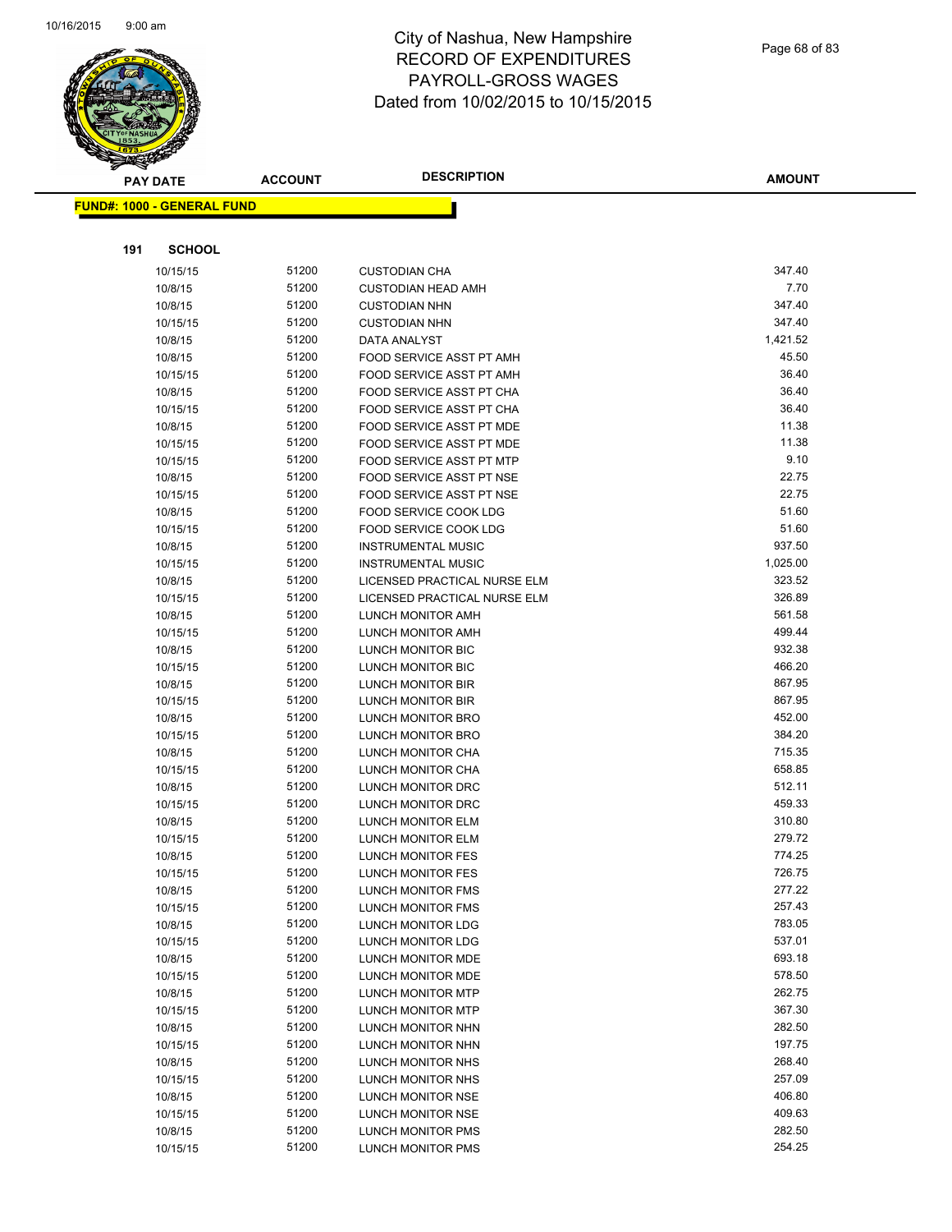# City of Nashua, New Hampshire
# RECORD OF EXPENDITURES
# PAYROLL-GROSS WAGES
# Dated from 10/02/2015 to 10/15/2015

| PAY DATE | ACCOUNT | DESCRIPTION | AMOUNT |
|---|---|---|---|

**FUND#: 1000 - GENERAL FUND**

**191 SCHOOL**

| PAY DATE | ACCOUNT | DESCRIPTION | AMOUNT |
|---|---|---|---|
| 10/15/15 | 51200 | CUSTODIAN CHA | 347.40 |
| 10/8/15 | 51200 | CUSTODIAN HEAD AMH | 7.70 |
| 10/8/15 | 51200 | CUSTODIAN NHN | 347.40 |
| 10/15/15 | 51200 | CUSTODIAN NHN | 347.40 |
| 10/8/15 | 51200 | DATA ANALYST | 1,421.52 |
| 10/8/15 | 51200 | FOOD SERVICE ASST PT AMH | 45.50 |
| 10/15/15 | 51200 | FOOD SERVICE ASST PT AMH | 36.40 |
| 10/8/15 | 51200 | FOOD SERVICE ASST PT CHA | 36.40 |
| 10/15/15 | 51200 | FOOD SERVICE ASST PT CHA | 36.40 |
| 10/8/15 | 51200 | FOOD SERVICE ASST PT MDE | 11.38 |
| 10/15/15 | 51200 | FOOD SERVICE ASST PT MDE | 11.38 |
| 10/15/15 | 51200 | FOOD SERVICE ASST PT MTP | 9.10 |
| 10/8/15 | 51200 | FOOD SERVICE ASST PT NSE | 22.75 |
| 10/15/15 | 51200 | FOOD SERVICE ASST PT NSE | 22.75 |
| 10/8/15 | 51200 | FOOD SERVICE COOK LDG | 51.60 |
| 10/15/15 | 51200 | FOOD SERVICE COOK LDG | 51.60 |
| 10/8/15 | 51200 | INSTRUMENTAL MUSIC | 937.50 |
| 10/15/15 | 51200 | INSTRUMENTAL MUSIC | 1,025.00 |
| 10/8/15 | 51200 | LICENSED PRACTICAL NURSE ELM | 323.52 |
| 10/15/15 | 51200 | LICENSED PRACTICAL NURSE ELM | 326.89 |
| 10/8/15 | 51200 | LUNCH MONITOR AMH | 561.58 |
| 10/15/15 | 51200 | LUNCH MONITOR AMH | 499.44 |
| 10/8/15 | 51200 | LUNCH MONITOR BIC | 932.38 |
| 10/15/15 | 51200 | LUNCH MONITOR BIC | 466.20 |
| 10/8/15 | 51200 | LUNCH MONITOR BIR | 867.95 |
| 10/15/15 | 51200 | LUNCH MONITOR BIR | 867.95 |
| 10/8/15 | 51200 | LUNCH MONITOR BRO | 452.00 |
| 10/15/15 | 51200 | LUNCH MONITOR BRO | 384.20 |
| 10/8/15 | 51200 | LUNCH MONITOR CHA | 715.35 |
| 10/15/15 | 51200 | LUNCH MONITOR CHA | 658.85 |
| 10/8/15 | 51200 | LUNCH MONITOR DRC | 512.11 |
| 10/15/15 | 51200 | LUNCH MONITOR DRC | 459.33 |
| 10/8/15 | 51200 | LUNCH MONITOR ELM | 310.80 |
| 10/15/15 | 51200 | LUNCH MONITOR ELM | 279.72 |
| 10/8/15 | 51200 | LUNCH MONITOR FES | 774.25 |
| 10/15/15 | 51200 | LUNCH MONITOR FES | 726.75 |
| 10/8/15 | 51200 | LUNCH MONITOR FMS | 277.22 |
| 10/15/15 | 51200 | LUNCH MONITOR FMS | 257.43 |
| 10/8/15 | 51200 | LUNCH MONITOR LDG | 783.05 |
| 10/15/15 | 51200 | LUNCH MONITOR LDG | 537.01 |
| 10/8/15 | 51200 | LUNCH MONITOR MDE | 693.18 |
| 10/15/15 | 51200 | LUNCH MONITOR MDE | 578.50 |
| 10/8/15 | 51200 | LUNCH MONITOR MTP | 262.75 |
| 10/15/15 | 51200 | LUNCH MONITOR MTP | 367.30 |
| 10/8/15 | 51200 | LUNCH MONITOR NHN | 282.50 |
| 10/15/15 | 51200 | LUNCH MONITOR NHN | 197.75 |
| 10/8/15 | 51200 | LUNCH MONITOR NHS | 268.40 |
| 10/15/15 | 51200 | LUNCH MONITOR NHS | 257.09 |
| 10/8/15 | 51200 | LUNCH MONITOR NSE | 406.80 |
| 10/15/15 | 51200 | LUNCH MONITOR NSE | 409.63 |
| 10/8/15 | 51200 | LUNCH MONITOR PMS | 282.50 |
| 10/15/15 | 51200 | LUNCH MONITOR PMS | 254.25 |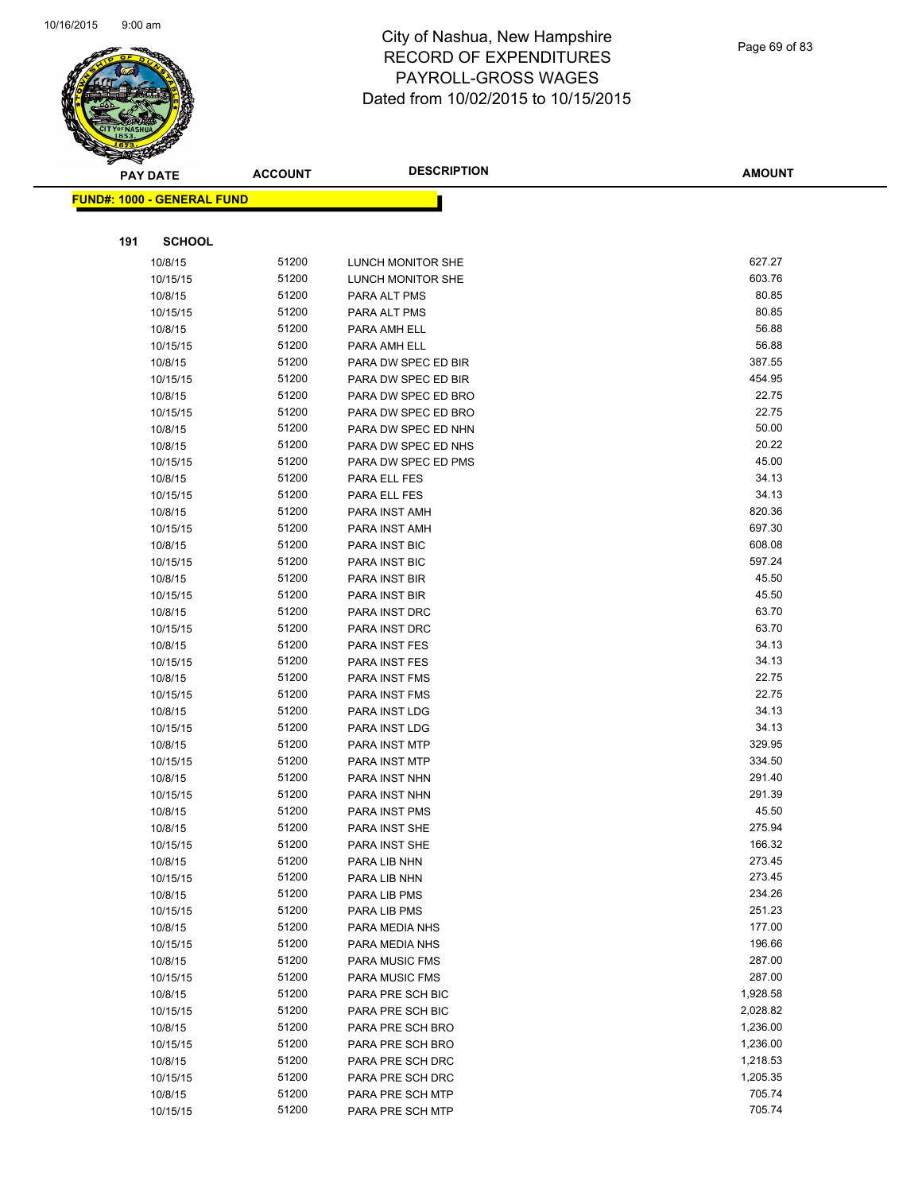# City of Nashua, New Hampshire
# RECORD OF EXPENDITURES
# PAYROLL-GROSS WAGES
# Dated from 10/02/2015 to 10/15/2015

**FUND#: 1000 - GENERAL FUND**

**191 SCHOOL**

| PAY DATE | ACCOUNT | DESCRIPTION | AMOUNT |
|---|---|---|---|
| 10/8/15 | 51200 | LUNCH MONITOR SHE | 627.27 |
| 10/15/15 | 51200 | LUNCH MONITOR SHE | 603.76 |
| 10/8/15 | 51200 | PARA ALT PMS | 80.85 |
| 10/15/15 | 51200 | PARA ALT PMS | 80.85 |
| 10/8/15 | 51200 | PARA AMH ELL | 56.88 |
| 10/15/15 | 51200 | PARA AMH ELL | 56.88 |
| 10/8/15 | 51200 | PARA DW SPEC ED BIR | 387.55 |
| 10/15/15 | 51200 | PARA DW SPEC ED BIR | 454.95 |
| 10/8/15 | 51200 | PARA DW SPEC ED BRO | 22.75 |
| 10/15/15 | 51200 | PARA DW SPEC ED BRO | 22.75 |
| 10/8/15 | 51200 | PARA DW SPEC ED NHN | 50.00 |
| 10/8/15 | 51200 | PARA DW SPEC ED NHS | 20.22 |
| 10/15/15 | 51200 | PARA DW SPEC ED PMS | 45.00 |
| 10/8/15 | 51200 | PARA ELL FES | 34.13 |
| 10/15/15 | 51200 | PARA ELL FES | 34.13 |
| 10/8/15 | 51200 | PARA INST AMH | 820.36 |
| 10/15/15 | 51200 | PARA INST AMH | 697.30 |
| 10/8/15 | 51200 | PARA INST BIC | 608.08 |
| 10/15/15 | 51200 | PARA INST BIC | 597.24 |
| 10/8/15 | 51200 | PARA INST BIR | 45.50 |
| 10/15/15 | 51200 | PARA INST BIR | 45.50 |
| 10/8/15 | 51200 | PARA INST DRC | 63.70 |
| 10/15/15 | 51200 | PARA INST DRC | 63.70 |
| 10/8/15 | 51200 | PARA INST FES | 34.13 |
| 10/15/15 | 51200 | PARA INST FES | 34.13 |
| 10/8/15 | 51200 | PARA INST FMS | 22.75 |
| 10/15/15 | 51200 | PARA INST FMS | 22.75 |
| 10/8/15 | 51200 | PARA INST LDG | 34.13 |
| 10/15/15 | 51200 | PARA INST LDG | 34.13 |
| 10/8/15 | 51200 | PARA INST MTP | 329.95 |
| 10/15/15 | 51200 | PARA INST MTP | 334.50 |
| 10/8/15 | 51200 | PARA INST NHN | 291.40 |
| 10/15/15 | 51200 | PARA INST NHN | 291.39 |
| 10/8/15 | 51200 | PARA INST PMS | 45.50 |
| 10/8/15 | 51200 | PARA INST SHE | 275.94 |
| 10/15/15 | 51200 | PARA INST SHE | 166.32 |
| 10/8/15 | 51200 | PARA LIB NHN | 273.45 |
| 10/15/15 | 51200 | PARA LIB NHN | 273.45 |
| 10/8/15 | 51200 | PARA LIB PMS | 234.26 |
| 10/15/15 | 51200 | PARA LIB PMS | 251.23 |
| 10/8/15 | 51200 | PARA MEDIA NHS | 177.00 |
| 10/15/15 | 51200 | PARA MEDIA NHS | 196.66 |
| 10/8/15 | 51200 | PARA MUSIC FMS | 287.00 |
| 10/15/15 | 51200 | PARA MUSIC FMS | 287.00 |
| 10/8/15 | 51200 | PARA PRE SCH BIC | 1,928.58 |
| 10/15/15 | 51200 | PARA PRE SCH BIC | 2,028.82 |
| 10/8/15 | 51200 | PARA PRE SCH BRO | 1,236.00 |
| 10/15/15 | 51200 | PARA PRE SCH BRO | 1,236.00 |
| 10/8/15 | 51200 | PARA PRE SCH DRC | 1,218.53 |
| 10/15/15 | 51200 | PARA PRE SCH DRC | 1,205.35 |
| 10/8/15 | 51200 | PARA PRE SCH MTP | 705.74 |
| 10/15/15 | 51200 | PARA PRE SCH MTP | 705.74 |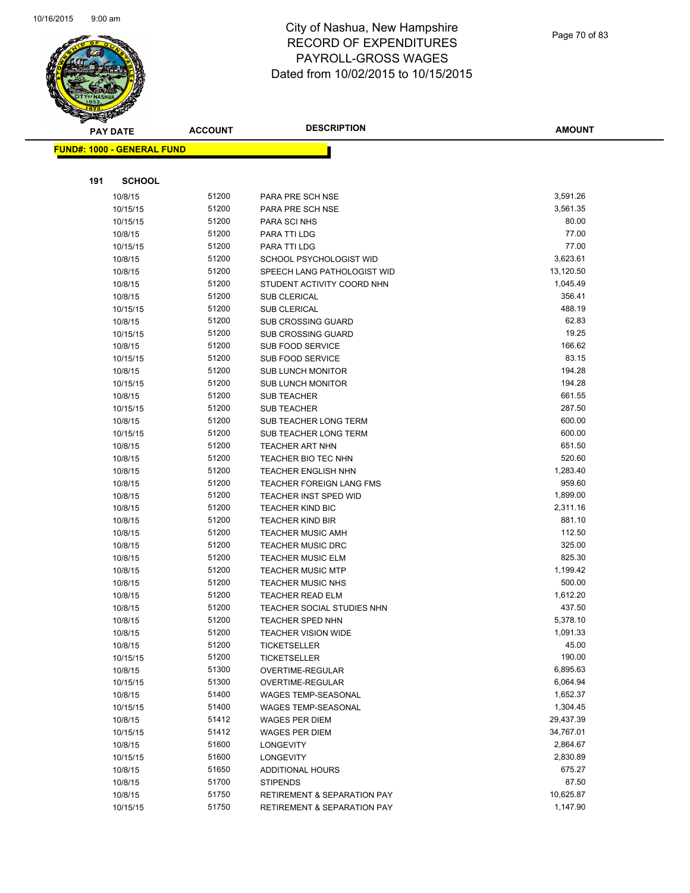# City of Nashua, New Hampshire
## RECORD OF EXPENDITURES
## PAYROLL-GROSS WAGES
## Dated from 10/02/2015 to 10/15/2015

**FUND#: 1000 - GENERAL FUND**

**191 SCHOOL**

| PAY DATE | ACCOUNT | DESCRIPTION | AMOUNT |
|---|---|---|---|
| 10/8/15 | 51200 | PARA PRE SCH NSE | 3,591.26 |
| 10/15/15 | 51200 | PARA PRE SCH NSE | 3,561.35 |
| 10/15/15 | 51200 | PARA SCI NHS | 80.00 |
| 10/8/15 | 51200 | PARA TTI LDG | 77.00 |
| 10/15/15 | 51200 | PARA TTI LDG | 77.00 |
| 10/8/15 | 51200 | SCHOOL PSYCHOLOGIST WID | 3,623.61 |
| 10/8/15 | 51200 | SPEECH LANG PATHOLOGIST WID | 13,120.50 |
| 10/8/15 | 51200 | STUDENT ACTIVITY COORD NHN | 1,045.49 |
| 10/8/15 | 51200 | SUB CLERICAL | 356.41 |
| 10/15/15 | 51200 | SUB CLERICAL | 488.19 |
| 10/8/15 | 51200 | SUB CROSSING GUARD | 62.83 |
| 10/15/15 | 51200 | SUB CROSSING GUARD | 19.25 |
| 10/8/15 | 51200 | SUB FOOD SERVICE | 166.62 |
| 10/15/15 | 51200 | SUB FOOD SERVICE | 83.15 |
| 10/8/15 | 51200 | SUB LUNCH MONITOR | 194.28 |
| 10/15/15 | 51200 | SUB LUNCH MONITOR | 194.28 |
| 10/8/15 | 51200 | SUB TEACHER | 661.55 |
| 10/15/15 | 51200 | SUB TEACHER | 287.50 |
| 10/8/15 | 51200 | SUB TEACHER LONG TERM | 600.00 |
| 10/15/15 | 51200 | SUB TEACHER LONG TERM | 600.00 |
| 10/8/15 | 51200 | TEACHER ART NHN | 651.50 |
| 10/8/15 | 51200 | TEACHER BIO TEC NHN | 520.60 |
| 10/8/15 | 51200 | TEACHER ENGLISH NHN | 1,283.40 |
| 10/8/15 | 51200 | TEACHER FOREIGN LANG FMS | 959.60 |
| 10/8/15 | 51200 | TEACHER INST SPED WID | 1,899.00 |
| 10/8/15 | 51200 | TEACHER KIND BIC | 2,311.16 |
| 10/8/15 | 51200 | TEACHER KIND BIR | 881.10 |
| 10/8/15 | 51200 | TEACHER MUSIC AMH | 112.50 |
| 10/8/15 | 51200 | TEACHER MUSIC DRC | 325.00 |
| 10/8/15 | 51200 | TEACHER MUSIC ELM | 825.30 |
| 10/8/15 | 51200 | TEACHER MUSIC MTP | 1,199.42 |
| 10/8/15 | 51200 | TEACHER MUSIC NHS | 500.00 |
| 10/8/15 | 51200 | TEACHER READ ELM | 1,612.20 |
| 10/8/15 | 51200 | TEACHER SOCIAL STUDIES NHN | 437.50 |
| 10/8/15 | 51200 | TEACHER SPED NHN | 5,378.10 |
| 10/8/15 | 51200 | TEACHER VISION WIDE | 1,091.33 |
| 10/8/15 | 51200 | TICKETSELLER | 45.00 |
| 10/15/15 | 51200 | TICKETSELLER | 190.00 |
| 10/8/15 | 51300 | OVERTIME-REGULAR | 6,895.63 |
| 10/15/15 | 51300 | OVERTIME-REGULAR | 6,064.94 |
| 10/8/15 | 51400 | WAGES TEMP-SEASONAL | 1,652.37 |
| 10/15/15 | 51400 | WAGES TEMP-SEASONAL | 1,304.45 |
| 10/8/15 | 51412 | WAGES PER DIEM | 29,437.39 |
| 10/15/15 | 51412 | WAGES PER DIEM | 34,767.01 |
| 10/8/15 | 51600 | LONGEVITY | 2,864.67 |
| 10/15/15 | 51600 | LONGEVITY | 2,830.89 |
| 10/8/15 | 51650 | ADDITIONAL HOURS | 675.27 |
| 10/8/15 | 51700 | STIPENDS | 87.50 |
| 10/8/15 | 51750 | RETIREMENT & SEPARATION PAY | 10,625.87 |
| 10/15/15 | 51750 | RETIREMENT & SEPARATION PAY | 1,147.90 |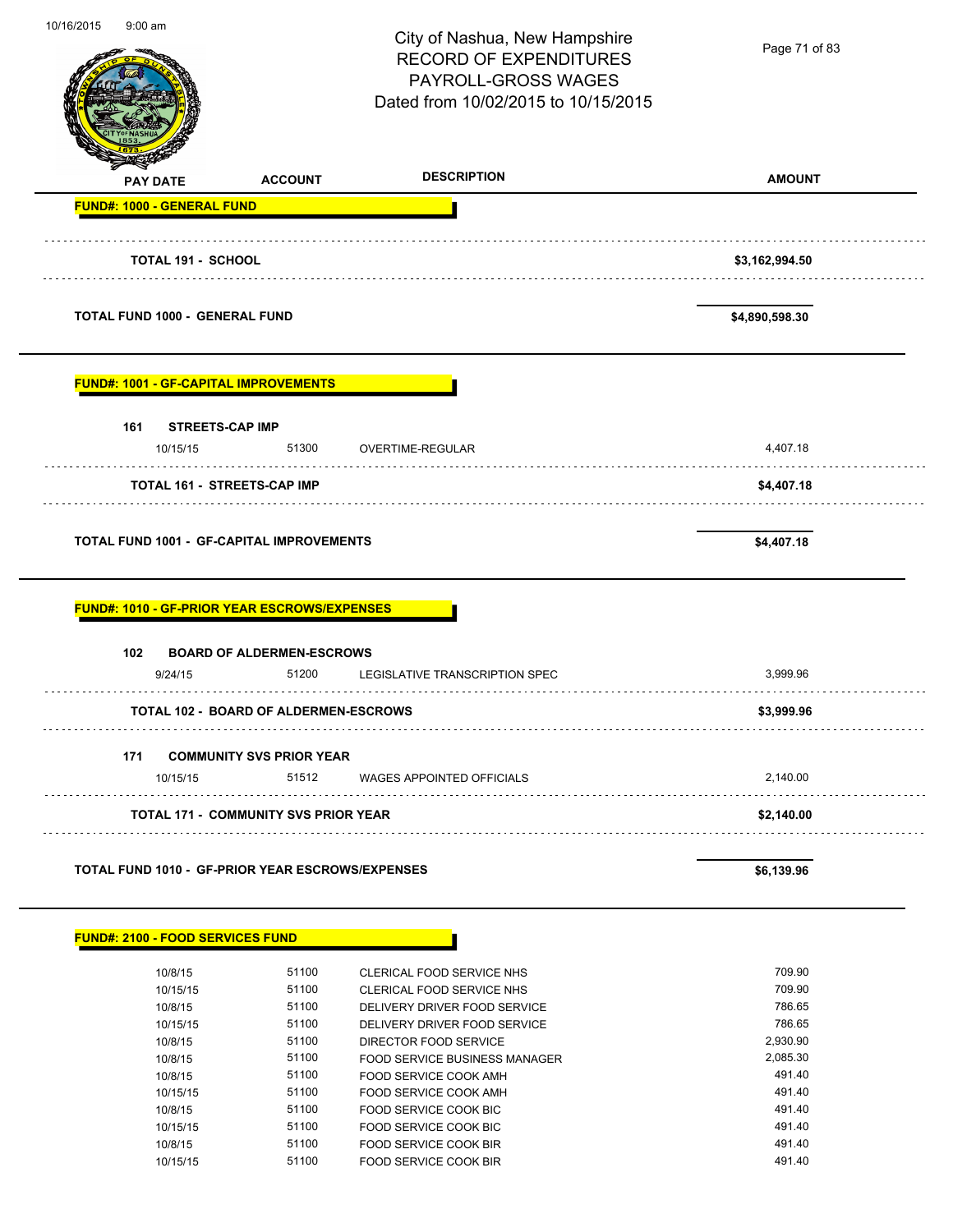# City of Nashua, New Hampshire
## RECORD OF EXPENDITURES
## PAYROLL-GROSS WAGES
### Dated from 10/02/2015 to 10/15/2015

| PAY DATE | ACCOUNT | DESCRIPTION | AMOUNT |
|---|---|---|---|
| **FUND#: 1000 - GENERAL FUND** | | | |
| **TOTAL 191 - SCHOOL** | | | **$3,162,994.50** |
| **TOTAL FUND 1000 - GENERAL FUND** | | | **$4,890,598.30** |
| **FUND#: 1001 - GF-CAPITAL IMPROVEMENTS** | | | |
| **161 STREETS-CAP IMP** | | | |
| 10/15/15 | 51300 | OVERTIME-REGULAR | 4,407.18 |
| **TOTAL 161 - STREETS-CAP IMP** | | | **$4,407.18** |
| **TOTAL FUND 1001 - GF-CAPITAL IMPROVEMENTS** | | | **$4,407.18** |
| **FUND#: 1010 - GF-PRIOR YEAR ESCROWS/EXPENSES** | | | |
| **102 BOARD OF ALDERMEN-ESCROWS** | | | |
| 9/24/15 | 51200 | LEGISLATIVE TRANSCRIPTION SPEC | 3,999.96 |
| **TOTAL 102 - BOARD OF ALDERMEN-ESCROWS** | | | **$3,999.96** |
| **171 COMMUNITY SVS PRIOR YEAR** | | | |
| 10/15/15 | 51512 | WAGES APPOINTED OFFICIALS | 2,140.00 |
| **TOTAL 171 - COMMUNITY SVS PRIOR YEAR** | | | **$2,140.00** |
| **TOTAL FUND 1010 - GF-PRIOR YEAR ESCROWS/EXPENSES** | | | **$6,139.96** |
| **FUND#: 2100 - FOOD SERVICES FUND** | | | |
| 10/8/15 | 51100 | CLERICAL FOOD SERVICE NHS | 709.90 |
| 10/15/15 | 51100 | CLERICAL FOOD SERVICE NHS | 709.90 |
| 10/8/15 | 51100 | DELIVERY DRIVER FOOD SERVICE | 786.65 |
| 10/15/15 | 51100 | DELIVERY DRIVER FOOD SERVICE | 786.65 |
| 10/8/15 | 51100 | DIRECTOR FOOD SERVICE | 2,930.90 |
| 10/8/15 | 51100 | FOOD SERVICE BUSINESS MANAGER | 2,085.30 |
| 10/8/15 | 51100 | FOOD SERVICE COOK AMH | 491.40 |
| 10/15/15 | 51100 | FOOD SERVICE COOK AMH | 491.40 |
| 10/8/15 | 51100 | FOOD SERVICE COOK BIC | 491.40 |
| 10/15/15 | 51100 | FOOD SERVICE COOK BIC | 491.40 |
| 10/8/15 | 51100 | FOOD SERVICE COOK BIR | 491.40 |
| 10/15/15 | 51100 | FOOD SERVICE COOK BIR | 491.40 |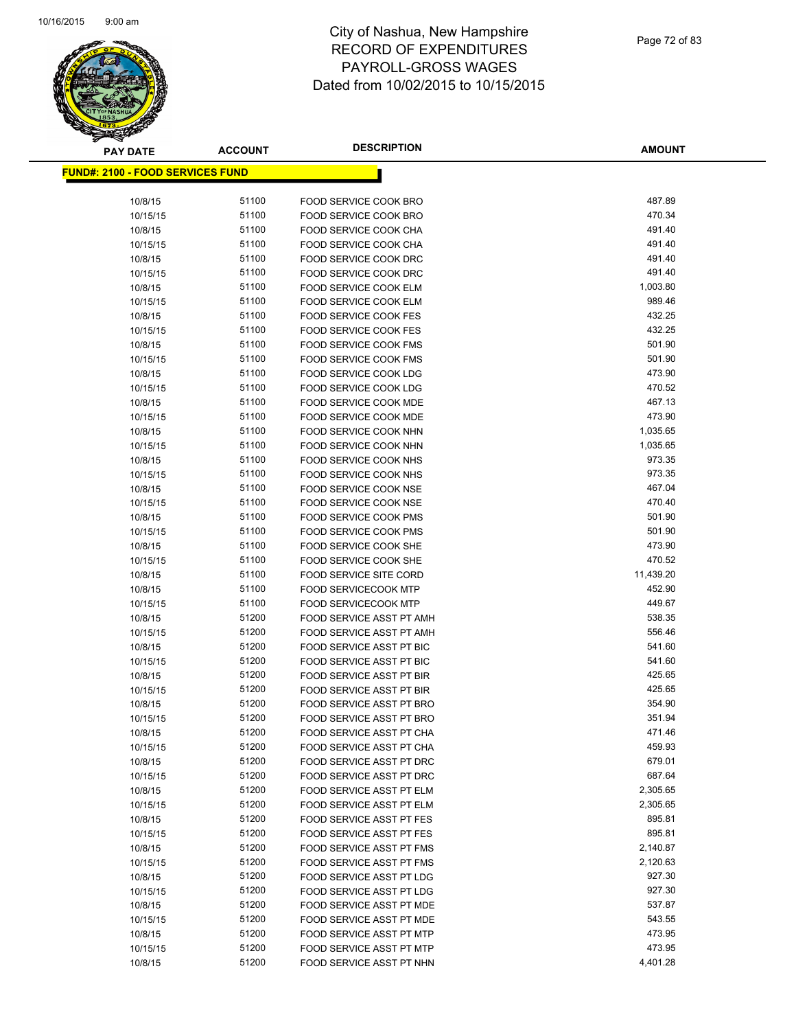# City of Nashua, New Hampshire
# RECORD OF EXPENDITURES
# PAYROLL-GROSS WAGES
# Dated from 10/02/2015 to 10/15/2015

**FUND#: 2100 - FOOD SERVICES FUND**

| PAY DATE | ACCOUNT | DESCRIPTION | AMOUNT |
|---|---|---|---|
| 10/8/15 | 51100 | FOOD SERVICE COOK BRO | 487.89 |
| 10/15/15 | 51100 | FOOD SERVICE COOK BRO | 470.34 |
| 10/8/15 | 51100 | FOOD SERVICE COOK CHA | 491.40 |
| 10/15/15 | 51100 | FOOD SERVICE COOK CHA | 491.40 |
| 10/8/15 | 51100 | FOOD SERVICE COOK DRC | 491.40 |
| 10/15/15 | 51100 | FOOD SERVICE COOK DRC | 491.40 |
| 10/8/15 | 51100 | FOOD SERVICE COOK ELM | 1,003.80 |
| 10/15/15 | 51100 | FOOD SERVICE COOK ELM | 989.46 |
| 10/8/15 | 51100 | FOOD SERVICE COOK FES | 432.25 |
| 10/15/15 | 51100 | FOOD SERVICE COOK FES | 432.25 |
| 10/8/15 | 51100 | FOOD SERVICE COOK FMS | 501.90 |
| 10/15/15 | 51100 | FOOD SERVICE COOK FMS | 501.90 |
| 10/8/15 | 51100 | FOOD SERVICE COOK LDG | 473.90 |
| 10/15/15 | 51100 | FOOD SERVICE COOK LDG | 470.52 |
| 10/8/15 | 51100 | FOOD SERVICE COOK MDE | 467.13 |
| 10/15/15 | 51100 | FOOD SERVICE COOK MDE | 473.90 |
| 10/8/15 | 51100 | FOOD SERVICE COOK NHN | 1,035.65 |
| 10/15/15 | 51100 | FOOD SERVICE COOK NHN | 1,035.65 |
| 10/8/15 | 51100 | FOOD SERVICE COOK NHS | 973.35 |
| 10/15/15 | 51100 | FOOD SERVICE COOK NHS | 973.35 |
| 10/8/15 | 51100 | FOOD SERVICE COOK NSE | 467.04 |
| 10/15/15 | 51100 | FOOD SERVICE COOK NSE | 470.40 |
| 10/8/15 | 51100 | FOOD SERVICE COOK PMS | 501.90 |
| 10/15/15 | 51100 | FOOD SERVICE COOK PMS | 501.90 |
| 10/8/15 | 51100 | FOOD SERVICE COOK SHE | 473.90 |
| 10/15/15 | 51100 | FOOD SERVICE COOK SHE | 470.52 |
| 10/8/15 | 51100 | FOOD SERVICE SITE CORD | 11,439.20 |
| 10/8/15 | 51100 | FOOD SERVICECOOK MTP | 452.90 |
| 10/15/15 | 51100 | FOOD SERVICECOOK MTP | 449.67 |
| 10/8/15 | 51200 | FOOD SERVICE ASST PT AMH | 538.35 |
| 10/15/15 | 51200 | FOOD SERVICE ASST PT AMH | 556.46 |
| 10/8/15 | 51200 | FOOD SERVICE ASST PT BIC | 541.60 |
| 10/15/15 | 51200 | FOOD SERVICE ASST PT BIC | 541.60 |
| 10/8/15 | 51200 | FOOD SERVICE ASST PT BIR | 425.65 |
| 10/15/15 | 51200 | FOOD SERVICE ASST PT BIR | 425.65 |
| 10/8/15 | 51200 | FOOD SERVICE ASST PT BRO | 354.90 |
| 10/15/15 | 51200 | FOOD SERVICE ASST PT BRO | 351.94 |
| 10/8/15 | 51200 | FOOD SERVICE ASST PT CHA | 471.46 |
| 10/15/15 | 51200 | FOOD SERVICE ASST PT CHA | 459.93 |
| 10/8/15 | 51200 | FOOD SERVICE ASST PT DRC | 679.01 |
| 10/15/15 | 51200 | FOOD SERVICE ASST PT DRC | 687.64 |
| 10/8/15 | 51200 | FOOD SERVICE ASST PT ELM | 2,305.65 |
| 10/15/15 | 51200 | FOOD SERVICE ASST PT ELM | 2,305.65 |
| 10/8/15 | 51200 | FOOD SERVICE ASST PT FES | 895.81 |
| 10/15/15 | 51200 | FOOD SERVICE ASST PT FES | 895.81 |
| 10/8/15 | 51200 | FOOD SERVICE ASST PT FMS | 2,140.87 |
| 10/15/15 | 51200 | FOOD SERVICE ASST PT FMS | 2,120.63 |
| 10/8/15 | 51200 | FOOD SERVICE ASST PT LDG | 927.30 |
| 10/15/15 | 51200 | FOOD SERVICE ASST PT LDG | 927.30 |
| 10/8/15 | 51200 | FOOD SERVICE ASST PT MDE | 537.87 |
| 10/15/15 | 51200 | FOOD SERVICE ASST PT MDE | 543.55 |
| 10/8/15 | 51200 | FOOD SERVICE ASST PT MTP | 473.95 |
| 10/15/15 | 51200 | FOOD SERVICE ASST PT MTP | 473.95 |
| 10/8/15 | 51200 | FOOD SERVICE ASST PT NHN | 4,401.28 |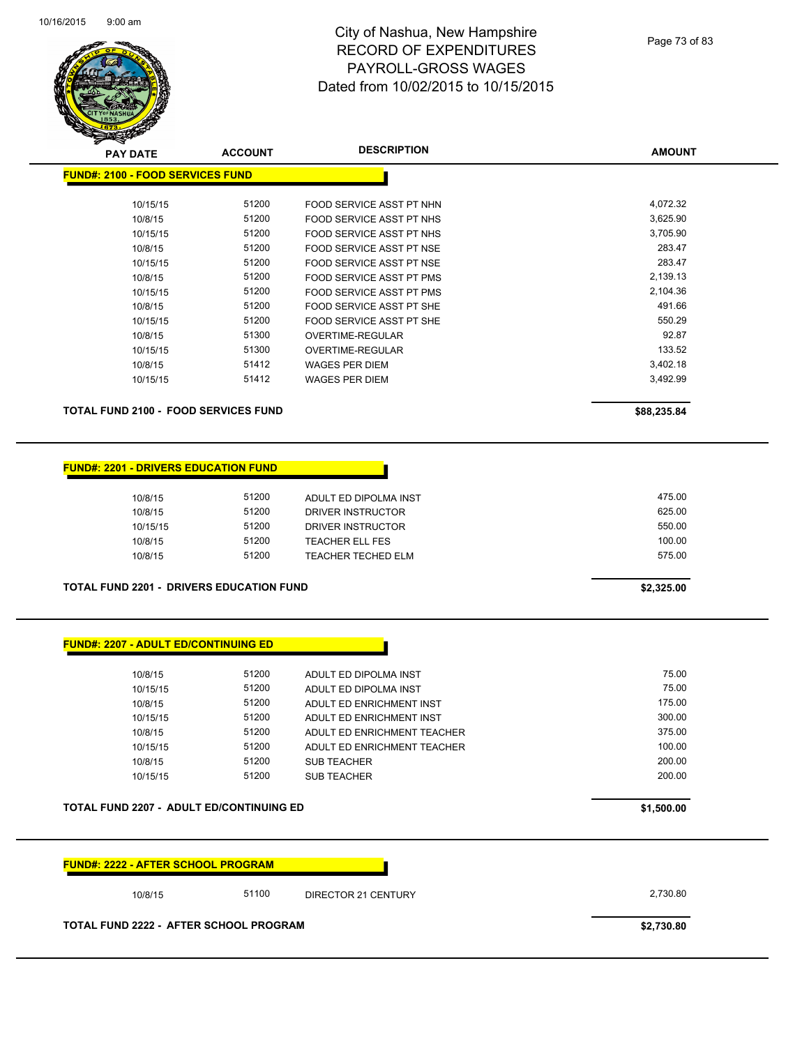# City of Nashua, New Hampshire
# RECORD OF EXPENDITURES
# PAYROLL-GROSS WAGES
# Dated from 10/02/2015 to 10/15/2015

| PAY DATE | ACCOUNT | DESCRIPTION | AMOUNT |
|---|---|---|---|
| **FUND#: 2100 - FOOD SERVICES FUND** | | | |
| 10/15/15 | 51200 | FOOD SERVICE ASST PT NHN | 4,072.32 |
| 10/8/15 | 51200 | FOOD SERVICE ASST PT NHS | 3,625.90 |
| 10/15/15 | 51200 | FOOD SERVICE ASST PT NHS | 3,705.90 |
| 10/8/15 | 51200 | FOOD SERVICE ASST PT NSE | 283.47 |
| 10/15/15 | 51200 | FOOD SERVICE ASST PT NSE | 283.47 |
| 10/8/15 | 51200 | FOOD SERVICE ASST PT PMS | 2,139.13 |
| 10/15/15 | 51200 | FOOD SERVICE ASST PT PMS | 2,104.36 |
| 10/8/15 | 51200 | FOOD SERVICE ASST PT SHE | 491.66 |
| 10/15/15 | 51200 | FOOD SERVICE ASST PT SHE | 550.29 |
| 10/8/15 | 51300 | OVERTIME-REGULAR | 92.87 |
| 10/15/15 | 51300 | OVERTIME-REGULAR | 133.52 |
| 10/8/15 | 51412 | WAGES PER DIEM | 3,402.18 |
| 10/15/15 | 51412 | WAGES PER DIEM | 3,492.99 |
| **TOTAL FUND 2100 - FOOD SERVICES FUND** | | | **$88,235.84** |
| **FUND#: 2201 - DRIVERS EDUCATION FUND** | | | |
| 10/8/15 | 51200 | ADULT ED DIPOLMA INST | 475.00 |
| 10/8/15 | 51200 | DRIVER INSTRUCTOR | 625.00 |
| 10/15/15 | 51200 | DRIVER INSTRUCTOR | 550.00 |
| 10/8/15 | 51200 | TEACHER ELL FES | 100.00 |
| 10/8/15 | 51200 | TEACHER TECHED ELM | 575.00 |
| **TOTAL FUND 2201 - DRIVERS EDUCATION FUND** | | | **$2,325.00** |
| **FUND#: 2207 - ADULT ED/CONTINUING ED** | | | |
| 10/8/15 | 51200 | ADULT ED DIPOLMA INST | 75.00 |
| 10/15/15 | 51200 | ADULT ED DIPOLMA INST | 75.00 |
| 10/8/15 | 51200 | ADULT ED ENRICHMENT INST | 175.00 |
| 10/15/15 | 51200 | ADULT ED ENRICHMENT INST | 300.00 |
| 10/8/15 | 51200 | ADULT ED ENRICHMENT TEACHER | 375.00 |
| 10/15/15 | 51200 | ADULT ED ENRICHMENT TEACHER | 100.00 |
| 10/8/15 | 51200 | SUB TEACHER | 200.00 |
| 10/15/15 | 51200 | SUB TEACHER | 200.00 |
| **TOTAL FUND 2207 - ADULT ED/CONTINUING ED** | | | **$1,500.00** |
| **FUND#: 2222 - AFTER SCHOOL PROGRAM** | | | |
| 10/8/15 | 51100 | DIRECTOR 21 CENTURY | 2,730.80 |
| **TOTAL FUND 2222 - AFTER SCHOOL PROGRAM** | | | **$2,730.80** |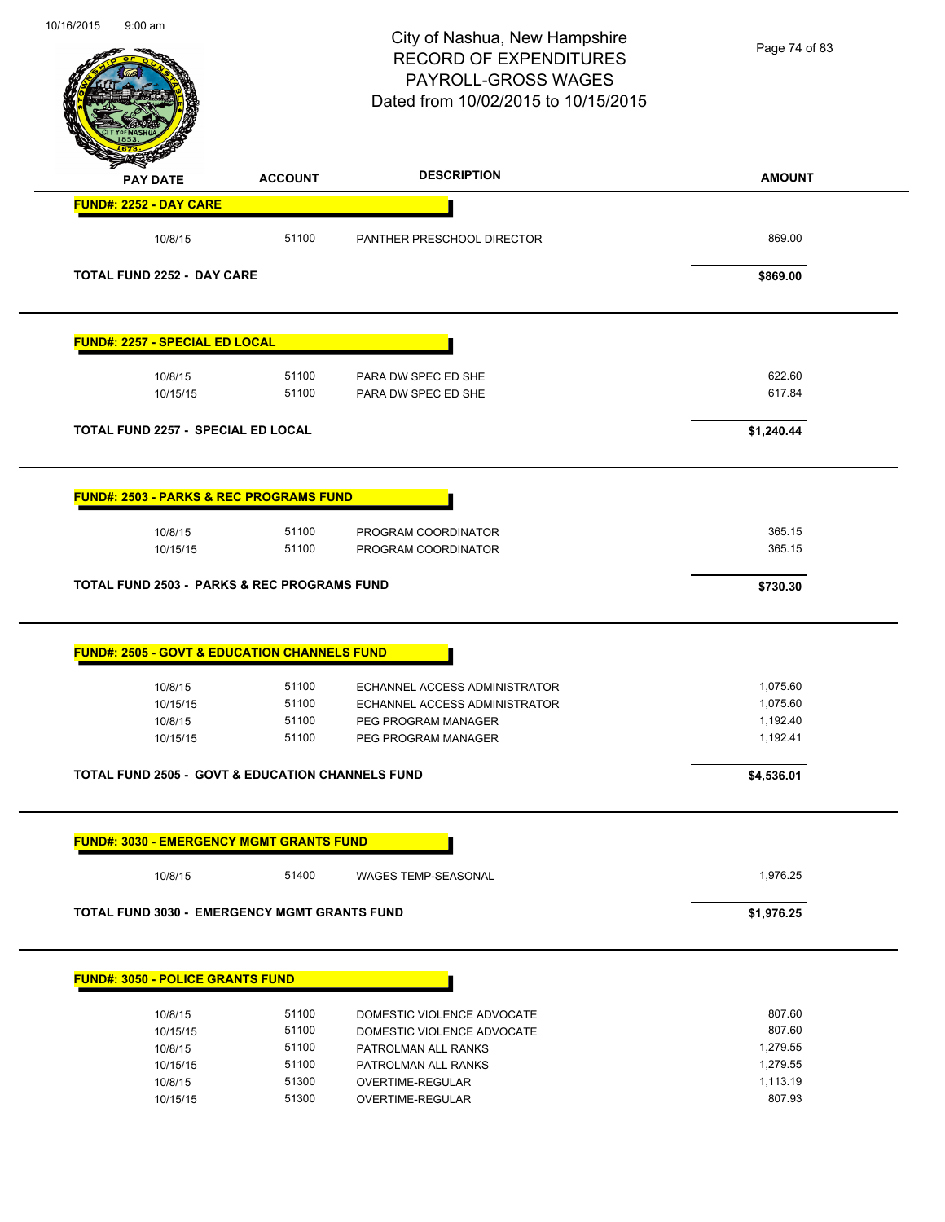# City of Nashua, New Hampshire
## RECORD OF EXPENDITURES
## PAYROLL-GROSS WAGES
### Dated from 10/02/2015 to 10/15/2015

| PAY DATE | ACCOUNT | DESCRIPTION | AMOUNT |
|---|---|---|---|
| **FUND#: 2252 - DAY CARE** | | | |
| 10/8/15 | 51100 | PANTHER PRESCHOOL DIRECTOR | 869.00 |
| **TOTAL FUND 2252 - DAY CARE** | | | **$869.00** |
| **FUND#: 2257 - SPECIAL ED LOCAL** | | | |
| 10/8/15 | 51100 | PARA DW SPEC ED SHE | 622.60 |
| 10/15/15 | 51100 | PARA DW SPEC ED SHE | 617.84 |
| **TOTAL FUND 2257 - SPECIAL ED LOCAL** | | | **$1,240.44** |
| **FUND#: 2503 - PARKS & REC PROGRAMS FUND** | | | |
| 10/8/15 | 51100 | PROGRAM COORDINATOR | 365.15 |
| 10/15/15 | 51100 | PROGRAM COORDINATOR | 365.15 |
| **TOTAL FUND 2503 - PARKS & REC PROGRAMS FUND** | | | **$730.30** |
| **FUND#: 2505 - GOVT & EDUCATION CHANNELS FUND** | | | |
| 10/8/15 | 51100 | ECHANNEL ACCESS ADMINISTRATOR | 1,075.60 |
| 10/15/15 | 51100 | ECHANNEL ACCESS ADMINISTRATOR | 1,075.60 |
| 10/8/15 | 51100 | PEG PROGRAM MANAGER | 1,192.40 |
| 10/15/15 | 51100 | PEG PROGRAM MANAGER | 1,192.41 |
| **TOTAL FUND 2505 - GOVT & EDUCATION CHANNELS FUND** | | | **$4,536.01** |
| **FUND#: 3030 - EMERGENCY MGMT GRANTS FUND** | | | |
| 10/8/15 | 51400 | WAGES TEMP-SEASONAL | 1,976.25 |
| **TOTAL FUND 3030 - EMERGENCY MGMT GRANTS FUND** | | | **$1,976.25** |
| **FUND#: 3050 - POLICE GRANTS FUND** | | | |
| 10/8/15 | 51100 | DOMESTIC VIOLENCE ADVOCATE | 807.60 |
| 10/15/15 | 51100 | DOMESTIC VIOLENCE ADVOCATE | 807.60 |
| 10/8/15 | 51100 | PATROLMAN ALL RANKS | 1,279.55 |
| 10/15/15 | 51100 | PATROLMAN ALL RANKS | 1,279.55 |
| 10/8/15 | 51300 | OVERTIME-REGULAR | 1,113.19 |
| 10/15/15 | 51300 | OVERTIME-REGULAR | 807.93 |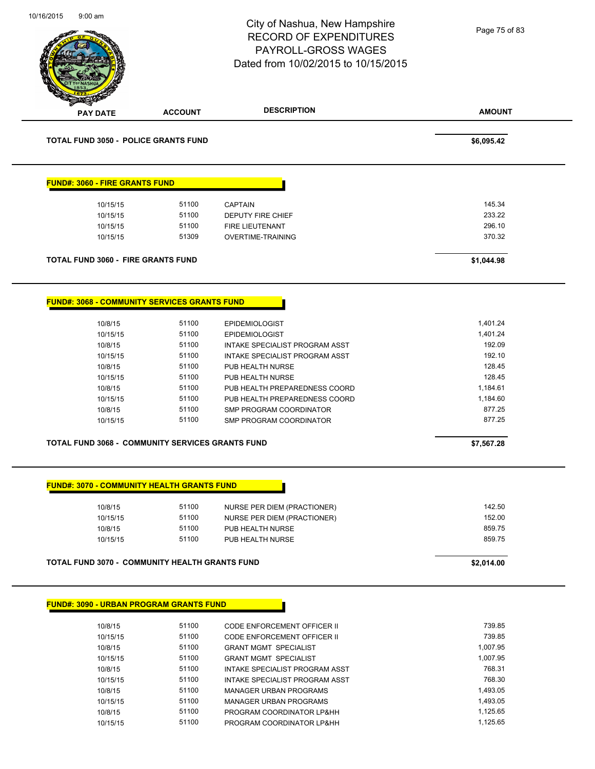# City of Nashua, New Hampshire
## RECORD OF EXPENDITURES
## PAYROLL-GROSS WAGES
## Dated from 10/02/2015 to 10/15/2015

| PAY DATE | ACCOUNT | DESCRIPTION | AMOUNT |
|---|---|---|---|
| **TOTAL FUND 3050 - POLICE GRANTS FUND** | | | **$6,095.42** |

**FUND#: 3060 - FIRE GRANTS FUND**

| PAY DATE | ACCOUNT | DESCRIPTION | AMOUNT |
|---|---|---|---|
| 10/15/15 | 51100 | CAPTAIN | 145.34 |
| 10/15/15 | 51100 | DEPUTY FIRE CHIEF | 233.22 |
| 10/15/15 | 51100 | FIRE LIEUTENANT | 296.10 |
| 10/15/15 | 51309 | OVERTIME-TRAINING | 370.32 |
| **TOTAL FUND 3060 - FIRE GRANTS FUND** | | | **$1,044.98** |

**FUND#: 3068 - COMMUNITY SERVICES GRANTS FUND**

| PAY DATE | ACCOUNT | DESCRIPTION | AMOUNT |
|---|---|---|---|
| 10/8/15 | 51100 | EPIDEMIOLOGIST | 1,401.24 |
| 10/15/15 | 51100 | EPIDEMIOLOGIST | 1,401.24 |
| 10/8/15 | 51100 | INTAKE SPECIALIST PROGRAM ASST | 192.09 |
| 10/15/15 | 51100 | INTAKE SPECIALIST PROGRAM ASST | 192.10 |
| 10/8/15 | 51100 | PUB HEALTH NURSE | 128.45 |
| 10/15/15 | 51100 | PUB HEALTH NURSE | 128.45 |
| 10/8/15 | 51100 | PUB HEALTH PREPAREDNESS COORD | 1,184.61 |
| 10/15/15 | 51100 | PUB HEALTH PREPAREDNESS COORD | 1,184.60 |
| 10/8/15 | 51100 | SMP PROGRAM COORDINATOR | 877.25 |
| 10/15/15 | 51100 | SMP PROGRAM COORDINATOR | 877.25 |
| **TOTAL FUND 3068 - COMMUNITY SERVICES GRANTS FUND** | | | **$7,567.28** |

**FUND#: 3070 - COMMUNITY HEALTH GRANTS FUND**

| PAY DATE | ACCOUNT | DESCRIPTION | AMOUNT |
|---|---|---|---|
| 10/8/15 | 51100 | NURSE PER DIEM (PRACTIONER) | 142.50 |
| 10/15/15 | 51100 | NURSE PER DIEM (PRACTIONER) | 152.00 |
| 10/8/15 | 51100 | PUB HEALTH NURSE | 859.75 |
| 10/15/15 | 51100 | PUB HEALTH NURSE | 859.75 |
| **TOTAL FUND 3070 - COMMUNITY HEALTH GRANTS FUND** | | | **$2,014.00** |

**FUND#: 3090 - URBAN PROGRAM GRANTS FUND**

| PAY DATE | ACCOUNT | DESCRIPTION | AMOUNT |
|---|---|---|---|
| 10/8/15 | 51100 | CODE ENFORCEMENT OFFICER II | 739.85 |
| 10/15/15 | 51100 | CODE ENFORCEMENT OFFICER II | 739.85 |
| 10/8/15 | 51100 | GRANT MGMT SPECIALIST | 1,007.95 |
| 10/15/15 | 51100 | GRANT MGMT SPECIALIST | 1,007.95 |
| 10/8/15 | 51100 | INTAKE SPECIALIST PROGRAM ASST | 768.31 |
| 10/15/15 | 51100 | INTAKE SPECIALIST PROGRAM ASST | 768.30 |
| 10/8/15 | 51100 | MANAGER URBAN PROGRAMS | 1,493.05 |
| 10/15/15 | 51100 | MANAGER URBAN PROGRAMS | 1,493.05 |
| 10/8/15 | 51100 | PROGRAM COORDINATOR LP&HH | 1,125.65 |
| 10/15/15 | 51100 | PROGRAM COORDINATOR LP&HH | 1,125.65 |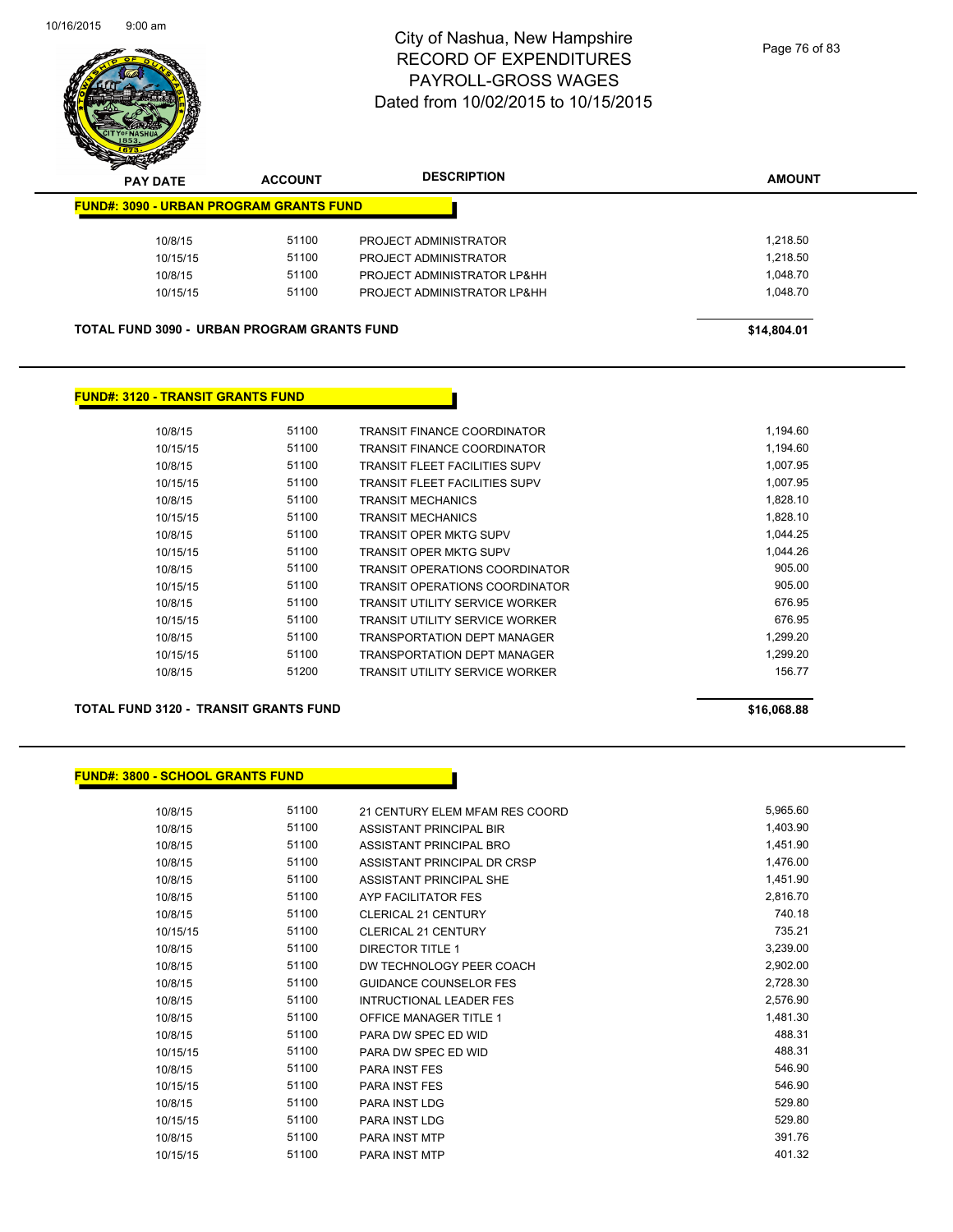# City of Nashua, New Hampshire
# RECORD OF EXPENDITURES
# PAYROLL-GROSS WAGES
# Dated from 10/02/2015 to 10/15/2015

**FUND#: 3090 - URBAN PROGRAM GRANTS FUND**

| PAY DATE | ACCOUNT | DESCRIPTION | AMOUNT |
|---|---|---|---|
| 10/8/15 | 51100 | PROJECT ADMINISTRATOR | 1,218.50 |
| 10/15/15 | 51100 | PROJECT ADMINISTRATOR | 1,218.50 |
| 10/8/15 | 51100 | PROJECT ADMINISTRATOR LP&HH | 1,048.70 |
| 10/15/15 | 51100 | PROJECT ADMINISTRATOR LP&HH | 1,048.70 |

**TOTAL FUND 3090 - URBAN PROGRAM GRANTS FUND** **$14,804.01**

**FUND#: 3120 - TRANSIT GRANTS FUND**

| PAY DATE | ACCOUNT | DESCRIPTION | AMOUNT |
|---|---|---|---|
| 10/8/15 | 51100 | TRANSIT FINANCE COORDINATOR | 1,194.60 |
| 10/15/15 | 51100 | TRANSIT FINANCE COORDINATOR | 1,194.60 |
| 10/8/15 | 51100 | TRANSIT FLEET FACILITIES SUPV | 1,007.95 |
| 10/15/15 | 51100 | TRANSIT FLEET FACILITIES SUPV | 1,007.95 |
| 10/8/15 | 51100 | TRANSIT MECHANICS | 1,828.10 |
| 10/15/15 | 51100 | TRANSIT MECHANICS | 1,828.10 |
| 10/8/15 | 51100 | TRANSIT OPER MKTG SUPV | 1,044.25 |
| 10/15/15 | 51100 | TRANSIT OPER MKTG SUPV | 1,044.26 |
| 10/8/15 | 51100 | TRANSIT OPERATIONS COORDINATOR | 905.00 |
| 10/15/15 | 51100 | TRANSIT OPERATIONS COORDINATOR | 905.00 |
| 10/8/15 | 51100 | TRANSIT UTILITY SERVICE WORKER | 676.95 |
| 10/15/15 | 51100 | TRANSIT UTILITY SERVICE WORKER | 676.95 |
| 10/8/15 | 51100 | TRANSPORTATION DEPT MANAGER | 1,299.20 |
| 10/15/15 | 51100 | TRANSPORTATION DEPT MANAGER | 1,299.20 |
| 10/8/15 | 51200 | TRANSIT UTILITY SERVICE WORKER | 156.77 |

**TOTAL FUND 3120 - TRANSIT GRANTS FUND** **$16,068.88**

**FUND#: 3800 - SCHOOL GRANTS FUND**

| PAY DATE | ACCOUNT | DESCRIPTION | AMOUNT |
|---|---|---|---|
| 10/8/15 | 51100 | 21 CENTURY ELEM MFAM RES COORD | 5,965.60 |
| 10/8/15 | 51100 | ASSISTANT PRINCIPAL BIR | 1,403.90 |
| 10/8/15 | 51100 | ASSISTANT PRINCIPAL BRO | 1,451.90 |
| 10/8/15 | 51100 | ASSISTANT PRINCIPAL DR CRSP | 1,476.00 |
| 10/8/15 | 51100 | ASSISTANT PRINCIPAL SHE | 1,451.90 |
| 10/8/15 | 51100 | AYP FACILITATOR FES | 2,816.70 |
| 10/8/15 | 51100 | CLERICAL 21 CENTURY | 740.18 |
| 10/15/15 | 51100 | CLERICAL 21 CENTURY | 735.21 |
| 10/8/15 | 51100 | DIRECTOR TITLE 1 | 3,239.00 |
| 10/8/15 | 51100 | DW TECHNOLOGY PEER COACH | 2,902.00 |
| 10/8/15 | 51100 | GUIDANCE COUNSELOR FES | 2,728.30 |
| 10/8/15 | 51100 | INTRUCTIONAL LEADER FES | 2,576.90 |
| 10/8/15 | 51100 | OFFICE MANAGER TITLE 1 | 1,481.30 |
| 10/8/15 | 51100 | PARA DW SPEC ED WID | 488.31 |
| 10/15/15 | 51100 | PARA DW SPEC ED WID | 488.31 |
| 10/8/15 | 51100 | PARA INST FES | 546.90 |
| 10/15/15 | 51100 | PARA INST FES | 546.90 |
| 10/8/15 | 51100 | PARA INST LDG | 529.80 |
| 10/15/15 | 51100 | PARA INST LDG | 529.80 |
| 10/8/15 | 51100 | PARA INST MTP | 391.76 |
| 10/15/15 | 51100 | PARA INST MTP | 401.32 |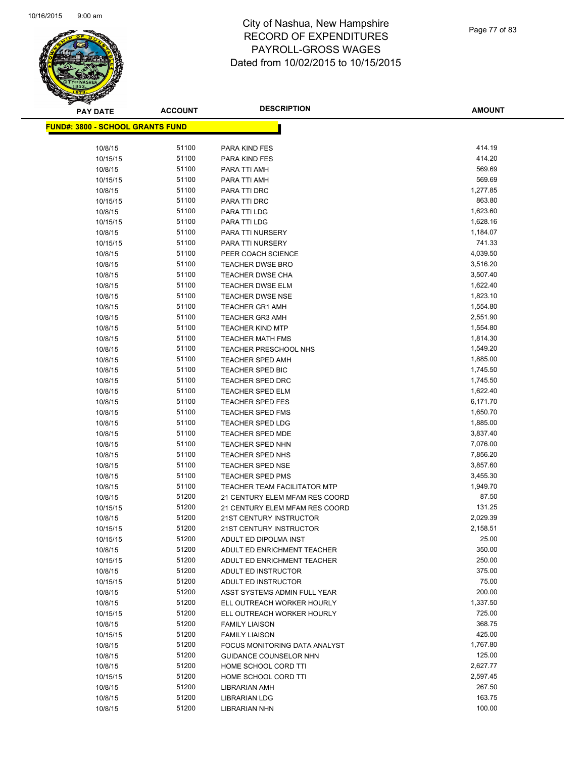# City of Nashua, New Hampshire
# RECORD OF EXPENDITURES
# PAYROLL-GROSS WAGES
# Dated from 10/02/2015 to 10/15/2015

**FUND#: 3800 - SCHOOL GRANTS FUND**

| PAY DATE | ACCOUNT | DESCRIPTION | AMOUNT |
|---|---|---|---|
| 10/8/15 | 51100 | PARA KIND FES | 414.19 |
| 10/15/15 | 51100 | PARA KIND FES | 414.20 |
| 10/8/15 | 51100 | PARA TTI AMH | 569.69 |
| 10/15/15 | 51100 | PARA TTI AMH | 569.69 |
| 10/8/15 | 51100 | PARA TTI DRC | 1,277.85 |
| 10/15/15 | 51100 | PARA TTI DRC | 863.80 |
| 10/8/15 | 51100 | PARA TTI LDG | 1,623.60 |
| 10/15/15 | 51100 | PARA TTI LDG | 1,628.16 |
| 10/8/15 | 51100 | PARA TTI NURSERY | 1,184.07 |
| 10/15/15 | 51100 | PARA TTI NURSERY | 741.33 |
| 10/8/15 | 51100 | PEER COACH SCIENCE | 4,039.50 |
| 10/8/15 | 51100 | TEACHER DWSE BRO | 3,516.20 |
| 10/8/15 | 51100 | TEACHER DWSE CHA | 3,507.40 |
| 10/8/15 | 51100 | TEACHER DWSE ELM | 1,622.40 |
| 10/8/15 | 51100 | TEACHER DWSE NSE | 1,823.10 |
| 10/8/15 | 51100 | TEACHER GR1 AMH | 1,554.80 |
| 10/8/15 | 51100 | TEACHER GR3 AMH | 2,551.90 |
| 10/8/15 | 51100 | TEACHER KIND MTP | 1,554.80 |
| 10/8/15 | 51100 | TEACHER MATH FMS | 1,814.30 |
| 10/8/15 | 51100 | TEACHER PRESCHOOL NHS | 1,549.20 |
| 10/8/15 | 51100 | TEACHER SPED AMH | 1,885.00 |
| 10/8/15 | 51100 | TEACHER SPED BIC | 1,745.50 |
| 10/8/15 | 51100 | TEACHER SPED DRC | 1,745.50 |
| 10/8/15 | 51100 | TEACHER SPED ELM | 1,622.40 |
| 10/8/15 | 51100 | TEACHER SPED FES | 6,171.70 |
| 10/8/15 | 51100 | TEACHER SPED FMS | 1,650.70 |
| 10/8/15 | 51100 | TEACHER SPED LDG | 1,885.00 |
| 10/8/15 | 51100 | TEACHER SPED MDE | 3,837.40 |
| 10/8/15 | 51100 | TEACHER SPED NHN | 7,076.00 |
| 10/8/15 | 51100 | TEACHER SPED NHS | 7,856.20 |
| 10/8/15 | 51100 | TEACHER SPED NSE | 3,857.60 |
| 10/8/15 | 51100 | TEACHER SPED PMS | 3,455.30 |
| 10/8/15 | 51100 | TEACHER TEAM FACILITATOR MTP | 1,949.70 |
| 10/8/15 | 51200 | 21 CENTURY ELEM MFAM RES COORD | 87.50 |
| 10/15/15 | 51200 | 21 CENTURY ELEM MFAM RES COORD | 131.25 |
| 10/8/15 | 51200 | 21ST CENTURY INSTRUCTOR | 2,029.39 |
| 10/15/15 | 51200 | 21ST CENTURY INSTRUCTOR | 2,158.51 |
| 10/15/15 | 51200 | ADULT ED DIPOLMA INST | 25.00 |
| 10/8/15 | 51200 | ADULT ED ENRICHMENT TEACHER | 350.00 |
| 10/15/15 | 51200 | ADULT ED ENRICHMENT TEACHER | 250.00 |
| 10/8/15 | 51200 | ADULT ED INSTRUCTOR | 375.00 |
| 10/15/15 | 51200 | ADULT ED INSTRUCTOR | 75.00 |
| 10/8/15 | 51200 | ASST SYSTEMS ADMIN FULL YEAR | 200.00 |
| 10/8/15 | 51200 | ELL OUTREACH WORKER HOURLY | 1,337.50 |
| 10/15/15 | 51200 | ELL OUTREACH WORKER HOURLY | 725.00 |
| 10/8/15 | 51200 | FAMILY LIAISON | 368.75 |
| 10/15/15 | 51200 | FAMILY LIAISON | 425.00 |
| 10/8/15 | 51200 | FOCUS MONITORING DATA ANALYST | 1,767.80 |
| 10/8/15 | 51200 | GUIDANCE COUNSELOR NHN | 125.00 |
| 10/8/15 | 51200 | HOME SCHOOL CORD TTI | 2,627.77 |
| 10/15/15 | 51200 | HOME SCHOOL CORD TTI | 2,597.45 |
| 10/8/15 | 51200 | LIBRARIAN AMH | 267.50 |
| 10/8/15 | 51200 | LIBRARIAN LDG | 163.75 |
| 10/8/15 | 51200 | LIBRARIAN NHN | 100.00 |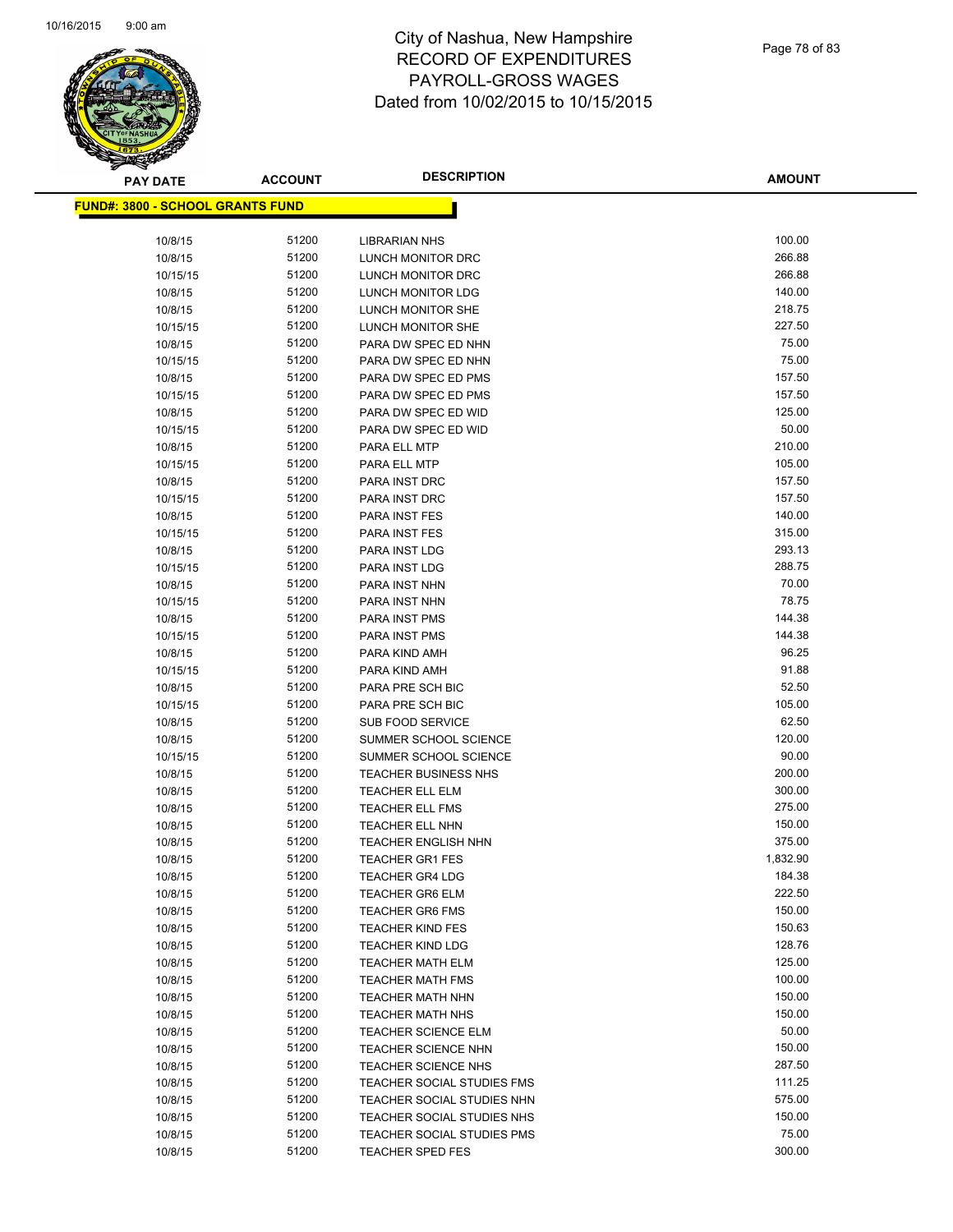# City of Nashua, New Hampshire
# RECORD OF EXPENDITURES
# PAYROLL-GROSS WAGES
# Dated from 10/02/2015 to 10/15/2015

**FUND#: 3800 - SCHOOL GRANTS FUND**

| PAY DATE | ACCOUNT | DESCRIPTION | AMOUNT |
|---|---|---|---|
| 10/8/15 | 51200 | LIBRARIAN NHS | 100.00 |
| 10/8/15 | 51200 | LUNCH MONITOR DRC | 266.88 |
| 10/15/15 | 51200 | LUNCH MONITOR DRC | 266.88 |
| 10/8/15 | 51200 | LUNCH MONITOR LDG | 140.00 |
| 10/8/15 | 51200 | LUNCH MONITOR SHE | 218.75 |
| 10/15/15 | 51200 | LUNCH MONITOR SHE | 227.50 |
| 10/8/15 | 51200 | PARA DW SPEC ED NHN | 75.00 |
| 10/15/15 | 51200 | PARA DW SPEC ED NHN | 75.00 |
| 10/8/15 | 51200 | PARA DW SPEC ED PMS | 157.50 |
| 10/15/15 | 51200 | PARA DW SPEC ED PMS | 157.50 |
| 10/8/15 | 51200 | PARA DW SPEC ED WID | 125.00 |
| 10/15/15 | 51200 | PARA DW SPEC ED WID | 50.00 |
| 10/8/15 | 51200 | PARA ELL MTP | 210.00 |
| 10/15/15 | 51200 | PARA ELL MTP | 105.00 |
| 10/8/15 | 51200 | PARA INST DRC | 157.50 |
| 10/15/15 | 51200 | PARA INST DRC | 157.50 |
| 10/8/15 | 51200 | PARA INST FES | 140.00 |
| 10/15/15 | 51200 | PARA INST FES | 315.00 |
| 10/8/15 | 51200 | PARA INST LDG | 293.13 |
| 10/15/15 | 51200 | PARA INST LDG | 288.75 |
| 10/8/15 | 51200 | PARA INST NHN | 70.00 |
| 10/15/15 | 51200 | PARA INST NHN | 78.75 |
| 10/8/15 | 51200 | PARA INST PMS | 144.38 |
| 10/15/15 | 51200 | PARA INST PMS | 144.38 |
| 10/8/15 | 51200 | PARA KIND AMH | 96.25 |
| 10/15/15 | 51200 | PARA KIND AMH | 91.88 |
| 10/8/15 | 51200 | PARA PRE SCH BIC | 52.50 |
| 10/15/15 | 51200 | PARA PRE SCH BIC | 105.00 |
| 10/8/15 | 51200 | SUB FOOD SERVICE | 62.50 |
| 10/8/15 | 51200 | SUMMER SCHOOL SCIENCE | 120.00 |
| 10/15/15 | 51200 | SUMMER SCHOOL SCIENCE | 90.00 |
| 10/8/15 | 51200 | TEACHER BUSINESS NHS | 200.00 |
| 10/8/15 | 51200 | TEACHER ELL ELM | 300.00 |
| 10/8/15 | 51200 | TEACHER ELL FMS | 275.00 |
| 10/8/15 | 51200 | TEACHER ELL NHN | 150.00 |
| 10/8/15 | 51200 | TEACHER ENGLISH NHN | 375.00 |
| 10/8/15 | 51200 | TEACHER GR1 FES | 1,832.90 |
| 10/8/15 | 51200 | TEACHER GR4 LDG | 184.38 |
| 10/8/15 | 51200 | TEACHER GR6 ELM | 222.50 |
| 10/8/15 | 51200 | TEACHER GR6 FMS | 150.00 |
| 10/8/15 | 51200 | TEACHER KIND FES | 150.63 |
| 10/8/15 | 51200 | TEACHER KIND LDG | 128.76 |
| 10/8/15 | 51200 | TEACHER MATH ELM | 125.00 |
| 10/8/15 | 51200 | TEACHER MATH FMS | 100.00 |
| 10/8/15 | 51200 | TEACHER MATH NHN | 150.00 |
| 10/8/15 | 51200 | TEACHER MATH NHS | 150.00 |
| 10/8/15 | 51200 | TEACHER SCIENCE ELM | 50.00 |
| 10/8/15 | 51200 | TEACHER SCIENCE NHN | 150.00 |
| 10/8/15 | 51200 | TEACHER SCIENCE NHS | 287.50 |
| 10/8/15 | 51200 | TEACHER SOCIAL STUDIES FMS | 111.25 |
| 10/8/15 | 51200 | TEACHER SOCIAL STUDIES NHN | 575.00 |
| 10/8/15 | 51200 | TEACHER SOCIAL STUDIES NHS | 150.00 |
| 10/8/15 | 51200 | TEACHER SOCIAL STUDIES PMS | 75.00 |
| 10/8/15 | 51200 | TEACHER SPED FES | 300.00 |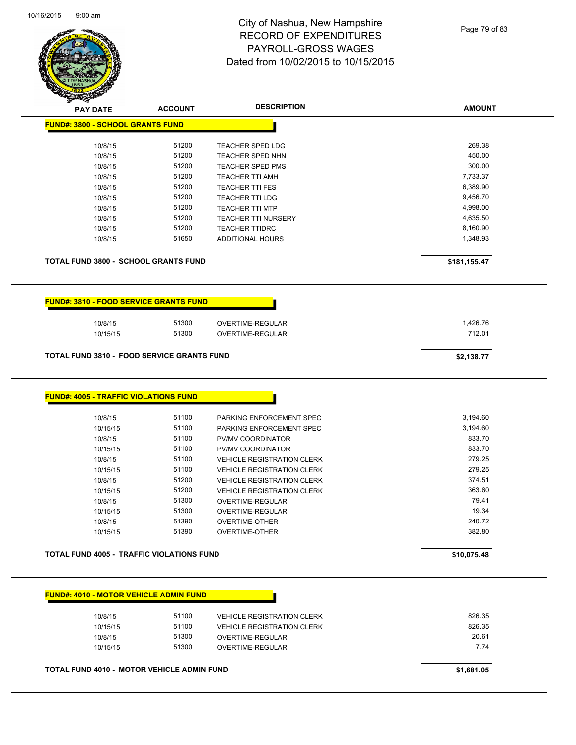# City of Nashua, New Hampshire
## RECORD OF EXPENDITURES
## PAYROLL-GROSS WAGES
## Dated from 10/02/2015 to 10/15/2015

| PAY DATE | ACCOUNT | DESCRIPTION | AMOUNT |
|---|---|---|---|
| **FUND#: 3800 - SCHOOL GRANTS FUND** | | | |
| 10/8/15 | 51200 | TEACHER SPED LDG | 269.38 |
| 10/8/15 | 51200 | TEACHER SPED NHN | 450.00 |
| 10/8/15 | 51200 | TEACHER SPED PMS | 300.00 |
| 10/8/15 | 51200 | TEACHER TTI AMH | 7,733.37 |
| 10/8/15 | 51200 | TEACHER TTI FES | 6,389.90 |
| 10/8/15 | 51200 | TEACHER TTI LDG | 9,456.70 |
| 10/8/15 | 51200 | TEACHER TTI MTP | 4,998.00 |
| 10/8/15 | 51200 | TEACHER TTI NURSERY | 4,635.50 |
| 10/8/15 | 51200 | TEACHER TTIDRC | 8,160.90 |
| 10/8/15 | 51650 | ADDITIONAL HOURS | 1,348.93 |
| **TOTAL FUND 3800 - SCHOOL GRANTS FUND** | | | **$181,155.47** |

| PAY DATE | ACCOUNT | DESCRIPTION | AMOUNT |
|---|---|---|---|
| **FUND#: 3810 - FOOD SERVICE GRANTS FUND** | | | |
| 10/8/15 | 51300 | OVERTIME-REGULAR | 1,426.76 |
| 10/15/15 | 51300 | OVERTIME-REGULAR | 712.01 |
| **TOTAL FUND 3810 - FOOD SERVICE GRANTS FUND** | | | **$2,138.77** |

| PAY DATE | ACCOUNT | DESCRIPTION | AMOUNT |
|---|---|---|---|
| **FUND#: 4005 - TRAFFIC VIOLATIONS FUND** | | | |
| 10/8/15 | 51100 | PARKING ENFORCEMENT SPEC | 3,194.60 |
| 10/15/15 | 51100 | PARKING ENFORCEMENT SPEC | 3,194.60 |
| 10/8/15 | 51100 | PV/MV COORDINATOR | 833.70 |
| 10/15/15 | 51100 | PV/MV COORDINATOR | 833.70 |
| 10/8/15 | 51100 | VEHICLE REGISTRATION CLERK | 279.25 |
| 10/15/15 | 51100 | VEHICLE REGISTRATION CLERK | 279.25 |
| 10/8/15 | 51200 | VEHICLE REGISTRATION CLERK | 374.51 |
| 10/15/15 | 51200 | VEHICLE REGISTRATION CLERK | 363.60 |
| 10/8/15 | 51300 | OVERTIME-REGULAR | 79.41 |
| 10/15/15 | 51300 | OVERTIME-REGULAR | 19.34 |
| 10/8/15 | 51390 | OVERTIME-OTHER | 240.72 |
| 10/15/15 | 51390 | OVERTIME-OTHER | 382.80 |
| **TOTAL FUND 4005 - TRAFFIC VIOLATIONS FUND** | | | **$10,075.48** |

| PAY DATE | ACCOUNT | DESCRIPTION | AMOUNT |
|---|---|---|---|
| **FUND#: 4010 - MOTOR VEHICLE ADMIN FUND** | | | |
| 10/8/15 | 51100 | VEHICLE REGISTRATION CLERK | 826.35 |
| 10/15/15 | 51100 | VEHICLE REGISTRATION CLERK | 826.35 |
| 10/8/15 | 51300 | OVERTIME-REGULAR | 20.61 |
| 10/15/15 | 51300 | OVERTIME-REGULAR | 7.74 |
| **TOTAL FUND 4010 - MOTOR VEHICLE ADMIN FUND** | | | **$1,681.05** |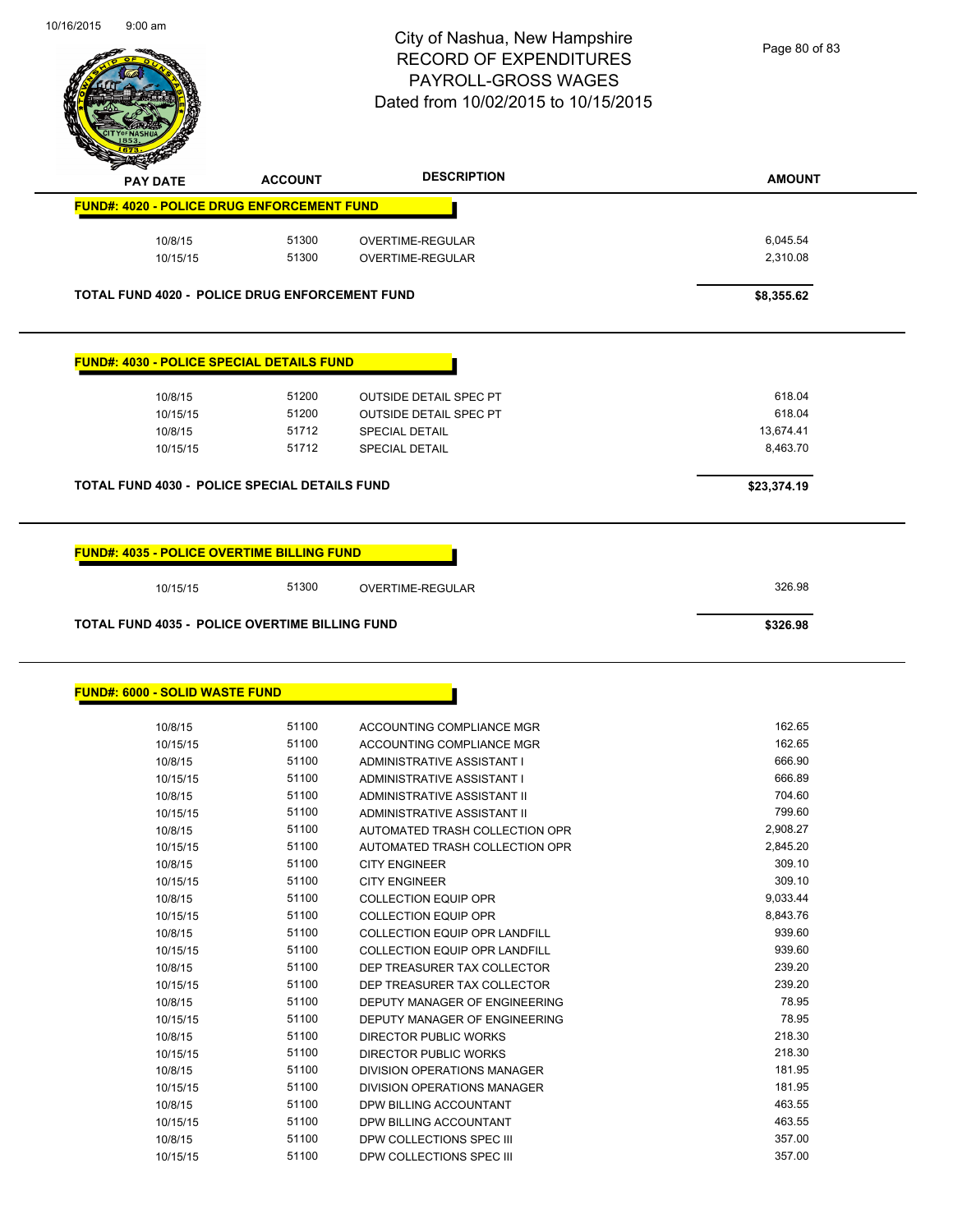# City of Nashua, New Hampshire
## RECORD OF EXPENDITURES
## PAYROLL-GROSS WAGES
## Dated from 10/02/2015 to 10/15/2015

| PAY DATE | ACCOUNT | DESCRIPTION | AMOUNT |
|---|---|---|---|

**FUND#: 4020 - POLICE DRUG ENFORCEMENT FUND**

| PAY DATE | ACCOUNT | DESCRIPTION | AMOUNT |
|---|---|---|---|
| 10/8/15 | 51300 | OVERTIME-REGULAR | 6,045.54 |
| 10/15/15 | 51300 | OVERTIME-REGULAR | 2,310.08 |

**TOTAL FUND 4020 - POLICE DRUG ENFORCEMENT FUND** **$8,355.62**

**FUND#: 4030 - POLICE SPECIAL DETAILS FUND**

| PAY DATE | ACCOUNT | DESCRIPTION | AMOUNT |
|---|---|---|---|
| 10/8/15 | 51200 | OUTSIDE DETAIL SPEC PT | 618.04 |
| 10/15/15 | 51200 | OUTSIDE DETAIL SPEC PT | 618.04 |
| 10/8/15 | 51712 | SPECIAL DETAIL | 13,674.41 |
| 10/15/15 | 51712 | SPECIAL DETAIL | 8,463.70 |

**TOTAL FUND 4030 - POLICE SPECIAL DETAILS FUND** **$23,374.19**

**FUND#: 4035 - POLICE OVERTIME BILLING FUND**

| PAY DATE | ACCOUNT | DESCRIPTION | AMOUNT |
|---|---|---|---|
| 10/15/15 | 51300 | OVERTIME-REGULAR | 326.98 |

**TOTAL FUND 4035 - POLICE OVERTIME BILLING FUND** **$326.98**

**FUND#: 6000 - SOLID WASTE FUND**

| PAY DATE | ACCOUNT | DESCRIPTION | AMOUNT |
|---|---|---|---|
| 10/8/15 | 51100 | ACCOUNTING COMPLIANCE MGR | 162.65 |
| 10/15/15 | 51100 | ACCOUNTING COMPLIANCE MGR | 162.65 |
| 10/8/15 | 51100 | ADMINISTRATIVE ASSISTANT I | 666.90 |
| 10/15/15 | 51100 | ADMINISTRATIVE ASSISTANT I | 666.89 |
| 10/8/15 | 51100 | ADMINISTRATIVE ASSISTANT II | 704.60 |
| 10/15/15 | 51100 | ADMINISTRATIVE ASSISTANT II | 799.60 |
| 10/8/15 | 51100 | AUTOMATED TRASH COLLECTION OPR | 2,908.27 |
| 10/15/15 | 51100 | AUTOMATED TRASH COLLECTION OPR | 2,845.20 |
| 10/8/15 | 51100 | CITY ENGINEER | 309.10 |
| 10/15/15 | 51100 | CITY ENGINEER | 309.10 |
| 10/8/15 | 51100 | COLLECTION EQUIP OPR | 9,033.44 |
| 10/15/15 | 51100 | COLLECTION EQUIP OPR | 8,843.76 |
| 10/8/15 | 51100 | COLLECTION EQUIP OPR LANDFILL | 939.60 |
| 10/15/15 | 51100 | COLLECTION EQUIP OPR LANDFILL | 939.60 |
| 10/8/15 | 51100 | DEP TREASURER TAX COLLECTOR | 239.20 |
| 10/15/15 | 51100 | DEP TREASURER TAX COLLECTOR | 239.20 |
| 10/8/15 | 51100 | DEPUTY MANAGER OF ENGINEERING | 78.95 |
| 10/15/15 | 51100 | DEPUTY MANAGER OF ENGINEERING | 78.95 |
| 10/8/15 | 51100 | DIRECTOR PUBLIC WORKS | 218.30 |
| 10/15/15 | 51100 | DIRECTOR PUBLIC WORKS | 218.30 |
| 10/8/15 | 51100 | DIVISION OPERATIONS MANAGER | 181.95 |
| 10/15/15 | 51100 | DIVISION OPERATIONS MANAGER | 181.95 |
| 10/8/15 | 51100 | DPW BILLING ACCOUNTANT | 463.55 |
| 10/15/15 | 51100 | DPW BILLING ACCOUNTANT | 463.55 |
| 10/8/15 | 51100 | DPW COLLECTIONS SPEC III | 357.00 |
| 10/15/15 | 51100 | DPW COLLECTIONS SPEC III | 357.00 |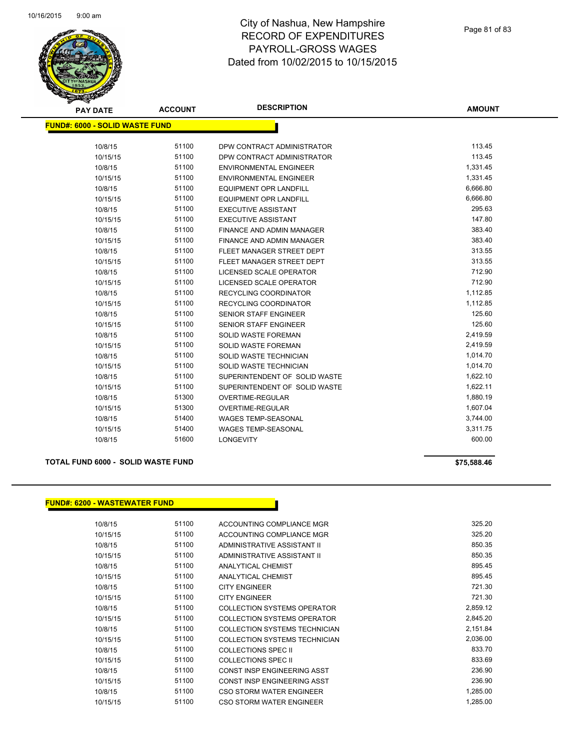# City of Nashua, New Hampshire
## RECORD OF EXPENDITURES
## PAYROLL-GROSS WAGES
## Dated from 10/02/2015 to 10/15/2015

**FUND#: 6000 - SOLID WASTE FUND**

| PAY DATE | ACCOUNT | DESCRIPTION | AMOUNT |
|---|---|---|---|
| 10/8/15 | 51100 | DPW CONTRACT ADMINISTRATOR | 113.45 |
| 10/15/15 | 51100 | DPW CONTRACT ADMINISTRATOR | 113.45 |
| 10/8/15 | 51100 | ENVIRONMENTAL ENGINEER | 1,331.45 |
| 10/15/15 | 51100 | ENVIRONMENTAL ENGINEER | 1,331.45 |
| 10/8/15 | 51100 | EQUIPMENT OPR LANDFILL | 6,666.80 |
| 10/15/15 | 51100 | EQUIPMENT OPR LANDFILL | 6,666.80 |
| 10/8/15 | 51100 | EXECUTIVE ASSISTANT | 295.63 |
| 10/15/15 | 51100 | EXECUTIVE ASSISTANT | 147.80 |
| 10/8/15 | 51100 | FINANCE AND ADMIN MANAGER | 383.40 |
| 10/15/15 | 51100 | FINANCE AND ADMIN MANAGER | 383.40 |
| 10/8/15 | 51100 | FLEET MANAGER STREET DEPT | 313.55 |
| 10/15/15 | 51100 | FLEET MANAGER STREET DEPT | 313.55 |
| 10/8/15 | 51100 | LICENSED SCALE OPERATOR | 712.90 |
| 10/15/15 | 51100 | LICENSED SCALE OPERATOR | 712.90 |
| 10/8/15 | 51100 | RECYCLING COORDINATOR | 1,112.85 |
| 10/15/15 | 51100 | RECYCLING COORDINATOR | 1,112.85 |
| 10/8/15 | 51100 | SENIOR STAFF ENGINEER | 125.60 |
| 10/15/15 | 51100 | SENIOR STAFF ENGINEER | 125.60 |
| 10/8/15 | 51100 | SOLID WASTE FOREMAN | 2,419.59 |
| 10/15/15 | 51100 | SOLID WASTE FOREMAN | 2,419.59 |
| 10/8/15 | 51100 | SOLID WASTE TECHNICIAN | 1,014.70 |
| 10/15/15 | 51100 | SOLID WASTE TECHNICIAN | 1,014.70 |
| 10/8/15 | 51100 | SUPERINTENDENT OF SOLID WASTE | 1,622.10 |
| 10/15/15 | 51100 | SUPERINTENDENT OF SOLID WASTE | 1,622.11 |
| 10/8/15 | 51300 | OVERTIME-REGULAR | 1,880.19 |
| 10/15/15 | 51300 | OVERTIME-REGULAR | 1,607.04 |
| 10/8/15 | 51400 | WAGES TEMP-SEASONAL | 3,744.00 |
| 10/15/15 | 51400 | WAGES TEMP-SEASONAL | 3,311.75 |
| 10/8/15 | 51600 | LONGEVITY | 600.00 |

**TOTAL FUND 6000 - SOLID WASTE FUND** **$75,588.46**

**FUND#: 6200 - WASTEWATER FUND**

| PAY DATE | ACCOUNT | DESCRIPTION | AMOUNT |
|---|---|---|---|
| 10/8/15 | 51100 | ACCOUNTING COMPLIANCE MGR | 325.20 |
| 10/15/15 | 51100 | ACCOUNTING COMPLIANCE MGR | 325.20 |
| 10/8/15 | 51100 | ADMINISTRATIVE ASSISTANT II | 850.35 |
| 10/15/15 | 51100 | ADMINISTRATIVE ASSISTANT II | 850.35 |
| 10/8/15 | 51100 | ANALYTICAL CHEMIST | 895.45 |
| 10/15/15 | 51100 | ANALYTICAL CHEMIST | 895.45 |
| 10/8/15 | 51100 | CITY ENGINEER | 721.30 |
| 10/15/15 | 51100 | CITY ENGINEER | 721.30 |
| 10/8/15 | 51100 | COLLECTION SYSTEMS OPERATOR | 2,859.12 |
| 10/15/15 | 51100 | COLLECTION SYSTEMS OPERATOR | 2,845.20 |
| 10/8/15 | 51100 | COLLECTION SYSTEMS TECHNICIAN | 2,151.84 |
| 10/15/15 | 51100 | COLLECTION SYSTEMS TECHNICIAN | 2,036.00 |
| 10/8/15 | 51100 | COLLECTIONS SPEC II | 833.70 |
| 10/15/15 | 51100 | COLLECTIONS SPEC II | 833.69 |
| 10/8/15 | 51100 | CONST INSP ENGINEERING ASST | 236.90 |
| 10/15/15 | 51100 | CONST INSP ENGINEERING ASST | 236.90 |
| 10/8/15 | 51100 | CSO STORM WATER ENGINEER | 1,285.00 |
| 10/15/15 | 51100 | CSO STORM WATER ENGINEER | 1,285.00 |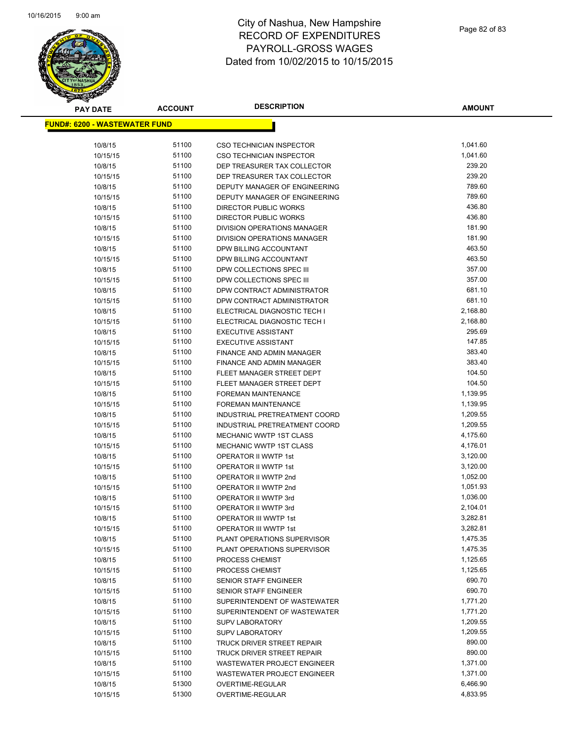# City of Nashua, New Hampshire
## RECORD OF EXPENDITURES
## PAYROLL-GROSS WAGES
## Dated from 10/02/2015 to 10/15/2015

**FUND#: 6200 - WASTEWATER FUND**

| PAY DATE | ACCOUNT | DESCRIPTION | AMOUNT |
|---|---|---|---|
| 10/8/15 | 51100 | CSO TECHNICIAN INSPECTOR | 1,041.60 |
| 10/15/15 | 51100 | CSO TECHNICIAN INSPECTOR | 1,041.60 |
| 10/8/15 | 51100 | DEP TREASURER TAX COLLECTOR | 239.20 |
| 10/15/15 | 51100 | DEP TREASURER TAX COLLECTOR | 239.20 |
| 10/8/15 | 51100 | DEPUTY MANAGER OF ENGINEERING | 789.60 |
| 10/15/15 | 51100 | DEPUTY MANAGER OF ENGINEERING | 789.60 |
| 10/8/15 | 51100 | DIRECTOR PUBLIC WORKS | 436.80 |
| 10/15/15 | 51100 | DIRECTOR PUBLIC WORKS | 436.80 |
| 10/8/15 | 51100 | DIVISION OPERATIONS MANAGER | 181.90 |
| 10/15/15 | 51100 | DIVISION OPERATIONS MANAGER | 181.90 |
| 10/8/15 | 51100 | DPW BILLING ACCOUNTANT | 463.50 |
| 10/15/15 | 51100 | DPW BILLING ACCOUNTANT | 463.50 |
| 10/8/15 | 51100 | DPW COLLECTIONS SPEC III | 357.00 |
| 10/15/15 | 51100 | DPW COLLECTIONS SPEC III | 357.00 |
| 10/8/15 | 51100 | DPW CONTRACT ADMINISTRATOR | 681.10 |
| 10/15/15 | 51100 | DPW CONTRACT ADMINISTRATOR | 681.10 |
| 10/8/15 | 51100 | ELECTRICAL DIAGNOSTIC TECH I | 2,168.80 |
| 10/15/15 | 51100 | ELECTRICAL DIAGNOSTIC TECH I | 2,168.80 |
| 10/8/15 | 51100 | EXECUTIVE ASSISTANT | 295.69 |
| 10/15/15 | 51100 | EXECUTIVE ASSISTANT | 147.85 |
| 10/8/15 | 51100 | FINANCE AND ADMIN MANAGER | 383.40 |
| 10/15/15 | 51100 | FINANCE AND ADMIN MANAGER | 383.40 |
| 10/8/15 | 51100 | FLEET MANAGER STREET DEPT | 104.50 |
| 10/15/15 | 51100 | FLEET MANAGER STREET DEPT | 104.50 |
| 10/8/15 | 51100 | FOREMAN MAINTENANCE | 1,139.95 |
| 10/15/15 | 51100 | FOREMAN MAINTENANCE | 1,139.95 |
| 10/8/15 | 51100 | INDUSTRIAL PRETREATMENT COORD | 1,209.55 |
| 10/15/15 | 51100 | INDUSTRIAL PRETREATMENT COORD | 1,209.55 |
| 10/8/15 | 51100 | MECHANIC WWTP 1ST CLASS | 4,175.60 |
| 10/15/15 | 51100 | MECHANIC WWTP 1ST CLASS | 4,176.01 |
| 10/8/15 | 51100 | OPERATOR II WWTP 1st | 3,120.00 |
| 10/15/15 | 51100 | OPERATOR II WWTP 1st | 3,120.00 |
| 10/8/15 | 51100 | OPERATOR II WWTP 2nd | 1,052.00 |
| 10/15/15 | 51100 | OPERATOR II WWTP 2nd | 1,051.93 |
| 10/8/15 | 51100 | OPERATOR II WWTP 3rd | 1,036.00 |
| 10/15/15 | 51100 | OPERATOR II WWTP 3rd | 2,104.01 |
| 10/8/15 | 51100 | OPERATOR III WWTP 1st | 3,282.81 |
| 10/15/15 | 51100 | OPERATOR III WWTP 1st | 3,282.81 |
| 10/8/15 | 51100 | PLANT OPERATIONS SUPERVISOR | 1,475.35 |
| 10/15/15 | 51100 | PLANT OPERATIONS SUPERVISOR | 1,475.35 |
| 10/8/15 | 51100 | PROCESS CHEMIST | 1,125.65 |
| 10/15/15 | 51100 | PROCESS CHEMIST | 1,125.65 |
| 10/8/15 | 51100 | SENIOR STAFF ENGINEER | 690.70 |
| 10/15/15 | 51100 | SENIOR STAFF ENGINEER | 690.70 |
| 10/8/15 | 51100 | SUPERINTENDENT OF WASTEWATER | 1,771.20 |
| 10/15/15 | 51100 | SUPERINTENDENT OF WASTEWATER | 1,771.20 |
| 10/8/15 | 51100 | SUPV LABORATORY | 1,209.55 |
| 10/15/15 | 51100 | SUPV LABORATORY | 1,209.55 |
| 10/8/15 | 51100 | TRUCK DRIVER STREET REPAIR | 890.00 |
| 10/15/15 | 51100 | TRUCK DRIVER STREET REPAIR | 890.00 |
| 10/8/15 | 51100 | WASTEWATER PROJECT ENGINEER | 1,371.00 |
| 10/15/15 | 51100 | WASTEWATER PROJECT ENGINEER | 1,371.00 |
| 10/8/15 | 51300 | OVERTIME-REGULAR | 6,466.90 |
| 10/15/15 | 51300 | OVERTIME-REGULAR | 4,833.95 |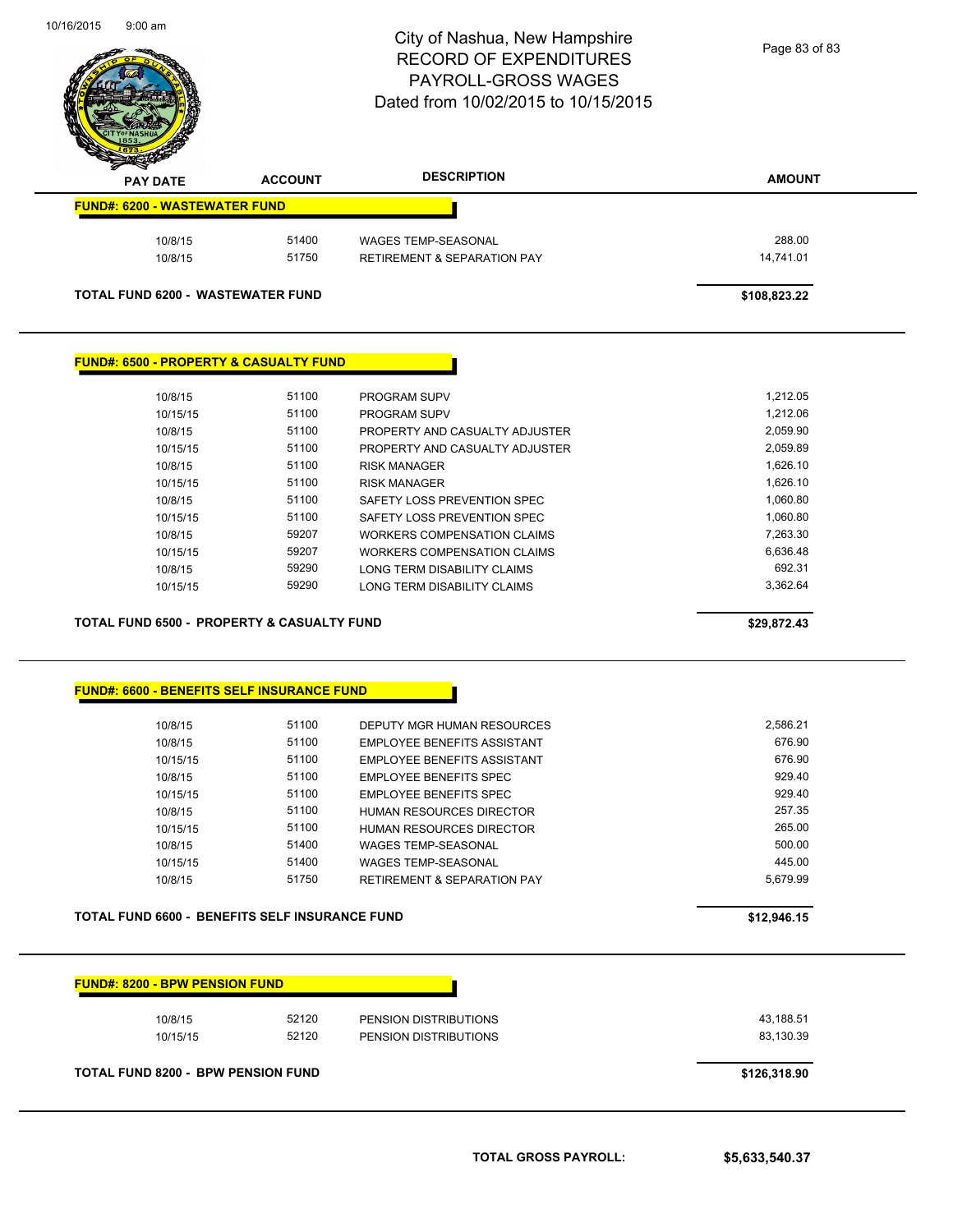# City of Nashua, New Hampshire
# RECORD OF EXPENDITURES
# PAYROLL-GROSS WAGES
# Dated from 10/02/2015 to 10/15/2015

| PAY DATE | ACCOUNT | DESCRIPTION | AMOUNT |
|---|---|---|---|
| **FUND#: 6200 - WASTEWATER FUND** | | | |
| 10/8/15 | 51400 | WAGES TEMP-SEASONAL | 288.00 |
| 10/8/15 | 51750 | RETIREMENT & SEPARATION PAY | 14,741.01 |
| **TOTAL FUND 6200 - WASTEWATER FUND** | | | **$108,823.22** |
| **FUND#: 6500 - PROPERTY & CASUALTY FUND** | | | |
| 10/8/15 | 51100 | PROGRAM SUPV | 1,212.05 |
| 10/15/15 | 51100 | PROGRAM SUPV | 1,212.06 |
| 10/8/15 | 51100 | PROPERTY AND CASUALTY ADJUSTER | 2,059.90 |
| 10/15/15 | 51100 | PROPERTY AND CASUALTY ADJUSTER | 2,059.89 |
| 10/8/15 | 51100 | RISK MANAGER | 1,626.10 |
| 10/15/15 | 51100 | RISK MANAGER | 1,626.10 |
| 10/8/15 | 51100 | SAFETY LOSS PREVENTION SPEC | 1,060.80 |
| 10/15/15 | 51100 | SAFETY LOSS PREVENTION SPEC | 1,060.80 |
| 10/8/15 | 59207 | WORKERS COMPENSATION CLAIMS | 7,263.30 |
| 10/15/15 | 59207 | WORKERS COMPENSATION CLAIMS | 6,636.48 |
| 10/8/15 | 59290 | LONG TERM DISABILITY CLAIMS | 692.31 |
| 10/15/15 | 59290 | LONG TERM DISABILITY CLAIMS | 3,362.64 |
| **TOTAL FUND 6500 - PROPERTY & CASUALTY FUND** | | | **$29,872.43** |
| **FUND#: 6600 - BENEFITS SELF INSURANCE FUND** | | | |
| 10/8/15 | 51100 | DEPUTY MGR HUMAN RESOURCES | 2,586.21 |
| 10/8/15 | 51100 | EMPLOYEE BENEFITS ASSISTANT | 676.90 |
| 10/15/15 | 51100 | EMPLOYEE BENEFITS ASSISTANT | 676.90 |
| 10/8/15 | 51100 | EMPLOYEE BENEFITS SPEC | 929.40 |
| 10/15/15 | 51100 | EMPLOYEE BENEFITS SPEC | 929.40 |
| 10/8/15 | 51100 | HUMAN RESOURCES DIRECTOR | 257.35 |
| 10/15/15 | 51100 | HUMAN RESOURCES DIRECTOR | 265.00 |
| 10/8/15 | 51400 | WAGES TEMP-SEASONAL | 500.00 |
| 10/15/15 | 51400 | WAGES TEMP-SEASONAL | 445.00 |
| 10/8/15 | 51750 | RETIREMENT & SEPARATION PAY | 5,679.99 |
| **TOTAL FUND 6600 - BENEFITS SELF INSURANCE FUND** | | | **$12,946.15** |
| **FUND#: 8200 - BPW PENSION FUND** | | | |
| 10/8/15 | 52120 | PENSION DISTRIBUTIONS | 43,188.51 |
| 10/15/15 | 52120 | PENSION DISTRIBUTIONS | 83,130.39 |
| **TOTAL FUND 8200 - BPW PENSION FUND** | | | **$126,318.90** |

**TOTAL GROSS PAYROLL: $5,633,540.37**